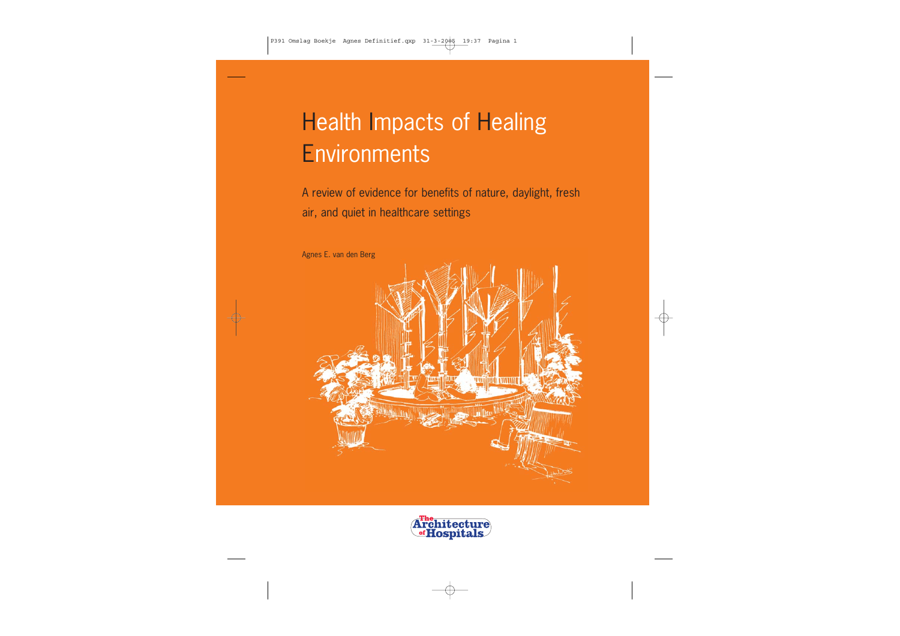# Health Impacts of Healing Environments

## A review of evidence for benefits of nature, daylight, fresh air, and quiet in healthcare settings

Agnes E. van den Berg

The Architecture of Hospitals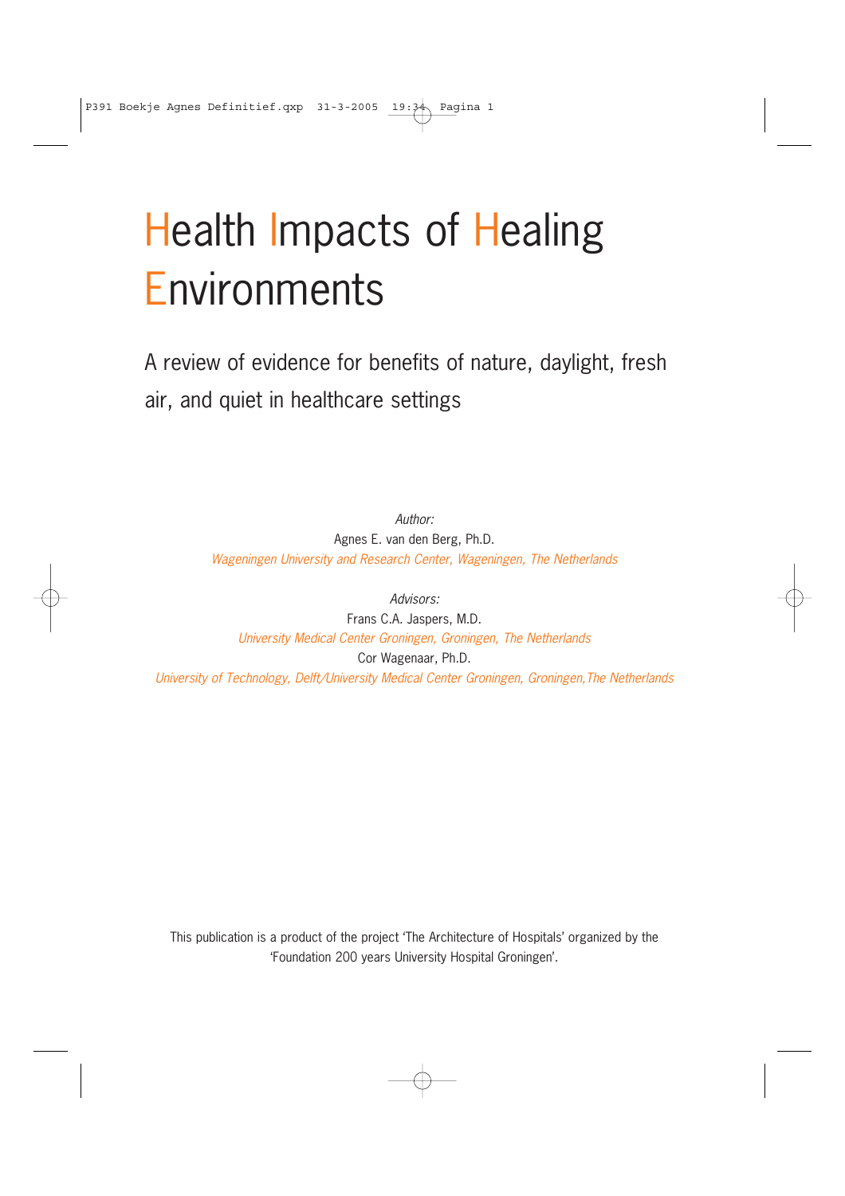# Health Impacts of Healing Environments

## A review of evidence for benefits of nature, daylight, fresh air, and quiet in healthcare settings

*Author:*

Agnes E. van den Berg, Ph.D.

*Wageningen University and Research Center, Wageningen, The Netherlands*

*Advisors:*

Frans C.A. Jaspers, M.D.

*University Medical Center Groningen, Groningen, The Netherlands*

Cor Wagenaar, Ph.D.

*University of Technology, Delft/University Medical Center Groningen, Groningen,The Netherlands*

This publication is a product of the project 'The Architecture of Hospitals' organized by the 'Foundation 200 years University Hospital Groningen'.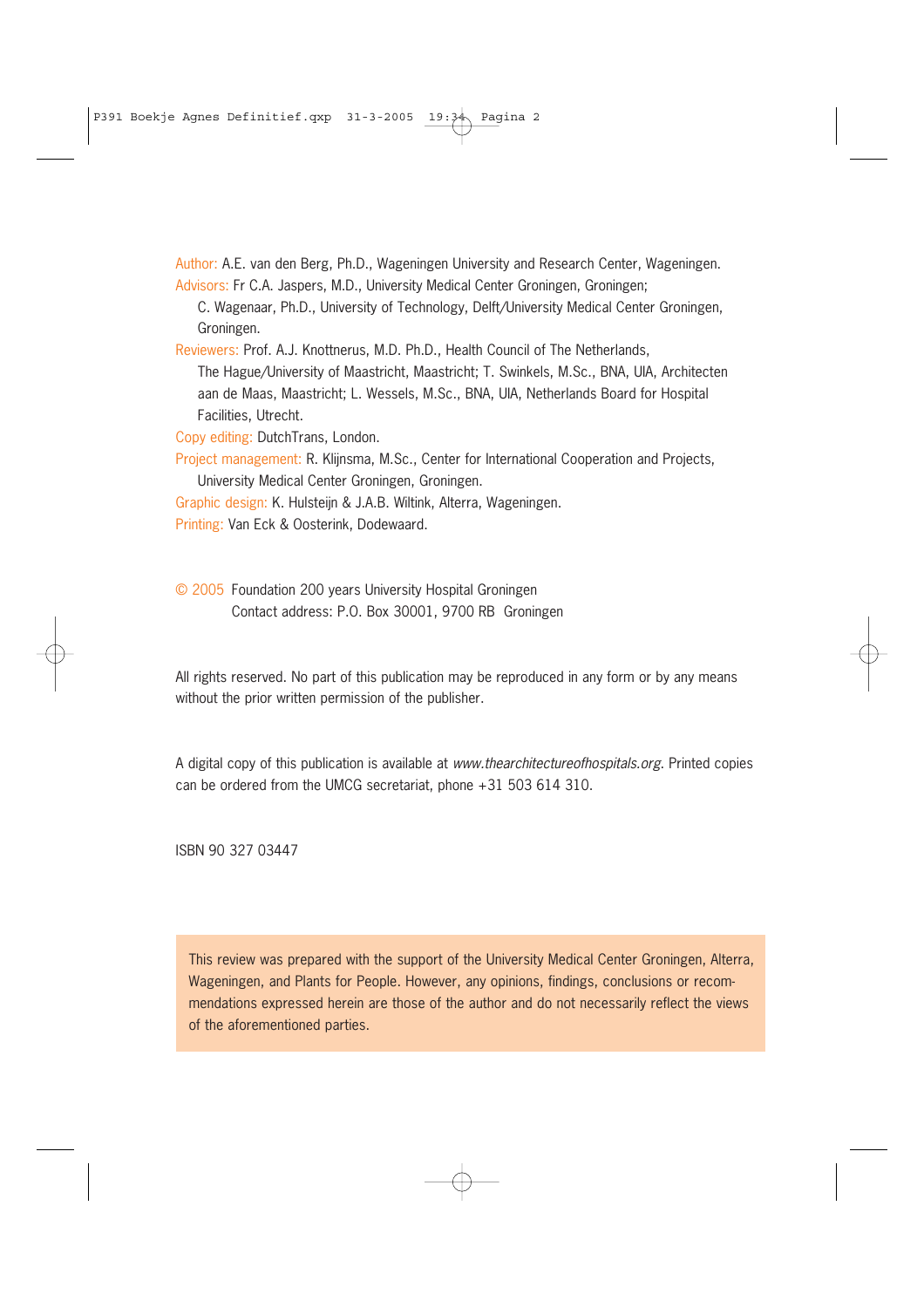Author: A.E. van den Berg, Ph.D., Wageningen University and Research Center, Wageningen.
Advisors: Fr C.A. Jaspers, M.D., University Medical Center Groningen, Groningen;
C. Wagenaar, Ph.D., University of Technology, Delft/University Medical Center Groningen, Groningen.
Reviewers: Prof. A.J. Knottnerus, M.D. Ph.D., Health Council of The Netherlands, The Hague/University of Maastricht, Maastricht; T. Swinkels, M.Sc., BNA, UIA, Architecten aan de Maas, Maastricht; L. Wessels, M.Sc., BNA, UIA, Netherlands Board for Hospital Facilities, Utrecht.
Copy editing: DutchTrans, London.
Project management: R. Klijnsma, M.Sc., Center for International Cooperation and Projects, University Medical Center Groningen, Groningen.
Graphic design: K. Hulsteijn & J.A.B. Wiltink, Alterra, Wageningen.
Printing: Van Eck & Oosterink, Dodewaard.

© 2005 Foundation 200 years University Hospital Groningen
Contact address: P.O. Box 30001, 9700 RB Groningen

All rights reserved. No part of this publication may be reproduced in any form or by any means without the prior written permission of the publisher.

A digital copy of this publication is available at *www.thearchitectureofhospitals.org*. Printed copies can be ordered from the UMCG secretariat, phone +31 503 614 310.

ISBN 90 327 03447

This review was prepared with the support of the University Medical Center Groningen, Alterra, Wageningen, and Plants for People. However, any opinions, findings, conclusions or recommendations expressed herein are those of the author and do not necessarily reflect the views of the aforementioned parties.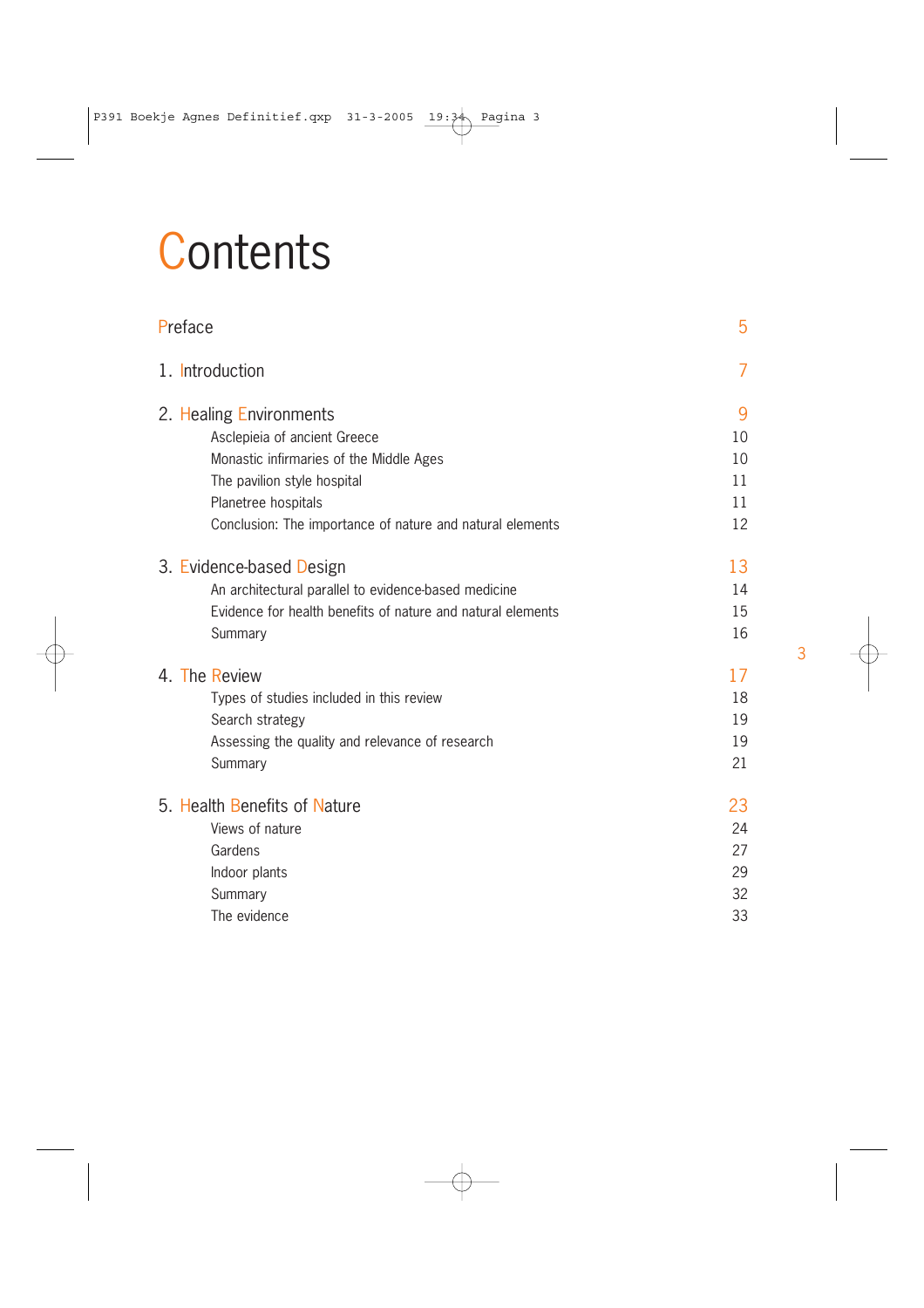# Contents

| | |
|---|---|
| Preface | 5 |
| 1. Introduction | 7 |
| 2. Healing Environments | 9 |
| Asclepieia of ancient Greece | 10 |
| Monastic infirmaries of the Middle Ages | 10 |
| The pavilion style hospital | 11 |
| Planetree hospitals | 11 |
| Conclusion: The importance of nature and natural elements | 12 |
| 3. Evidence-based Design | 13 |
| An architectural parallel to evidence-based medicine | 14 |
| Evidence for health benefits of nature and natural elements | 15 |
| Summary | 16 |
| 4. The Review | 17 |
| Types of studies included in this review | 18 |
| Search strategy | 19 |
| Assessing the quality and relevance of research | 19 |
| Summary | 21 |
| 5. Health Benefits of Nature | 23 |
| Views of nature | 24 |
| Gardens | 27 |
| Indoor plants | 29 |
| Summary | 32 |
| The evidence | 33 |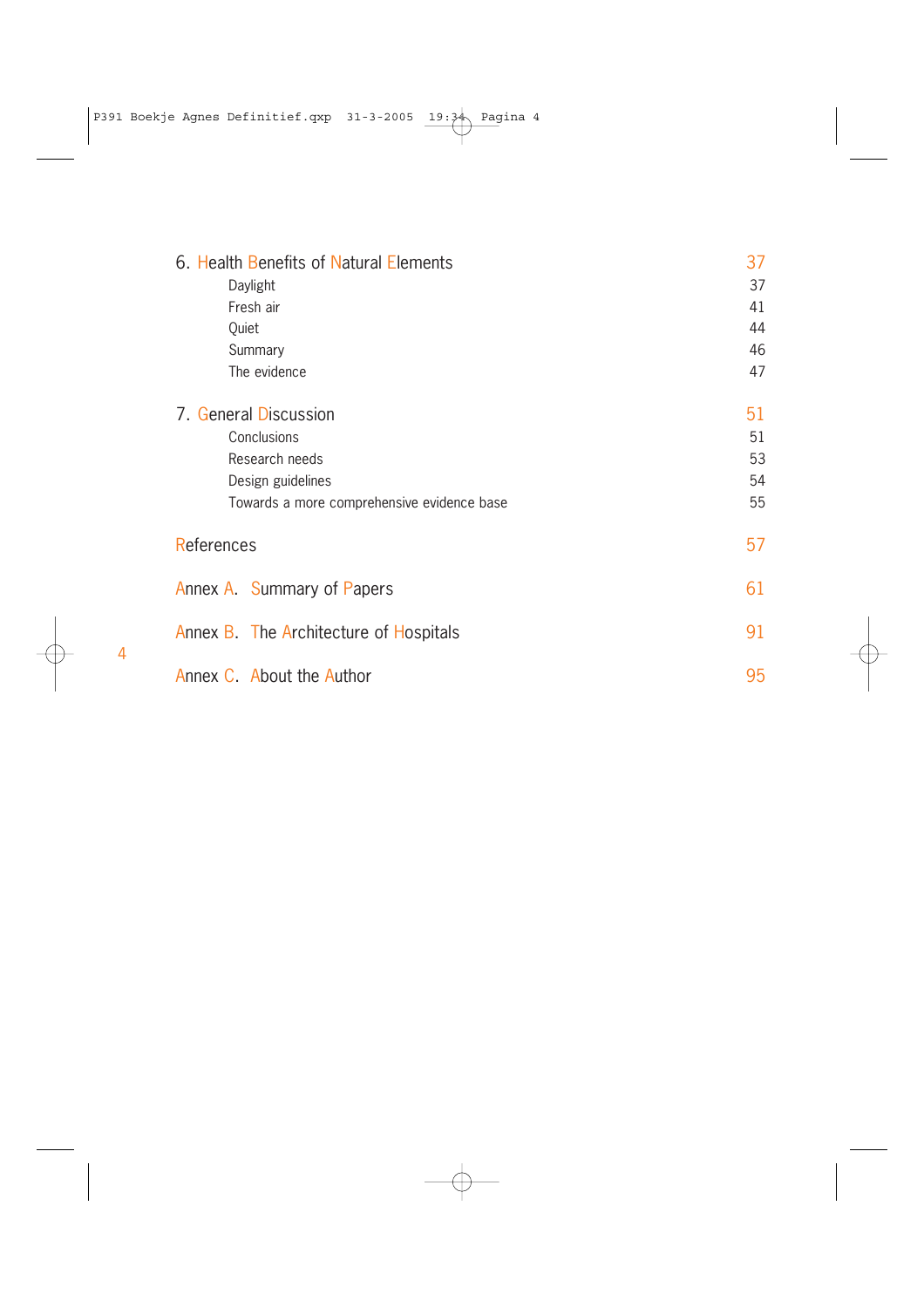6. Health Benefits of Natural Elements 37
- Daylight 37
- Fresh air 41
- Quiet 44
- Summary 46
- The evidence 47

7. General Discussion 51
- Conclusions 51
- Research needs 53
- Design guidelines 54
- Towards a more comprehensive evidence base 55

References 57

Annex A. Summary of Papers 61

Annex B. The Architecture of Hospitals 91

Annex C. About the Author 95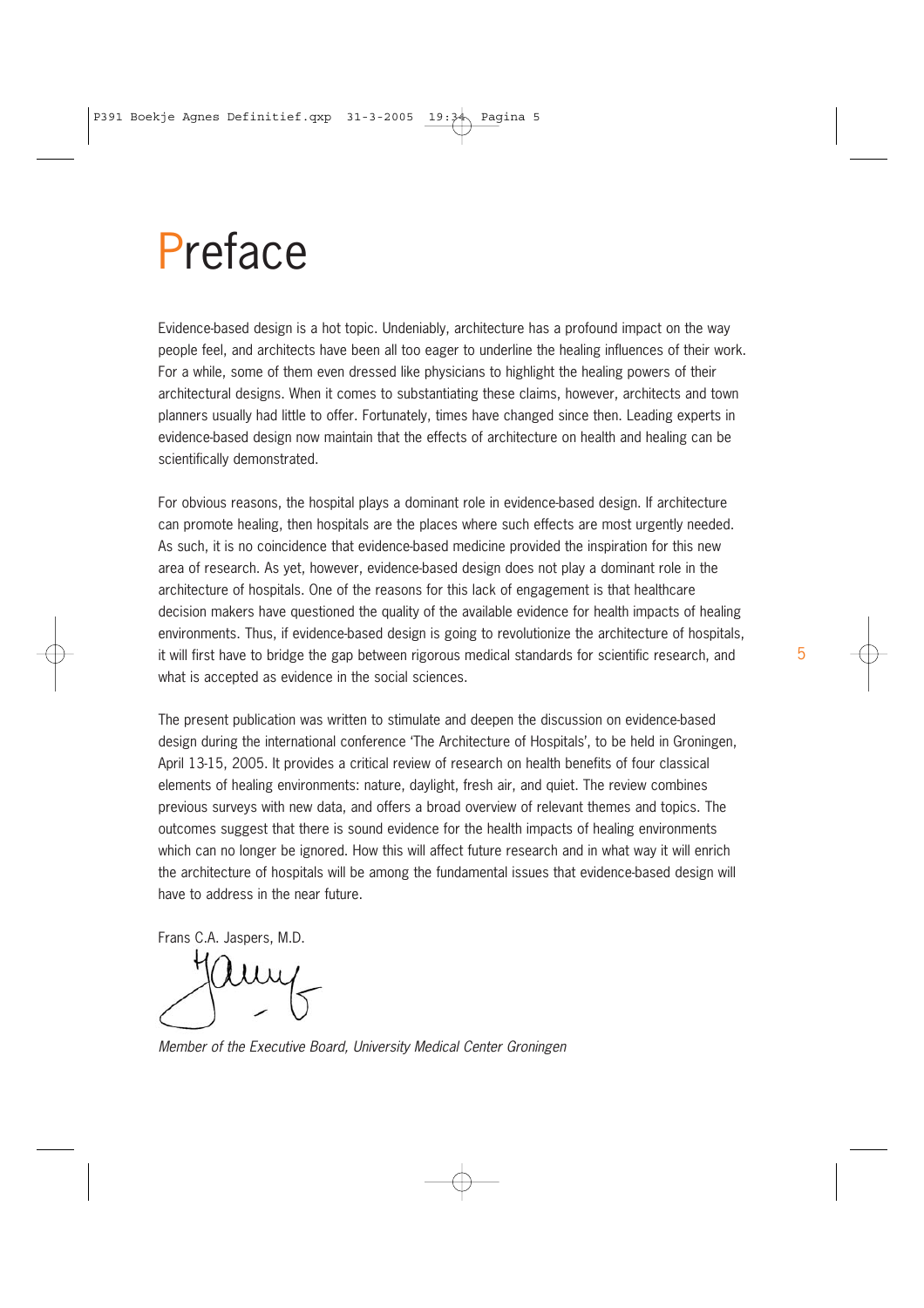# Preface

Evidence-based design is a hot topic. Undeniably, architecture has a profound impact on the way people feel, and architects have been all too eager to underline the healing influences of their work. For a while, some of them even dressed like physicians to highlight the healing powers of their architectural designs. When it comes to substantiating these claims, however, architects and town planners usually had little to offer. Fortunately, times have changed since then. Leading experts in evidence-based design now maintain that the effects of architecture on health and healing can be scientifically demonstrated.

For obvious reasons, the hospital plays a dominant role in evidence-based design. If architecture can promote healing, then hospitals are the places where such effects are most urgently needed. As such, it is no coincidence that evidence-based medicine provided the inspiration for this new area of research. As yet, however, evidence-based design does not play a dominant role in the architecture of hospitals. One of the reasons for this lack of engagement is that healthcare decision makers have questioned the quality of the available evidence for health impacts of healing environments. Thus, if evidence-based design is going to revolutionize the architecture of hospitals, it will first have to bridge the gap between rigorous medical standards for scientific research, and what is accepted as evidence in the social sciences.

The present publication was written to stimulate and deepen the discussion on evidence-based design during the international conference 'The Architecture of Hospitals', to be held in Groningen, April 13-15, 2005. It provides a critical review of research on health benefits of four classical elements of healing environments: nature, daylight, fresh air, and quiet. The review combines previous surveys with new data, and offers a broad overview of relevant themes and topics. The outcomes suggest that there is sound evidence for the health impacts of healing environments which can no longer be ignored. How this will affect future research and in what way it will enrich the architecture of hospitals will be among the fundamental issues that evidence-based design will have to address in the near future.

Frans C.A. Jaspers, M.D.

*Member of the Executive Board, University Medical Center Groningen*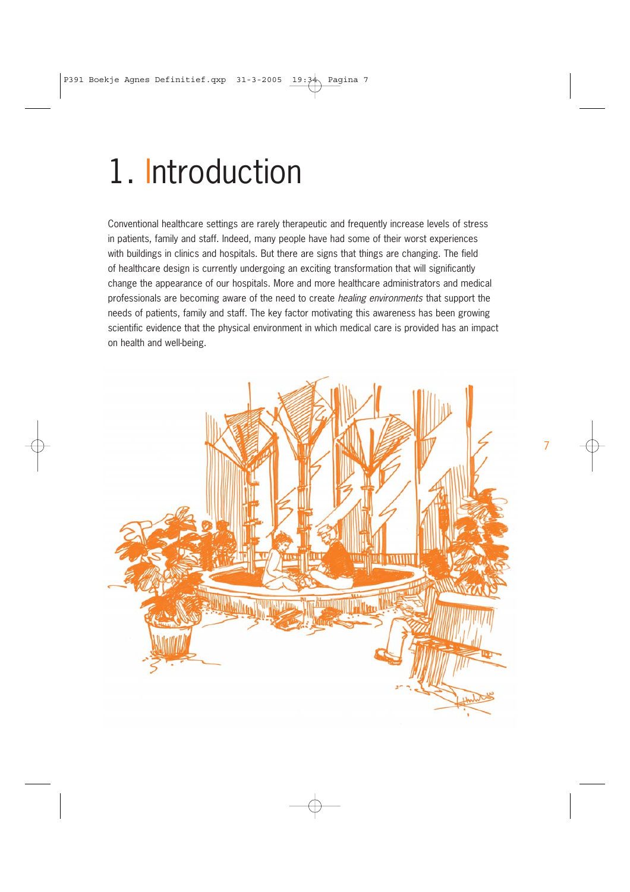# 1. Introduction

Conventional healthcare settings are rarely therapeutic and frequently increase levels of stress in patients, family and staff. Indeed, many people have had some of their worst experiences with buildings in clinics and hospitals. But there are signs that things are changing. The field of healthcare design is currently undergoing an exciting transformation that will significantly change the appearance of our hospitals. More and more healthcare administrators and medical professionals are becoming aware of the need to create *healing environments* that support the needs of patients, family and staff. The key factor motivating this awareness has been growing scientific evidence that the physical environment in which medical care is provided has an impact on health and well-being.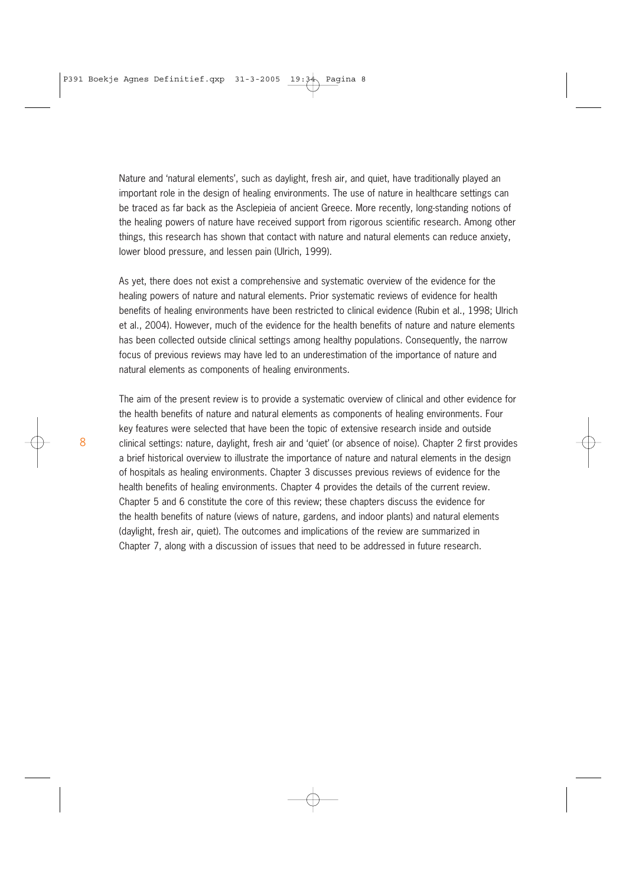Nature and 'natural elements', such as daylight, fresh air, and quiet, have traditionally played an important role in the design of healing environments. The use of nature in healthcare settings can be traced as far back as the Asclepieia of ancient Greece. More recently, long-standing notions of the healing powers of nature have received support from rigorous scientific research. Among other things, this research has shown that contact with nature and natural elements can reduce anxiety, lower blood pressure, and lessen pain (Ulrich, 1999).

As yet, there does not exist a comprehensive and systematic overview of the evidence for the healing powers of nature and natural elements. Prior systematic reviews of evidence for health benefits of healing environments have been restricted to clinical evidence (Rubin et al., 1998; Ulrich et al., 2004). However, much of the evidence for the health benefits of nature and nature elements has been collected outside clinical settings among healthy populations. Consequently, the narrow focus of previous reviews may have led to an underestimation of the importance of nature and natural elements as components of healing environments.

The aim of the present review is to provide a systematic overview of clinical and other evidence for the health benefits of nature and natural elements as components of healing environments. Four key features were selected that have been the topic of extensive research inside and outside clinical settings: nature, daylight, fresh air and 'quiet' (or absence of noise). Chapter 2 first provides a brief historical overview to illustrate the importance of nature and natural elements in the design of hospitals as healing environments. Chapter 3 discusses previous reviews of evidence for the health benefits of healing environments. Chapter 4 provides the details of the current review. Chapter 5 and 6 constitute the core of this review; these chapters discuss the evidence for the health benefits of nature (views of nature, gardens, and indoor plants) and natural elements (daylight, fresh air, quiet). The outcomes and implications of the review are summarized in Chapter 7, along with a discussion of issues that need to be addressed in future research.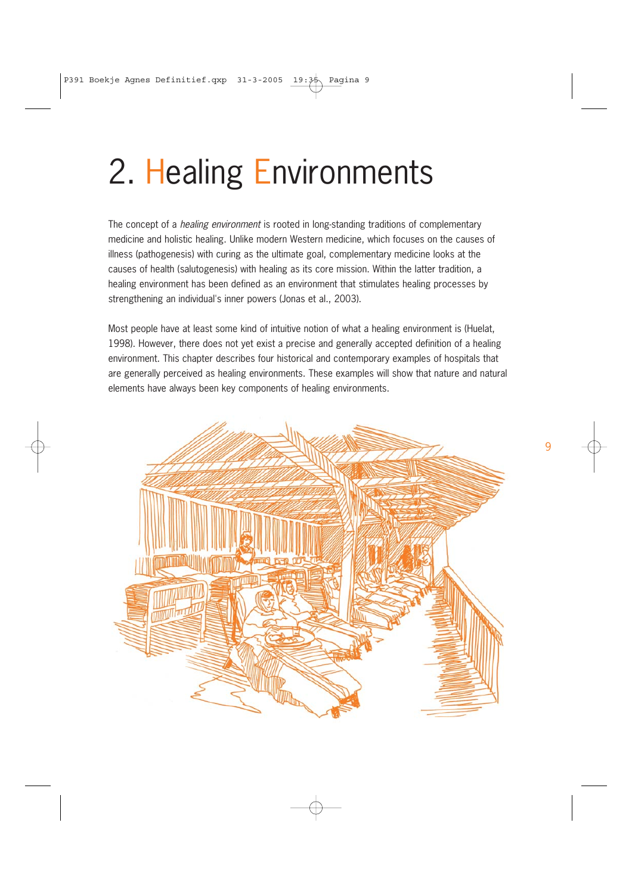# 2. Healing Environments

The concept of a *healing environment* is rooted in long-standing traditions of complementary medicine and holistic healing. Unlike modern Western medicine, which focuses on the causes of illness (pathogenesis) with curing as the ultimate goal, complementary medicine looks at the causes of health (salutogenesis) with healing as its core mission. Within the latter tradition, a healing environment has been defined as an environment that stimulates healing processes by strengthening an individual's inner powers (Jonas et al., 2003).

Most people have at least some kind of intuitive notion of what a healing environment is (Huelat, 1998). However, there does not yet exist a precise and generally accepted definition of a healing environment. This chapter describes four historical and contemporary examples of hospitals that are generally perceived as healing environments. These examples will show that nature and natural elements have always been key components of healing environments.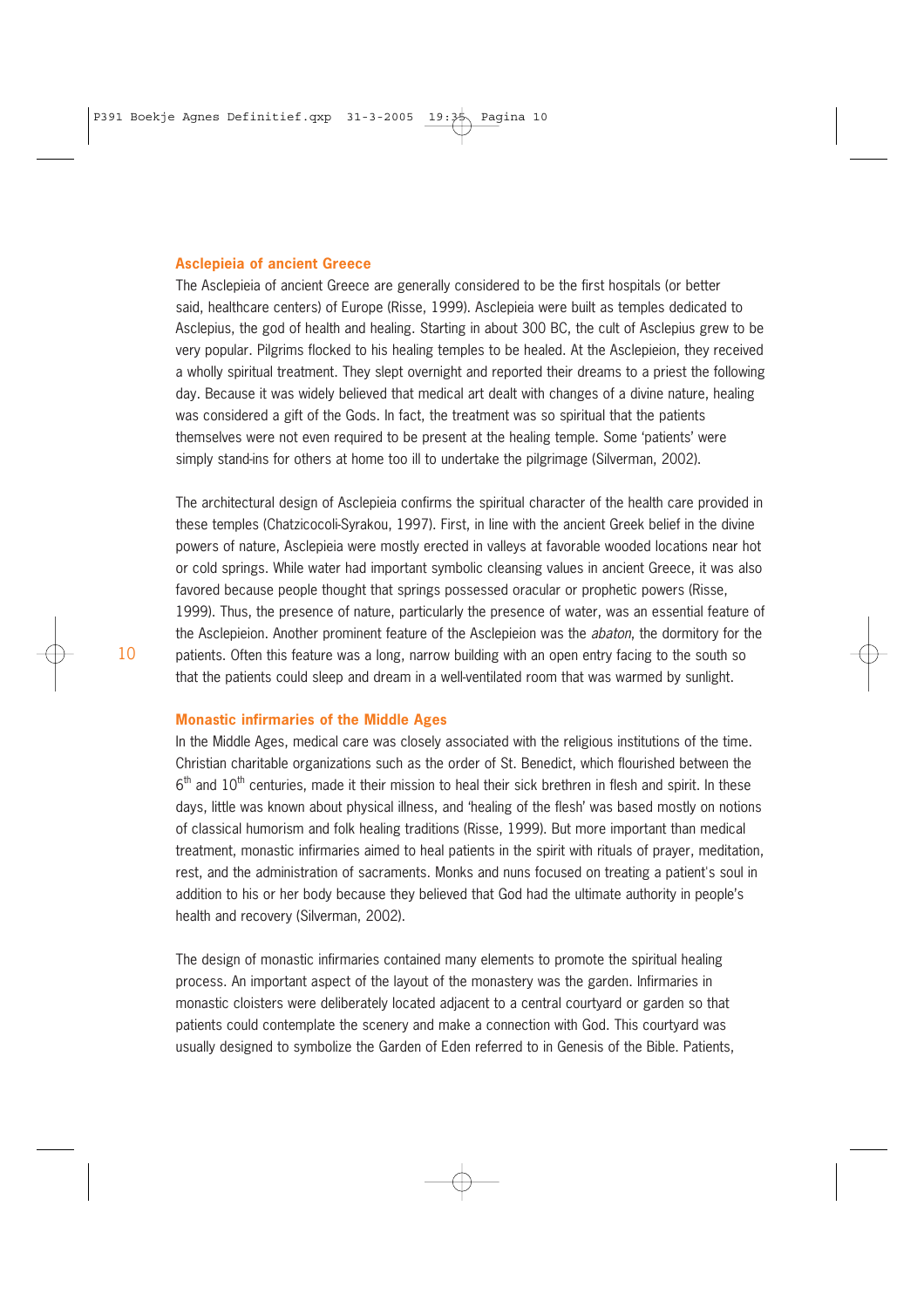## Asclepieia of ancient Greece

The Asclepieia of ancient Greece are generally considered to be the first hospitals (or better said, healthcare centers) of Europe (Risse, 1999). Asclepieia were built as temples dedicated to Asclepius, the god of health and healing. Starting in about 300 BC, the cult of Asclepius grew to be very popular. Pilgrims flocked to his healing temples to be healed. At the Asclepieion, they received a wholly spiritual treatment. They slept overnight and reported their dreams to a priest the following day. Because it was widely believed that medical art dealt with changes of a divine nature, healing was considered a gift of the Gods. In fact, the treatment was so spiritual that the patients themselves were not even required to be present at the healing temple. Some 'patients' were simply stand-ins for others at home too ill to undertake the pilgrimage (Silverman, 2002).

The architectural design of Asclepieia confirms the spiritual character of the health care provided in these temples (Chatzicocoli-Syrakou, 1997). First, in line with the ancient Greek belief in the divine powers of nature, Asclepieia were mostly erected in valleys at favorable wooded locations near hot or cold springs. While water had important symbolic cleansing values in ancient Greece, it was also favored because people thought that springs possessed oracular or prophetic powers (Risse, 1999). Thus, the presence of nature, particularly the presence of water, was an essential feature of the Asclepieion. Another prominent feature of the Asclepieion was the *abaton*, the dormitory for the patients. Often this feature was a long, narrow building with an open entry facing to the south so that the patients could sleep and dream in a well-ventilated room that was warmed by sunlight.

## Monastic infirmaries of the Middle Ages

In the Middle Ages, medical care was closely associated with the religious institutions of the time. Christian charitable organizations such as the order of St. Benedict, which flourished between the 6th and 10th centuries, made it their mission to heal their sick brethren in flesh and spirit. In these days, little was known about physical illness, and 'healing of the flesh' was based mostly on notions of classical humorism and folk healing traditions (Risse, 1999). But more important than medical treatment, monastic infirmaries aimed to heal patients in the spirit with rituals of prayer, meditation, rest, and the administration of sacraments. Monks and nuns focused on treating a patient's soul in addition to his or her body because they believed that God had the ultimate authority in people's health and recovery (Silverman, 2002).

The design of monastic infirmaries contained many elements to promote the spiritual healing process. An important aspect of the layout of the monastery was the garden. Infirmaries in monastic cloisters were deliberately located adjacent to a central courtyard or garden so that patients could contemplate the scenery and make a connection with God. This courtyard was usually designed to symbolize the Garden of Eden referred to in Genesis of the Bible. Patients,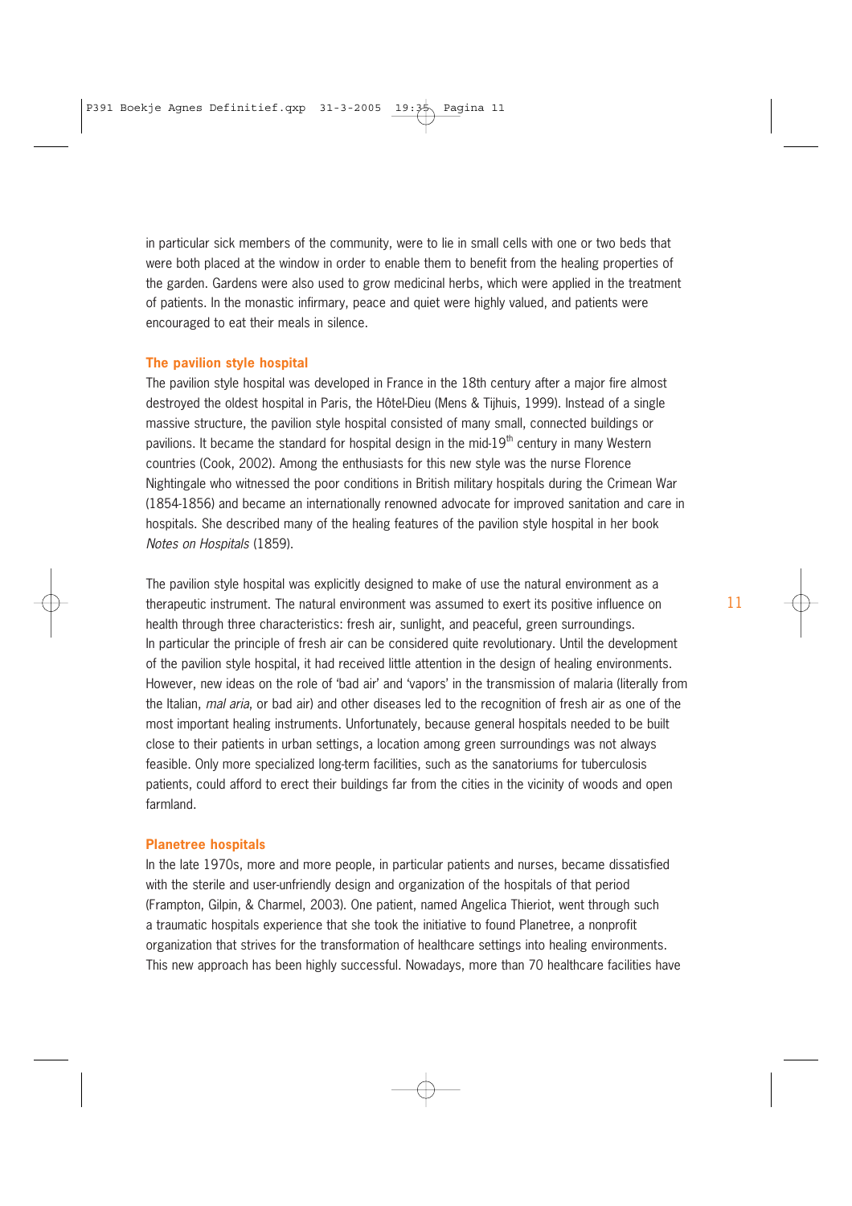in particular sick members of the community, were to lie in small cells with one or two beds that were both placed at the window in order to enable them to benefit from the healing properties of the garden. Gardens were also used to grow medicinal herbs, which were applied in the treatment of patients. In the monastic infirmary, peace and quiet were highly valued, and patients were encouraged to eat their meals in silence.

### The pavilion style hospital

The pavilion style hospital was developed in France in the 18th century after a major fire almost destroyed the oldest hospital in Paris, the Hôtel-Dieu (Mens & Tijhuis, 1999). Instead of a single massive structure, the pavilion style hospital consisted of many small, connected buildings or pavilions. It became the standard for hospital design in the mid-19th century in many Western countries (Cook, 2002). Among the enthusiasts for this new style was the nurse Florence Nightingale who witnessed the poor conditions in British military hospitals during the Crimean War (1854-1856) and became an internationally renowned advocate for improved sanitation and care in hospitals. She described many of the healing features of the pavilion style hospital in her book *Notes on Hospitals* (1859).

The pavilion style hospital was explicitly designed to make of use the natural environment as a therapeutic instrument. The natural environment was assumed to exert its positive influence on health through three characteristics: fresh air, sunlight, and peaceful, green surroundings. In particular the principle of fresh air can be considered quite revolutionary. Until the development of the pavilion style hospital, it had received little attention in the design of healing environments. However, new ideas on the role of 'bad air' and 'vapors' in the transmission of malaria (literally from the Italian, *mal aria*, or bad air) and other diseases led to the recognition of fresh air as one of the most important healing instruments. Unfortunately, because general hospitals needed to be built close to their patients in urban settings, a location among green surroundings was not always feasible. Only more specialized long-term facilities, such as the sanatoriums for tuberculosis patients, could afford to erect their buildings far from the cities in the vicinity of woods and open farmland.

### Planetree hospitals

In the late 1970s, more and more people, in particular patients and nurses, became dissatisfied with the sterile and user-unfriendly design and organization of the hospitals of that period (Frampton, Gilpin, & Charmel, 2003). One patient, named Angelica Thieriot, went through such a traumatic hospitals experience that she took the initiative to found Planetree, a nonprofit organization that strives for the transformation of healthcare settings into healing environments. This new approach has been highly successful. Nowadays, more than 70 healthcare facilities have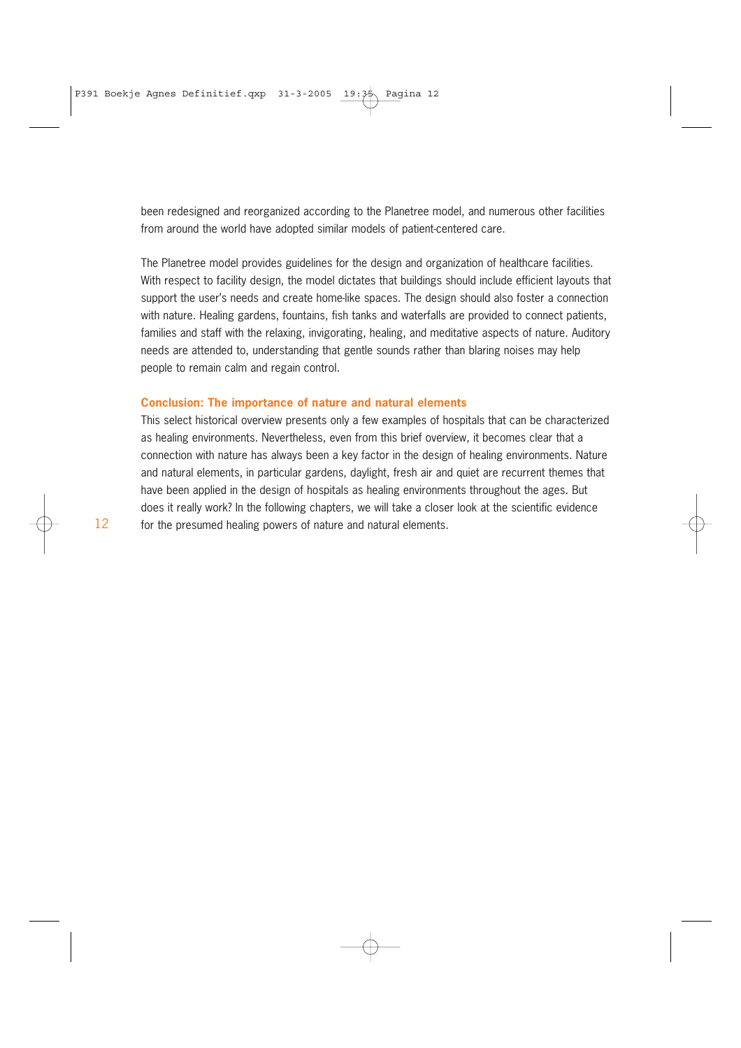been redesigned and reorganized according to the Planetree model, and numerous other facilities from around the world have adopted similar models of patient-centered care.

The Planetree model provides guidelines for the design and organization of healthcare facilities. With respect to facility design, the model dictates that buildings should include efficient layouts that support the user's needs and create home-like spaces. The design should also foster a connection with nature. Healing gardens, fountains, fish tanks and waterfalls are provided to connect patients, families and staff with the relaxing, invigorating, healing, and meditative aspects of nature. Auditory needs are attended to, understanding that gentle sounds rather than blaring noises may help people to remain calm and regain control.

### Conclusion: The importance of nature and natural elements

This select historical overview presents only a few examples of hospitals that can be characterized as healing environments. Nevertheless, even from this brief overview, it becomes clear that a connection with nature has always been a key factor in the design of healing environments. Nature and natural elements, in particular gardens, daylight, fresh air and quiet are recurrent themes that have been applied in the design of hospitals as healing environments throughout the ages. But does it really work? In the following chapters, we will take a closer look at the scientific evidence for the presumed healing powers of nature and natural elements.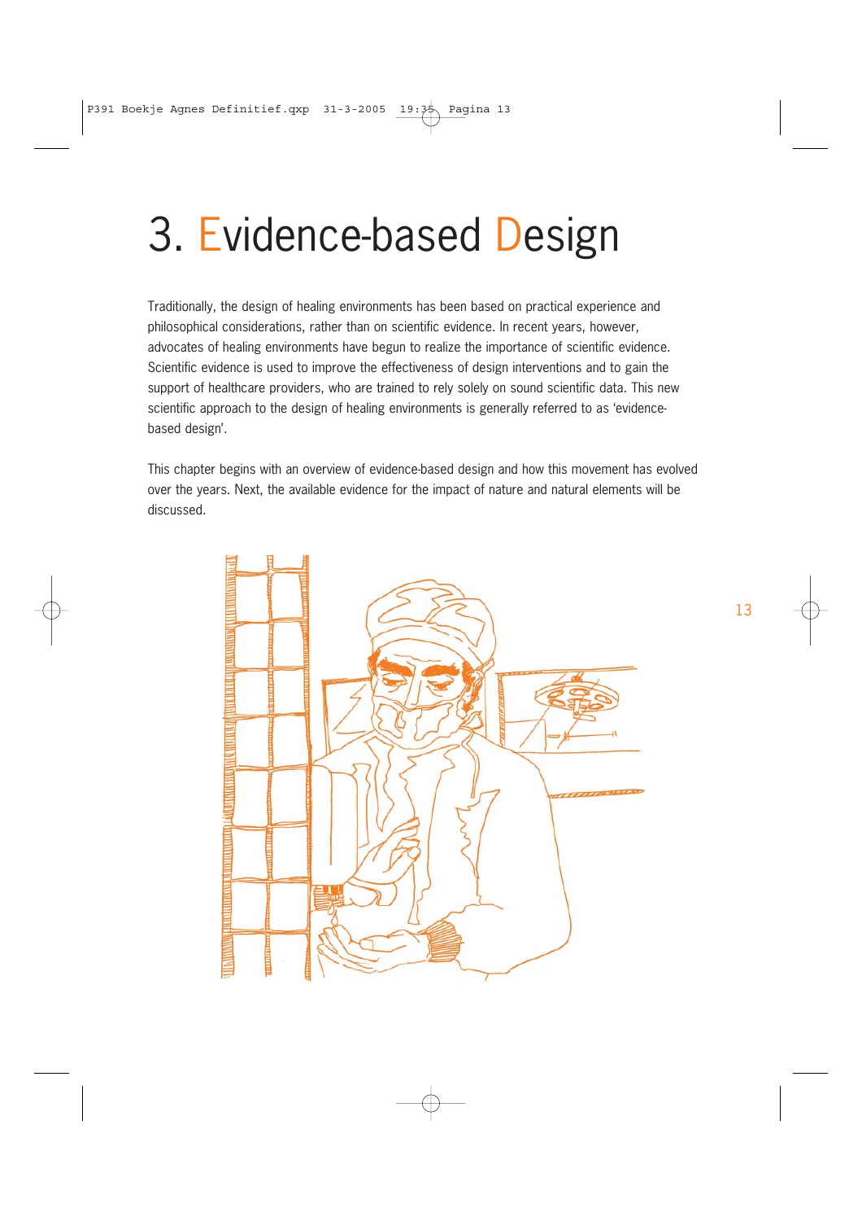# 3. Evidence-based Design

Traditionally, the design of healing environments has been based on practical experience and philosophical considerations, rather than scientific evidence. In recent years, however, advocates of healing environments have begun to realize the importance of scientific evidence. Scientific evidence is used to improve the effectiveness of design interventions and to gain the support of healthcare providers, who are trained to rely solely on sound scientific data. This new scientific approach to the design of healing environments is generally referred to as 'evidence-based design'.

This chapter begins with an overview of evidence-based design and how this movement has evolved over the years. Next, the available evidence for the impact of nature and natural elements will be discussed.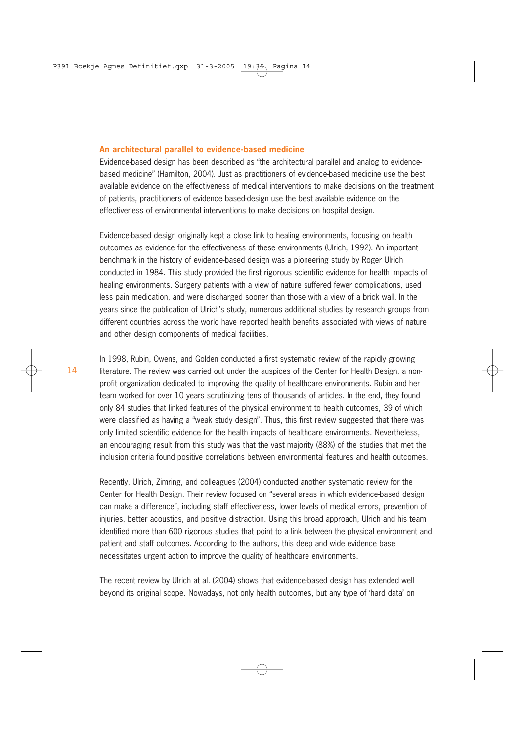## An architectural parallel to evidence-based medicine

Evidence-based design has been described as "the architectural parallel and analog to evidence-based medicine" (Hamilton, 2004). Just as practitioners of evidence-based medicine use the best available evidence on the effectiveness of medical interventions to make decisions on the treatment of patients, practitioners of evidence based-design use the best available evidence on the effectiveness of environmental interventions to make decisions on hospital design.

Evidence-based design originally kept a close link to healing environments, focusing on health outcomes as evidence for the effectiveness of these environments (Ulrich, 1992). An important benchmark in the history of evidence-based design was a pioneering study by Roger Ulrich conducted in 1984. This study provided the first rigorous scientific evidence for health impacts of healing environments. Surgery patients with a view of nature suffered fewer complications, used less pain medication, and were discharged sooner than those with a view of a brick wall. In the years since the publication of Ulrich's study, numerous additional studies by research groups from different countries across the world have reported health benefits associated with views of nature and other design components of medical facilities.

In 1998, Rubin, Owens, and Golden conducted a first systematic review of the rapidly growing literature. The review was carried out under the auspices of the Center for Health Design, a non-profit organization dedicated to improving the quality of healthcare environments. Rubin and her team worked for over 10 years scrutinizing tens of thousands of articles. In the end, they found only 84 studies that linked features of the physical environment to health outcomes, 39 of which were classified as having a "weak study design". Thus, this first review suggested that there was only limited scientific evidence for the health impacts of healthcare environments. Nevertheless, an encouraging result from this study was that the vast majority (88%) of the studies that met the inclusion criteria found positive correlations between environmental features and health outcomes.

Recently, Ulrich, Zimring, and colleagues (2004) conducted another systematic review for the Center for Health Design. Their review focused on "several areas in which evidence-based design can make a difference", including staff effectiveness, lower levels of medical errors, prevention of injuries, better acoustics, and positive distraction. Using this broad approach, Ulrich and his team identified more than 600 rigorous studies that point to a link between the physical environment and patient and staff outcomes. According to the authors, this deep and wide evidence base necessitates urgent action to improve the quality of healthcare environments.

The recent review by Ulrich at al. (2004) shows that evidence-based design has extended well beyond its original scope. Nowadays, not only health outcomes, but any type of 'hard data' on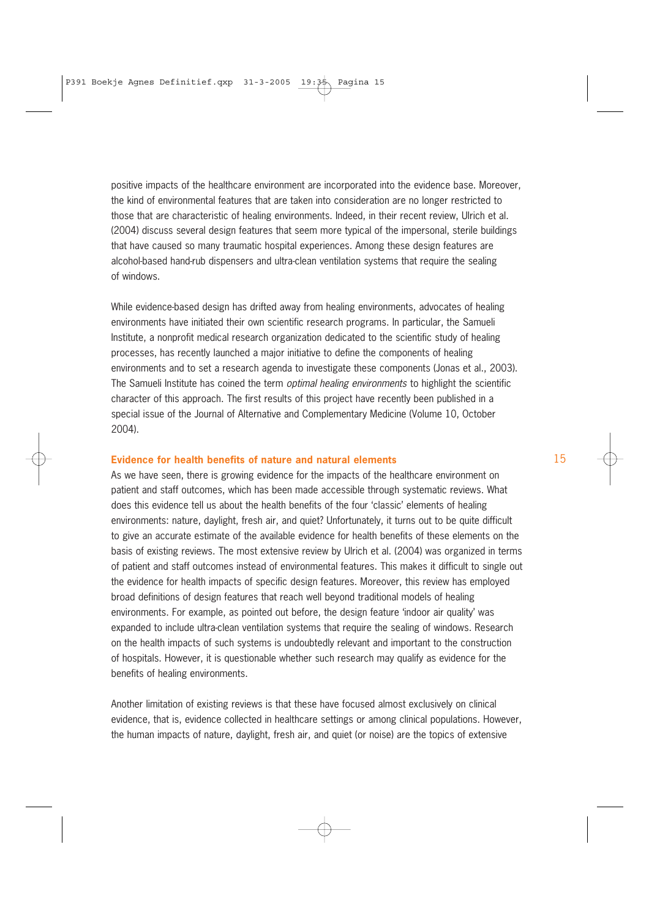positive impacts of the healthcare environment are incorporated into the evidence base. Moreover, the kind of environmental features that are taken into consideration are no longer restricted to those that are characteristic of healing environments. Indeed, in their recent review, Ulrich et al. (2004) discuss several design features that seem more typical of the impersonal, sterile buildings that have caused so many traumatic hospital experiences. Among these design features are alcohol-based hand-rub dispensers and ultra-clean ventilation systems that require the sealing of windows.

While evidence-based design has drifted away from healing environments, advocates of healing environments have initiated their own scientific research programs. In particular, the Samueli Institute, a nonprofit medical research organization dedicated to the scientific study of healing processes, has recently launched a major initiative to define the components of healing environments and to set a research agenda to investigate these components (Jonas et al., 2003). The Samueli Institute has coined the term *optimal healing environments* to highlight the scientific character of this approach. The first results of this project have recently been published in a special issue of the Journal of Alternative and Complementary Medicine (Volume 10, October 2004).

### Evidence for health benefits of nature and natural elements

As we have seen, there is growing evidence for the impacts of the healthcare environment on patient and staff outcomes, which has been made accessible through systematic reviews. What does this evidence tell us about the health benefits of the four 'classic' elements of healing environments: nature, daylight, fresh air, and quiet? Unfortunately, it turns out to be quite difficult to give an accurate estimate of the available evidence for health benefits of these elements on the basis of existing reviews. The most extensive review by Ulrich et al. (2004) was organized in terms of patient and staff outcomes instead of environmental features. This makes it difficult to single out the evidence for health impacts of specific design features. Moreover, this review has employed broad definitions of design features that reach well beyond traditional models of healing environments. For example, as pointed out before, the design feature 'indoor air quality' was expanded to include ultra-clean ventilation systems that require the sealing of windows. Research on the health impacts of such systems is undoubtedly relevant and important to the construction of hospitals. However, it is questionable whether such research may qualify as evidence for the benefits of healing environments.

Another limitation of existing reviews is that these have focused almost exclusively on clinical evidence, that is, evidence collected in healthcare settings or among clinical populations. However, the human impacts of nature, daylight, fresh air, and quiet (or noise) are the topics of extensive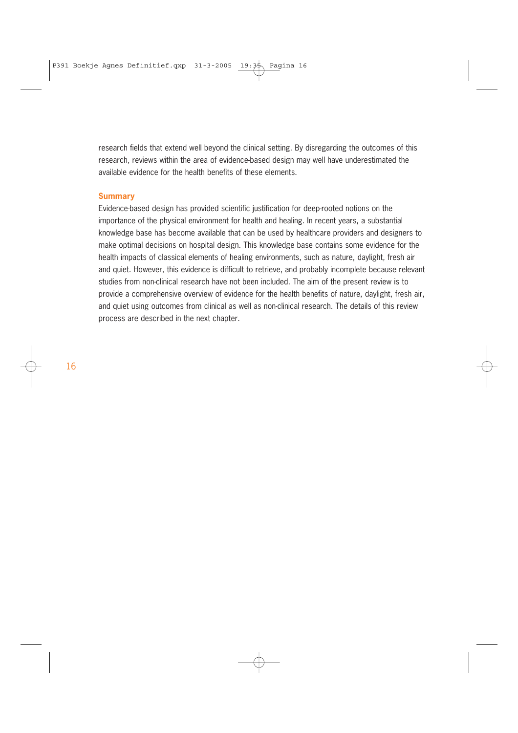research fields that extend well beyond the clinical setting. By disregarding the outcomes of this research, reviews within the area of evidence-based design may well have underestimated the available evidence for the health benefits of these elements.

## Summary

Evidence-based design has provided scientific justification for deep-rooted notions on the importance of the physical environment for health and healing. In recent years, a substantial knowledge base has become available that can be used by healthcare providers and designers to make optimal decisions on hospital design. This knowledge base contains some evidence for the health impacts of classical elements of healing environments, such as nature, daylight, fresh air and quiet. However, this evidence is difficult to retrieve, and probably incomplete because relevant studies from non-clinical research have not been included. The aim of the present review is to provide a comprehensive overview of evidence for the health benefits of nature, daylight, fresh air, and quiet using outcomes from clinical as well as non-clinical research. The details of this review process are described in the next chapter.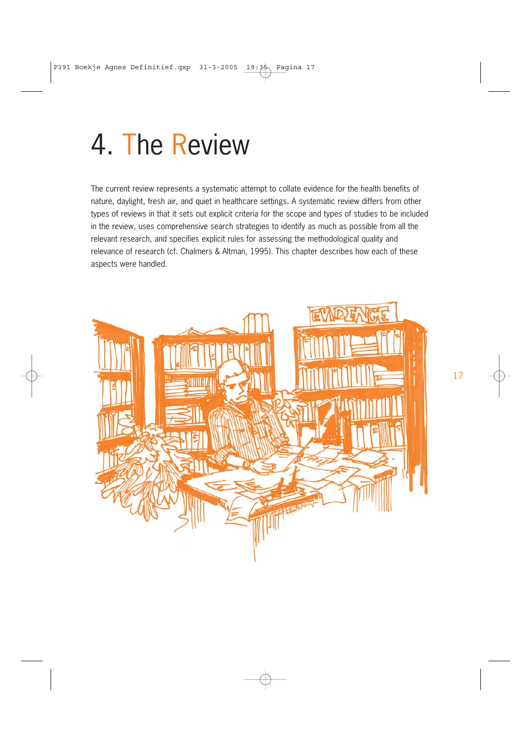# 4. The Review

The current review represents a systematic attempt to collate evidence for the health benefits of nature, daylight, fresh air, and quiet in healthcare settings. A systematic review differs from other types of reviews in that it sets out explicit criteria for the scope and types of studies to be included in the review, uses comprehensive search strategies to identify as much as possible from all the relevant research, and specifies explicit rules for assessing the methodological quality and relevance of research (cf. Chalmers & Altman, 1995). This chapter describes how each of these aspects were handled.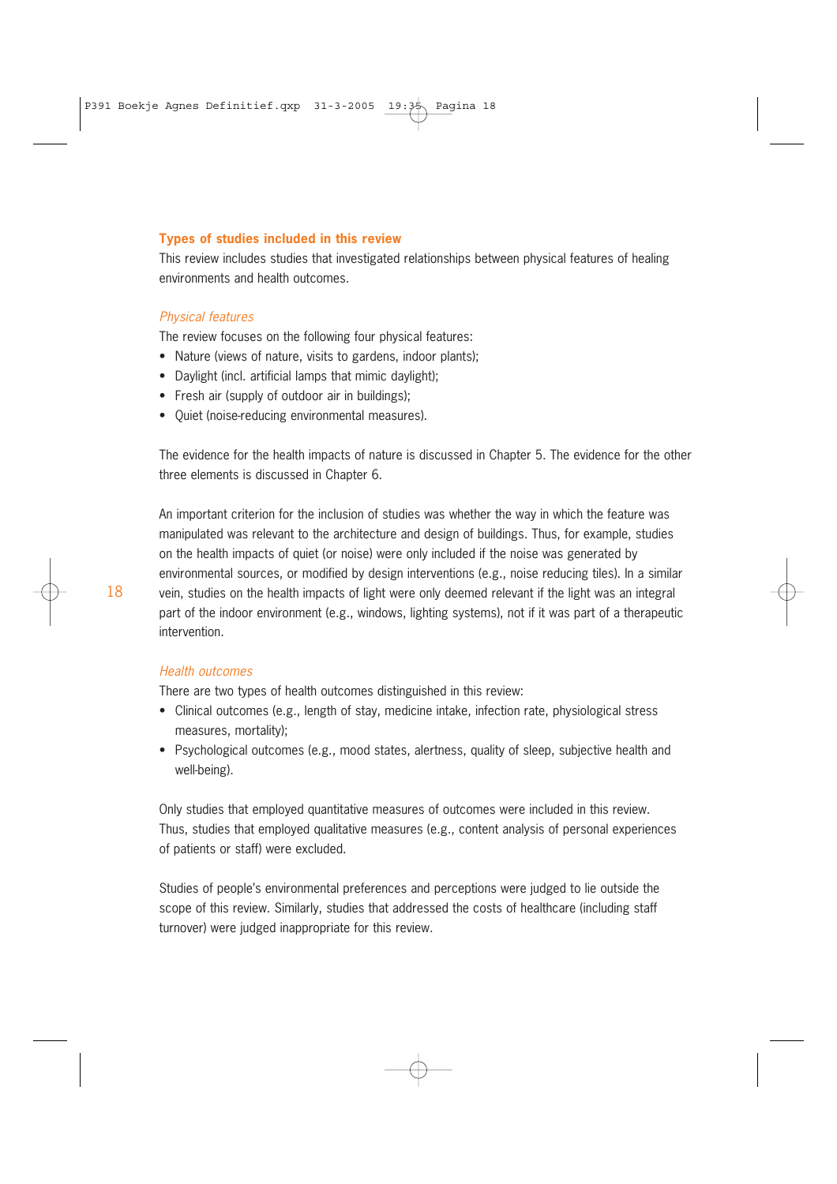### Types of studies included in this review

This review includes studies that investigated relationships between physical features of healing environments and health outcomes.

*Physical features*

The review focuses on the following four physical features:

- Nature (views of nature, visits to gardens, indoor plants);
- Daylight (incl. artificial lamps that mimic daylight);
- Fresh air (supply of outdoor air in buildings);
- Quiet (noise-reducing environmental measures).

The evidence for the health impacts of nature is discussed in Chapter 5. The evidence for the other three elements is discussed in Chapter 6.

An important criterion for the inclusion of studies was whether the way in which the feature was manipulated was relevant to the architecture and design of buildings. Thus, for example, studies on the health impacts of quiet (or noise) were only included if the noise was generated by environmental sources, or modified by design interventions (e.g., noise reducing tiles). In a similar vein, studies on the health impacts of light were only deemed relevant if the light was an integral part of the indoor environment (e.g., windows, lighting systems), not if it was part of a therapeutic intervention.

*Health outcomes*

There are two types of health outcomes distinguished in this review:

- Clinical outcomes (e.g., length of stay, medicine intake, infection rate, physiological stress measures, mortality);
- Psychological outcomes (e.g., mood states, alertness, quality of sleep, subjective health and well-being).

Only studies that employed quantitative measures of outcomes were included in this review. Thus, studies that employed qualitative measures (e.g., content analysis of personal experiences of patients or staff) were excluded.

Studies of people's environmental preferences and perceptions were judged to lie outside the scope of this review. Similarly, studies that addressed the costs of healthcare (including staff turnover) were judged inappropriate for this review.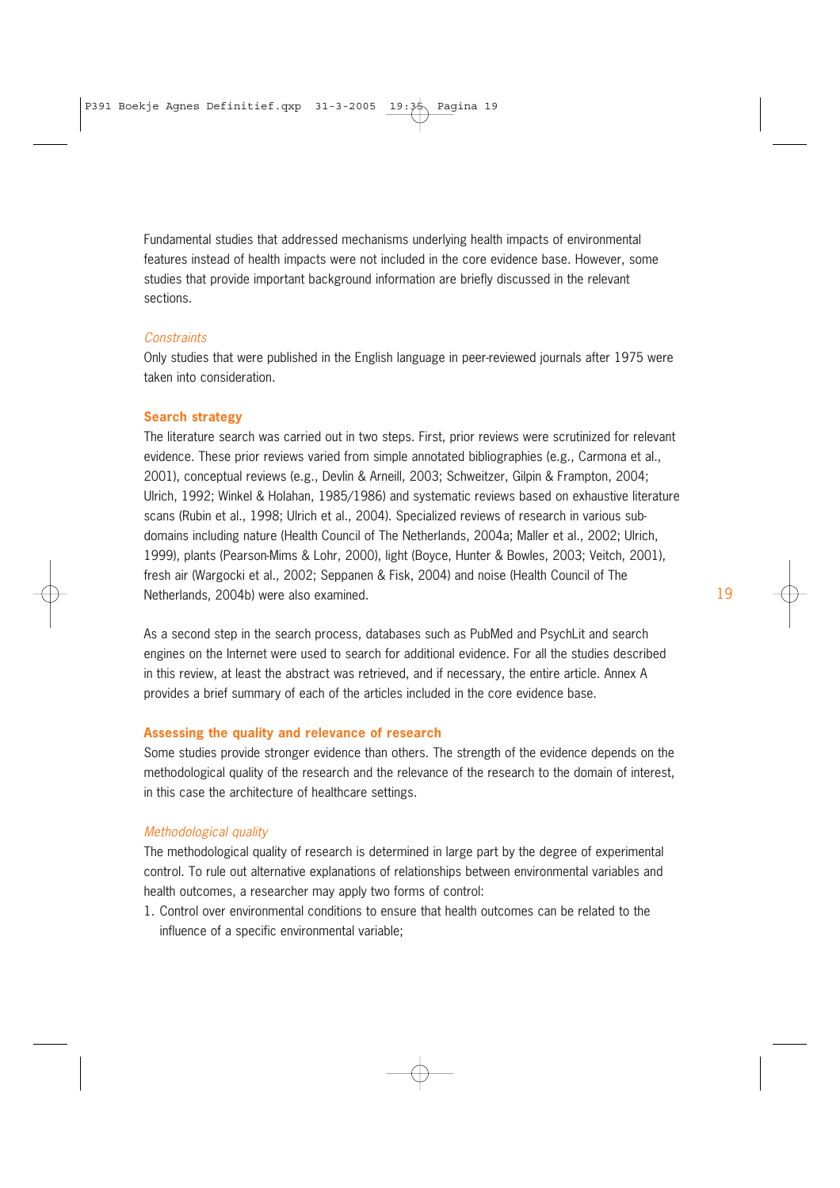Fundamental studies that addressed mechanisms underlying health impacts of environmental features instead of health impacts were not included in the core evidence base. However, some studies that provide important background information are briefly discussed in the relevant sections.

*Constraints*

Only studies that were published in the English language in peer-reviewed journals after 1975 were taken into consideration.

## Search strategy

The literature search was carried out in two steps. First, prior reviews were scrutinized for relevant evidence. These prior reviews varied from simple annotated bibliographies (e.g., Carmona et al., 2001), conceptual reviews (e.g., Devlin & Arneill, 2003; Schweitzer, Gilpin & Frampton, 2004; Ulrich, 1992; Winkel & Holahan, 1985/1986) and systematic reviews based on exhaustive literature scans (Rubin et al., 1998; Ulrich et al., 2004). Specialized reviews of research in various sub-domains including nature (Health Council of The Netherlands, 2004a; Maller et al., 2002; Ulrich, 1999), plants (Pearson-Mims & Lohr, 2000), light (Boyce, Hunter & Bowles, 2003; Veitch, 2001), fresh air (Wargocki et al., 2002; Seppanen & Fisk, 2004) and noise (Health Council of The Netherlands, 2004b) were also examined.

As a second step in the search process, databases such as PubMed and PsychLit and search engines on the Internet were used to search for additional evidence. For all the studies described in this review, at least the abstract was retrieved, and if necessary, the entire article. Annex A provides a brief summary of each of the articles included in the core evidence base.

## Assessing the quality and relevance of research

Some studies provide stronger evidence than others. The strength of the evidence depends on the methodological quality of the research and the relevance of the research to the domain of interest, in this case the architecture of healthcare settings.

*Methodological quality*

The methodological quality of research is determined in large part by the degree of experimental control. To rule out alternative explanations of relationships between environmental variables and health outcomes, a researcher may apply two forms of control:

1. Control over environmental conditions to ensure that health outcomes can be related to the influence of a specific environmental variable;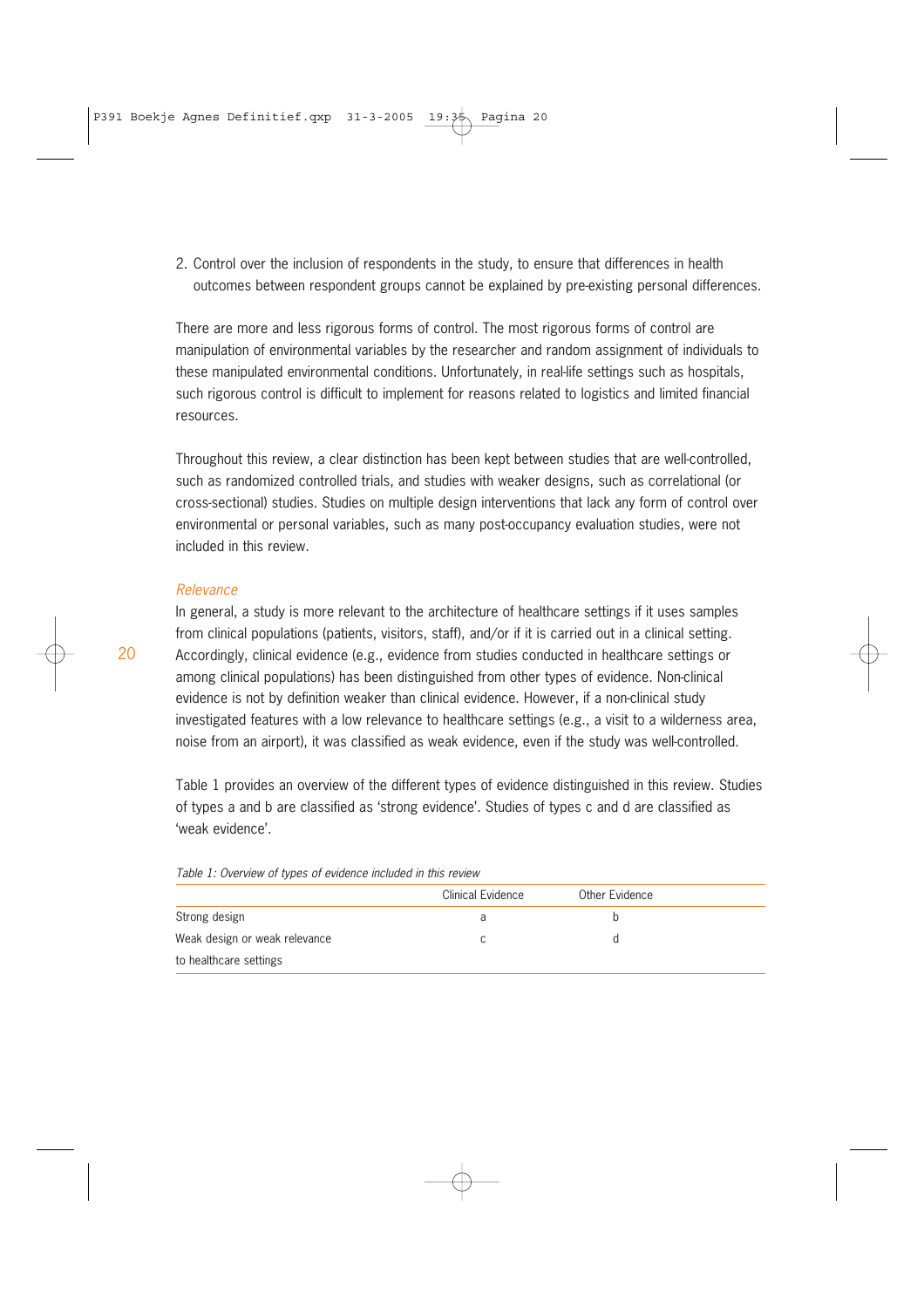2. Control over the inclusion of respondents in the study, to ensure that differences in health outcomes between respondent groups cannot be explained by pre-existing personal differences.

There are more and less rigorous forms of control. The most rigorous forms of control are manipulation of environmental variables by the researcher and random assignment of individuals to these manipulated environmental conditions. Unfortunately, in real-life settings such as hospitals, such rigorous control is difficult to implement for reasons related to logistics and limited financial resources.

Throughout this review, a clear distinction has been kept between studies that are well-controlled, such as randomized controlled trials, and studies with weaker designs, such as correlational (or cross-sectional) studies. Studies on multiple design interventions that lack any form of control over environmental or personal variables, such as many post-occupancy evaluation studies, were not included in this review.

*Relevance*

In general, a study is more relevant to the architecture of healthcare settings if it uses samples from clinical populations (patients, visitors, staff), and/or if it is carried out in a clinical setting. Accordingly, clinical evidence (e.g., evidence from studies conducted in healthcare settings or among clinical populations) has been distinguished from other types of evidence. Non-clinical evidence is not by definition weaker than clinical evidence. However, if a non-clinical study investigated features with a low relevance to healthcare settings (e.g., a visit to a wilderness area, noise from an airport), it was classified as weak evidence, even if the study was well-controlled.

Table 1 provides an overview of the different types of evidence distinguished in this review. Studies of types a and b are classified as 'strong evidence'. Studies of types c and d are classified as 'weak evidence'.

*Table 1: Overview of types of evidence included in this review*

| | Clinical Evidence | Other Evidence |
|---|---|---|
| Strong design | a | b |
| Weak design or weak relevance to healthcare settings | c | d |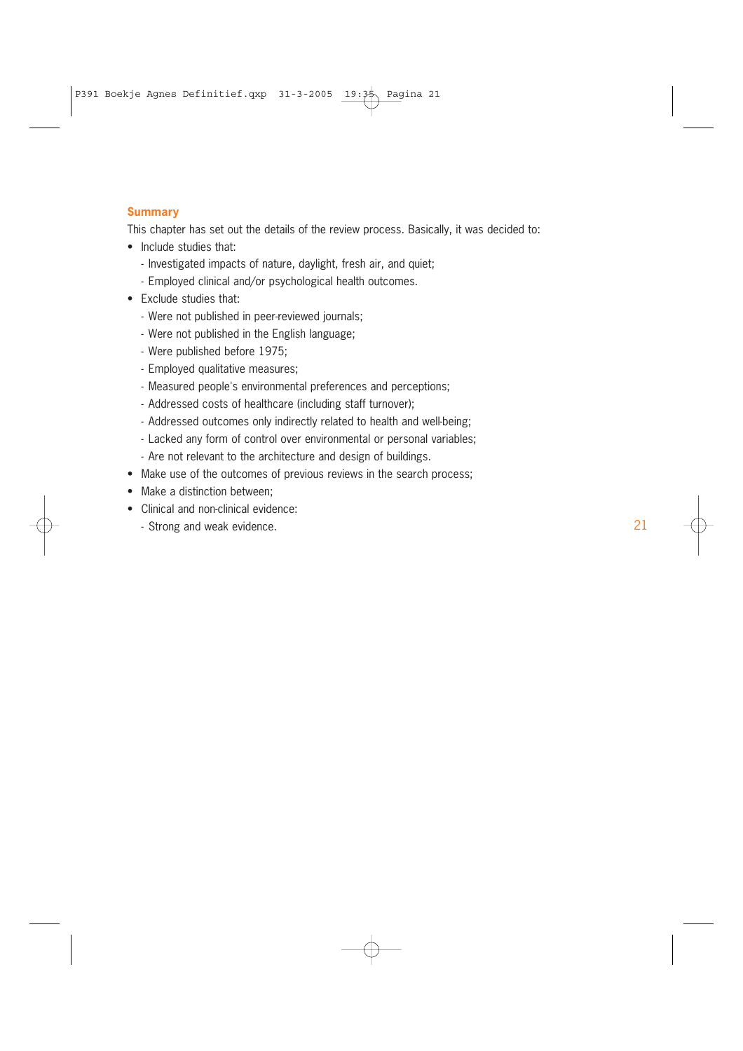## Summary

This chapter has set out the details of the review process. Basically, it was decided to:

- Include studies that:
  - Investigated impacts of nature, daylight, fresh air, and quiet;
  - Employed clinical and/or psychological health outcomes.
- Exclude studies that:
  - Were not published in peer-reviewed journals;
  - Were not published in the English language;
  - Were published before 1975;
  - Employed qualitative measures;
  - Measured people's environmental preferences and perceptions;
  - Addressed costs of healthcare (including staff turnover);
  - Addressed outcomes only indirectly related to health and well-being;
  - Lacked any form of control over environmental or personal variables;
  - Are not relevant to the architecture and design of buildings.
- Make use of the outcomes of previous reviews in the search process;
- Make a distinction between;
- Clinical and non-clinical evidence:
  - Strong and weak evidence.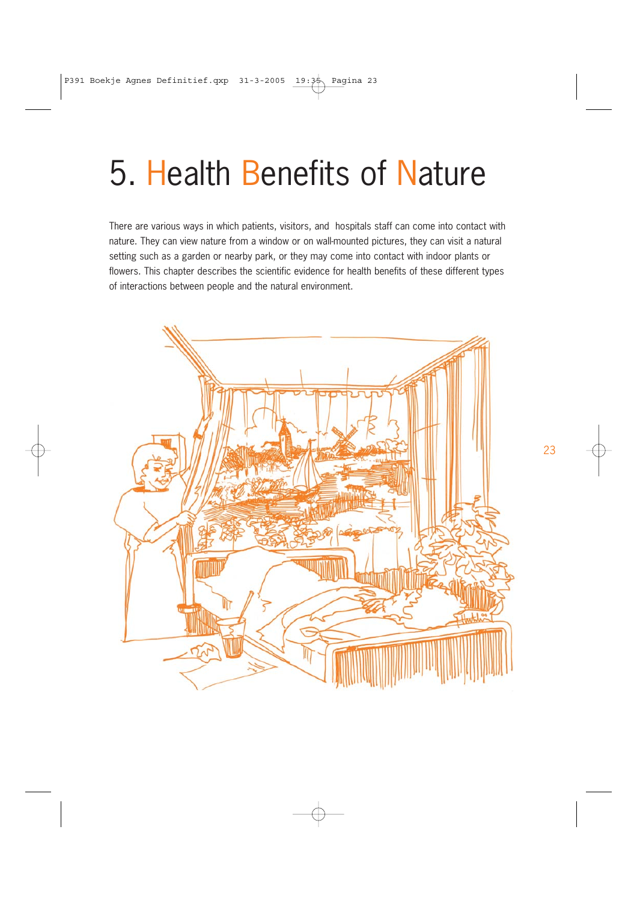# 5. Health Benefits of Nature

There are various ways in which patients, visitors, and hospitals staff can come into contact with nature. They can view nature from a window or on wall-mounted pictures, they can visit a natural setting such as a garden or nearby park, or they may come into contact with indoor plants or flowers. This chapter describes the scientific evidence for health benefits of these different types of interactions between people and the natural environment.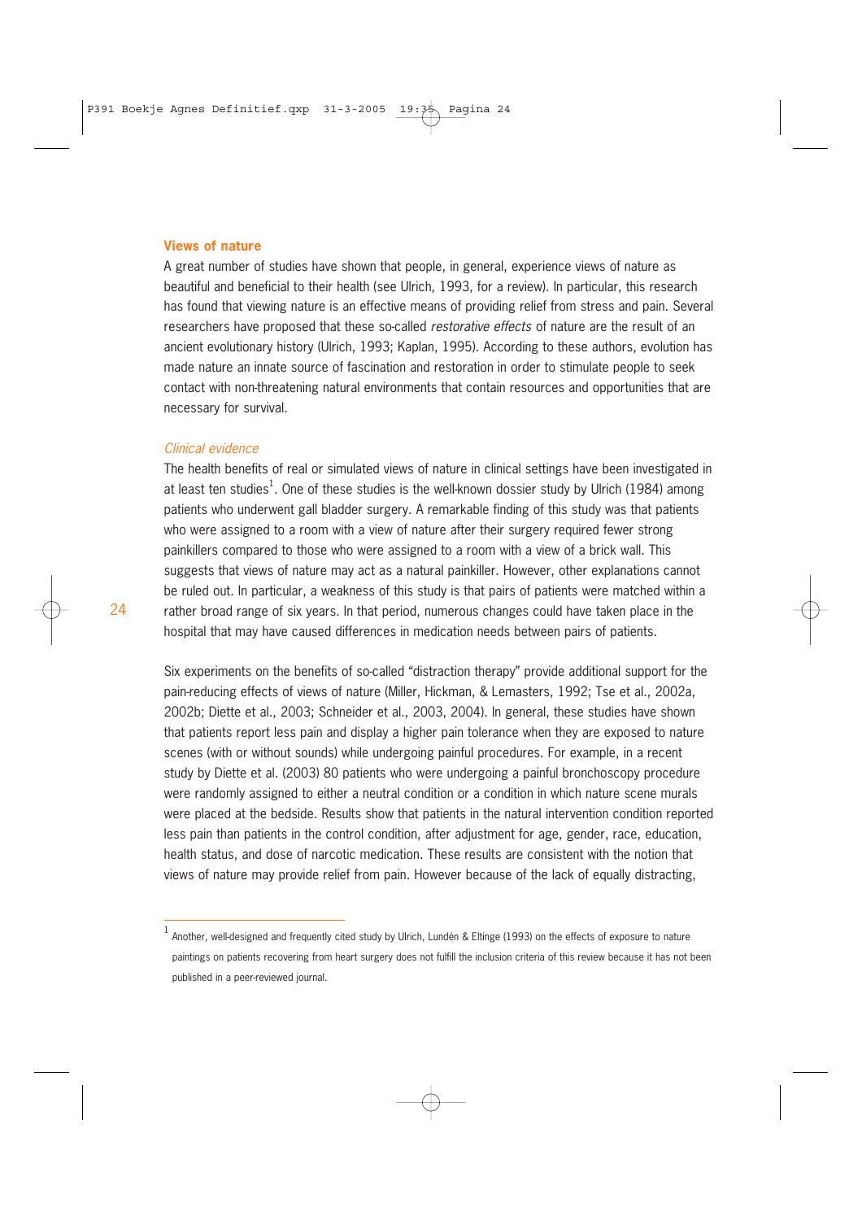## Views of nature

A great number of studies have shown that people, in general, experience views of nature as beautiful and beneficial to their health (see Ulrich, 1993, for a review). In particular, this research has found that viewing nature is an effective means of providing relief from stress and pain. Several researchers have proposed that these so-called *restorative effects* of nature are the result of an ancient evolutionary history (Ulrich, 1993; Kaplan, 1995). According to these authors, evolution has made nature an innate source of fascination and restoration in order to stimulate people to seek contact with non-threatening natural environments that contain resources and opportunities that are necessary for survival.

### *Clinical evidence*

The health benefits of real or simulated views of nature in clinical settings have been investigated in at least ten studies[1]. One of these studies is the well-known dossier study by Ulrich (1984) among patients who underwent gall bladder surgery. A remarkable finding of this study was that patients who were assigned to a room with a view of nature after their surgery required fewer strong painkillers compared to those who were assigned to a room with a view of a brick wall. This suggests that views of nature may act as a natural painkiller. However, other explanations cannot be ruled out. In particular, a weakness of this study is that pairs of patients were matched within a rather broad range of six years. In that period, numerous changes could have taken place in the hospital that may have caused differences in medication needs between pairs of patients.

Six experiments on the benefits of so-called "distraction therapy" provide additional support for the pain-reducing effects of views of nature (Miller, Hickman, & Lemasters, 1992; Tse et al., 2002a, 2002b; Diette et al., 2003; Schneider et al., 2003, 2004). In general, these studies have shown that patients report less pain and display a higher pain tolerance when they are exposed to nature scenes (with or without sounds) while undergoing painful procedures. For example, in a recent study by Diette et al. (2003) 80 patients who were undergoing a painful bronchoscopy procedure were randomly assigned to either a neutral condition or a condition in which nature scene murals were placed at the bedside. Results show that patients in the natural intervention condition reported less pain than patients in the control condition, after adjustment for age, gender, race, education, health status, and dose of narcotic medication. These results are consistent with the notion that views of nature may provide relief from pain. However because of the lack of equally distracting,

---

[1] Another, well-designed and frequently cited study by Ulrich, Lundén & Eltinge (1993) on the effects of exposure to nature paintings on patients recovering from heart surgery does not fulfill the inclusion criteria of this review because it has not been published in a peer-reviewed journal.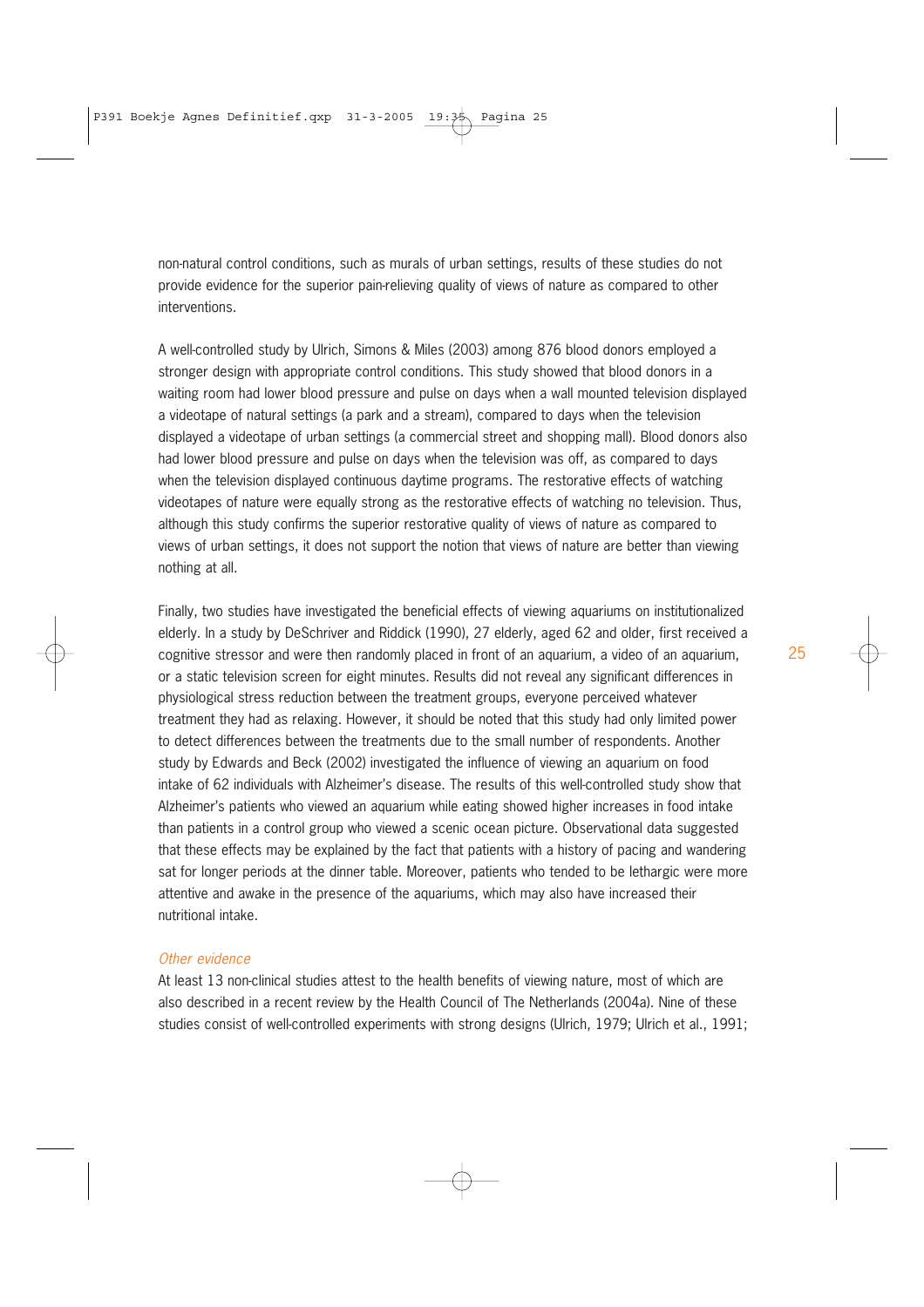non-natural control conditions, such as murals of urban settings, results of these studies do not provide evidence for the superior pain-relieving quality of views of nature as compared to other interventions.

A well-controlled study by Ulrich, Simons & Miles (2003) among 876 blood donors employed a stronger design with appropriate control conditions. This study showed that blood donors in a waiting room had lower blood pressure and pulse on days when a wall mounted television displayed a videotape of natural settings (a park and a stream), compared to days when the television displayed a videotape of urban settings (a commercial street and shopping mall). Blood donors also had lower blood pressure and pulse on days when the television was off, as compared to days when the television displayed continuous daytime programs. The restorative effects of watching videotapes of nature were equally strong as the restorative effects of watching no television. Thus, although this study confirms the superior restorative quality of views of nature as compared to views of urban settings, it does not support the notion that views of nature are better than viewing nothing at all.

Finally, two studies have investigated the beneficial effects of viewing aquariums on institutionalized elderly. In a study by DeSchriver and Riddick (1990), 27 elderly, aged 62 and older, first received a cognitive stressor and were then randomly placed in front of an aquarium, a video of an aquarium, or a static television screen for eight minutes. Results did not reveal any significant differences in physiological stress reduction between the treatment groups, everyone perceived whatever treatment they had as relaxing. However, it should be noted that this study had only limited power to detect differences between the treatments due to the small number of respondents. Another study by Edwards and Beck (2002) investigated the influence of viewing an aquarium on food intake of 62 individuals with Alzheimer's disease. The results of this well-controlled study show that Alzheimer's patients who viewed an aquarium while eating showed higher increases in food intake than patients in a control group who viewed a scenic ocean picture. Observational data suggested that these effects may be explained by the fact that patients with a history of pacing and wandering sat for longer periods at the dinner table. Moreover, patients who tended to be lethargic were more attentive and awake in the presence of the aquariums, which may also have increased their nutritional intake.

*Other evidence*

At least 13 non-clinical studies attest to the health benefits of viewing nature, most of which are also described in a recent review by the Health Council of The Netherlands (2004a). Nine of these studies consist of well-controlled experiments with strong designs (Ulrich, 1979; Ulrich et al., 1991;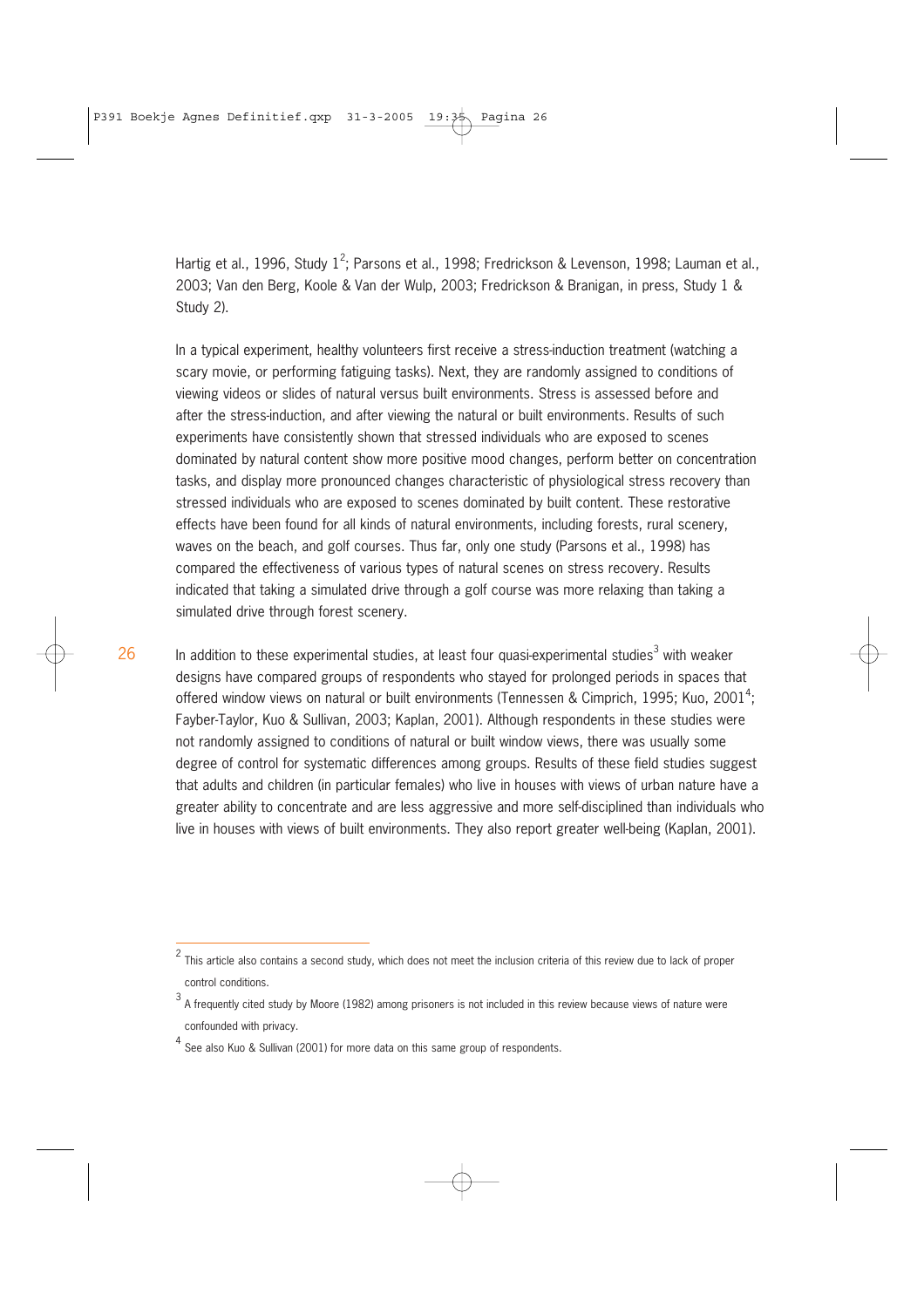Hartig et al., 1996, Study 1[2]; Parsons et al., 1998; Fredrickson & Levenson, 1998; Lauman et al., 2003; Van den Berg, Koole & Van der Wulp, 2003; Fredrickson & Branigan, in press, Study 1 & Study 2).

In a typical experiment, healthy volunteers first receive a stress-induction treatment (watching a scary movie, or performing fatiguing tasks). Next, they are randomly assigned to conditions of viewing videos or slides of natural versus built environments. Stress is assessed before and after the stress-induction, and after viewing the natural or built environments. Results of such experiments have consistently shown that stressed individuals who are exposed to scenes dominated by natural content show more positive mood changes, perform better on concentration tasks, and display more pronounced changes characteristic of physiological stress recovery than stressed individuals who are exposed to scenes dominated by built content. These restorative effects have been found for all kinds of natural environments, including forests, rural scenery, waves on the beach, and golf courses. Thus far, only one study (Parsons et al., 1998) has compared the effectiveness of various types of natural scenes on stress recovery. Results indicated that taking a simulated drive through a golf course was more relaxing than taking a simulated drive through forest scenery.

In addition to these experimental studies, at least four quasi-experimental studies[3] with weaker designs have compared groups of respondents who stayed for prolonged periods in spaces that offered window views on natural or built environments (Tennessen & Cimprich, 1995; Kuo, 2001[4]; Fayber-Taylor, Kuo & Sullivan, 2003; Kaplan, 2001). Although respondents in these studies were not randomly assigned to conditions of natural or built window views, there was usually some degree of control for systematic differences among groups. Results of these field studies suggest that adults and children (in particular females) who live in houses with views of urban nature have a greater ability to concentrate and are less aggressive and more self-disciplined than individuals who live in houses with views of built environments. They also report greater well-being (Kaplan, 2001).

---

[2] This article also contains a second study, which does not meet the inclusion criteria of this review due to lack of proper control conditions.

[3] A frequently cited study by Moore (1982) among prisoners is not included in this review because views of nature were confounded with privacy.

[4] See also Kuo & Sullivan (2001) for more data on this same group of respondents.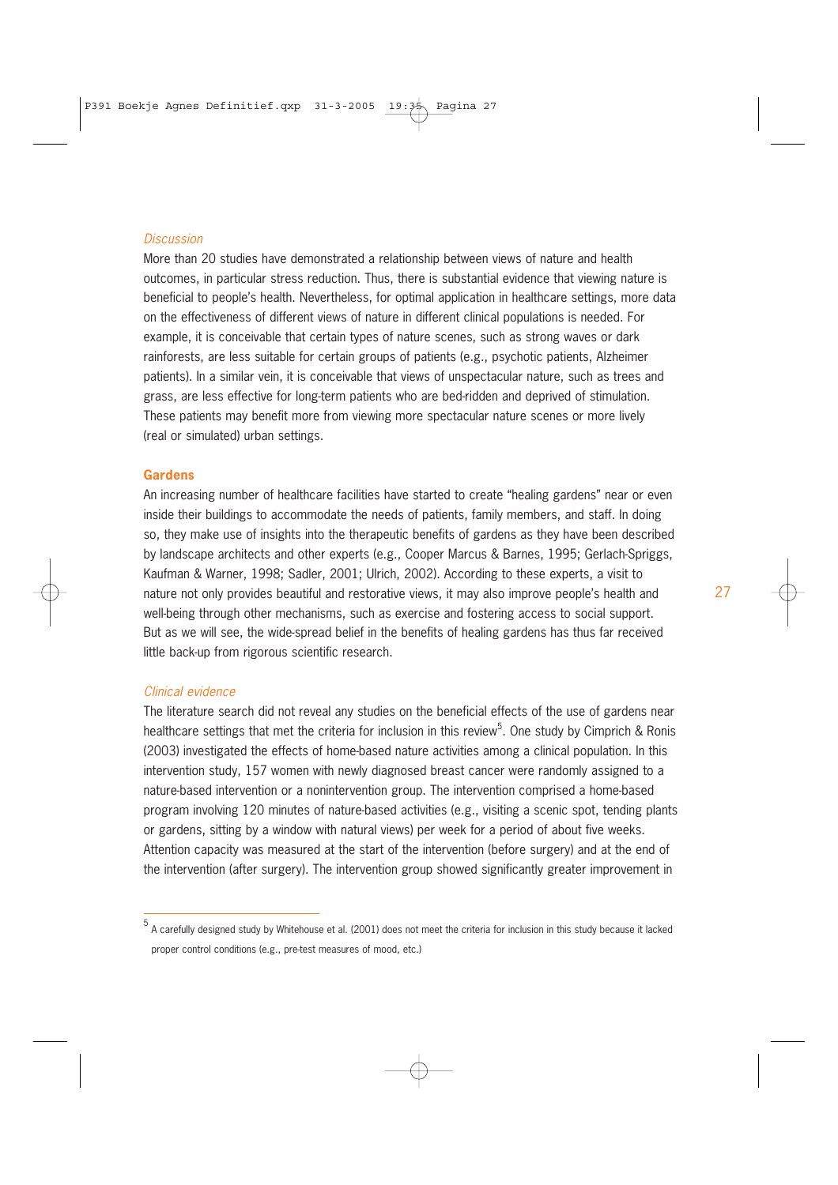*Discussion*

More than 20 studies have demonstrated a relationship between views of nature and health outcomes, in particular stress reduction. Thus, there is substantial evidence that viewing nature is beneficial to people's health. Nevertheless, for optimal application in healthcare settings, more data on the effectiveness of different views of nature in different clinical populations is needed. For example, it is conceivable that certain types of nature scenes, such as strong waves or dark rainforests, are less suitable for certain groups of patients (e.g., psychotic patients, Alzheimer patients). In a similar vein, it is conceivable that views of unspectacular nature, such as trees and grass, are less effective for long-term patients who are bed-ridden and deprived of stimulation. These patients may benefit more from viewing more spectacular nature scenes or more lively (real or simulated) urban settings.

## Gardens

An increasing number of healthcare facilities have started to create "healing gardens" near or even inside their buildings to accommodate the needs of patients, family members, and staff. In doing so, they make use of insights into the therapeutic benefits of gardens as they have been described by landscape architects and other experts (e.g., Cooper Marcus & Barnes, 1995; Gerlach-Spriggs, Kaufman & Warner, 1998; Sadler, 2001; Ulrich, 2002). According to these experts, a visit to nature not only provides beautiful and restorative views, it may also improve people's health and well-being through other mechanisms, such as exercise and fostering access to social support. But as we will see, the wide-spread belief in the benefits of healing gardens has thus far received little back-up from rigorous scientific research.

*Clinical evidence*

The literature search did not reveal any studies on the beneficial effects of the use of gardens near healthcare settings that met the criteria for inclusion in this review[5]. One study by Cimprich & Ronis (2003) investigated the effects of home-based nature activities among a clinical population. In this intervention study, 157 women with newly diagnosed breast cancer were randomly assigned to a nature-based intervention or a nonintervention group. The intervention comprised a home-based program involving 120 minutes of nature-based activities (e.g., visiting a scenic spot, tending plants or gardens, sitting by a window with natural views) per week for a period of about five weeks. Attention capacity was measured at the start of the intervention (before surgery) and at the end of the intervention (after surgery). The intervention group showed significantly greater improvement in

---

[5] A carefully designed study by Whitehouse et al. (2001) does not meet the criteria for inclusion in this study because it lacked proper control conditions (e.g., pre-test measures of mood, etc.)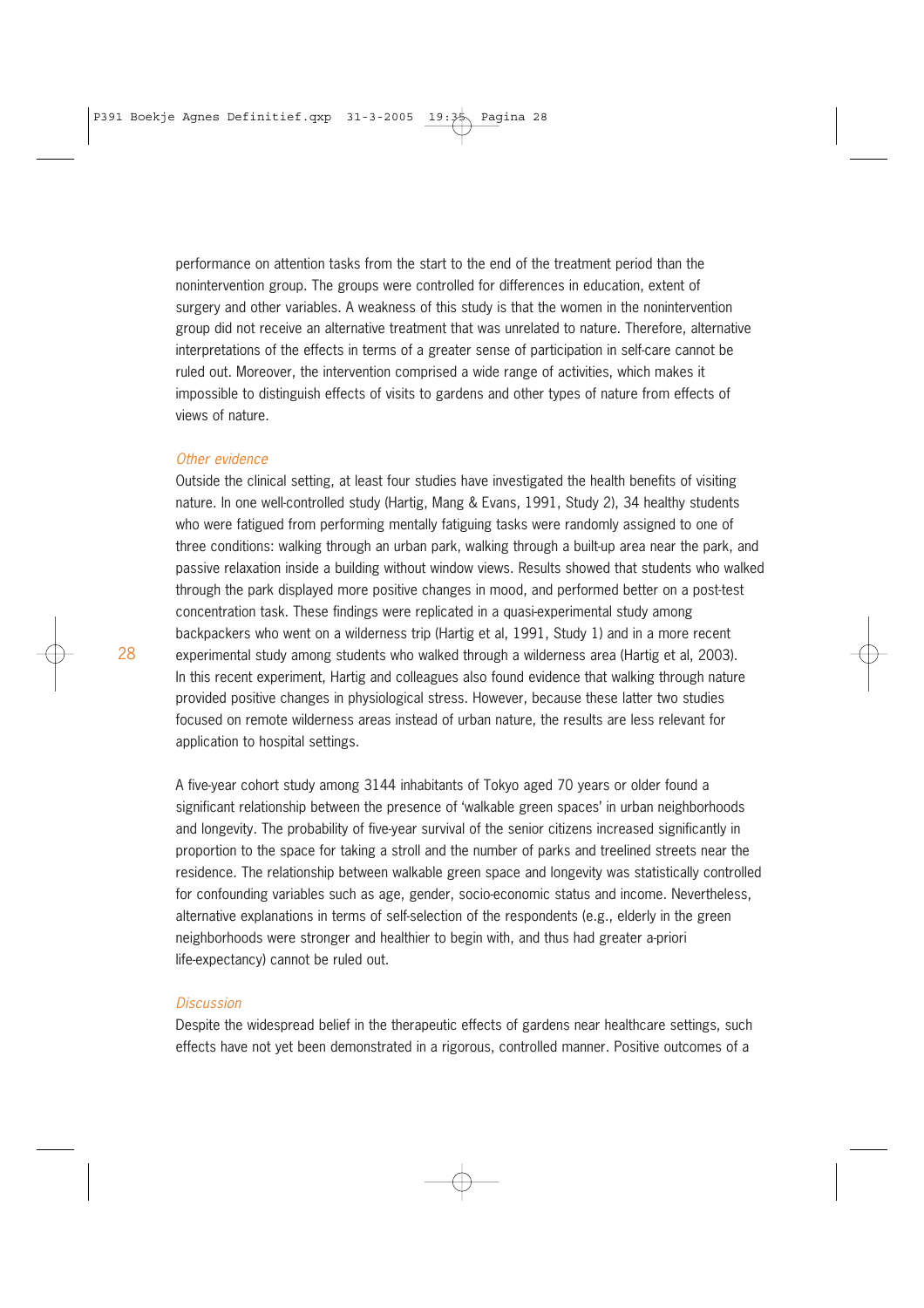performance on attention tasks from the start to the end of the treatment period than the nonintervention group. The groups were controlled for differences in education, extent of surgery and other variables. A weakness of this study is that the women in the nonintervention group did not receive an alternative treatment that was unrelated to nature. Therefore, alternative interpretations of the effects in terms of a greater sense of participation in self-care cannot be ruled out. Moreover, the intervention comprised a wide range of activities, which makes it impossible to distinguish effects of visits to gardens and other types of nature from effects of views of nature.

### *Other evidence*

Outside the clinical setting, at least four studies have investigated the health benefits of visiting nature. In one well-controlled study (Hartig, Mang & Evans, 1991, Study 2), 34 healthy students who were fatigued from performing mentally fatiguing tasks were randomly assigned to one of three conditions: walking through an urban park, walking through a built-up area near the park, and passive relaxation inside a building without window views. Results showed that students who walked through the park displayed more positive changes in mood, and performed better on a post-test concentration task. These findings were replicated in a quasi-experimental study among backpackers who went on a wilderness trip (Hartig et al, 1991, Study 1) and in a more recent experimental study among students who walked through a wilderness area (Hartig et al, 2003). In this recent experiment, Hartig and colleagues also found evidence that walking through nature provided positive changes in physiological stress. However, because these latter two studies focused on remote wilderness areas instead of urban nature, the results are less relevant for application to hospital settings.

A five-year cohort study among 3144 inhabitants of Tokyo aged 70 years or older found a significant relationship between the presence of 'walkable green spaces' in urban neighborhoods and longevity. The probability of five-year survival of the senior citizens increased significantly in proportion to the space for taking a stroll and the number of parks and treelined streets near the residence. The relationship between walkable green space and longevity was statistically controlled for confounding variables such as age, gender, socio-economic status and income. Nevertheless, alternative explanations in terms of self-selection of the respondents (e.g., elderly in the green neighborhoods were stronger and healthier to begin with, and thus had greater a-priori life-expectancy) cannot be ruled out.

### *Discussion*

Despite the widespread belief in the therapeutic effects of gardens near healthcare settings, such effects have not yet been demonstrated in a rigorous, controlled manner. Positive outcomes of a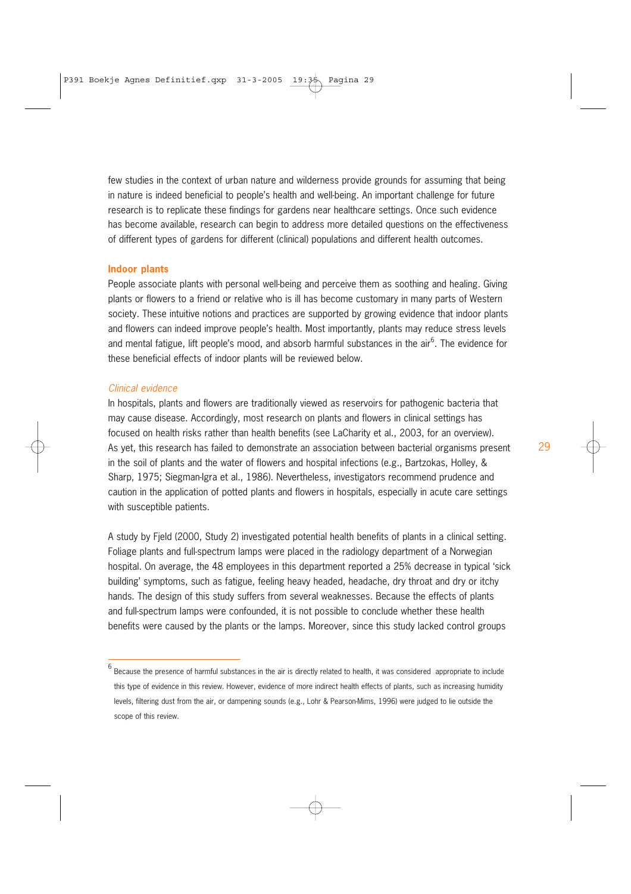few studies in the context of urban nature and wilderness provide grounds for assuming that being in nature is indeed beneficial to people's health and well-being. An important challenge for future research is to replicate these findings for gardens near healthcare settings. Once such evidence has become available, research can begin to address more detailed questions on the effectiveness of different types of gardens for different (clinical) populations and different health outcomes.

### Indoor plants

People associate plants with personal well-being and perceive them as soothing and healing. Giving plants or flowers to a friend or relative who is ill has become customary in many parts of Western society. These intuitive notions and practices are supported by growing evidence that indoor plants and flowers can indeed improve people's health. Most importantly, plants may reduce stress levels and mental fatigue, lift people's mood, and absorb harmful substances in the air[6]. The evidence for these beneficial effects of indoor plants will be reviewed below.

#### *Clinical evidence*

In hospitals, plants and flowers are traditionally viewed as reservoirs for pathogenic bacteria that may cause disease. Accordingly, most research on plants and flowers in clinical settings has focused on health risks rather than health benefits (see LaCharity et al., 2003, for an overview). As yet, this research has failed to demonstrate an association between bacterial organisms present in the soil of plants and the water of flowers and hospital infections (e.g., Bartzokas, Holley, & Sharp, 1975; Siegman-Igra et al., 1986). Nevertheless, investigators recommend prudence and caution in the application of potted plants and flowers in hospitals, especially in acute care settings with susceptible patients.

A study by Fjeld (2000, Study 2) investigated potential health benefits of plants in a clinical setting. Foliage plants and full-spectrum lamps were placed in the radiology department of a Norwegian hospital. On average, the 48 employees in this department reported a 25% decrease in typical 'sick building' symptoms, such as fatigue, feeling heavy headed, headache, dry throat and dry or itchy hands. The design of this study suffers from several weaknesses. Because the effects of plants and full-spectrum lamps were confounded, it is not possible to conclude whether these health benefits were caused by the plants or the lamps. Moreover, since this study lacked control groups

---

[6] Because the presence of harmful substances in the air is directly related to health, it was considered appropriate to include this type of evidence in this review. However, evidence of more indirect health effects of plants, such as increasing humidity levels, filtering dust from the air, or dampening sounds (e.g., Lohr & Pearson-Mims, 1996) were judged to lie outside the scope of this review.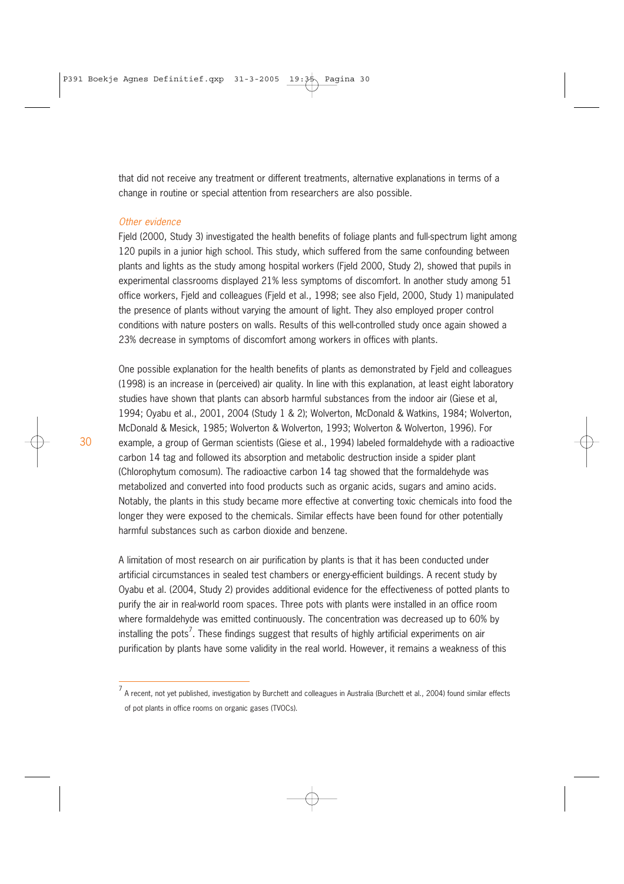that did not receive any treatment or different treatments, alternative explanations in terms of a change in routine or special attention from researchers are also possible.

*Other evidence*

Fjeld (2000, Study 3) investigated the health benefits of foliage plants and full-spectrum light among 120 pupils in a junior high school. This study, which suffered from the same confounding between plants and lights as the study among hospital workers (Fjeld 2000, Study 2), showed that pupils in experimental classrooms displayed 21% less symptoms of discomfort. In another study among 51 office workers, Fjeld and colleagues (Fjeld et al., 1998; see also Fjeld, 2000, Study 1) manipulated the presence of plants without varying the amount of light. They also employed proper control conditions with nature posters on walls. Results of this well-controlled study once again showed a 23% decrease in symptoms of discomfort among workers in offices with plants.

One possible explanation for the health benefits of plants as demonstrated by Fjeld and colleagues (1998) is an increase in (perceived) air quality. In line with this explanation, at least eight laboratory studies have shown that plants can absorb harmful substances from the indoor air (Giese et al, 1994; Oyabu et al., 2001, 2004 (Study 1 & 2); Wolverton, McDonald & Watkins, 1984; Wolverton, McDonald & Mesick, 1985; Wolverton & Wolverton, 1993; Wolverton & Wolverton, 1996). For example, a group of German scientists (Giese et al., 1994) labeled formaldehyde with a radioactive carbon 14 tag and followed its absorption and metabolic destruction inside a spider plant (Chlorophytum comosum). The radioactive carbon 14 tag showed that the formaldehyde was metabolized and converted into food products such as organic acids, sugars and amino acids. Notably, the plants in this study became more effective at converting toxic chemicals into food the longer they were exposed to the chemicals. Similar effects have been found for other potentially harmful substances such as carbon dioxide and benzene.

A limitation of most research on air purification by plants is that it has been conducted under artificial circumstances in sealed test chambers or energy-efficient buildings. A recent study by Oyabu et al. (2004, Study 2) provides additional evidence for the effectiveness of potted plants to purify the air in real-world room spaces. Three pots with plants were installed in an office room where formaldehyde was emitted continuously. The concentration was decreased up to 60% by installing the pots[7]. These findings suggest that results of highly artificial experiments on air purification by plants have some validity in the real world. However, it remains a weakness of this

[7] A recent, not yet published, investigation by Burchett and colleagues in Australia (Burchett et al., 2004) found similar effects of pot plants in office rooms on organic gases (TVOCs).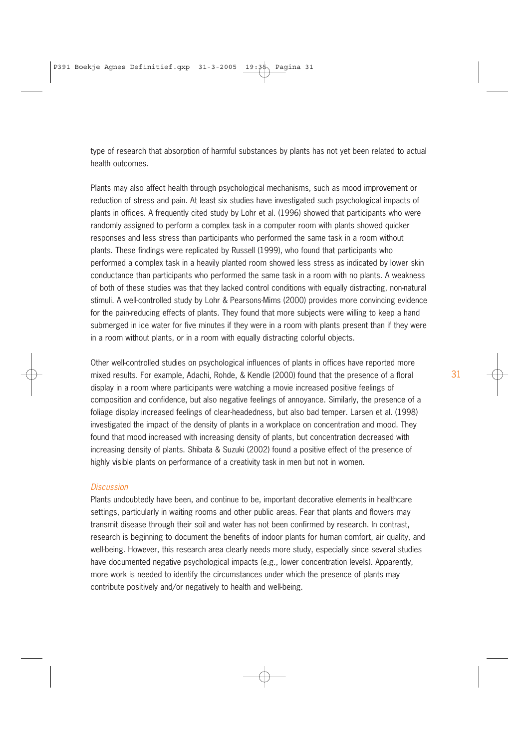type of research that absorption of harmful substances by plants has not yet been related to actual health outcomes.

Plants may also affect health through psychological mechanisms, such as mood improvement or reduction of stress and pain. At least six studies have investigated such psychological impacts of plants in offices. A frequently cited study by Lohr et al. (1996) showed that participants who were randomly assigned to perform a complex task in a computer room with plants showed quicker responses and less stress than participants who performed the same task in a room without plants. These findings were replicated by Russell (1999), who found that participants who performed a complex task in a heavily planted room showed less stress as indicated by lower skin conductance than participants who performed the same task in a room with no plants. A weakness of both of these studies was that they lacked control conditions with equally distracting, non-natural stimuli. A well-controlled study by Lohr & Pearsons-Mims (2000) provides more convincing evidence for the pain-reducing effects of plants. They found that more subjects were willing to keep a hand submerged in ice water for five minutes if they were in a room with plants present than if they were in a room without plants, or in a room with equally distracting colorful objects.

Other well-controlled studies on psychological influences of plants in offices have reported more mixed results. For example, Adachi, Rohde, & Kendle (2000) found that the presence of a floral display in a room where participants were watching a movie increased positive feelings of composition and confidence, but also negative feelings of annoyance. Similarly, the presence of a foliage display increased feelings of clear-headedness, but also bad temper. Larsen et al. (1998) investigated the impact of the density of plants in a workplace on concentration and mood. They found that mood increased with increasing density of plants, but concentration decreased with increasing density of plants. Shibata & Suzuki (2002) found a positive effect of the presence of highly visible plants on performance of a creativity task in men but not in women.

### *Discussion*

Plants undoubtedly have been, and continue to be, important decorative elements in healthcare settings, particularly in waiting rooms and other public areas. Fear that plants and flowers may transmit disease through their soil and water has not been confirmed by research. In contrast, research is beginning to document the benefits of indoor plants for human comfort, air quality, and well-being. However, this research area clearly needs more study, especially since several studies have documented negative psychological impacts (e.g., lower concentration levels). Apparently, more work is needed to identify the circumstances under which the presence of plants may contribute positively and/or negatively to health and well-being.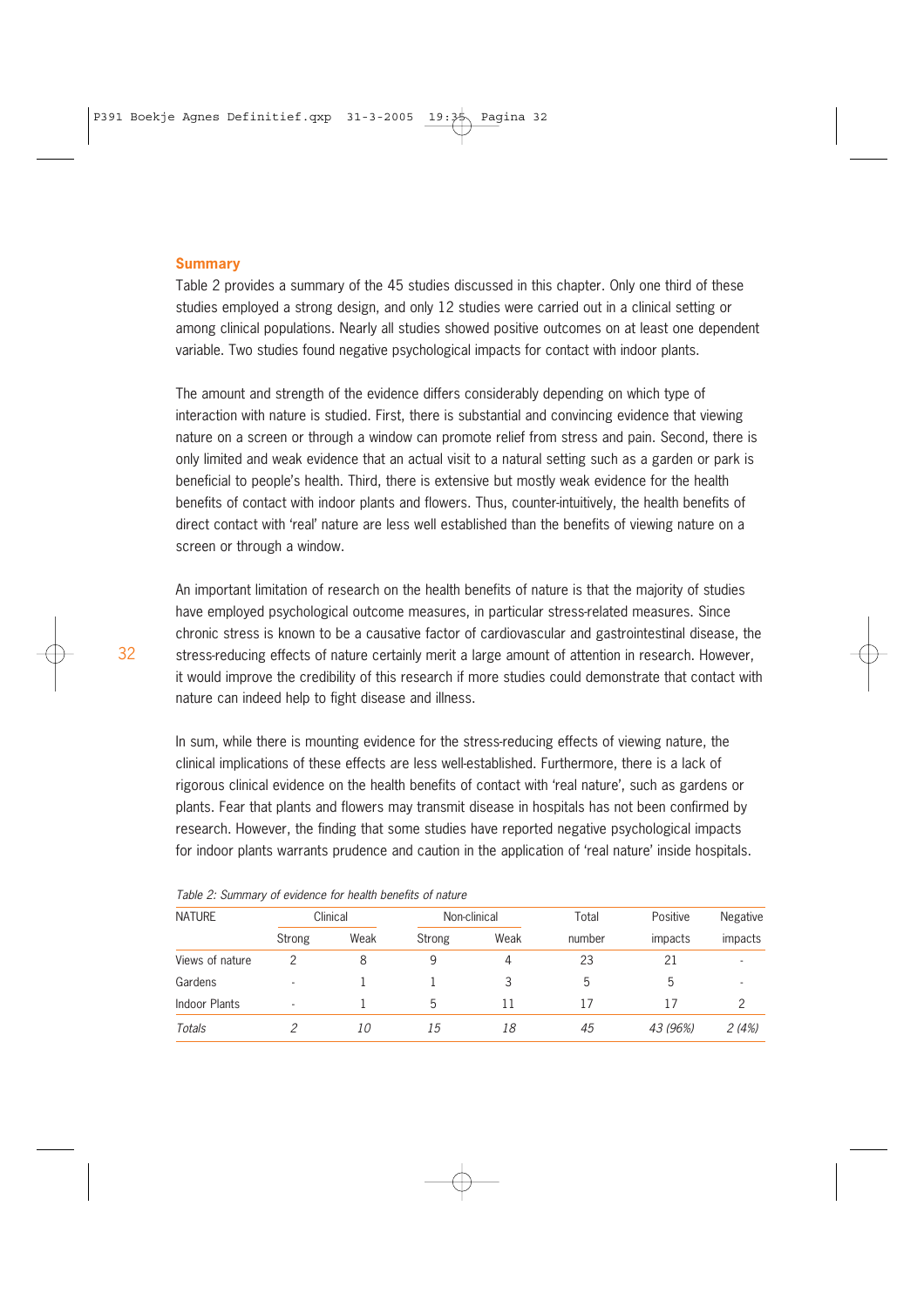## Summary

Table 2 provides a summary of the 45 studies discussed in this chapter. Only one third of these studies employed a strong design, and only 12 studies were carried out in a clinical setting or among clinical populations. Nearly all studies showed positive outcomes on at least one dependent variable. Two studies found negative psychological impacts for contact with indoor plants.

The amount and strength of the evidence differs considerably depending on which type of interaction with nature is studied. First, there is substantial and convincing evidence that viewing nature on a screen or through a window can promote relief from stress and pain. Second, there is only limited and weak evidence that an actual visit to a natural setting such as a garden or park is beneficial to people's health. Third, there is extensive but mostly weak evidence for the health benefits of contact with indoor plants and flowers. Thus, counter-intuitively, the health benefits of direct contact with 'real' nature are less well established than the benefits of viewing nature on a screen or through a window.

An important limitation of research on the health benefits of nature is that the majority of studies have employed psychological outcome measures, in particular stress-related measures. Since chronic stress is known to be a causative factor of cardiovascular and gastrointestinal disease, the stress-reducing effects of nature certainly merit a large amount of attention in research. However, it would improve the credibility of this research if more studies could demonstrate that contact with nature can indeed help to fight disease and illness.

In sum, while there is mounting evidence for the stress-reducing effects of viewing nature, the clinical implications of these effects are less well-established. Furthermore, there is a lack of rigorous clinical evidence on the health benefits of contact with 'real nature', such as gardens or plants. Fear that plants and flowers may transmit disease in hospitals has not been confirmed by research. However, the finding that some studies have reported negative psychological impacts for indoor plants warrants prudence and caution in the application of 'real nature' inside hospitals.

*Table 2: Summary of evidence for health benefits of nature*

| NATURE | Clinical | | Non-clinical | | Total | Positive | Negative |
|---|---|---|---|---|---|---|---|
| | Strong | Weak | Strong | Weak | number | impacts | impacts |
| Views of nature | 2 | 8 | 9 | 4 | 23 | 21 | - |
| Gardens | - | 1 | 1 | 3 | 5 | 5 | - |
| Indoor Plants | - | 1 | 5 | 11 | 17 | 17 | 2 |
| *Totals* | *2* | *10* | *15* | *18* | *45* | *43 (96%)* | *2 (4%)* |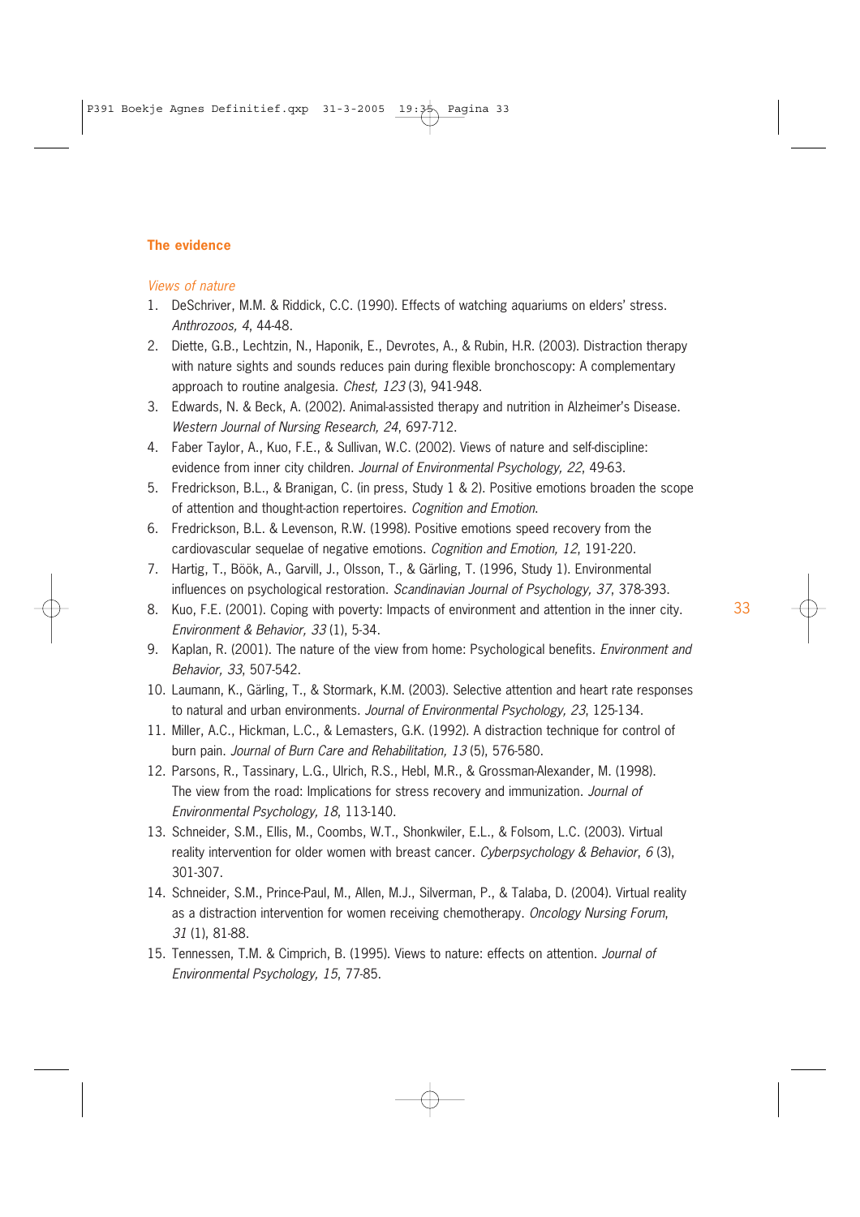## The evidence

*Views of nature*

1. DeSchriver, M.M. & Riddick, C.C. (1990). Effects of watching aquariums on elders' stress. *Anthrozoos, 4*, 44-48.
2. Diette, G.B., Lechtzin, N., Haponik, E., Devrotes, A., & Rubin, H.R. (2003). Distraction therapy with nature sights and sounds reduces pain during flexible bronchoscopy: A complementary approach to routine analgesia. *Chest, 123* (3), 941-948.
3. Edwards, N. & Beck, A. (2002). Animal-assisted therapy and nutrition in Alzheimer's Disease. *Western Journal of Nursing Research, 24*, 697-712.
4. Faber Taylor, A., Kuo, F.E., & Sullivan, W.C. (2002). Views of nature and self-discipline: evidence from inner city children. *Journal of Environmental Psychology, 22*, 49-63.
5. Fredrickson, B.L., & Branigan, C. (in press, Study 1 & 2). Positive emotions broaden the scope of attention and thought-action repertoires. *Cognition and Emotion*.
6. Fredrickson, B.L. & Levenson, R.W. (1998). Positive emotions speed recovery from the cardiovascular sequelae of negative emotions. *Cognition and Emotion, 12*, 191-220.
7. Hartig, T., Böök, A., Garvill, J., Olsson, T., & Gärling, T. (1996, Study 1). Environmental influences on psychological restoration. *Scandinavian Journal of Psychology, 37*, 378-393.
8. Kuo, F.E. (2001). Coping with poverty: Impacts of environment and attention in the inner city. *Environment & Behavior, 33* (1), 5-34.
9. Kaplan, R. (2001). The nature of the view from home: Psychological benefits. *Environment and Behavior, 33*, 507-542.
10. Laumann, K., Gärling, T., & Stormark, K.M. (2003). Selective attention and heart rate responses to natural and urban environments. *Journal of Environmental Psychology, 23*, 125-134.
11. Miller, A.C., Hickman, L.C., & Lemasters, G.K. (1992). A distraction technique for control of burn pain. *Journal of Burn Care and Rehabilitation, 13* (5), 576-580.
12. Parsons, R., Tassinary, L.G., Ulrich, R.S., Hebl, M.R., & Grossman-Alexander, M. (1998). The view from the road: Implications for stress recovery and immunization. *Journal of Environmental Psychology, 18*, 113-140.
13. Schneider, S.M., Ellis, M., Coombs, W.T., Shonkwiler, E.L., & Folsom, L.C. (2003). Virtual reality intervention for older women with breast cancer. *Cyberpsychology & Behavior*, *6* (3), 301-307.
14. Schneider, S.M., Prince-Paul, M., Allen, M.J., Silverman, P., & Talaba, D. (2004). Virtual reality as a distraction intervention for women receiving chemotherapy. *Oncology Nursing Forum*, *31* (1), 81-88.
15. Tennessen, T.M. & Cimprich, B. (1995). Views to nature: effects on attention. *Journal of Environmental Psychology, 15*, 77-85.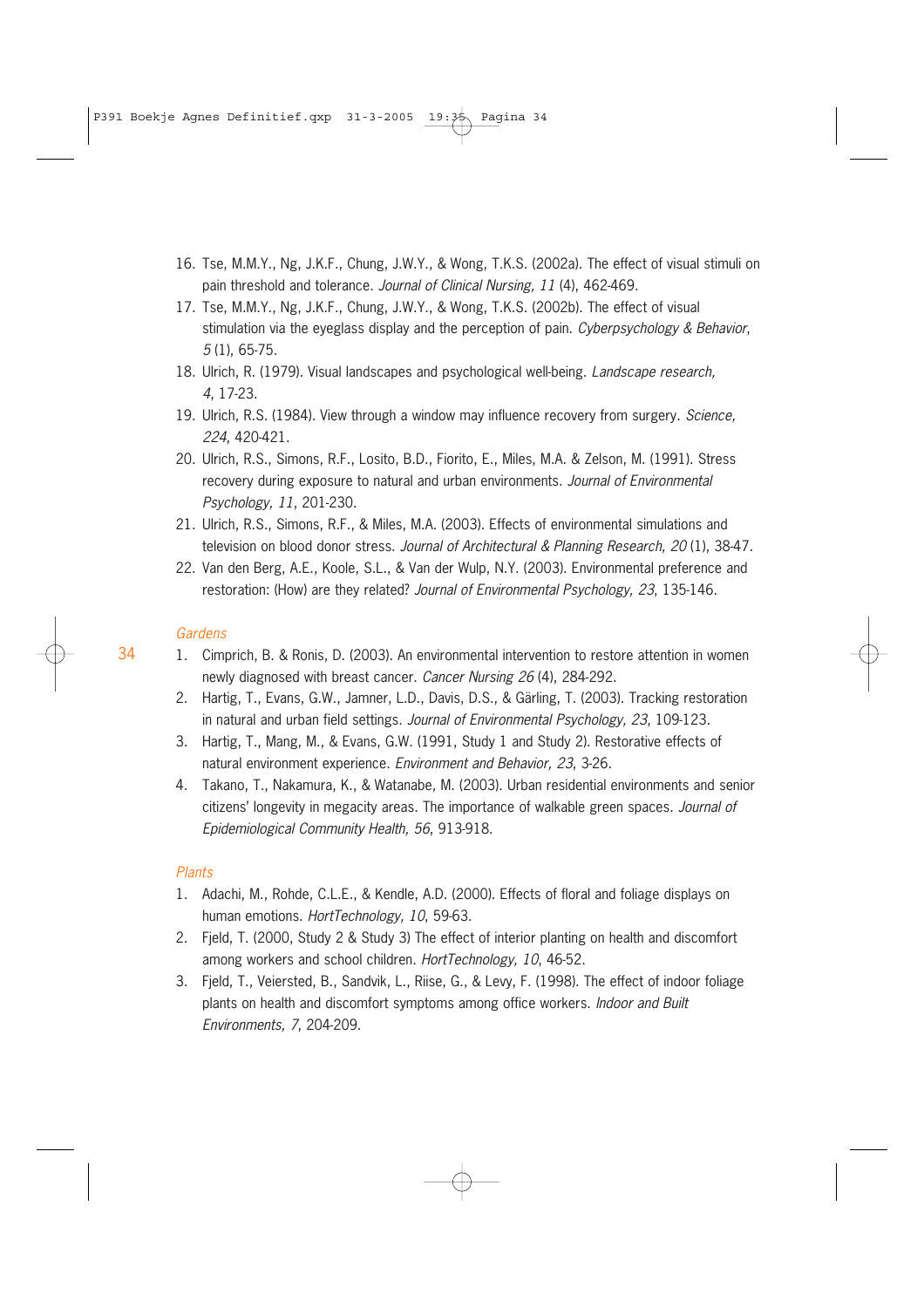16. Tse, M.M.Y., Ng, J.K.F., Chung, J.W.Y., & Wong, T.K.S. (2002a). The effect of visual stimuli on pain threshold and tolerance. *Journal of Clinical Nursing, 11* (4), 462-469.
17. Tse, M.M.Y., Ng, J.K.F., Chung, J.W.Y., & Wong, T.K.S. (2002b). The effect of visual stimulation via the eyeglass display and the perception of pain. *Cyberpsychology & Behavior*, *5* (1), 65-75.
18. Ulrich, R. (1979). Visual landscapes and psychological well-being. *Landscape research, 4*, 17-23.
19. Ulrich, R.S. (1984). View through a window may influence recovery from surgery. *Science, 224*, 420-421.
20. Ulrich, R.S., Simons, R.F., Losito, B.D., Fiorito, E., Miles, M.A. & Zelson, M. (1991). Stress recovery during exposure to natural and urban environments. *Journal of Environmental Psychology, 11*, 201-230.
21. Ulrich, R.S., Simons, R.F., & Miles, M.A. (2003). Effects of environmental simulations and television on blood donor stress. *Journal of Architectural & Planning Research, 20* (1), 38-47.
22. Van den Berg, A.E., Koole, S.L., & Van der Wulp, N.Y. (2003). Environmental preference and restoration: (How) are they related? *Journal of Environmental Psychology, 23*, 135-146.

### *Gardens*

1. Cimprich, B. & Ronis, D. (2003). An environmental intervention to restore attention in women newly diagnosed with breast cancer. *Cancer Nursing 26* (4), 284-292.
2. Hartig, T., Evans, G.W., Jamner, L.D., Davis, D.S., & Gärling, T. (2003). Tracking restoration in natural and urban field settings. *Journal of Environmental Psychology, 23*, 109-123.
3. Hartig, T., Mang, M., & Evans, G.W. (1991, Study 1 and Study 2). Restorative effects of natural environment experience. *Environment and Behavior, 23*, 3-26.
4. Takano, T., Nakamura, K., & Watanabe, M. (2003). Urban residential environments and senior citizens' longevity in megacity areas. The importance of walkable green spaces. *Journal of Epidemiological Community Health, 56*, 913-918.

### *Plants*

1. Adachi, M., Rohde, C.L.E., & Kendle, A.D. (2000). Effects of floral and foliage displays on human emotions. *HortTechnology, 10*, 59-63.
2. Fjeld, T. (2000, Study 2 & Study 3) The effect of interior planting on health and discomfort among workers and school children. *HortTechnology, 10*, 46-52.
3. Fjeld, T., Veiersted, B., Sandvik, L., Riise, G., & Levy, F. (1998). The effect of indoor foliage plants on health and discomfort symptoms among office workers. *Indoor and Built Environments, 7*, 204-209.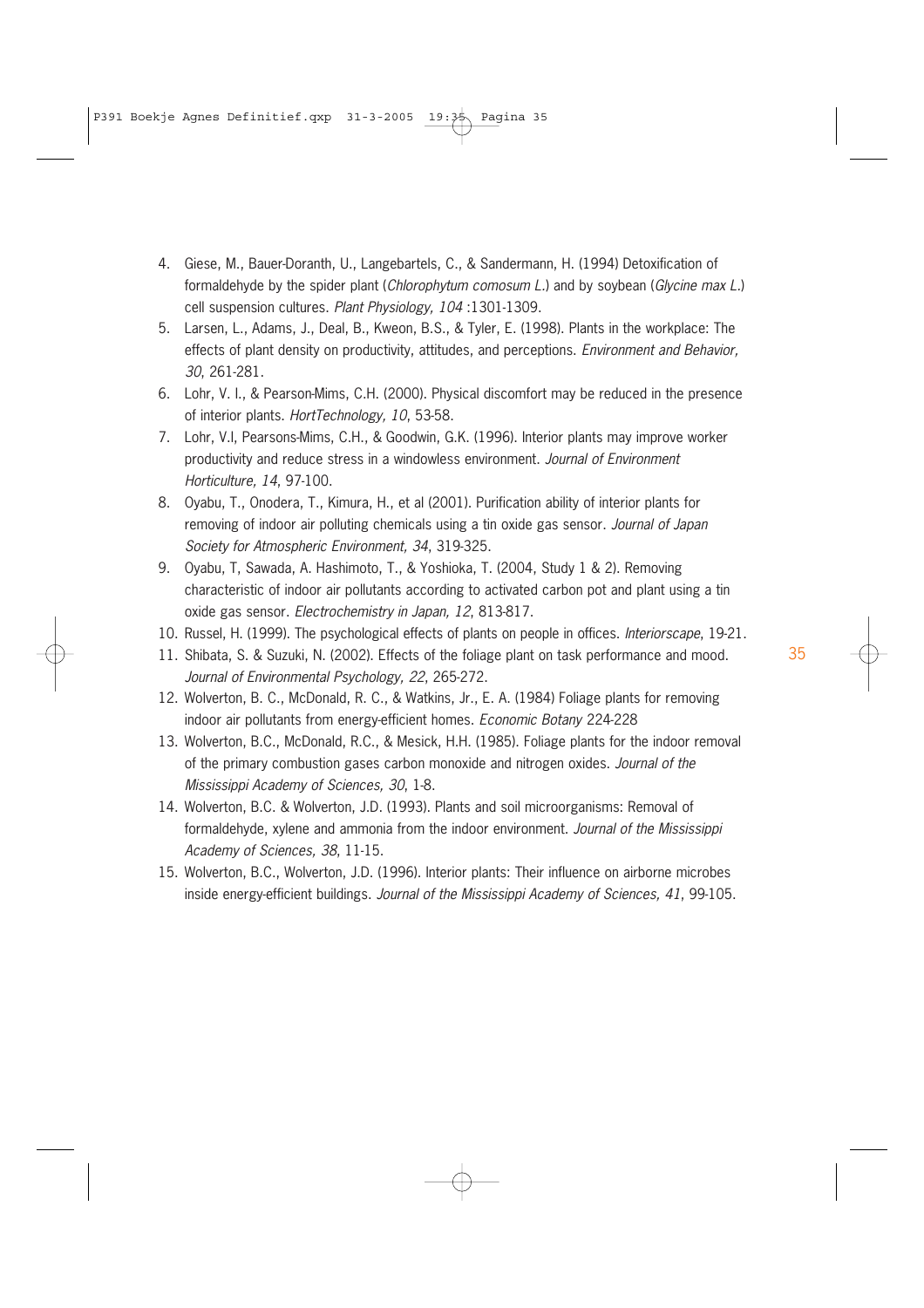4. Giese, M., Bauer-Doranth, U., Langebartels, C., & Sandermann, H. (1994) Detoxification of formaldehyde by the spider plant (*Chlorophytum comosum L.*) and by soybean (*Glycine max L.*) cell suspension cultures. *Plant Physiology, 104* :1301-1309.
5. Larsen, L., Adams, J., Deal, B., Kweon, B.S., & Tyler, E. (1998). Plants in the workplace: The effects of plant density on productivity, attitudes, and perceptions. *Environment and Behavior, 30*, 261-281.
6. Lohr, V. I., & Pearson-Mims, C.H. (2000). Physical discomfort may be reduced in the presence of interior plants. *HortTechnology, 10*, 53-58.
7. Lohr, V.I, Pearsons-Mims, C.H., & Goodwin, G.K. (1996). Interior plants may improve worker productivity and reduce stress in a windowless environment. *Journal of Environment Horticulture, 14*, 97-100.
8. Oyabu, T., Onodera, T., Kimura, H., et al (2001). Purification ability of interior plants for removing of indoor air polluting chemicals using a tin oxide gas sensor. *Journal of Japan Society for Atmospheric Environment, 34*, 319-325.
9. Oyabu, T, Sawada, A. Hashimoto, T., & Yoshioka, T. (2004, Study 1 & 2). Removing characteristic of indoor air pollutants according to activated carbon pot and plant using a tin oxide gas sensor. *Electrochemistry in Japan, 12*, 813-817.
10. Russel, H. (1999). The psychological effects of plants on people in offices. *Interiorscape*, 19-21.
11. Shibata, S. & Suzuki, N. (2002). Effects of the foliage plant on task performance and mood. *Journal of Environmental Psychology, 22*, 265-272.
12. Wolverton, B. C., McDonald, R. C., & Watkins, Jr., E. A. (1984) Foliage plants for removing indoor air pollutants from energy-efficient homes. *Economic Botany* 224-228
13. Wolverton, B.C., McDonald, R.C., & Mesick, H.H. (1985). Foliage plants for the indoor removal of the primary combustion gases carbon monoxide and nitrogen oxides. *Journal of the Mississippi Academy of Sciences, 30*, 1-8.
14. Wolverton, B.C. & Wolverton, J.D. (1993). Plants and soil microorganisms: Removal of formaldehyde, xylene and ammonia from the indoor environment. *Journal of the Mississippi Academy of Sciences, 38*, 11-15.
15. Wolverton, B.C., Wolverton, J.D. (1996). Interior plants: Their influence on airborne microbes inside energy-efficient buildings. *Journal of the Mississippi Academy of Sciences, 41*, 99-105.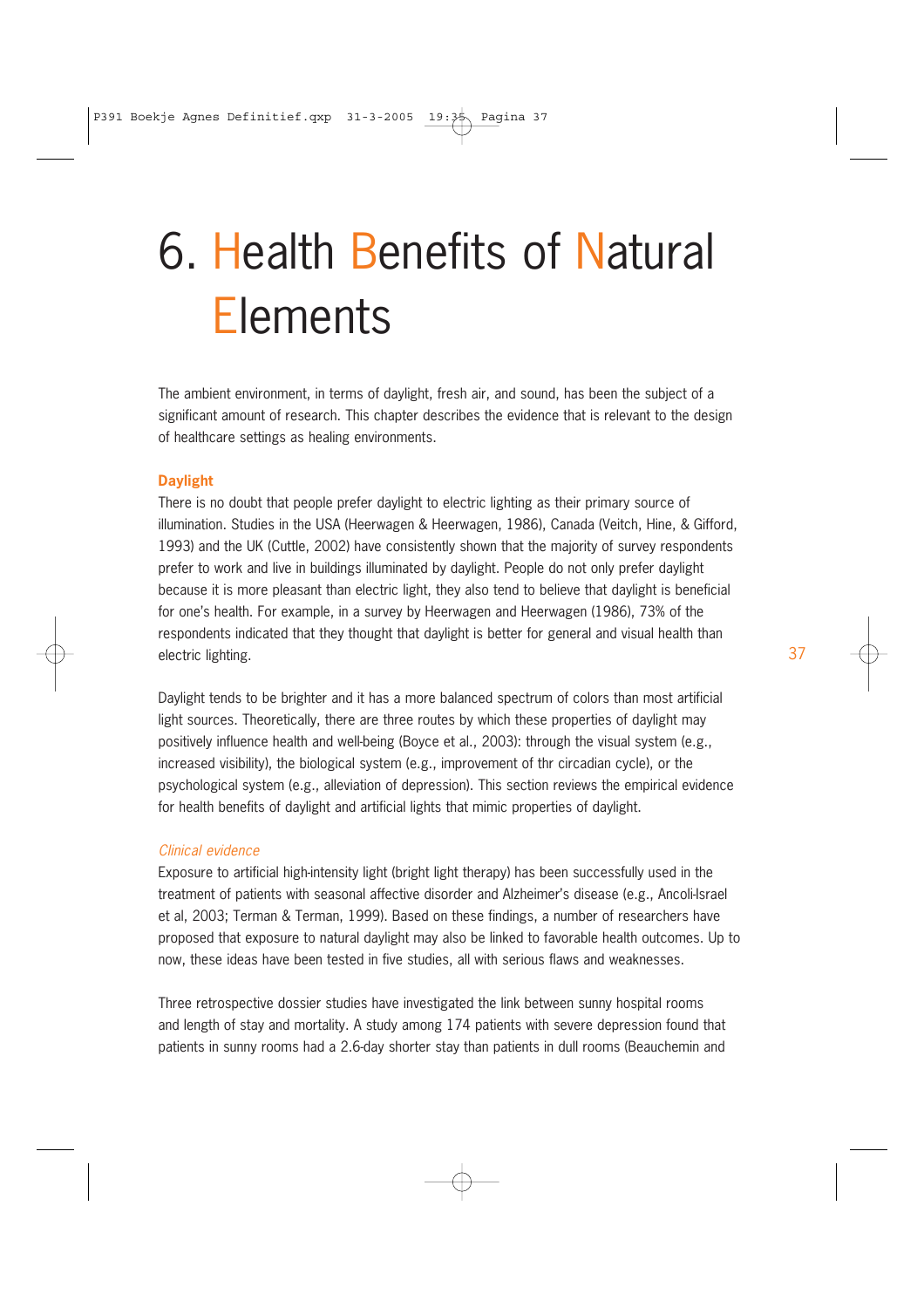# 6. Health Benefits of Natural Elements

The ambient environment, in terms of daylight, fresh air, and sound, has been the subject of a significant amount of research. This chapter describes the evidence that is relevant to the design of healthcare settings as healing environments.

## Daylight

There is no doubt that people prefer daylight to electric lighting as their primary source of illumination. Studies in the USA (Heerwagen & Heerwagen, 1986), Canada (Veitch, Hine, & Gifford, 1993) and the UK (Cuttle, 2002) have consistently shown that the majority of survey respondents prefer to work and live in buildings illuminated by daylight. People do not only prefer daylight because it is more pleasant than electric light, they also tend to believe that daylight is beneficial for one's health. For example, in a survey by Heerwagen and Heerwagen (1986), 73% of the respondents indicated that they thought that daylight is better for general and visual health than electric lighting.

Daylight tends to be brighter and it has a more balanced spectrum of colors than most artificial light sources. Theoretically, there are three routes by which these properties of daylight may positively influence health and well-being (Boyce et al., 2003): through the visual system (e.g., increased visibility), the biological system (e.g., improvement of thr circadian cycle), or the psychological system (e.g., alleviation of depression). This section reviews the empirical evidence for health benefits of daylight and artificial lights that mimic properties of daylight.

### *Clinical evidence*

Exposure to artificial high-intensity light (bright light therapy) has been successfully used in the treatment of patients with seasonal affective disorder and Alzheimer's disease (e.g., Ancoli-Israel et al, 2003; Terman & Terman, 1999). Based on these findings, a number of researchers have proposed that exposure to natural daylight may also be linked to favorable health outcomes. Up to now, these ideas have been tested in five studies, all with serious flaws and weaknesses.

Three retrospective dossier studies have investigated the link between sunny hospital rooms and length of stay and mortality. A study among 174 patients with severe depression found that patients in sunny rooms had a 2.6-day shorter stay than patients in dull rooms (Beauchemin and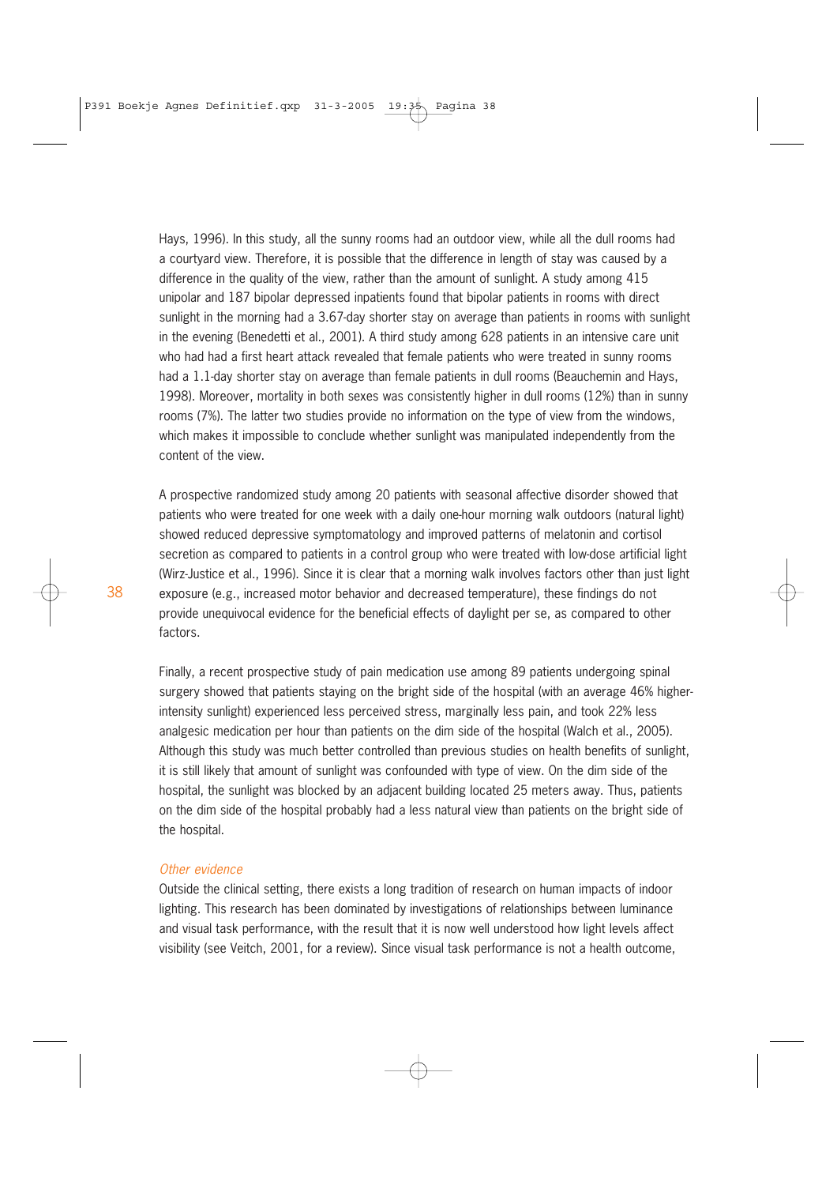Hays, 1996). In this study, all the sunny rooms had an outdoor view, while all the dull rooms had a courtyard view. Therefore, it is possible that the difference in length of stay was caused by a difference in the quality of the view, rather than the amount of sunlight. A study among 415 unipolar and 187 bipolar depressed inpatients found that bipolar patients in rooms with direct sunlight in the morning had a 3.67-day shorter stay on average than patients in rooms with sunlight in the evening (Benedetti et al., 2001). A third study among 628 patients in an intensive care unit who had had a first heart attack revealed that female patients who were treated in sunny rooms had a 1.1-day shorter stay on average than female patients in dull rooms (Beauchemin and Hays, 1998). Moreover, mortality in both sexes was consistently higher in dull rooms (12%) than in sunny rooms (7%). The latter two studies provide no information on the type of view from the windows, which makes it impossible to conclude whether sunlight was manipulated independently from the content of the view.

A prospective randomized study among 20 patients with seasonal affective disorder showed that patients who were treated for one week with a daily one-hour morning walk outdoors (natural light) showed reduced depressive symptomatology and improved patterns of melatonin and cortisol secretion as compared to patients in a control group who were treated with low-dose artificial light (Wirz-Justice et al., 1996). Since it is clear that a morning walk involves factors other than just light exposure (e.g., increased motor behavior and decreased temperature), these findings do not provide unequivocal evidence for the beneficial effects of daylight per se, as compared to other factors.

Finally, a recent prospective study of pain medication use among 89 patients undergoing spinal surgery showed that patients staying on the bright side of the hospital (with an average 46% higher-intensity sunlight) experienced less perceived stress, marginally less pain, and took 22% less analgesic medication per hour than patients on the dim side of the hospital (Walch et al., 2005). Although this study was much better controlled than previous studies on health benefits of sunlight, it is still likely that amount of sunlight was confounded with type of view. On the dim side of the hospital, the sunlight was blocked by an adjacent building located 25 meters away. Thus, patients on the dim side of the hospital probably had a less natural view than patients on the bright side of the hospital.

### *Other evidence*

Outside the clinical setting, there exists a long tradition of research on human impacts of indoor lighting. This research has been dominated by investigations of relationships between luminance and visual task performance, with the result that it is now well understood how light levels affect visibility (see Veitch, 2001, for a review). Since visual task performance is not a health outcome,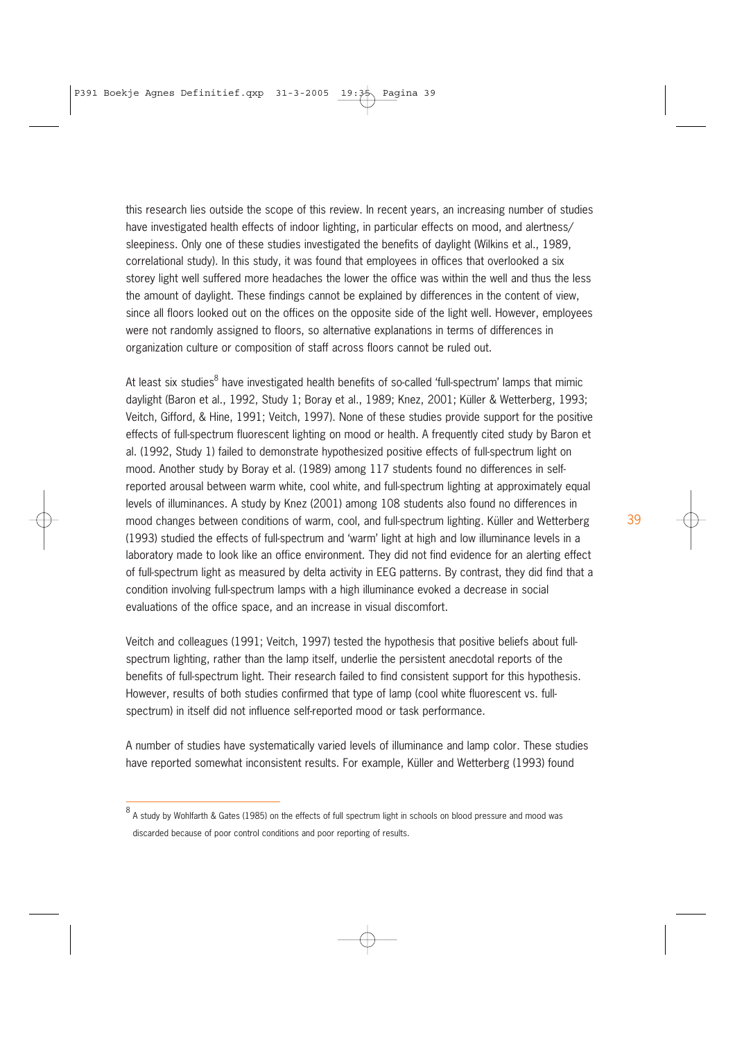this research lies outside the scope of this review. In recent years, an increasing number of studies have investigated health effects of indoor lighting, in particular effects on mood, and alertness/ sleepiness. Only one of these studies investigated the benefits of daylight (Wilkins et al., 1989, correlational study). In this study, it was found that employees in offices that overlooked a six storey light well suffered more headaches the lower the office was within the well and thus the less the amount of daylight. These findings cannot be explained by differences in the content of view, since all floors looked out on the offices on the opposite side of the light well. However, employees were not randomly assigned to floors, so alternative explanations in terms of differences in organization culture or composition of staff across floors cannot be ruled out.

At least six studies[8] have investigated health benefits of so-called 'full-spectrum' lamps that mimic daylight (Baron et al., 1992, Study 1; Boray et al., 1989; Knez, 2001; Küller & Wetterberg, 1993; Veitch, Gifford, & Hine, 1991; Veitch, 1997). None of these studies provide support for the positive effects of full-spectrum fluorescent lighting on mood or health. A frequently cited study by Baron et al. (1992, Study 1) failed to demonstrate hypothesized positive effects of full-spectrum light on mood. Another study by Boray et al. (1989) among 117 students found no differences in self-reported arousal between warm white, cool white, and full-spectrum lighting at approximately equal levels of illuminances. A study by Knez (2001) among 108 students also found no differences in mood changes between conditions of warm, cool, and full-spectrum lighting. Küller and Wetterberg (1993) studied the effects of full-spectrum and 'warm' light at high and low illuminance levels in a laboratory made to look like an office environment. They did not find evidence for an alerting effect of full-spectrum light as measured by delta activity in EEG patterns. By contrast, they did find that a condition involving full-spectrum lamps with a high illuminance evoked a decrease in social evaluations of the office space, and an increase in visual discomfort.

Veitch and colleagues (1991; Veitch, 1997) tested the hypothesis that positive beliefs about full-spectrum lighting, rather than the lamp itself, underlie the persistent anecdotal reports of the benefits of full-spectrum light. Their research failed to find consistent support for this hypothesis. However, results of both studies confirmed that type of lamp (cool white fluorescent vs. full-spectrum) in itself did not influence self-reported mood or task performance.

A number of studies have systematically varied levels of illuminance and lamp color. These studies have reported somewhat inconsistent results. For example, Küller and Wetterberg (1993) found

[8] A study by Wohlfarth & Gates (1985) on the effects of full spectrum light in schools on blood pressure and mood was discarded because of poor control conditions and poor reporting of results.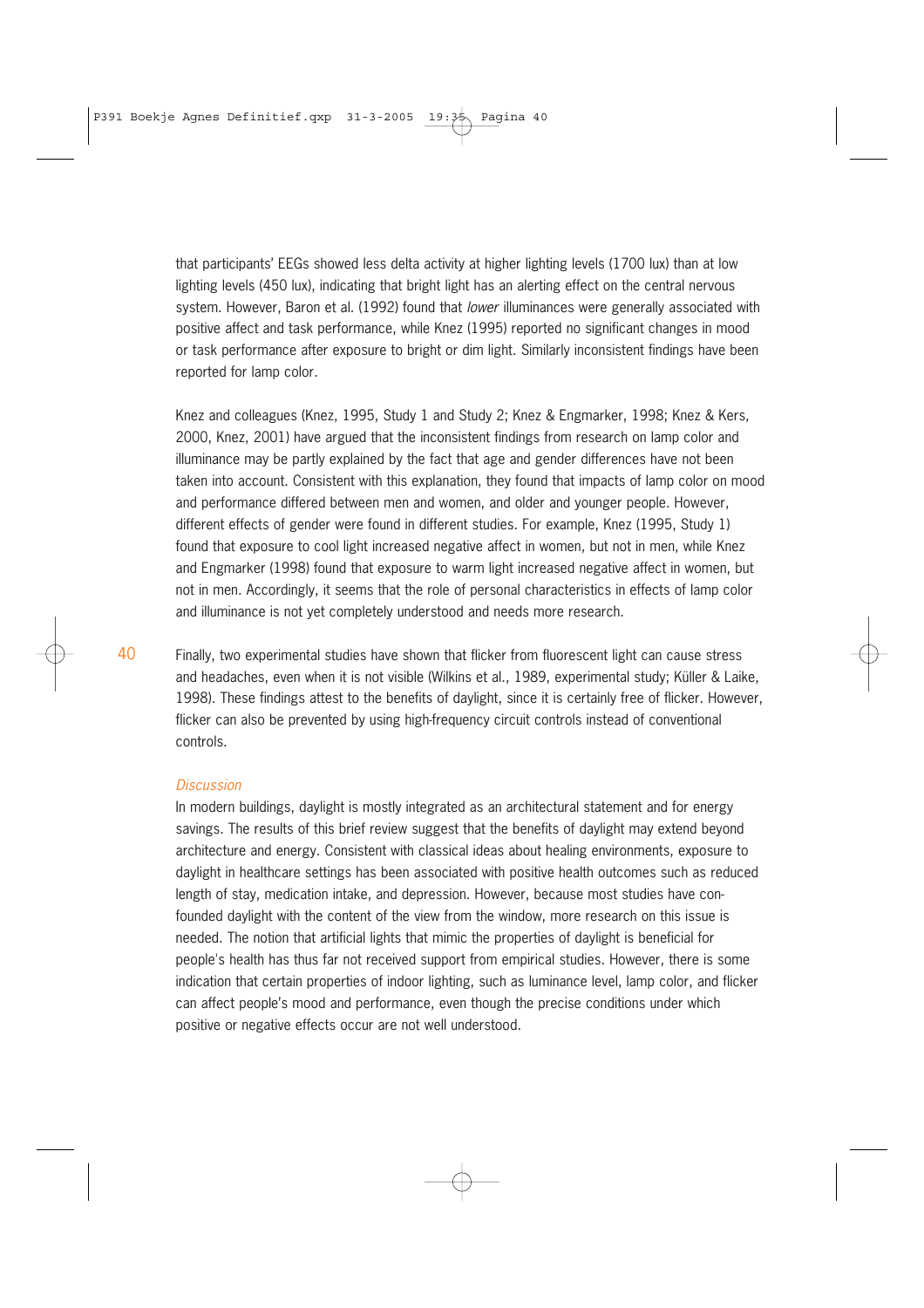that participants' EEGs showed less delta activity at higher lighting levels (1700 lux) than at low lighting levels (450 lux), indicating that bright light has an alerting effect on the central nervous system. However, Baron et al. (1992) found that *lower* illuminances were generally associated with positive affect and task performance, while Knez (1995) reported no significant changes in mood or task performance after exposure to bright or dim light. Similarly inconsistent findings have been reported for lamp color.

Knez and colleagues (Knez, 1995, Study 1 and Study 2; Knez & Engmarker, 1998; Knez & Kers, 2000, Knez, 2001) have argued that the inconsistent findings from research on lamp color and illuminance may be partly explained by the fact that age and gender differences have not been taken into account. Consistent with this explanation, they found that impacts of lamp color on mood and performance differed between men and women, and older and younger people. However, different effects of gender were found in different studies. For example, Knez (1995, Study 1) found that exposure to cool light increased negative affect in women, but not in men, while Knez and Engmarker (1998) found that exposure to warm light increased negative affect in women, but not in men. Accordingly, it seems that the role of personal characteristics in effects of lamp color and illuminance is not yet completely understood and needs more research.

Finally, two experimental studies have shown that flicker from fluorescent light can cause stress and headaches, even when it is not visible (Wilkins et al., 1989, experimental study; Küller & Laike, 1998). These findings attest to the benefits of daylight, since it is certainly free of flicker. However, flicker can also be prevented by using high-frequency circuit controls instead of conventional controls.

*Discussion*

In modern buildings, daylight is mostly integrated as an architectural statement and for energy savings. The results of this brief review suggest that the benefits of daylight may extend beyond architecture and energy. Consistent with classical ideas about healing environments, exposure to daylight in healthcare settings has been associated with positive health outcomes such as reduced length of stay, medication intake, and depression. However, because most studies have confounded daylight with the content of the view from the window, more research on this issue is needed. The notion that artificial lights that mimic the properties of daylight is beneficial for people's health has thus far not received support from empirical studies. However, there is some indication that certain properties of indoor lighting, such as luminance level, lamp color, and flicker can affect people's mood and performance, even though the precise conditions under which positive or negative effects occur are not well understood.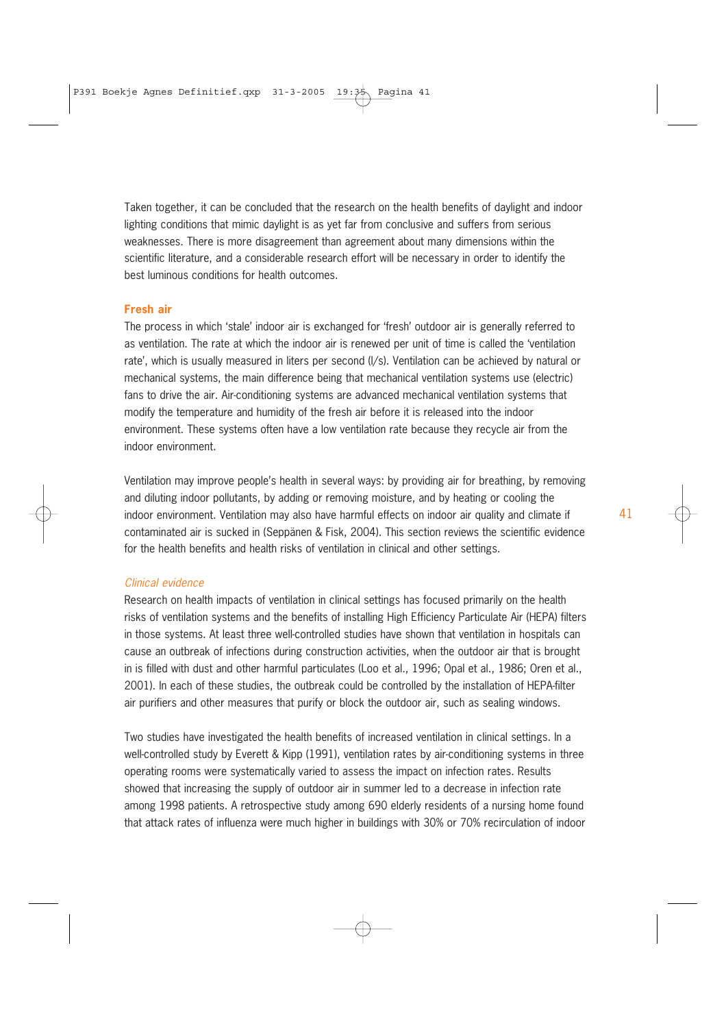Taken together, it can be concluded that the research on the health benefits of daylight and indoor lighting conditions that mimic daylight is as yet far from conclusive and suffers from serious weaknesses. There is more disagreement than agreement about many dimensions within the scientific literature, and a considerable research effort will be necessary in order to identify the best luminous conditions for health outcomes.

### Fresh air

The process in which 'stale' indoor air is exchanged for 'fresh' outdoor air is generally referred to as ventilation. The rate at which the indoor air is renewed per unit of time is called the 'ventilation rate', which is usually measured in liters per second (l/s). Ventilation can be achieved by natural or mechanical systems, the main difference being that mechanical ventilation systems use (electric) fans to drive the air. Air-conditioning systems are advanced mechanical ventilation systems that modify the temperature and humidity of the fresh air before it is released into the indoor environment. These systems often have a low ventilation rate because they recycle air from the indoor environment.

Ventilation may improve people's health in several ways: by providing air for breathing, by removing and diluting indoor pollutants, by adding or removing moisture, and by heating or cooling the indoor environment. Ventilation may also have harmful effects on indoor air quality and climate if contaminated air is sucked in (Seppänen & Fisk, 2004). This section reviews the scientific evidence for the health benefits and health risks of ventilation in clinical and other settings.

#### *Clinical evidence*

Research on health impacts of ventilation in clinical settings has focused primarily on the health risks of ventilation systems and the benefits of installing High Efficiency Particulate Air (HEPA) filters in those systems. At least three well-controlled studies have shown that ventilation in hospitals can cause an outbreak of infections during construction activities, when the outdoor air that is brought in is filled with dust and other harmful particulates (Loo et al., 1996; Opal et al., 1986; Oren et al., 2001). In each of these studies, the outbreak could be controlled by the installation of HEPA-filter air purifiers and other measures that purify or block the outdoor air, such as sealing windows.

Two studies have investigated the health benefits of increased ventilation in clinical settings. In a well-controlled study by Everett & Kipp (1991), ventilation rates by air-conditioning systems in three operating rooms were systematically varied to assess the impact on infection rates. Results showed that increasing the supply of outdoor air in summer led to a decrease in infection rate among 1998 patients. A retrospective study among 690 elderly residents of a nursing home found that attack rates of influenza were much higher in buildings with 30% or 70% recirculation of indoor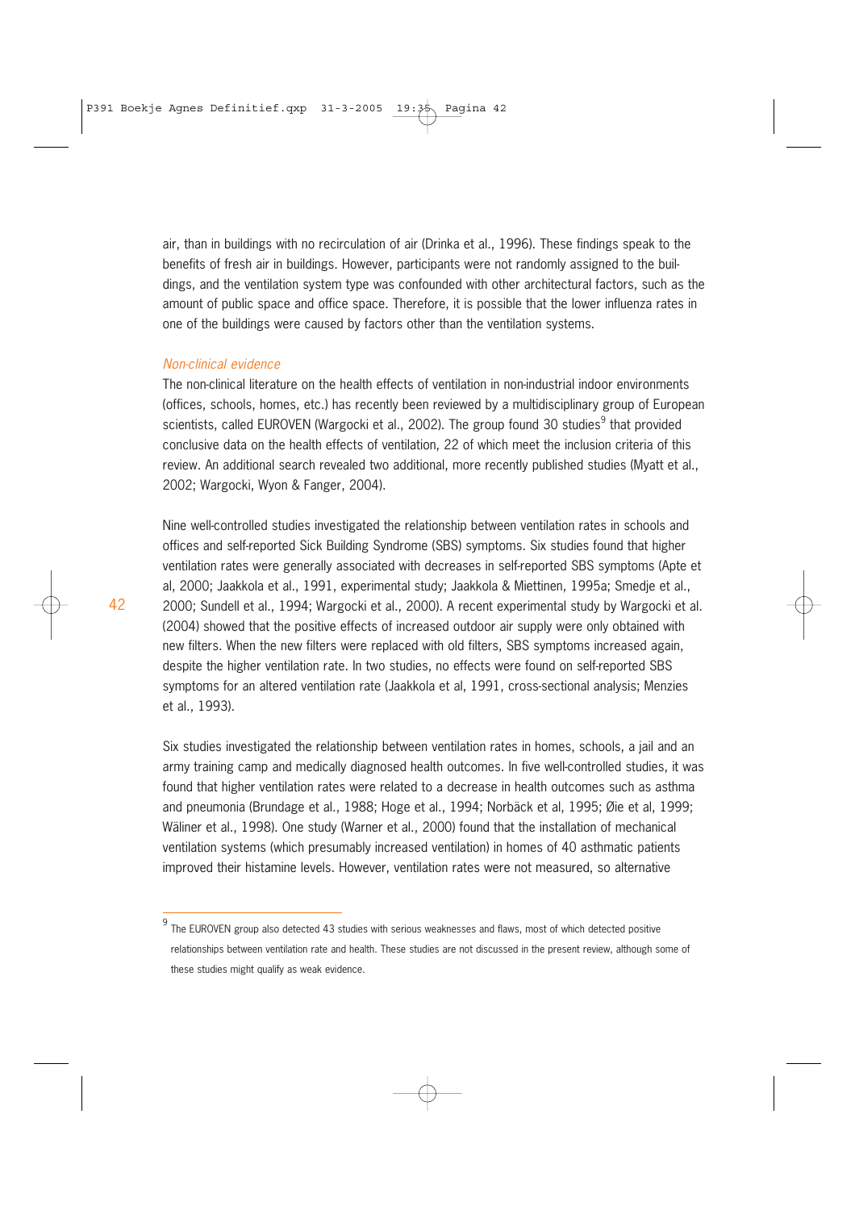air, than in buildings with no recirculation of air (Drinka et al., 1996). These findings speak to the benefits of fresh air in buildings. However, participants were not randomly assigned to the buildings, and the ventilation system type was confounded with other architectural factors, such as the amount of public space and office space. Therefore, it is possible that the lower influenza rates in one of the buildings were caused by factors other than the ventilation systems.

*Non-clinical evidence*

The non-clinical literature on the health effects of ventilation in non-industrial indoor environments (offices, schools, homes, etc.) has recently been reviewed by a multidisciplinary group of European scientists, called EUROVEN (Wargocki et al., 2002). The group found 30 studies[9] that provided conclusive data on the health effects of ventilation, 22 of which meet the inclusion criteria of this review. An additional search revealed two additional, more recently published studies (Myatt et al., 2002; Wargocki, Wyon & Fanger, 2004).

Nine well-controlled studies investigated the relationship between ventilation rates in schools and offices and self-reported Sick Building Syndrome (SBS) symptoms. Six studies found that higher ventilation rates were generally associated with decreases in self-reported SBS symptoms (Apte et al, 2000; Jaakkola et al., 1991, experimental study; Jaakkola & Miettinen, 1995a; Smedje et al., 2000; Sundell et al., 1994; Wargocki et al., 2000). A recent experimental study by Wargocki et al. (2004) showed that the positive effects of increased outdoor air supply were only obtained with new filters. When the new filters were replaced with old filters, SBS symptoms increased again, despite the higher ventilation rate. In two studies, no effects were found on self-reported SBS symptoms for an altered ventilation rate (Jaakkola et al, 1991, cross-sectional analysis; Menzies et al., 1993).

Six studies investigated the relationship between ventilation rates in homes, schools, a jail and an army training camp and medically diagnosed health outcomes. In five well-controlled studies, it was found that higher ventilation rates were related to a decrease in health outcomes such as asthma and pneumonia (Brundage et al., 1988; Hoge et al., 1994; Norbäck et al, 1995; Øie et al, 1999; Wäliner et al., 1998). One study (Warner et al., 2000) found that the installation of mechanical ventilation systems (which presumably increased ventilation) in homes of 40 asthmatic patients improved their histamine levels. However, ventilation rates were not measured, so alternative

---

[9] The EUROVEN group also detected 43 studies with serious weaknesses and flaws, most of which detected positive relationships between ventilation rate and health. These studies are not discussed in the present review, although some of these studies might qualify as weak evidence.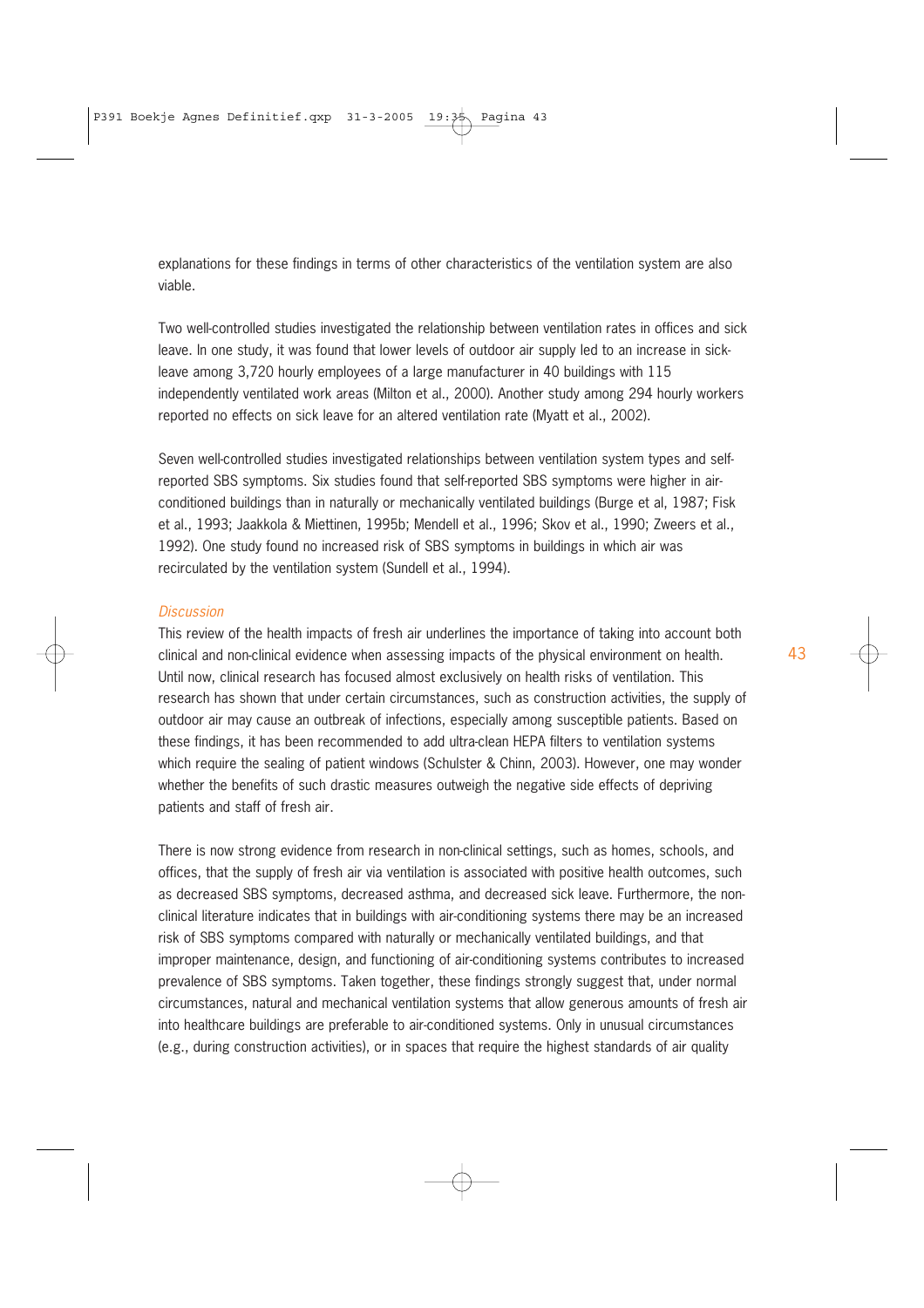explanations for these findings in terms of other characteristics of the ventilation system are also viable.

Two well-controlled studies investigated the relationship between ventilation rates in offices and sick leave. In one study, it was found that lower levels of outdoor air supply led to an increase in sick-leave among 3,720 hourly employees of a large manufacturer in 40 buildings with 115 independently ventilated work areas (Milton et al., 2000). Another study among 294 hourly workers reported no effects on sick leave for an altered ventilation rate (Myatt et al., 2002).

Seven well-controlled studies investigated relationships between ventilation system types and self-reported SBS symptoms. Six studies found that self-reported SBS symptoms were higher in air-conditioned buildings than in naturally or mechanically ventilated buildings (Burge et al, 1987; Fisk et al., 1993; Jaakkola & Miettinen, 1995b; Mendell et al., 1996; Skov et al., 1990; Zweers et al., 1992). One study found no increased risk of SBS symptoms in buildings in which air was recirculated by the ventilation system (Sundell et al., 1994).

### *Discussion*

This review of the health impacts of fresh air underlines the importance of taking into account both clinical and non-clinical evidence when assessing impacts of the physical environment on health. Until now, clinical research has focused almost exclusively on health risks of ventilation. This research has shown that under certain circumstances, such as construction activities, the supply of outdoor air may cause an outbreak of infections, especially among susceptible patients. Based on these findings, it has been recommended to add ultra-clean HEPA filters to ventilation systems which require the sealing of patient windows (Schulster & Chinn, 2003). However, one may wonder whether the benefits of such drastic measures outweigh the negative side effects of depriving patients and staff of fresh air.

There is now strong evidence from research in non-clinical settings, such as homes, schools, and offices, that the supply of fresh air via ventilation is associated with positive health outcomes, such as decreased SBS symptoms, decreased asthma, and decreased sick leave. Furthermore, the non-clinical literature indicates that in buildings with air-conditioning systems there may be an increased risk of SBS symptoms compared with naturally or mechanically ventilated buildings, and that improper maintenance, design, and functioning of air-conditioning systems contributes to increased prevalence of SBS symptoms. Taken together, these findings strongly suggest that, under normal circumstances, natural and mechanical ventilation systems that allow generous amounts of fresh air into healthcare buildings are preferable to air-conditioned systems. Only in unusual circumstances (e.g., during construction activities), or in spaces that require the highest standards of air quality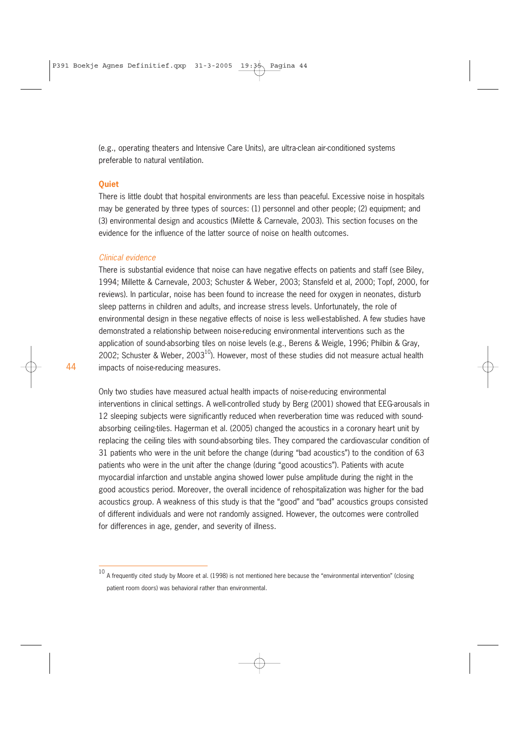(e.g., operating theaters and Intensive Care Units), are ultra-clean air-conditioned systems preferable to natural ventilation.

### Quiet

There is little doubt that hospital environments are less than peaceful. Excessive noise in hospitals may be generated by three types of sources: (1) personnel and other people; (2) equipment; and (3) environmental design and acoustics (Milette & Carnevale, 2003). This section focuses on the evidence for the influence of the latter source of noise on health outcomes.

#### *Clinical evidence*

There is substantial evidence that noise can have negative effects on patients and staff (see Biley, 1994; Millette & Carnevale, 2003; Schuster & Weber, 2003; Stansfeld et al, 2000; Topf, 2000, for reviews). In particular, noise has been found to increase the need for oxygen in neonates, disturb sleep patterns in children and adults, and increase stress levels. Unfortunately, the role of environmental design in these negative effects of noise is less well-established. A few studies have demonstrated a relationship between noise-reducing environmental interventions such as the application of sound-absorbing tiles on noise levels (e.g., Berens & Weigle, 1996; Philbin & Gray, 2002; Schuster & Weber, 2003[10]). However, most of these studies did not measure actual health impacts of noise-reducing measures.

Only two studies have measured actual health impacts of noise-reducing environmental interventions in clinical settings. A well-controlled study by Berg (2001) showed that EEG-arousals in 12 sleeping subjects were significantly reduced when reverberation time was reduced with sound-absorbing ceiling-tiles. Hagerman et al. (2005) changed the acoustics in a coronary heart unit by replacing the ceiling tiles with sound-absorbing tiles. They compared the cardiovascular condition of 31 patients who were in the unit before the change (during "bad acoustics") to the condition of 63 patients who were in the unit after the change (during "good acoustics"). Patients with acute myocardial infarction and unstable angina showed lower pulse amplitude during the night in the good acoustics period. Moreover, the overall incidence of rehospitalization was higher for the bad acoustics group. A weakness of this study is that the "good" and "bad" acoustics groups consisted of different individuals and were not randomly assigned. However, the outcomes were controlled for differences in age, gender, and severity of illness.

---

[10] A frequently cited study by Moore et al. (1998) is not mentioned here because the "environmental intervention" (closing patient room doors) was behavioral rather than environmental.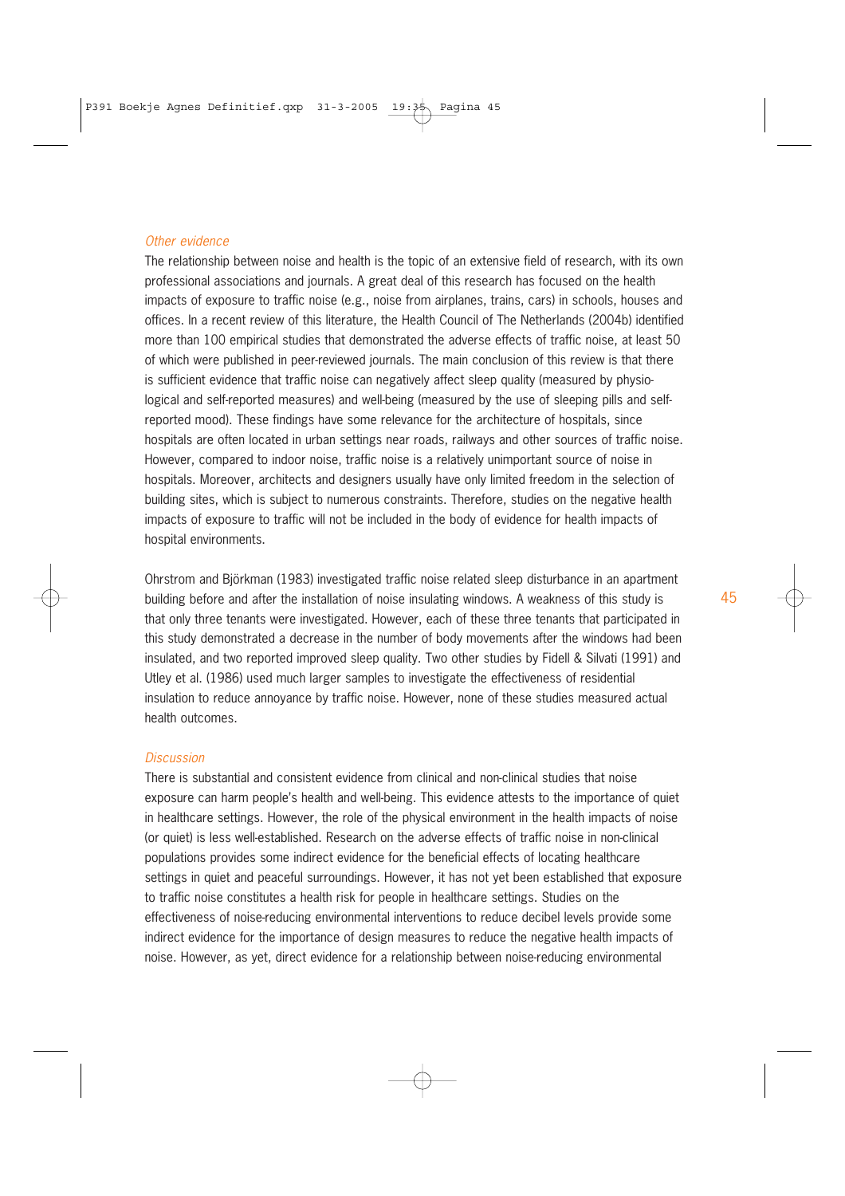*Other evidence*

The relationship between noise and health is the topic of an extensive field of research, with its own professional associations and journals. A great deal of this research has focused on the health impacts of exposure to traffic noise (e.g., noise from airplanes, trains, cars) in schools, houses and offices. In a recent review of this literature, the Health Council of The Netherlands (2004b) identified more than 100 empirical studies that demonstrated the adverse effects of traffic noise, at least 50 of which were published in peer-reviewed journals. The main conclusion of this review is that there is sufficient evidence that traffic noise can negatively affect sleep quality (measured by physiological and self-reported measures) and well-being (measured by the use of sleeping pills and self-reported mood). These findings have some relevance for the architecture of hospitals, since hospitals are often located in urban settings near roads, railways and other sources of traffic noise. However, compared to indoor noise, traffic noise is a relatively unimportant source of noise in hospitals. Moreover, architects and designers usually have only limited freedom in the selection of building sites, which is subject to numerous constraints. Therefore, studies on the negative health impacts of exposure to traffic will not be included in the body of evidence for health impacts of hospital environments.

Ohrstrom and Björkman (1983) investigated traffic noise related sleep disturbance in an apartment building before and after the installation of noise insulating windows. A weakness of this study is that only three tenants were investigated. However, each of these three tenants that participated in this study demonstrated a decrease in the number of body movements after the windows had been insulated, and two reported improved sleep quality. Two other studies by Fidell & Silvati (1991) and Utley et al. (1986) used much larger samples to investigate the effectiveness of residential insulation to reduce annoyance by traffic noise. However, none of these studies measured actual health outcomes.

*Discussion*

There is substantial and consistent evidence from clinical and non-clinical studies that noise exposure can harm people's health and well-being. This evidence attests to the importance of quiet in healthcare settings. However, the role of the physical environment in the health impacts of noise (or quiet) is less well-established. Research on the adverse effects of traffic noise in non-clinical populations provides some indirect evidence for the beneficial effects of locating healthcare settings in quiet and peaceful surroundings. However, it has not yet been established that exposure to traffic noise constitutes a health risk for people in healthcare settings. Studies on the effectiveness of noise-reducing environmental interventions to reduce decibel levels provide some indirect evidence for the importance of design measures to reduce the negative health impacts of noise. However, as yet, direct evidence for a relationship between noise-reducing environmental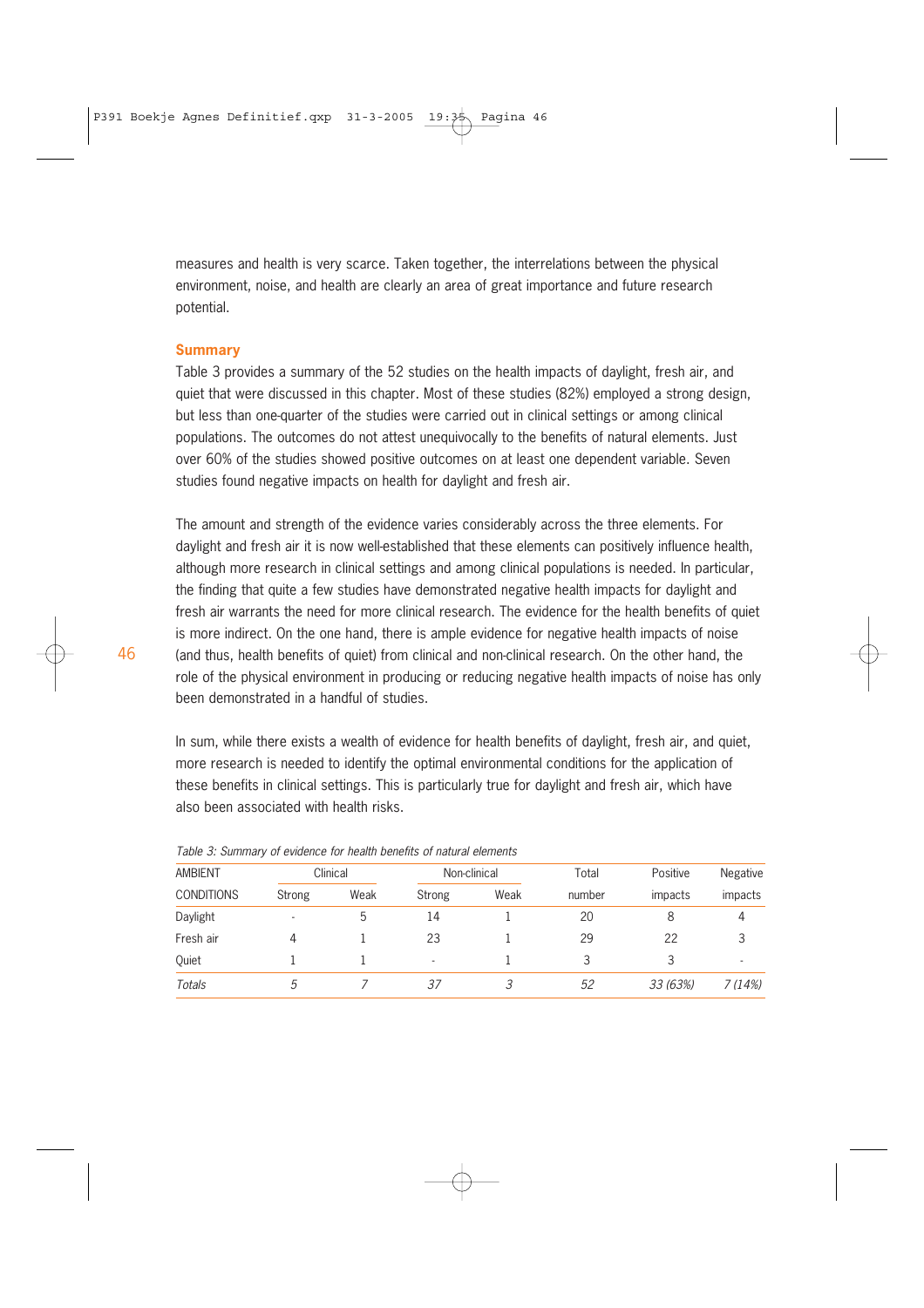measures and health is very scarce. Taken together, the interrelations between the physical environment, noise, and health are clearly an area of great importance and future research potential.

## Summary

Table 3 provides a summary of the 52 studies on the health impacts of daylight, fresh air, and quiet that were discussed in this chapter. Most of these studies (82%) employed a strong design, but less than one-quarter of the studies were carried out in clinical settings or among clinical populations. The outcomes do not attest unequivocally to the benefits of natural elements. Just over 60% of the studies showed positive outcomes on at least one dependent variable. Seven studies found negative impacts on health for daylight and fresh air.

The amount and strength of the evidence varies considerably across the three elements. For daylight and fresh air it is now well-established that these elements can positively influence health, although more research in clinical settings and among clinical populations is needed. In particular, the finding that quite a few studies have demonstrated negative health impacts for daylight and fresh air warrants the need for more clinical research. The evidence for the health benefits of quiet is more indirect. On the one hand, there is ample evidence for negative health impacts of noise (and thus, health benefits of quiet) from clinical and non-clinical research. On the other hand, the role of the physical environment in producing or reducing negative health impacts of noise has only been demonstrated in a handful of studies.

In sum, while there exists a wealth of evidence for health benefits of daylight, fresh air, and quiet, more research is needed to identify the optimal environmental conditions for the application of these benefits in clinical settings. This is particularly true for daylight and fresh air, which have also been associated with health risks.

*Table 3: Summary of evidence for health benefits of natural elements*

| AMBIENT | Clinical | | Non-clinical | | Total | Positive | Negative |
|---|---|---|---|---|---|---|---|
| CONDITIONS | Strong | Weak | Strong | Weak | number | impacts | impacts |
| Daylight | - | 5 | 14 | 1 | 20 | 8 | 4 |
| Fresh air | 4 | 1 | 23 | 1 | 29 | 22 | 3 |
| Quiet | 1 | 1 | - | 1 | 3 | 3 | - |
| *Totals* | *5* | *7* | *37* | *3* | *52* | *33 (63%)* | *7 (14%)* |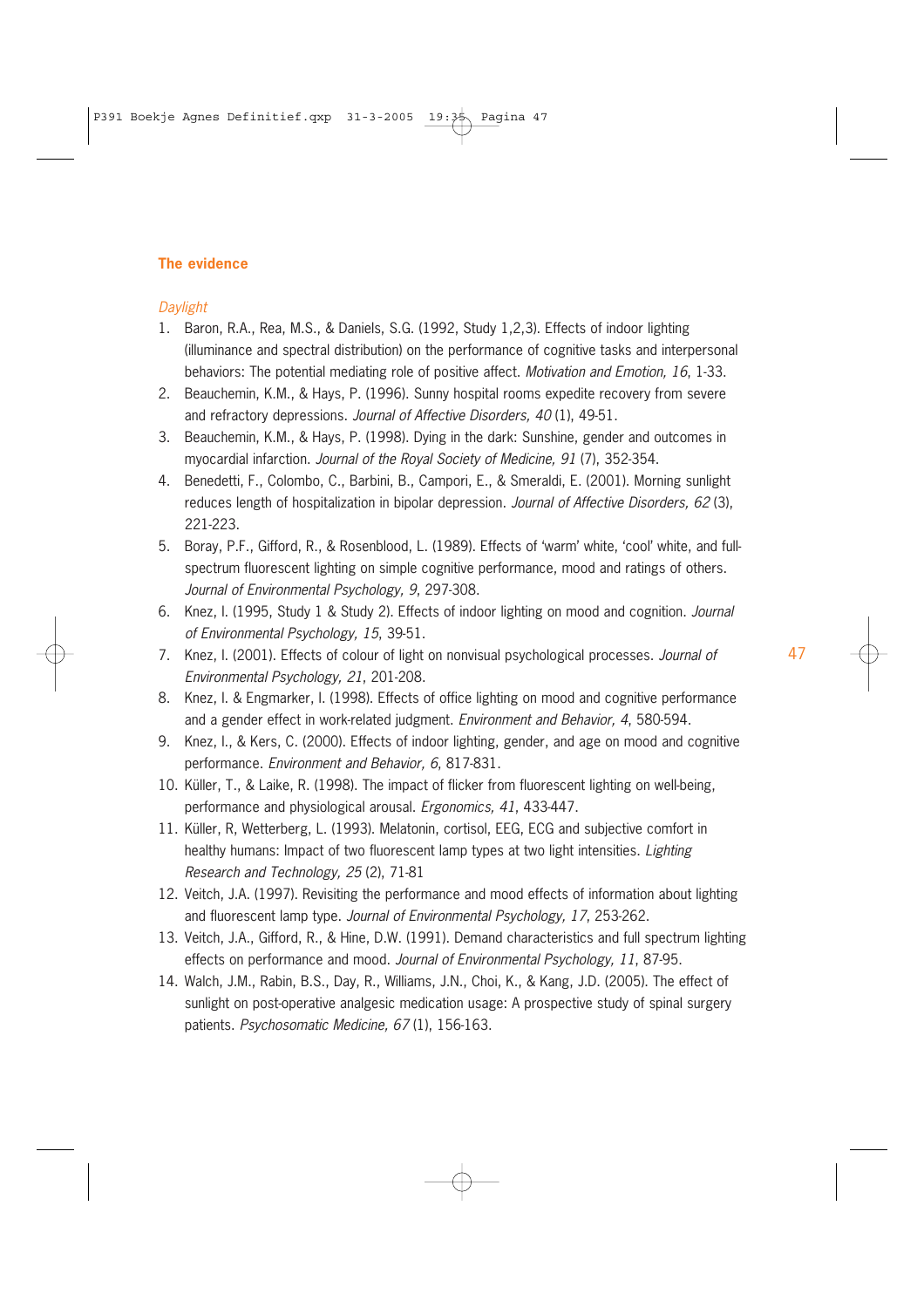## The evidence

*Daylight*

1. Baron, R.A., Rea, M.S., & Daniels, S.G. (1992, Study 1,2,3). Effects of indoor lighting (illuminance and spectral distribution) on the performance of cognitive tasks and interpersonal behaviors: The potential mediating role of positive affect. *Motivation and Emotion, 16*, 1-33.
2. Beauchemin, K.M., & Hays, P. (1996). Sunny hospital rooms expedite recovery from severe and refractory depressions. *Journal of Affective Disorders, 40* (1), 49-51.
3. Beauchemin, K.M., & Hays, P. (1998). Dying in the dark: Sunshine, gender and outcomes in myocardial infarction. *Journal of the Royal Society of Medicine, 91* (7), 352-354.
4. Benedetti, F., Colombo, C., Barbini, B., Campori, E., & Smeraldi, E. (2001). Morning sunlight reduces length of hospitalization in bipolar depression. *Journal of Affective Disorders, 62* (3), 221-223.
5. Boray, P.F., Gifford, R., & Rosenblood, L. (1989). Effects of 'warm' white, 'cool' white, and full-spectrum fluorescent lighting on simple cognitive performance, mood and ratings of others. *Journal of Environmental Psychology, 9*, 297-308.
6. Knez, I. (1995, Study 1 & Study 2). Effects of indoor lighting on mood and cognition. *Journal of Environmental Psychology, 15*, 39-51.
7. Knez, I. (2001). Effects of colour of light on nonvisual psychological processes. *Journal of Environmental Psychology, 21*, 201-208.
8. Knez, I. & Engmarker, I. (1998). Effects of office lighting on mood and cognitive performance and a gender effect in work-related judgment. *Environment and Behavior, 4*, 580-594.
9. Knez, I., & Kers, C. (2000). Effects of indoor lighting, gender, and age on mood and cognitive performance. *Environment and Behavior, 6*, 817-831.
10. Küller, T., & Laike, R. (1998). The impact of flicker from fluorescent lighting on well-being, performance and physiological arousal. *Ergonomics, 41*, 433-447.
11. Küller, R, Wetterberg, L. (1993). Melatonin, cortisol, EEG, ECG and subjective comfort in healthy humans: Impact of two fluorescent lamp types at two light intensities. *Lighting Research and Technology, 25* (2), 71-81
12. Veitch, J.A. (1997). Revisiting the performance and mood effects of information about lighting and fluorescent lamp type. *Journal of Environmental Psychology, 17*, 253-262.
13. Veitch, J.A., Gifford, R., & Hine, D.W. (1991). Demand characteristics and full spectrum lighting effects on performance and mood. *Journal of Environmental Psychology, 11*, 87-95.
14. Walch, J.M., Rabin, B.S., Day, R., Williams, J.N., Choi, K., & Kang, J.D. (2005). The effect of sunlight on post-operative analgesic medication usage: A prospective study of spinal surgery patients. *Psychosomatic Medicine, 67* (1), 156-163.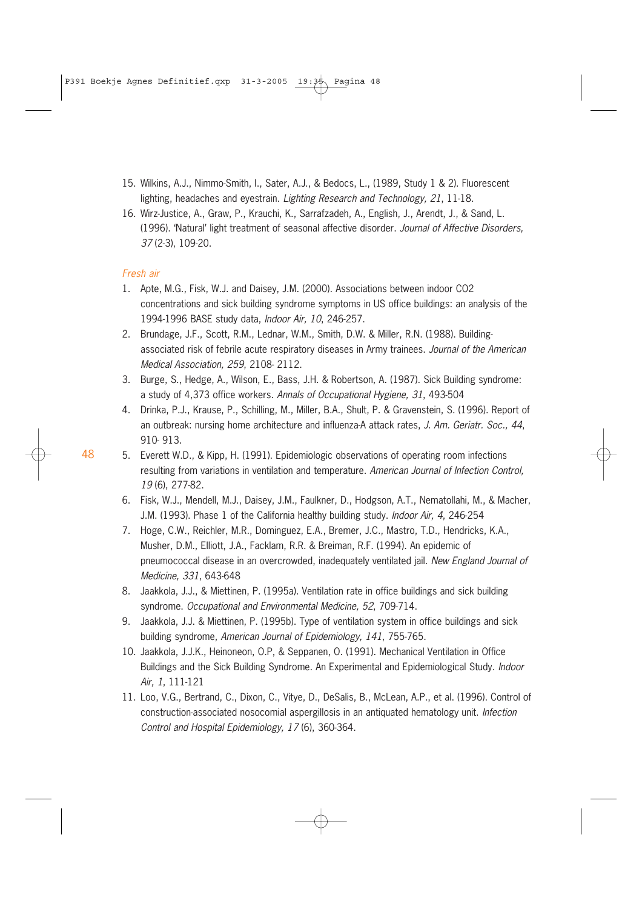15. Wilkins, A.J., Nimmo-Smith, I., Sater, A.J., & Bedocs, L., (1989, Study 1 & 2). Fluorescent lighting, headaches and eyestrain. *Lighting Research and Technology, 21*, 11-18.
16. Wirz-Justice, A., Graw, P., Krauchi, K., Sarrafzadeh, A., English, J., Arendt, J., & Sand, L. (1996). 'Natural' light treatment of seasonal affective disorder. *Journal of Affective Disorders, 37* (2-3), 109-20.

### *Fresh air*

1. Apte, M.G., Fisk, W.J. and Daisey, J.M. (2000). Associations between indoor CO2 concentrations and sick building syndrome symptoms in US office buildings: an analysis of the 1994-1996 BASE study data, *Indoor Air, 10*, 246-257.
2. Brundage, J.F., Scott, R.M., Lednar, W.M., Smith, D.W. & Miller, R.N. (1988). Building-associated risk of febrile acute respiratory diseases in Army trainees. *Journal of the American Medical Association, 259*, 2108- 2112.
3. Burge, S., Hedge, A., Wilson, E., Bass, J.H. & Robertson, A. (1987). Sick Building syndrome: a study of 4,373 office workers. *Annals of Occupational Hygiene, 31*, 493-504
4. Drinka, P.J., Krause, P., Schilling, M., Miller, B.A., Shult, P. & Gravenstein, S. (1996). Report of an outbreak: nursing home architecture and influenza-A attack rates, *J. Am. Geriatr. Soc., 44*, 910- 913.
5. Everett W.D., & Kipp, H. (1991). Epidemiologic observations of operating room infections resulting from variations in ventilation and temperature. *American Journal of Infection Control, 19* (6), 277-82.
6. Fisk, W.J., Mendell, M.J., Daisey, J.M., Faulkner, D., Hodgson, A.T., Nematollahi, M., & Macher, J.M. (1993). Phase 1 of the California healthy building study. *Indoor Air, 4*, 246-254
7. Hoge, C.W., Reichler, M.R., Dominguez, E.A., Bremer, J.C., Mastro, T.D., Hendricks, K.A., Musher, D.M., Elliott, J.A., Facklam, R.R. & Breiman, R.F. (1994). An epidemic of pneumococcal disease in an overcrowded, inadequately ventilated jail. *New England Journal of Medicine, 331*, 643-648
8. Jaakkola, J.J., & Miettinen, P. (1995a). Ventilation rate in office buildings and sick building syndrome. *Occupational and Environmental Medicine, 52*, 709-714.
9. Jaakkola, J.J. & Miettinen, P. (1995b). Type of ventilation system in office buildings and sick building syndrome, *American Journal of Epidemiology, 141*, 755-765.
10. Jaakkola, J.J.K., Heinoneon, O.P, & Seppanen, O. (1991). Mechanical Ventilation in Office Buildings and the Sick Building Syndrome. An Experimental and Epidemiological Study. *Indoor Air, 1*, 111-121
11. Loo, V.G., Bertrand, C., Dixon, C., Vitye, D., DeSalis, B., McLean, A.P., et al. (1996). Control of construction-associated nosocomial aspergillosis in an antiquated hematology unit. *Infection Control and Hospital Epidemiology, 17* (6), 360-364.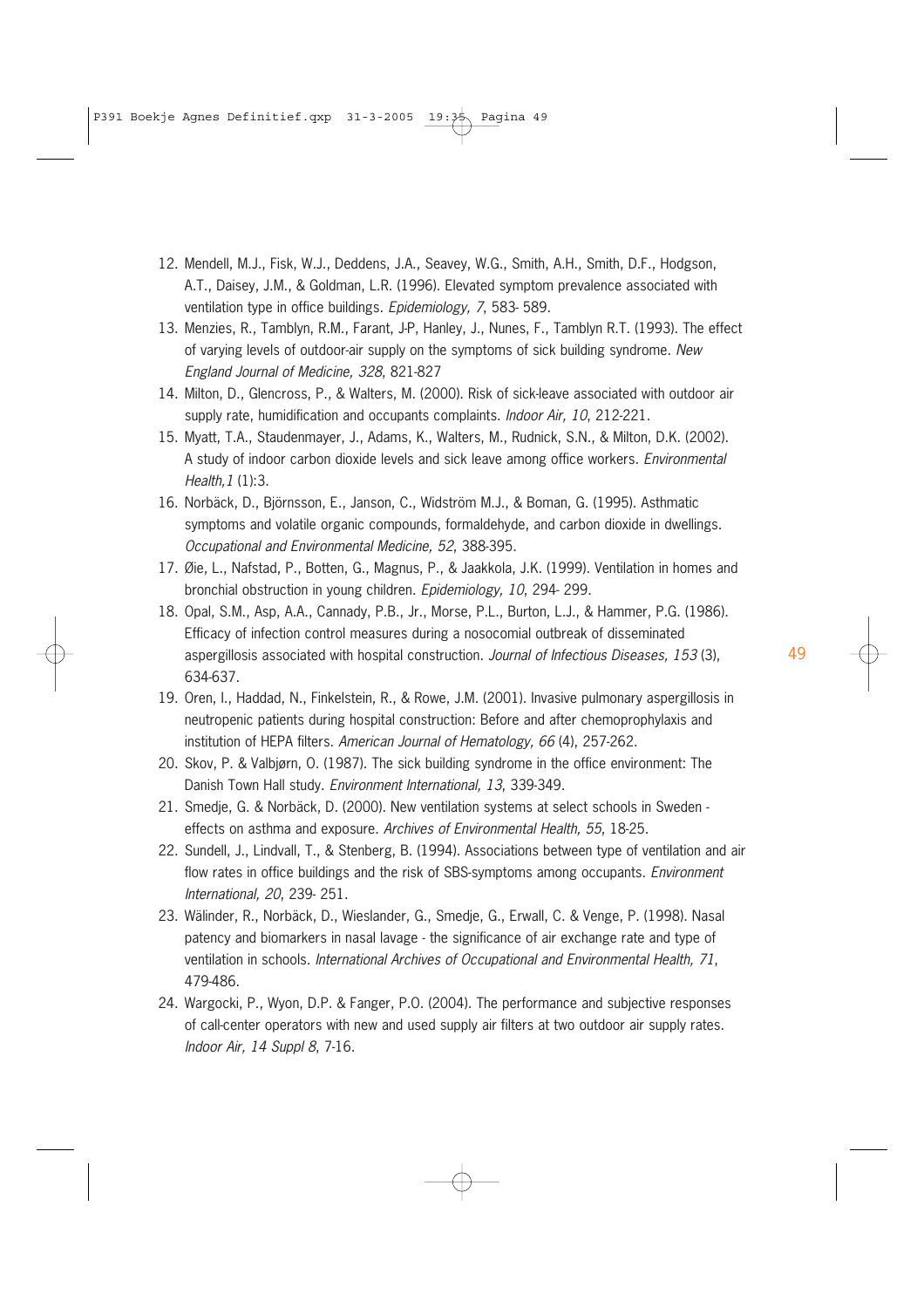12. Mendell, M.J., Fisk, W.J., Deddens, J.A., Seavey, W.G., Smith, A.H., Smith, D.F., Hodgson, A.T., Daisey, J.M., & Goldman, L.R. (1996). Elevated symptom prevalence associated with ventilation type in office buildings. *Epidemiology, 7*, 583- 589.
13. Menzies, R., Tamblyn, R.M., Farant, J-P, Hanley, J., Nunes, F., Tamblyn R.T. (1993). The effect of varying levels of outdoor-air supply on the symptoms of sick building syndrome. *New England Journal of Medicine, 328*, 821-827
14. Milton, D., Glencross, P., & Walters, M. (2000). Risk of sick-leave associated with outdoor air supply rate, humidification and occupants complaints. *Indoor Air, 10*, 212-221.
15. Myatt, T.A., Staudenmayer, J., Adams, K., Walters, M., Rudnick, S.N., & Milton, D.K. (2002). A study of indoor carbon dioxide levels and sick leave among office workers. *Environmental Health,1* (1):3.
16. Norbäck, D., Björnsson, E., Janson, C., Widström M.J., & Boman, G. (1995). Asthmatic symptoms and volatile organic compounds, formaldehyde, and carbon dioxide in dwellings. *Occupational and Environmental Medicine, 52*, 388-395.
17. Øie, L., Nafstad, P., Botten, G., Magnus, P., & Jaakkola, J.K. (1999). Ventilation in homes and bronchial obstruction in young children. *Epidemiology, 10*, 294- 299.
18. Opal, S.M., Asp, A.A., Cannady, P.B., Jr., Morse, P.L., Burton, L.J., & Hammer, P.G. (1986). Efficacy of infection control measures during a nosocomial outbreak of disseminated aspergillosis associated with hospital construction. *Journal of Infectious Diseases, 153* (3), 634-637.
19. Oren, I., Haddad, N., Finkelstein, R., & Rowe, J.M. (2001). Invasive pulmonary aspergillosis in neutropenic patients during hospital construction: Before and after chemoprophylaxis and institution of HEPA filters. *American Journal of Hematology, 66* (4), 257-262.
20. Skov, P. & Valbjørn, O. (1987). The sick building syndrome in the office environment: The Danish Town Hall study. *Environment International, 13*, 339-349.
21. Smedje, G. & Norbäck, D. (2000). New ventilation systems at select schools in Sweden - effects on asthma and exposure. *Archives of Environmental Health, 55*, 18-25.
22. Sundell, J., Lindvall, T., & Stenberg, B. (1994). Associations between type of ventilation and air flow rates in office buildings and the risk of SBS-symptoms among occupants. *Environment International, 20*, 239- 251.
23. Wälinder, R., Norbäck, D., Wieslander, G., Smedje, G., Erwall, C. & Venge, P. (1998). Nasal patency and biomarkers in nasal lavage - the significance of air exchange rate and type of ventilation in schools. *International Archives of Occupational and Environmental Health, 71*, 479-486.
24. Wargocki, P., Wyon, D.P. & Fanger, P.O. (2004). The performance and subjective responses of call-center operators with new and used supply air filters at two outdoor air supply rates. *Indoor Air, 14 Suppl 8*, 7-16.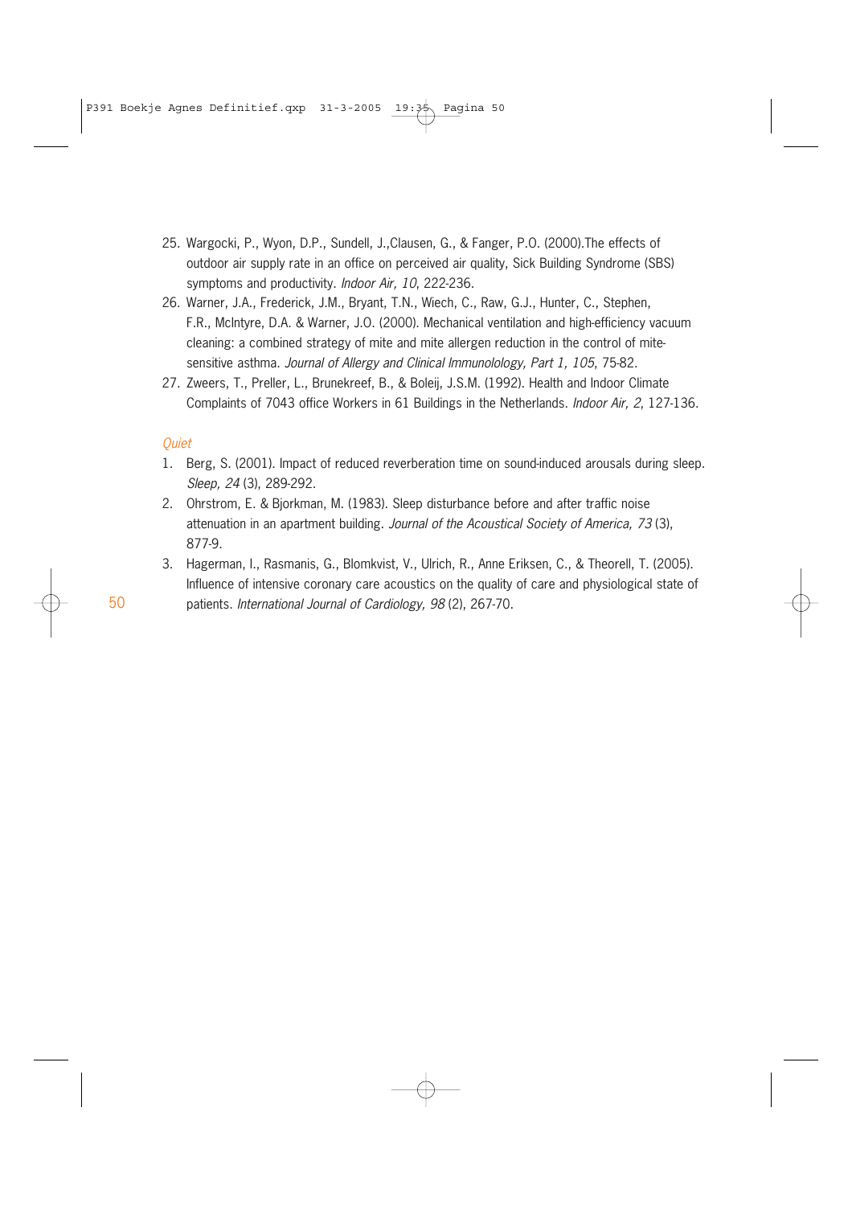25. Wargocki, P., Wyon, D.P., Sundell, J.,Clausen, G., & Fanger, P.O. (2000).The effects of outdoor air supply rate in an office on perceived air quality, Sick Building Syndrome (SBS) symptoms and productivity. *Indoor Air, 10*, 222-236.
26. Warner, J.A., Frederick, J.M., Bryant, T.N., Wiech, C., Raw, G.J., Hunter, C., Stephen, F.R., McIntyre, D.A. & Warner, J.O. (2000). Mechanical ventilation and high-efficiency vacuum cleaning: a combined strategy of mite and mite allergen reduction in the control of mite-sensitive asthma. *Journal of Allergy and Clinical Immunolology, Part 1, 105*, 75-82.
27. Zweers, T., Preller, L., Brunekreef, B., & Boleij, J.S.M. (1992). Health and Indoor Climate Complaints of 7043 office Workers in 61 Buildings in the Netherlands. *Indoor Air, 2*, 127-136.

### *Quiet*

1. Berg, S. (2001). Impact of reduced reverberation time on sound-induced arousals during sleep. *Sleep, 24* (3), 289-292.
2. Ohrstrom, E. & Bjorkman, M. (1983). Sleep disturbance before and after traffic noise attenuation in an apartment building. *Journal of the Acoustical Society of America, 73* (3), 877-9.
3. Hagerman, I., Rasmanis, G., Blomkvist, V., Ulrich, R., Anne Eriksen, C., & Theorell, T. (2005). Influence of intensive coronary care acoustics on the quality of care and physiological state of patients. *International Journal of Cardiology, 98* (2), 267-70.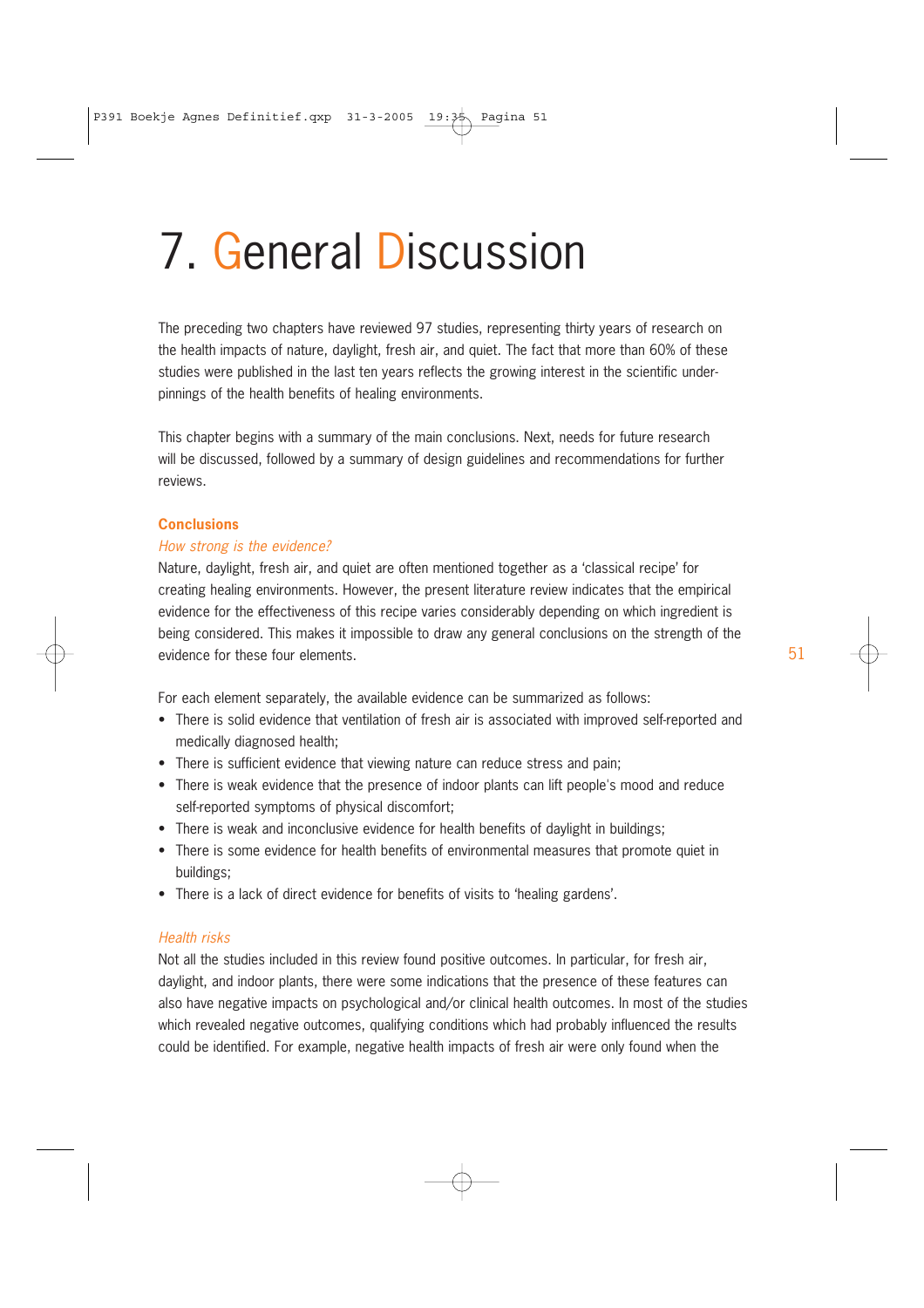# 7. General Discussion

The preceding two chapters have reviewed 97 studies, representing thirty years of research on the health impacts of nature, daylight, fresh air, and quiet. The fact that more than 60% of these studies were published in the last ten years reflects the growing interest in the scientific underpinnings of the health benefits of healing environments.

This chapter begins with a summary of the main conclusions. Next, needs for future research will be discussed, followed by a summary of design guidelines and recommendations for further reviews.

## Conclusions

### *How strong is the evidence?*

Nature, daylight, fresh air, and quiet are often mentioned together as a 'classical recipe' for creating healing environments. However, the present literature review indicates that the empirical evidence for the effectiveness of this recipe varies considerably depending on which ingredient is being considered. This makes it impossible to draw any general conclusions on the strength of the evidence for these four elements.

For each element separately, the available evidence can be summarized as follows:

- There is solid evidence that ventilation of fresh air is associated with improved self-reported and medically diagnosed health;
- There is sufficient evidence that viewing nature can reduce stress and pain;
- There is weak evidence that the presence of indoor plants can lift people's mood and reduce self-reported symptoms of physical discomfort;
- There is weak and inconclusive evidence for health benefits of daylight in buildings;
- There is some evidence for health benefits of environmental measures that promote quiet in buildings;
- There is a lack of direct evidence for benefits of visits to 'healing gardens'.

### *Health risks*

Not all the studies included in this review found positive outcomes. In particular, for fresh air, daylight, and indoor plants, there were some indications that the presence of these features can also have negative impacts on psychological and/or clinical health outcomes. In most of the studies which revealed negative outcomes, qualifying conditions which had probably influenced the results could be identified. For example, negative health impacts of fresh air were only found when the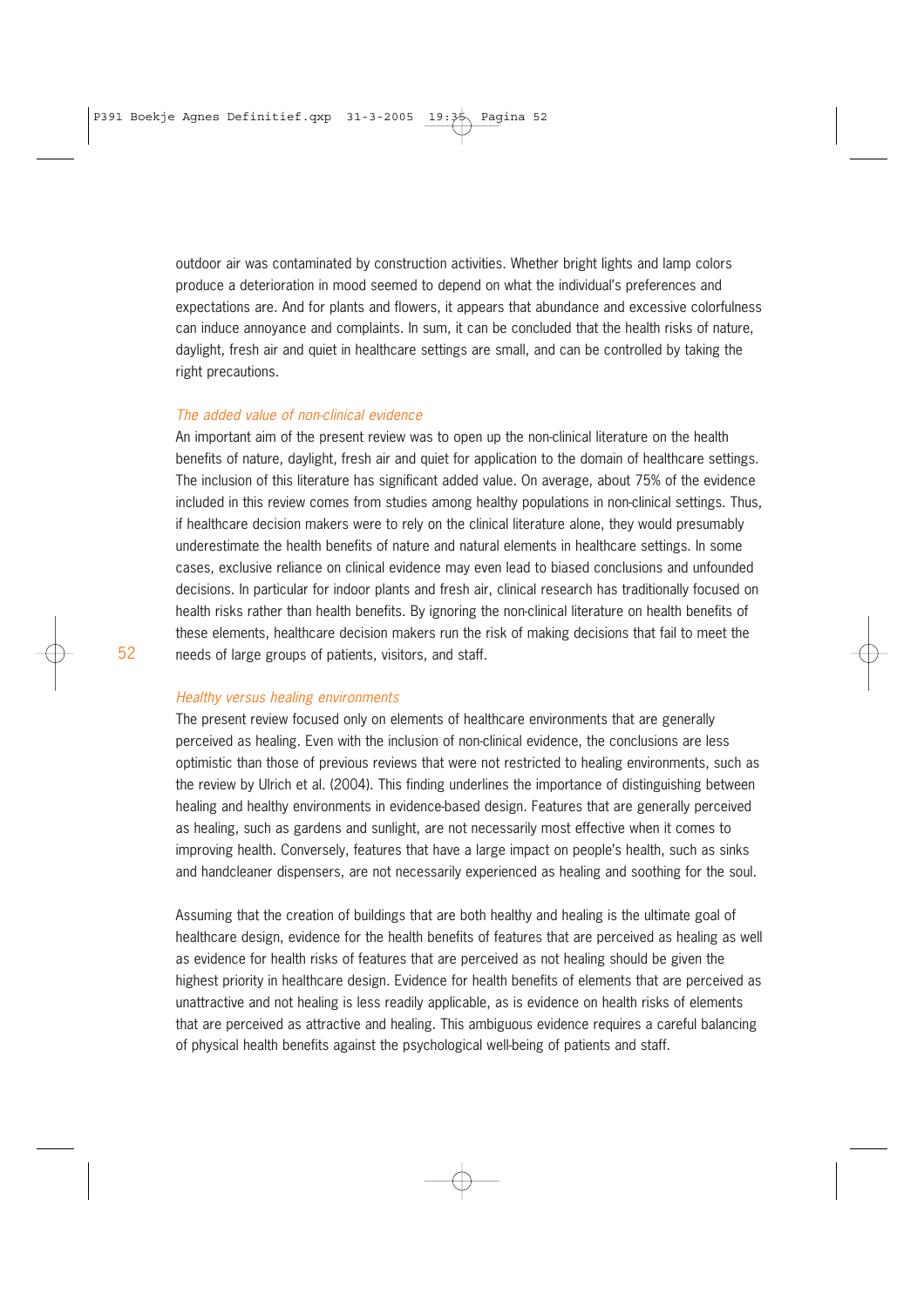outdoor air was contaminated by construction activities. Whether bright lights and lamp colors produce a deterioration in mood seemed to depend on what the individual's preferences and expectations are. And for plants and flowers, it appears that abundance and excessive colorfulness can induce annoyance and complaints. In sum, it can be concluded that the health risks of nature, daylight, fresh air and quiet in healthcare settings are small, and can be controlled by taking the right precautions.

### *The added value of non-clinical evidence*

An important aim of the present review was to open up the non-clinical literature on the health benefits of nature, daylight, fresh air and quiet for application to the domain of healthcare settings. The inclusion of this literature has significant added value. On average, about 75% of the evidence included in this review comes from studies among healthy populations in non-clinical settings. Thus, if healthcare decision makers were to rely on the clinical literature alone, they would presumably underestimate the health benefits of nature and natural elements in healthcare settings. In some cases, exclusive reliance on clinical evidence may even lead to biased conclusions and unfounded decisions. In particular for indoor plants and fresh air, clinical research has traditionally focused on health risks rather than health benefits. By ignoring the non-clinical literature on health benefits of these elements, healthcare decision makers run the risk of making decisions that fail to meet the needs of large groups of patients, visitors, and staff.

### *Healthy versus healing environments*

The present review focused only on elements of healthcare environments that are generally perceived as healing. Even with the inclusion of non-clinical evidence, the conclusions are less optimistic than those of previous reviews that were not restricted to healing environments, such as the review by Ulrich et al. (2004). This finding underlines the importance of distinguishing between healing and healthy environments in evidence-based design. Features that are generally perceived as healing, such as gardens and sunlight, are not necessarily most effective when it comes to improving health. Conversely, features that have a large impact on people's health, such as sinks and handcleaner dispensers, are not necessarily experienced as healing and soothing for the soul.

Assuming that the creation of buildings that are both healthy and healing is the ultimate goal of healthcare design, evidence for the health benefits of features that are perceived as healing as well as evidence for health risks of features that are perceived as not healing should be given the highest priority in healthcare design. Evidence for health benefits of elements that are perceived as unattractive and not healing is less readily applicable, as is evidence on health risks of elements that are perceived as attractive and healing. This ambiguous evidence requires a careful balancing of physical health benefits against the psychological well-being of patients and staff.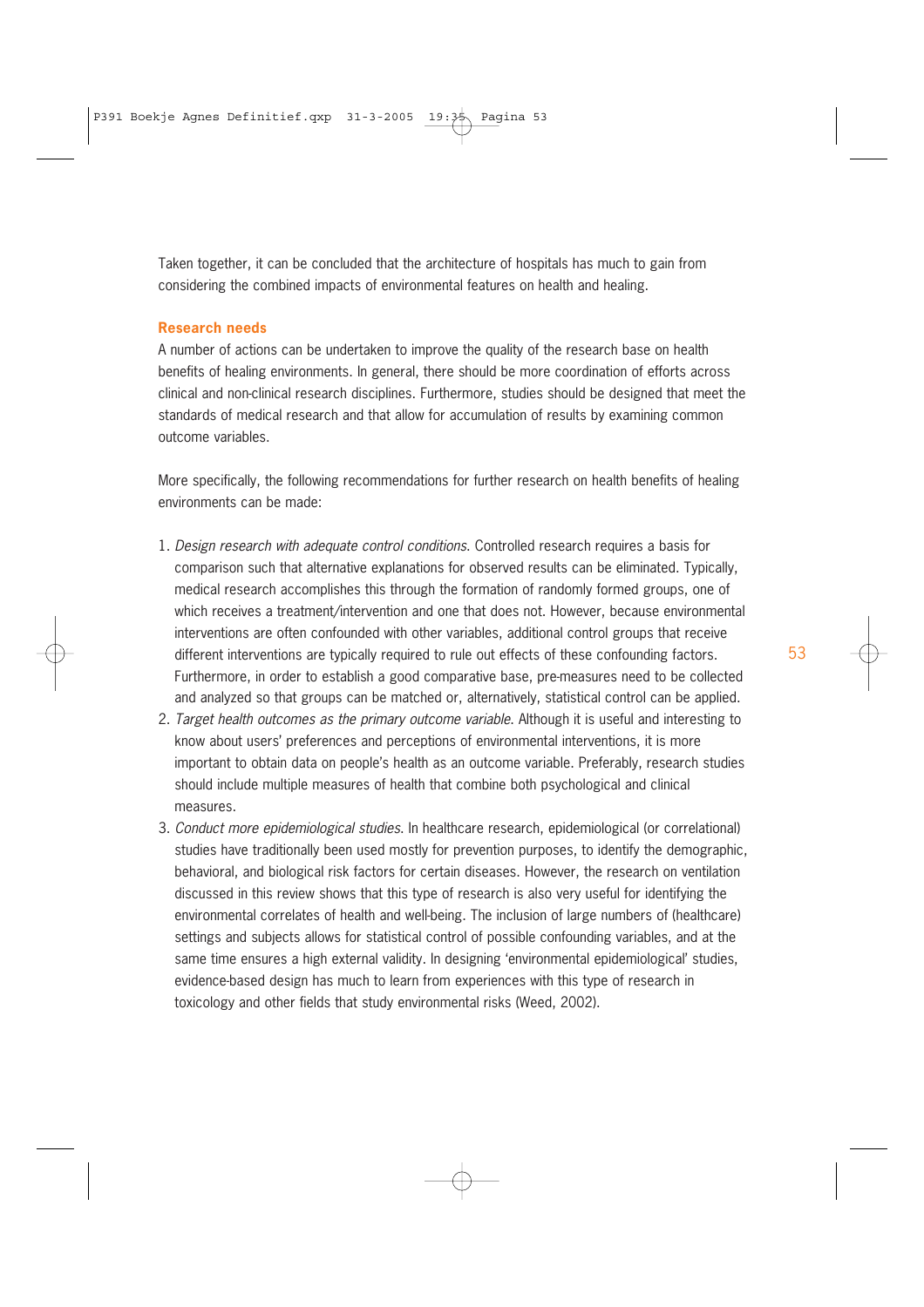Taken together, it can be concluded that the architecture of hospitals has much to gain from considering the combined impacts of environmental features on health and healing.

### Research needs

A number of actions can be undertaken to improve the quality of the research base on health benefits of healing environments. In general, there should be more coordination of efforts across clinical and non-clinical research disciplines. Furthermore, studies should be designed that meet the standards of medical research and that allow for accumulation of results by examining common outcome variables.

More specifically, the following recommendations for further research on health benefits of healing environments can be made:

1. *Design research with adequate control conditions.* Controlled research requires a basis for comparison such that alternative explanations for observed results can be eliminated. Typically, medical research accomplishes this through the formation of randomly formed groups, one of which receives a treatment/intervention and one that does not. However, because environmental interventions are often confounded with other variables, additional control groups that receive different interventions are typically required to rule out effects of these confounding factors. Furthermore, in order to establish a good comparative base, pre-measures need to be collected and analyzed so that groups can be matched or, alternatively, statistical control can be applied.
2. *Target health outcomes as the primary outcome variable.* Although it is useful and interesting to know about users' preferences and perceptions of environmental interventions, it is more important to obtain data on people's health as an outcome variable. Preferably, research studies should include multiple measures of health that combine both psychological and clinical measures.
3. *Conduct more epidemiological studies.* In healthcare research, epidemiological (or correlational) studies have traditionally been used mostly for prevention purposes, to identify the demographic, behavioral, and biological risk factors for certain diseases. However, the research on ventilation discussed in this review shows that this type of research is also very useful for identifying the environmental correlates of health and well-being. The inclusion of large numbers of (healthcare) settings and subjects allows for statistical control of possible confounding variables, and at the same time ensures a high external validity. In designing 'environmental epidemiological' studies, evidence-based design has much to learn from experiences with this type of research in toxicology and other fields that study environmental risks (Weed, 2002).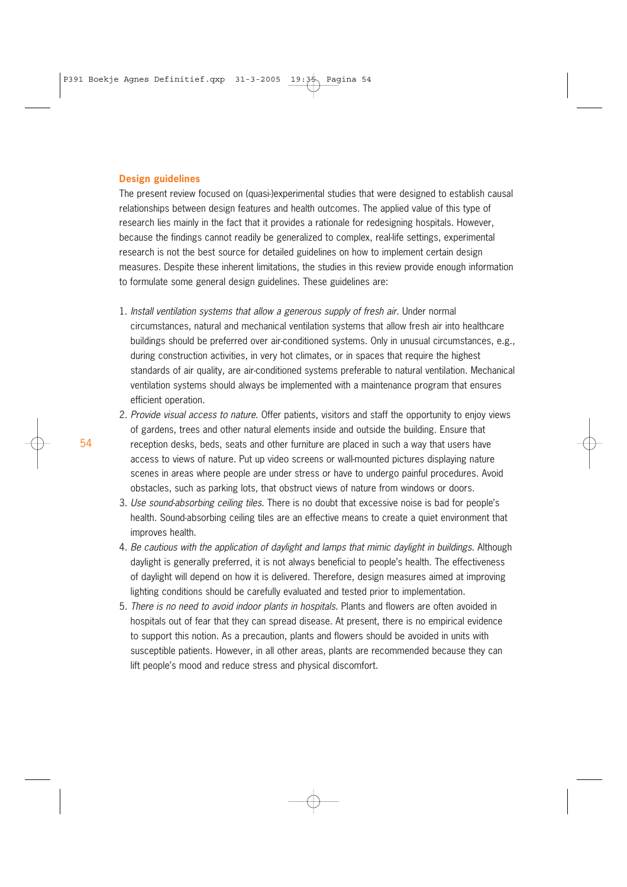## Design guidelines

The present review focused on (quasi-)experimental studies that were designed to establish causal relationships between design features and health outcomes. The applied value of this type of research lies mainly in the fact that it provides a rationale for redesigning hospitals. However, because the findings cannot readily be generalized to complex, real-life settings, experimental research is not the best source for detailed guidelines on how to implement certain design measures. Despite these inherent limitations, the studies in this review provide enough information to formulate some general design guidelines. These guidelines are:

1. *Install ventilation systems that allow a generous supply of fresh air.* Under normal circumstances, natural and mechanical ventilation systems that allow fresh air into healthcare buildings should be preferred over air-conditioned systems. Only in unusual circumstances, e.g., during construction activities, in very hot climates, or in spaces that require the highest standards of air quality, are air-conditioned systems preferable to natural ventilation. Mechanical ventilation systems should always be implemented with a maintenance program that ensures efficient operation.
2. *Provide visual access to nature.* Offer patients, visitors and staff the opportunity to enjoy views of gardens, trees and other natural elements inside and outside the building. Ensure that reception desks, beds, seats and other furniture are placed in such a way that users have access to views of nature. Put up video screens or wall-mounted pictures displaying nature scenes in areas where people are under stress or have to undergo painful procedures. Avoid obstacles, such as parking lots, that obstruct views of nature from windows or doors.
3. *Use sound-absorbing ceiling tiles.* There is no doubt that excessive noise is bad for people's health. Sound-absorbing ceiling tiles are an effective means to create a quiet environment that improves health.
4. *Be cautious with the application of daylight and lamps that mimic daylight in buildings.* Although daylight is generally preferred, it is not always beneficial to people's health. The effectiveness of daylight will depend on how it is delivered. Therefore, design measures aimed at improving lighting conditions should be carefully evaluated and tested prior to implementation.
5. *There is no need to avoid indoor plants in hospitals.* Plants and flowers are often avoided in hospitals out of fear that they can spread disease. At present, there is no empirical evidence to support this notion. As a precaution, plants and flowers should be avoided in units with susceptible patients. However, in all other areas, plants are recommended because they can lift people's mood and reduce stress and physical discomfort.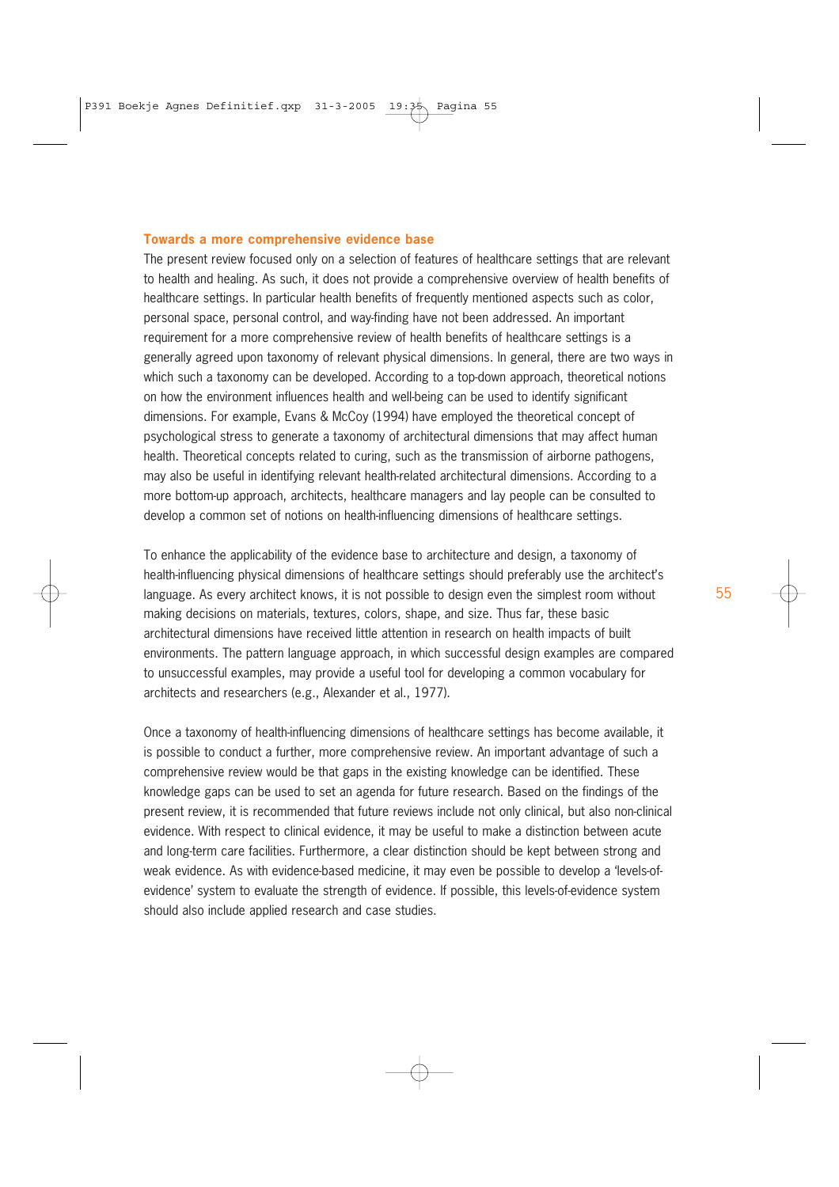## Towards a more comprehensive evidence base

The present review focused only on a selection of features of healthcare settings that are relevant to health and healing. As such, it does not provide a comprehensive overview of health benefits of healthcare settings. In particular health benefits of frequently mentioned aspects such as color, personal space, personal control, and way-finding have not been addressed. An important requirement for a more comprehensive review of health benefits of healthcare settings is a generally agreed upon taxonomy of relevant physical dimensions. In general, there are two ways in which such a taxonomy can be developed. According to a top-down approach, theoretical notions on how the environment influences health and well-being can be used to identify significant dimensions. For example, Evans & McCoy (1994) have employed the theoretical concept of psychological stress to generate a taxonomy of architectural dimensions that may affect human health. Theoretical concepts related to curing, such as the transmission of airborne pathogens, may also be useful in identifying relevant health-related architectural dimensions. According to a more bottom-up approach, architects, healthcare managers and lay people can be consulted to develop a common set of notions on health-influencing dimensions of healthcare settings.

To enhance the applicability of the evidence base to architecture and design, a taxonomy of health-influencing physical dimensions of healthcare settings should preferably use the architect's language. As every architect knows, it is not possible to design even the simplest room without making decisions on materials, textures, colors, shape, and size. Thus far, these basic architectural dimensions have received little attention in research on health impacts of built environments. The pattern language approach, in which successful design examples are compared to unsuccessful examples, may provide a useful tool for developing a common vocabulary for architects and researchers (e.g., Alexander et al., 1977).

Once a taxonomy of health-influencing dimensions of healthcare settings has become available, it is possible to conduct a further, more comprehensive review. An important advantage of such a comprehensive review would be that gaps in the existing knowledge can be identified. These knowledge gaps can be used to set an agenda for future research. Based on the findings of the present review, it is recommended that future reviews include not only clinical, but also non-clinical evidence. With respect to clinical evidence, it may be useful to make a distinction between acute and long-term care facilities. Furthermore, a clear distinction should be kept between strong and weak evidence. As with evidence-based medicine, it may even be possible to develop a 'levels-of-evidence' system to evaluate the strength of evidence. If possible, this levels-of-evidence system should also include applied research and case studies.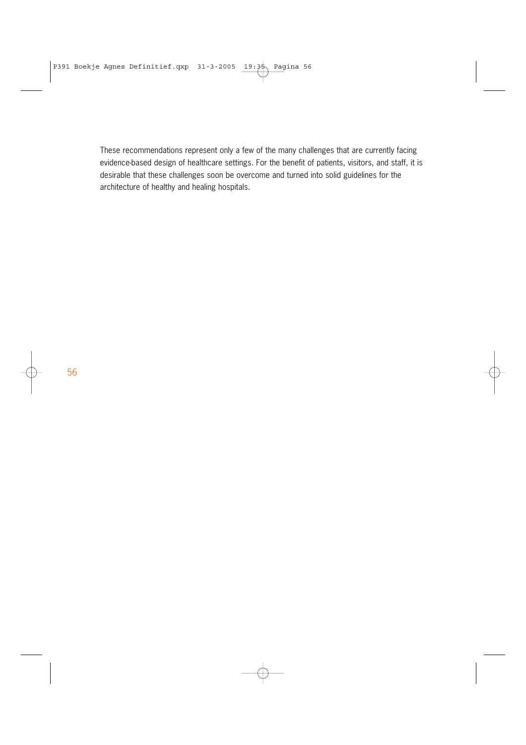These recommendations represent only a few of the many challenges that are currently facing evidence-based design of healthcare settings. For the benefit of patients, visitors, and staff, it is desirable that these challenges soon be overcome and turned into solid guidelines for the architecture of healthy and healing hospitals.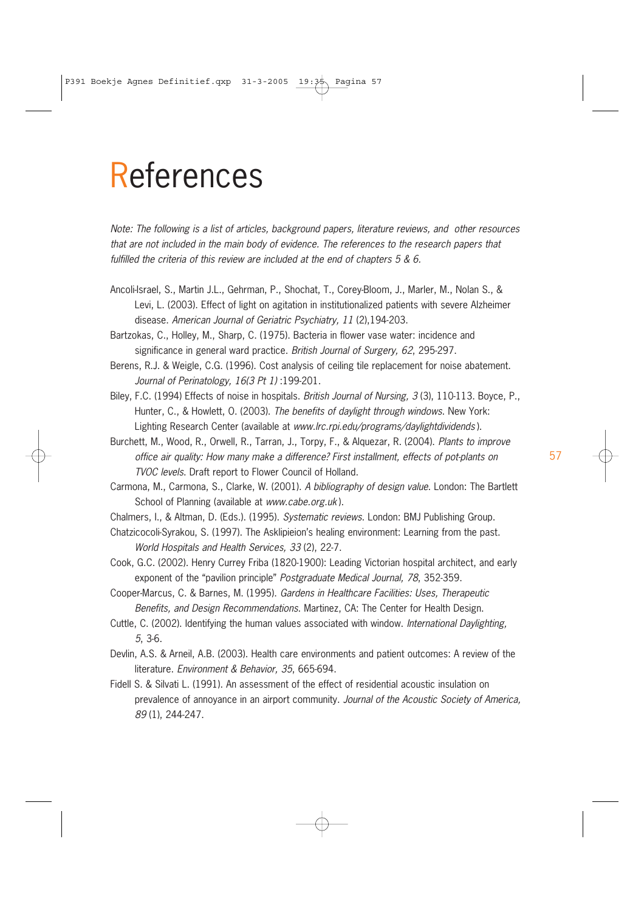# References

*Note: The following is a list of articles, background papers, literature reviews, and other resources that are not included in the main body of evidence. The references to the research papers that fulfilled the criteria of this review are included at the end of chapters 5 & 6.*

Ancoli-Israel, S., Martin J.L., Gehrman, P., Shochat, T., Corey-Bloom, J., Marler, M., Nolan S., & Levi, L. (2003). Effect of light on agitation in institutionalized patients with severe Alzheimer disease. *American Journal of Geriatric Psychiatry, 11* (2),194-203.

Bartzokas, C., Holley, M., Sharp, C. (1975). Bacteria in flower vase water: incidence and significance in general ward practice. *British Journal of Surgery, 62*, 295-297.

Berens, R.J. & Weigle, C.G. (1996). Cost analysis of ceiling tile replacement for noise abatement. *Journal of Perinatology, 16(3 Pt 1)* :199-201.

Biley, F.C. (1994) Effects of noise in hospitals. *British Journal of Nursing, 3* (3), 110-113. Boyce, P., Hunter, C., & Howlett, O. (2003). *The benefits of daylight through windows*. New York: Lighting Research Center (available at *www.lrc.rpi.edu/programs/daylightdividends*).

Burchett, M., Wood, R., Orwell, R., Tarran, J., Torpy, F., & Alquezar, R. (2004). *Plants to improve office air quality: How many make a difference? First installment, effects of pot-plants on TVOC levels*. Draft report to Flower Council of Holland.

Carmona, M., Carmona, S., Clarke, W. (2001). *A bibliography of design value*. London: The Bartlett School of Planning (available at *www.cabe.org.uk*).

Chalmers, I., & Altman, D. (Eds.). (1995). *Systematic reviews*. London: BMJ Publishing Group.

Chatzicocoli-Syrakou, S. (1997). The Asklipieion's healing environment: Learning from the past. *World Hospitals and Health Services, 33* (2), 22-7.

Cook, G.C. (2002). Henry Currey Friba (1820-1900): Leading Victorian hospital architect, and early exponent of the "pavilion principle" *Postgraduate Medical Journal, 78*, 352-359.

Cooper-Marcus, C. & Barnes, M. (1995). *Gardens in Healthcare Facilities: Uses, Therapeutic Benefits, and Design Recommendations*. Martinez, CA: The Center for Health Design.

Cuttle, C. (2002). Identifying the human values associated with window. *International Daylighting, 5*, 3-6.

Devlin, A.S. & Arneil, A.B. (2003). Health care environments and patient outcomes: A review of the literature. *Environment & Behavior, 35*, 665-694.

Fidell S. & Silvati L. (1991). An assessment of the effect of residential acoustic insulation on prevalence of annoyance in an airport community. *Journal of the Acoustic Society of America, 89* (1), 244-247.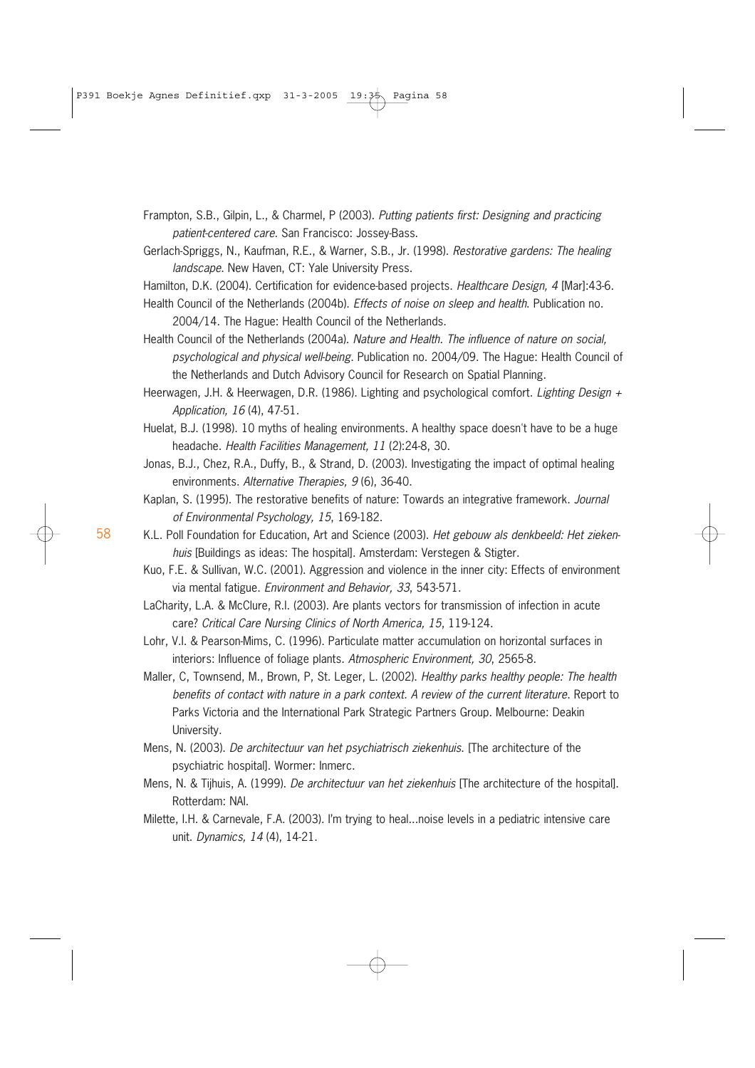Frampton, S.B., Gilpin, L., & Charmel, P (2003). *Putting patients first: Designing and practicing patient-centered care*. San Francisco: Jossey-Bass.

Gerlach-Spriggs, N., Kaufman, R.E., & Warner, S.B., Jr. (1998). *Restorative gardens: The healing landscape*. New Haven, CT: Yale University Press.

Hamilton, D.K. (2004). Certification for evidence-based projects. *Healthcare Design, 4* [Mar]:43-6.

Health Council of the Netherlands (2004b). *Effects of noise on sleep and health*. Publication no. 2004/14. The Hague: Health Council of the Netherlands.

Health Council of the Netherlands (2004a). *Nature and Health. The influence of nature on social, psychological and physical well-being*. Publication no. 2004/09. The Hague: Health Council of the Netherlands and Dutch Advisory Council for Research on Spatial Planning.

Heerwagen, J.H. & Heerwagen, D.R. (1986). Lighting and psychological comfort. *Lighting Design + Application, 16* (4), 47-51.

Huelat, B.J. (1998). 10 myths of healing environments. A healthy space doesn't have to be a huge headache. *Health Facilities Management, 11* (2):24-8, 30.

Jonas, B.J., Chez, R.A., Duffy, B., & Strand, D. (2003). Investigating the impact of optimal healing environments. *Alternative Therapies, 9* (6), 36-40.

Kaplan, S. (1995). The restorative benefits of nature: Towards an integrative framework. *Journal of Environmental Psychology, 15*, 169-182.

K.L. Poll Foundation for Education, Art and Science (2003). *Het gebouw als denkbeeld: Het ziekenhuis* [Buildings as ideas: The hospital]. Amsterdam: Verstegen & Stigter.

Kuo, F.E. & Sullivan, W.C. (2001). Aggression and violence in the inner city: Effects of environment via mental fatigue. *Environment and Behavior, 33*, 543-571.

LaCharity, L.A. & McClure, R.I. (2003). Are plants vectors for transmission of infection in acute care? *Critical Care Nursing Clinics of North America, 15*, 119-124.

Lohr, V.I. & Pearson-Mims, C. (1996). Particulate matter accumulation on horizontal surfaces in interiors: Influence of foliage plants. *Atmospheric Environment, 30*, 2565-8.

Maller, C, Townsend, M., Brown, P, St. Leger, L. (2002). *Healthy parks healthy people: The health benefits of contact with nature in a park context. A review of the current literature*. Report to Parks Victoria and the International Park Strategic Partners Group. Melbourne: Deakin University.

Mens, N. (2003). *De architectuur van het psychiatrisch ziekenhuis*. [The architecture of the psychiatric hospital]. Wormer: Inmerc.

Mens, N. & Tijhuis, A. (1999). *De architectuur van het ziekenhuis* [The architecture of the hospital]. Rotterdam: NAI.

Milette, I.H. & Carnevale, F.A. (2003). I'm trying to heal...noise levels in a pediatric intensive care unit. *Dynamics, 14* (4), 14-21.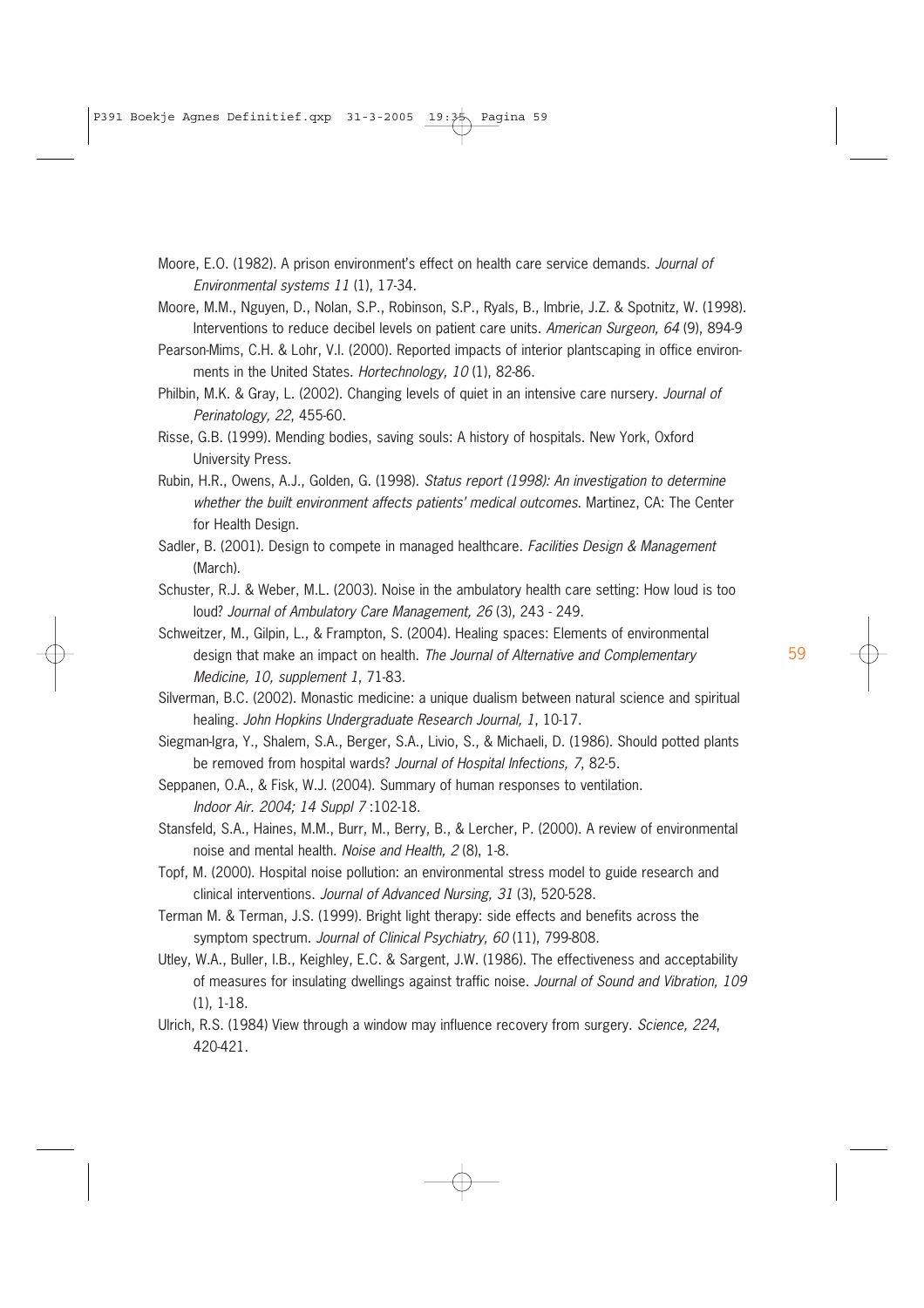Moore, E.O. (1982). A prison environment's effect on health care service demands. *Journal of Environmental systems 11* (1), 17-34.

Moore, M.M., Nguyen, D., Nolan, S.P., Robinson, S.P., Ryals, B., Imbrie, J.Z. & Spotnitz, W. (1998). Interventions to reduce decibel levels on patient care units. *American Surgeon, 64* (9), 894-9

Pearson-Mims, C.H. & Lohr, V.I. (2000). Reported impacts of interior plantscaping in office environments in the United States. *Hortechnology, 10* (1), 82-86.

Philbin, M.K. & Gray, L. (2002). Changing levels of quiet in an intensive care nursery. *Journal of Perinatology, 22*, 455-60.

Risse, G.B. (1999). Mending bodies, saving souls: A history of hospitals. New York, Oxford University Press.

Rubin, H.R., Owens, A.J., Golden, G. (1998). *Status report (1998): An investigation to determine whether the built environment affects patients' medical outcomes*. Martinez, CA: The Center for Health Design.

Sadler, B. (2001). Design to compete in managed healthcare. *Facilities Design & Management* (March).

Schuster, R.J. & Weber, M.L. (2003). Noise in the ambulatory health care setting: How loud is too loud? *Journal of Ambulatory Care Management, 26* (3), 243 - 249.

Schweitzer, M., Gilpin, L., & Frampton, S. (2004). Healing spaces: Elements of environmental design that make an impact on health. *The Journal of Alternative and Complementary Medicine, 10, supplement 1*, 71-83.

Silverman, B.C. (2002). Monastic medicine: a unique dualism between natural science and spiritual healing. *John Hopkins Undergraduate Research Journal, 1*, 10-17.

Siegman-Igra, Y., Shalem, S.A., Berger, S.A., Livio, S., & Michaeli, D. (1986). Should potted plants be removed from hospital wards? *Journal of Hospital Infections, 7*, 82-5.

Seppanen, O.A., & Fisk, W.J. (2004). Summary of human responses to ventilation. *Indoor Air. 2004; 14 Suppl 7* :102-18.

Stansfeld, S.A., Haines, M.M., Burr, M., Berry, B., & Lercher, P. (2000). A review of environmental noise and mental health. *Noise and Health, 2* (8), 1-8.

Topf, M. (2000). Hospital noise pollution: an environmental stress model to guide research and clinical interventions. *Journal of Advanced Nursing, 31* (3), 520-528.

Terman M. & Terman, J.S. (1999). Bright light therapy: side effects and benefits across the symptom spectrum. *Journal of Clinical Psychiatry, 60* (11), 799-808.

Utley, W.A., Buller, I.B., Keighley, E.C. & Sargent, J.W. (1986). The effectiveness and acceptability of measures for insulating dwellings against traffic noise. *Journal of Sound and Vibration, 109* (1), 1-18.

Ulrich, R.S. (1984) View through a window may influence recovery from surgery. *Science, 224*, 420-421.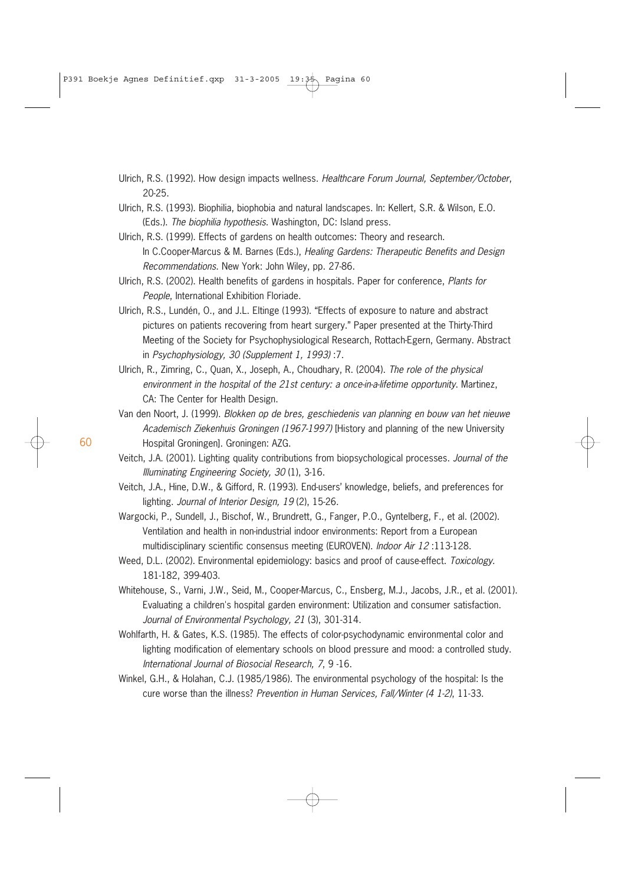Ulrich, R.S. (1992). How design impacts wellness. *Healthcare Forum Journal, September/October*, 20-25.

Ulrich, R.S. (1993). Biophilia, biophobia and natural landscapes. In: Kellert, S.R. & Wilson, E.O. (Eds.). *The biophilia hypothesis*. Washington, DC: Island press.

Ulrich, R.S. (1999). Effects of gardens on health outcomes: Theory and research. In C.Cooper-Marcus & M. Barnes (Eds.), *Healing Gardens: Therapeutic Benefits and Design Recommendations*. New York: John Wiley, pp. 27-86.

Ulrich, R.S. (2002). Health benefits of gardens in hospitals. Paper for conference, *Plants for People*, International Exhibition Floriade.

Ulrich, R.S., Lundén, O., and J.L. Eltinge (1993). "Effects of exposure to nature and abstract pictures on patients recovering from heart surgery." Paper presented at the Thirty-Third Meeting of the Society for Psychophysiological Research, Rottach-Egern, Germany. Abstract in *Psychophysiology, 30 (Supplement 1, 1993)* :7.

Ulrich, R., Zimring, C., Quan, X., Joseph, A., Choudhary, R. (2004). *The role of the physical environment in the hospital of the 21st century: a once-in-a-lifetime opportunity*. Martinez, CA: The Center for Health Design.

Van den Noort, J. (1999). *Blokken op de bres, geschiedenis van planning en bouw van het nieuwe Academisch Ziekenhuis Groningen (1967-1997)* [History and planning of the new University Hospital Groningen]. Groningen: AZG.

Veitch, J.A. (2001). Lighting quality contributions from biopsychological processes. *Journal of the Illuminating Engineering Society, 30* (1), 3-16.

Veitch, J.A., Hine, D.W., & Gifford, R. (1993). End-users' knowledge, beliefs, and preferences for lighting. *Journal of Interior Design, 19* (2), 15-26.

Wargocki, P., Sundell, J., Bischof, W., Brundrett, G., Fanger, P.O., Gyntelberg, F., et al. (2002). Ventilation and health in non-industrial indoor environments: Report from a European multidisciplinary scientific consensus meeting (EUROVEN). *Indoor Air 12* :113-128.

Weed, D.L. (2002). Environmental epidemiology: basics and proof of cause-effect. *Toxicology*. 181-182, 399-403.

Whitehouse, S., Varni, J.W., Seid, M., Cooper-Marcus, C., Ensberg, M.J., Jacobs, J.R., et al. (2001). Evaluating a children's hospital garden environment: Utilization and consumer satisfaction. *Journal of Environmental Psychology, 21* (3), 301-314.

Wohlfarth, H. & Gates, K.S. (1985). The effects of color-psychodynamic environmental color and lighting modification of elementary schools on blood pressure and mood: a controlled study. *International Journal of Biosocial Research, 7*, 9 -16.

Winkel, G.H., & Holahan, C.J. (1985/1986). The environmental psychology of the hospital: Is the cure worse than the illness? *Prevention in Human Services, Fall/Winter (4 1-2)*, 11-33.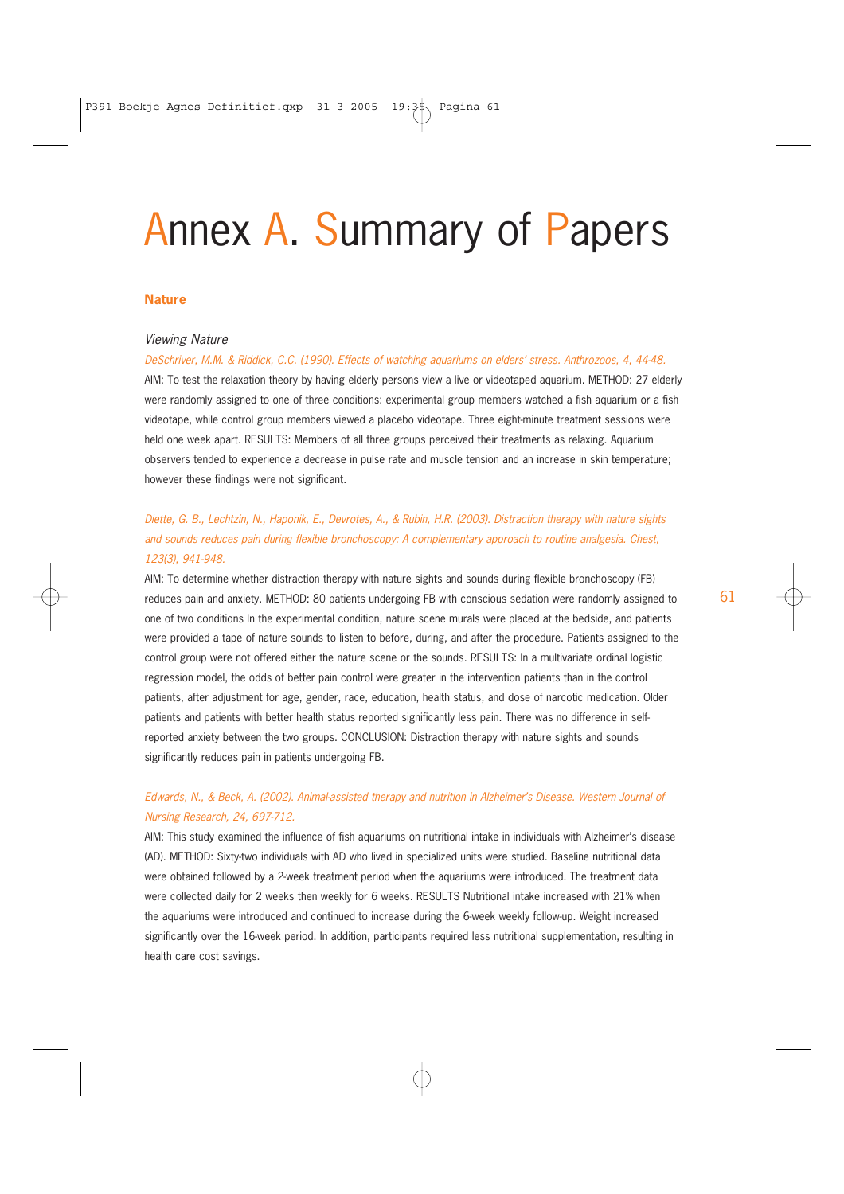# Annex A. Summary of Papers

## Nature

### *Viewing Nature*

*DeSchriver, M.M. & Riddick, C.C. (1990). Effects of watching aquariums on elders' stress. Anthrozoos, 4, 44-48.*

AIM: To test the relaxation theory by having elderly persons view a live or videotaped aquarium. METHOD: 27 elderly were randomly assigned to one of three conditions: experimental group members watched a fish aquarium or a fish videotape, while control group members viewed a placebo videotape. Three eight-minute treatment sessions were held one week apart. RESULTS: Members of all three groups perceived their treatments as relaxing. Aquarium observers tended to experience a decrease in pulse rate and muscle tension and an increase in skin temperature; however these findings were not significant.

*Diette, G. B., Lechtzin, N., Haponik, E., Devrotes, A., & Rubin, H.R. (2003). Distraction therapy with nature sights and sounds reduces pain during flexible bronchoscopy: A complementary approach to routine analgesia. Chest, 123(3), 941-948.*

AIM: To determine whether distraction therapy with nature sights and sounds during flexible bronchoscopy (FB) reduces pain and anxiety. METHOD: 80 patients undergoing FB with conscious sedation were randomly assigned to one of two conditions In the experimental condition, nature scene murals were placed at the bedside, and patients were provided a tape of nature sounds to listen to before, during, and after the procedure. Patients assigned to the control group were not offered either the nature scene or the sounds. RESULTS: In a multivariate ordinal logistic regression model, the odds of better pain control were greater in the intervention patients than in the control patients, after adjustment for age, gender, race, education, health status, and dose of narcotic medication. Older patients and patients with better health status reported significantly less pain. There was no difference in self-reported anxiety between the two groups. CONCLUSION: Distraction therapy with nature sights and sounds significantly reduces pain in patients undergoing FB.

*Edwards, N., & Beck, A. (2002). Animal-assisted therapy and nutrition in Alzheimer's Disease. Western Journal of Nursing Research, 24, 697-712.*

AIM: This study examined the influence of fish aquariums on nutritional intake in individuals with Alzheimer's disease (AD). METHOD: Sixty-two individuals with AD who lived in specialized units were studied. Baseline nutritional data were obtained followed by a 2-week treatment period when the aquariums were introduced. The treatment data were collected daily for 2 weeks then weekly for 6 weeks. RESULTS Nutritional intake increased with 21% when the aquariums were introduced and continued to increase during the 6-week weekly follow-up. Weight increased significantly over the 16-week period. In addition, participants required less nutritional supplementation, resulting in health care cost savings.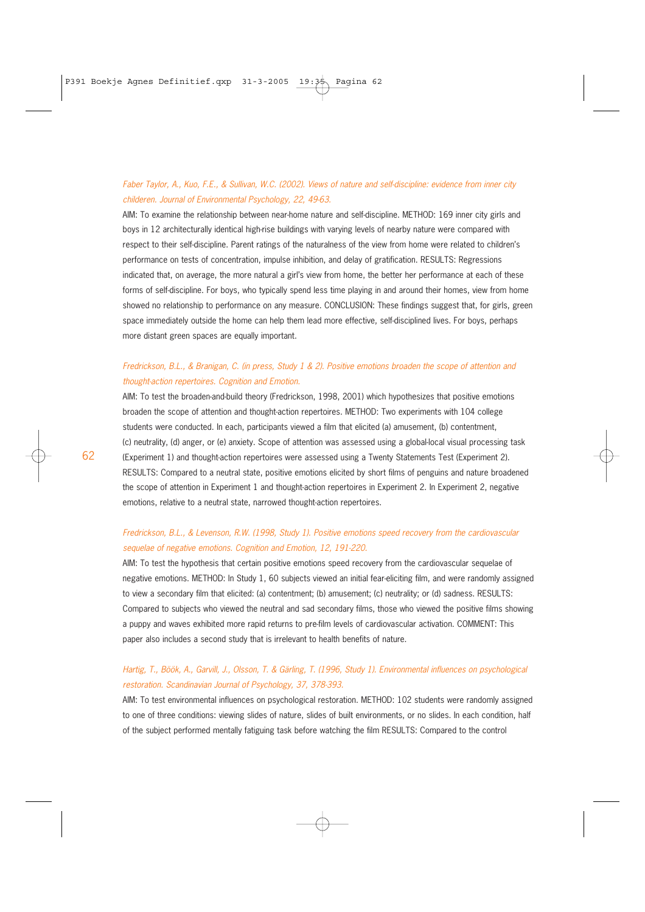*Faber Taylor, A., Kuo, F.E., & Sullivan, W.C. (2002). Views of nature and self-discipline: evidence from inner city childeren. Journal of Environmental Psychology, 22, 49-63.*

AIM: To examine the relationship between near-home nature and self-discipline. METHOD: 169 inner city girls and boys in 12 architecturally identical high-rise buildings with varying levels of nearby nature were compared with respect to their self-discipline. Parent ratings of the naturalness of the view from home were related to children's performance on tests of concentration, impulse inhibition, and delay of gratification. RESULTS: Regressions indicated that, on average, the more natural a girl's view from home, the better her performance at each of these forms of self-discipline. For boys, who typically spend less time playing in and around their homes, view from home showed no relationship to performance on any measure. CONCLUSION: These findings suggest that, for girls, green space immediately outside the home can help them lead more effective, self-disciplined lives. For boys, perhaps more distant green spaces are equally important.

*Fredrickson, B.L., & Branigan, C. (in press, Study 1 & 2). Positive emotions broaden the scope of attention and thought-action repertoires. Cognition and Emotion.*

AIM: To test the broaden-and-build theory (Fredrickson, 1998, 2001) which hypothesizes that positive emotions broaden the scope of attention and thought-action repertoires. METHOD: Two experiments with 104 college students were conducted. In each, participants viewed a film that elicited (a) amusement, (b) contentment, (c) neutrality, (d) anger, or (e) anxiety. Scope of attention was assessed using a global-local visual processing task (Experiment 1) and thought-action repertoires were assessed using a Twenty Statements Test (Experiment 2). RESULTS: Compared to a neutral state, positive emotions elicited by short films of penguins and nature broadened the scope of attention in Experiment 1 and thought-action repertoires in Experiment 2. In Experiment 2, negative emotions, relative to a neutral state, narrowed thought-action repertoires.

*Fredrickson, B.L., & Levenson, R.W. (1998, Study 1). Positive emotions speed recovery from the cardiovascular sequelae of negative emotions. Cognition and Emotion, 12, 191-220.*

AIM: To test the hypothesis that certain positive emotions speed recovery from the cardiovascular sequelae of negative emotions. METHOD: In Study 1, 60 subjects viewed an initial fear-eliciting film, and were randomly assigned to view a secondary film that elicited: (a) contentment; (b) amusement; (c) neutrality; or (d) sadness. RESULTS: Compared to subjects who viewed the neutral and sad secondary films, those who viewed the positive films showing a puppy and waves exhibited more rapid returns to pre-film levels of cardiovascular activation. COMMENT: This paper also includes a second study that is irrelevant to health benefits of nature.

*Hartig, T., Böök, A., Garvill, J., Olsson, T. & Gärling, T. (1996, Study 1). Environmental influences on psychological restoration. Scandinavian Journal of Psychology, 37, 378-393.*

AIM: To test environmental influences on psychological restoration. METHOD: 102 students were randomly assigned to one of three conditions: viewing slides of nature, slides of built environments, or no slides. In each condition, half of the subject performed mentally fatiguing task before watching the film RESULTS: Compared to the control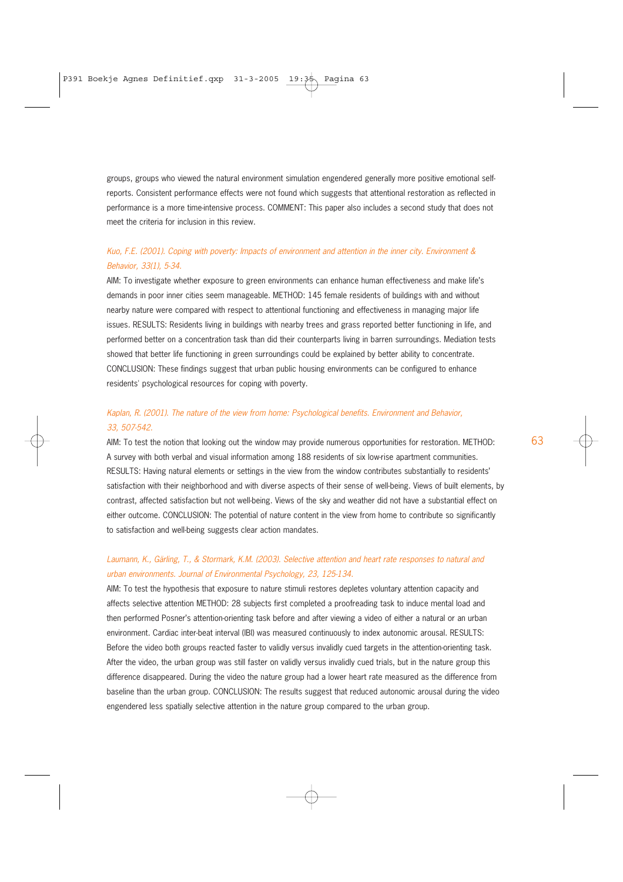groups, groups who viewed the natural environment simulation engendered generally more positive emotional self-reports. Consistent performance effects were not found which suggests that attentional restoration as reflected in performance is a more time-intensive process. COMMENT: This paper also includes a second study that does not meet the criteria for inclusion in this review.

*Kuo, F.E. (2001). Coping with poverty: Impacts of environment and attention in the inner city. Environment & Behavior, 33(1), 5-34.*

AIM: To investigate whether exposure to green environments can enhance human effectiveness and make life's demands in poor inner cities seem manageable. METHOD: 145 female residents of buildings with and without nearby nature were compared with respect to attentional functioning and effectiveness in managing major life issues. RESULTS: Residents living in buildings with nearby trees and grass reported better functioning in life, and performed better on a concentration task than did their counterparts living in barren surroundings. Mediation tests showed that better life functioning in green surroundings could be explained by better ability to concentrate. CONCLUSION: These findings suggest that urban public housing environments can be configured to enhance residents' psychological resources for coping with poverty.

*Kaplan, R. (2001). The nature of the view from home: Psychological benefits. Environment and Behavior, 33, 507-542.*

AIM: To test the notion that looking out the window may provide numerous opportunities for restoration. METHOD: A survey with both verbal and visual information among 188 residents of six low-rise apartment communities. RESULTS: Having natural elements or settings in the view from the window contributes substantially to residents' satisfaction with their neighborhood and with diverse aspects of their sense of well-being. Views of built elements, by contrast, affected satisfaction but not well-being. Views of the sky and weather did not have a substantial effect on either outcome. CONCLUSION: The potential of nature content in the view from home to contribute so significantly to satisfaction and well-being suggests clear action mandates.

*Laumann, K., Gärling, T., & Stormark, K.M. (2003). Selective attention and heart rate responses to natural and urban environments. Journal of Environmental Psychology, 23, 125-134.*

AIM: To test the hypothesis that exposure to nature stimuli restores depletes voluntary attention capacity and affects selective attention METHOD: 28 subjects first completed a proofreading task to induce mental load and then performed Posner's attention-orienting task before and after viewing a video of either a natural or an urban environment. Cardiac inter-beat interval (IBI) was measured continuously to index autonomic arousal. RESULTS: Before the video both groups reacted faster to validly versus invalidly cued targets in the attention-orienting task. After the video, the urban group was still faster on validly versus invalidly cued trials, but in the nature group this difference disappeared. During the video the nature group had a lower heart rate measured as the difference from baseline than the urban group. CONCLUSION: The results suggest that reduced autonomic arousal during the video engendered less spatially selective attention in the nature group compared to the urban group.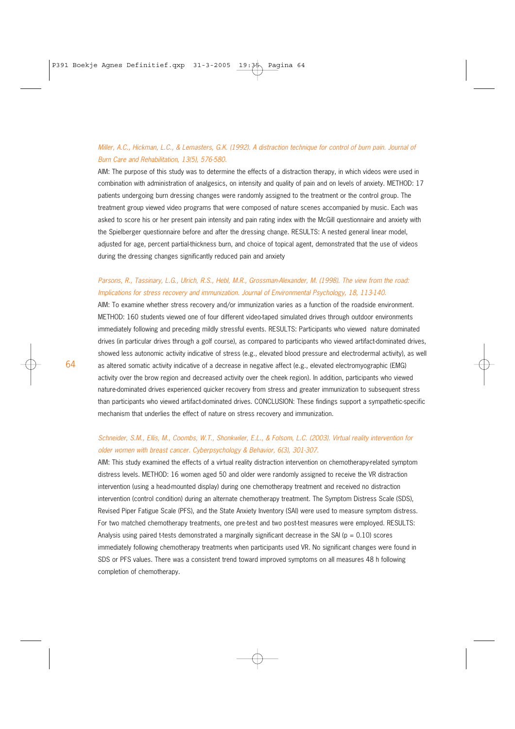*Miller, A.C., Hickman, L.C., & Lemasters, G.K. (1992). A distraction technique for control of burn pain. Journal of Burn Care and Rehabilitation, 13(5), 576-580.*

AIM: The purpose of this study was to determine the effects of a distraction therapy, in which videos were used in combination with administration of analgesics, on intensity and quality of pain and on levels of anxiety. METHOD: 17 patients undergoing burn dressing changes were randomly assigned to the treatment or the control group. The treatment group viewed video programs that were composed of nature scenes accompanied by music. Each was asked to score his or her present pain intensity and pain rating index with the McGill questionnaire and anxiety with the Spielberger questionnaire before and after the dressing change. RESULTS: A nested general linear model, adjusted for age, percent partial-thickness burn, and choice of topical agent, demonstrated that the use of videos during the dressing changes significantly reduced pain and anxiety

*Parsons, R., Tassinary, L.G., Ulrich, R.S., Hebl, M.R., Grossman-Alexander, M. (1998). The view from the road: Implications for stress recovery and immunization. Journal of Environmental Psychology, 18, 113-140.*

AIM: To examine whether stress recovery and/or immunization varies as a function of the roadside environment. METHOD: 160 students viewed one of four different video-taped simulated drives through outdoor environments immediately following and preceding mildly stressful events. RESULTS: Participants who viewed nature dominated drives (in particular drives through a golf course), as compared to participants who viewed artifact-dominated drives, showed less autonomic activity indicative of stress (e.g., elevated blood pressure and electrodermal activity), as well as altered somatic activity indicative of a decrease in negative affect (e.g., elevated electromyographic (EMG) activity over the brow region and decreased activity over the cheek region). In addition, participants who viewed nature-dominated drives experienced quicker recovery from stress and greater immunization to subsequent stress than participants who viewed artifact-dominated drives. CONCLUSION: These findings support a sympathetic-specific mechanism that underlies the effect of nature on stress recovery and immunization.

*Schneider, S.M., Ellis, M., Coombs, W.T., Shonkwiler, E.L., & Folsom, L.C. (2003). Virtual reality intervention for older women with breast cancer. Cyberpsychology & Behavior, 6(3), 301-307.*

AIM: This study examined the effects of a virtual reality distraction intervention on chemotherapy-related symptom distress levels. METHOD: 16 women aged 50 and older were randomly assigned to receive the VR distraction intervention (using a head-mounted display) during one chemotherapy treatment and received no distraction intervention (control condition) during an alternate chemotherapy treatment. The Symptom Distress Scale (SDS), Revised Piper Fatigue Scale (PFS), and the State Anxiety Inventory (SAI) were used to measure symptom distress. For two matched chemotherapy treatments, one pre-test and two post-test measures were employed. RESULTS: Analysis using paired t-tests demonstrated a marginally significant decrease in the SAI ($p = 0.10$) scores immediately following chemotherapy treatments when participants used VR. No significant changes were found in SDS or PFS values. There was a consistent trend toward improved symptoms on all measures 48 h following completion of chemotherapy.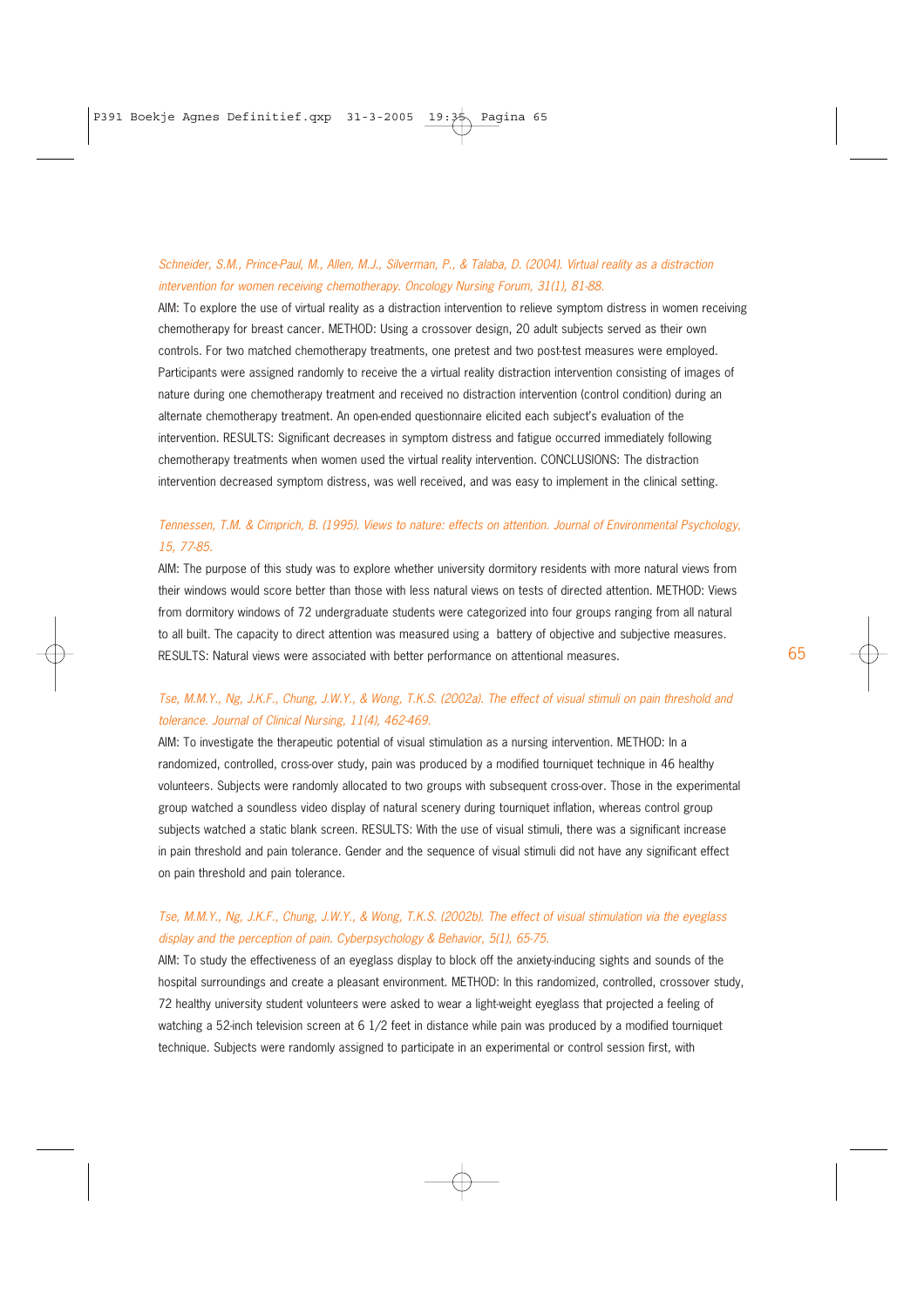*Schneider, S.M., Prince-Paul, M., Allen, M.J., Silverman, P., & Talaba, D. (2004). Virtual reality as a distraction intervention for women receiving chemotherapy. Oncology Nursing Forum, 31(1), 81-88.*

AIM: To explore the use of virtual reality as a distraction intervention to relieve symptom distress in women receiving chemotherapy for breast cancer. METHOD: Using a crossover design, 20 adult subjects served as their own controls. For two matched chemotherapy treatments, one pretest and two post-test measures were employed. Participants were assigned randomly to receive the virtual reality distraction intervention consisting of images of nature during one chemotherapy treatment and received no distraction intervention (control condition) during an alternate chemotherapy treatment. An open-ended questionnaire elicited each subject's evaluation of the intervention. RESULTS: Significant decreases in symptom distress and fatigue occurred immediately following chemotherapy treatments when women used the virtual reality intervention. CONCLUSIONS: The distraction intervention decreased symptom distress, was well received, and was easy to implement in the clinical setting.

*Tennessen, T.M. & Cimprich, B. (1995). Views to nature: effects on attention. Journal of Environmental Psychology, 15, 77-85.*

AIM: The purpose of this study was to explore whether university dormitory residents with more natural views from their windows would score better than those with less natural views on tests of directed attention. METHOD: Views from dormitory windows of 72 undergraduate students were categorized into four groups ranging from all natural to all built. The capacity to direct attention was measured using a battery of objective and subjective measures. RESULTS: Natural views were associated with better performance on attentional measures.

*Tse, M.M.Y., Ng, J.K.F., Chung, J.W.Y., & Wong, T.K.S. (2002a). The effect of visual stimuli on pain threshold and tolerance. Journal of Clinical Nursing, 11(4), 462-469.*

AIM: To investigate the therapeutic potential of visual stimulation as a nursing intervention. METHOD: In a randomized, controlled, cross-over study, pain was produced by a modified tourniquet technique in 46 healthy volunteers. Subjects were randomly allocated to two groups with subsequent cross-over. Those in the experimental group watched a soundless video display of natural scenery during tourniquet inflation, whereas control group subjects watched a static blank screen. RESULTS: With the use of visual stimuli, there was a significant increase in pain threshold and pain tolerance. Gender and the sequence of visual stimuli did not have any significant effect on pain threshold and pain tolerance.

*Tse, M.M.Y., Ng, J.K.F., Chung, J.W.Y., & Wong, T.K.S. (2002b). The effect of visual stimulation via the eyeglass display and the perception of pain. Cyberpsychology & Behavior, 5(1), 65-75.*

AIM: To study the effectiveness of an eyeglass display to block off the anxiety-inducing sights and sounds of the hospital surroundings and create a pleasant environment. METHOD: In this randomized, controlled, crossover study, 72 healthy university student volunteers were asked to wear a light-weight eyeglass that projected a feeling of watching a 52-inch television screen at 6 1/2 feet in distance while pain was produced by a modified tourniquet technique. Subjects were randomly assigned to participate in an experimental or control session first, with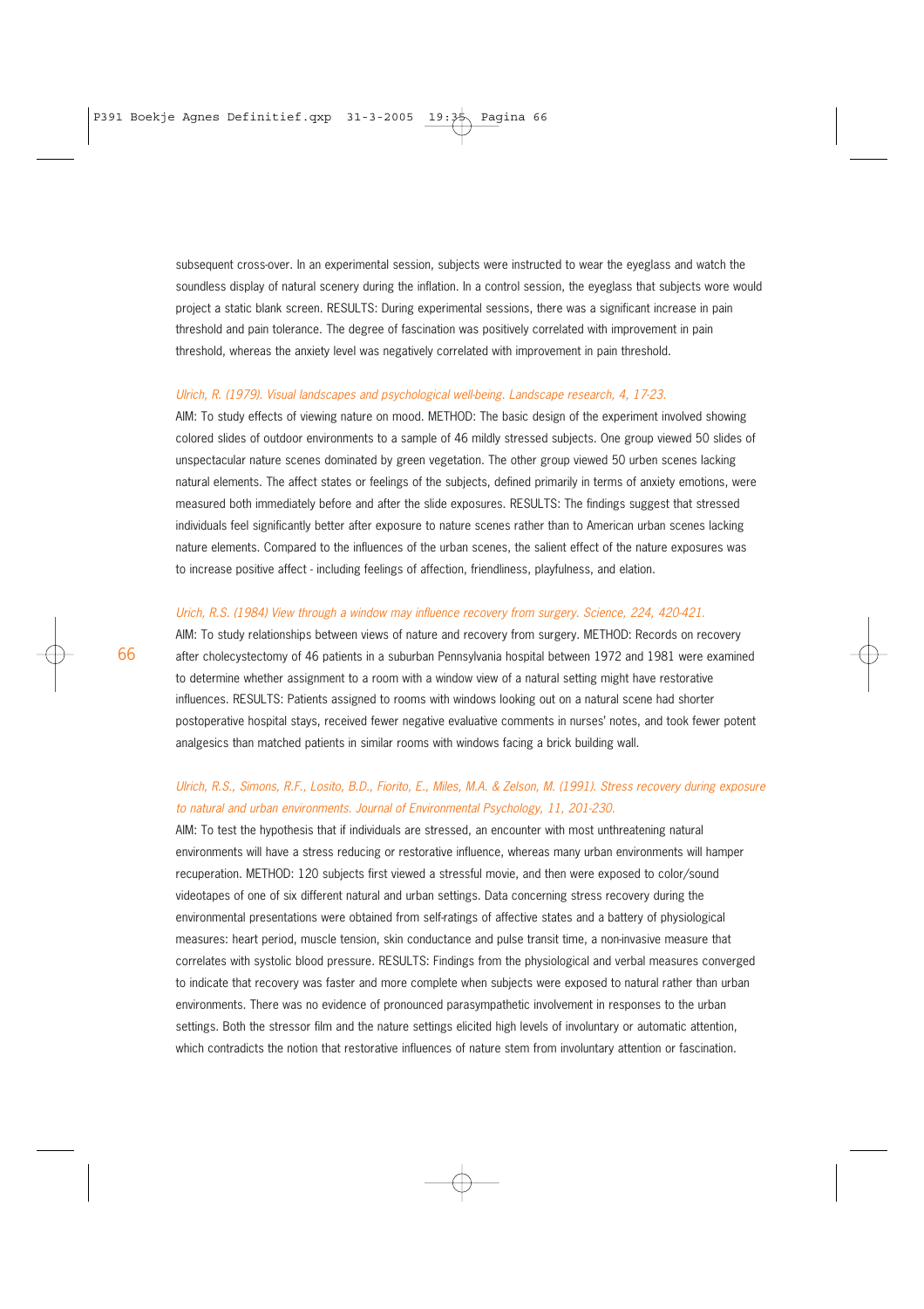subsequent cross-over. In an experimental session, subjects were instructed to wear the eyeglass and watch the soundless display of natural scenery during the inflation. In a control session, the eyeglass that subjects wore would project a static blank screen. RESULTS: During experimental sessions, there was a significant increase in pain threshold and pain tolerance. The degree of fascination was positively correlated with improvement in pain threshold, whereas the anxiety level was negatively correlated with improvement in pain threshold.

*Ulrich, R. (1979). Visual landscapes and psychological well-being. Landscape research, 4, 17-23.*

AIM: To study effects of viewing nature on mood. METHOD: The basic design of the experiment involved showing colored slides of outdoor environments to a sample of 46 mildly stressed subjects. One group viewed 50 slides of unspectacular nature scenes dominated by green vegetation. The other group viewed 50 urben scenes lacking natural elements. The affect states or feelings of the subjects, defined primarily in terms of anxiety emotions, were measured both immediately before and after the slide exposures. RESULTS: The findings suggest that stressed individuals feel significantly better after exposure to nature scenes rather than to American urban scenes lacking nature elements. Compared to the influences of the urban scenes, the salient effect of the nature exposures was to increase positive affect - including feelings of affection, friendliness, playfulness, and elation.

*Urich, R.S. (1984) View through a window may influence recovery from surgery. Science, 224, 420-421.*

AIM: To study relationships between views of nature and recovery from surgery. METHOD: Records on recovery after cholecystectomy of 46 patients in a suburban Pennsylvania hospital between 1972 and 1981 were examined to determine whether assignment to a room with a window view of a natural setting might have restorative influences. RESULTS: Patients assigned to rooms with windows looking out on a natural scene had shorter postoperative hospital stays, received fewer negative evaluative comments in nurses' notes, and took fewer potent analgesics than matched patients in similar rooms with windows facing a brick building wall.

*Ulrich, R.S., Simons, R.F., Losito, B.D., Fiorito, E., Miles, M.A. & Zelson, M. (1991). Stress recovery during exposure to natural and urban environments. Journal of Environmental Psychology, 11, 201-230.*

AIM: To test the hypothesis that if individuals are stressed, an encounter with most unthreatening natural environments will have a stress reducing or restorative influence, whereas many urban environments will hamper recuperation. METHOD: 120 subjects first viewed a stressful movie, and then were exposed to color/sound videotapes of one of six different natural and urban settings. Data concerning stress recovery during the environmental presentations were obtained from self-ratings of affective states and a battery of physiological measures: heart period, muscle tension, skin conductance and pulse transit time, a non-invasive measure that correlates with systolic blood pressure. RESULTS: Findings from the physiological and verbal measures converged to indicate that recovery was faster and more complete when subjects were exposed to natural rather than urban environments. There was no evidence of pronounced parasympathetic involvement in responses to the urban settings. Both the stressor film and the nature settings elicited high levels of involuntary or automatic attention, which contradicts the notion that restorative influences of nature stem from involuntary attention or fascination.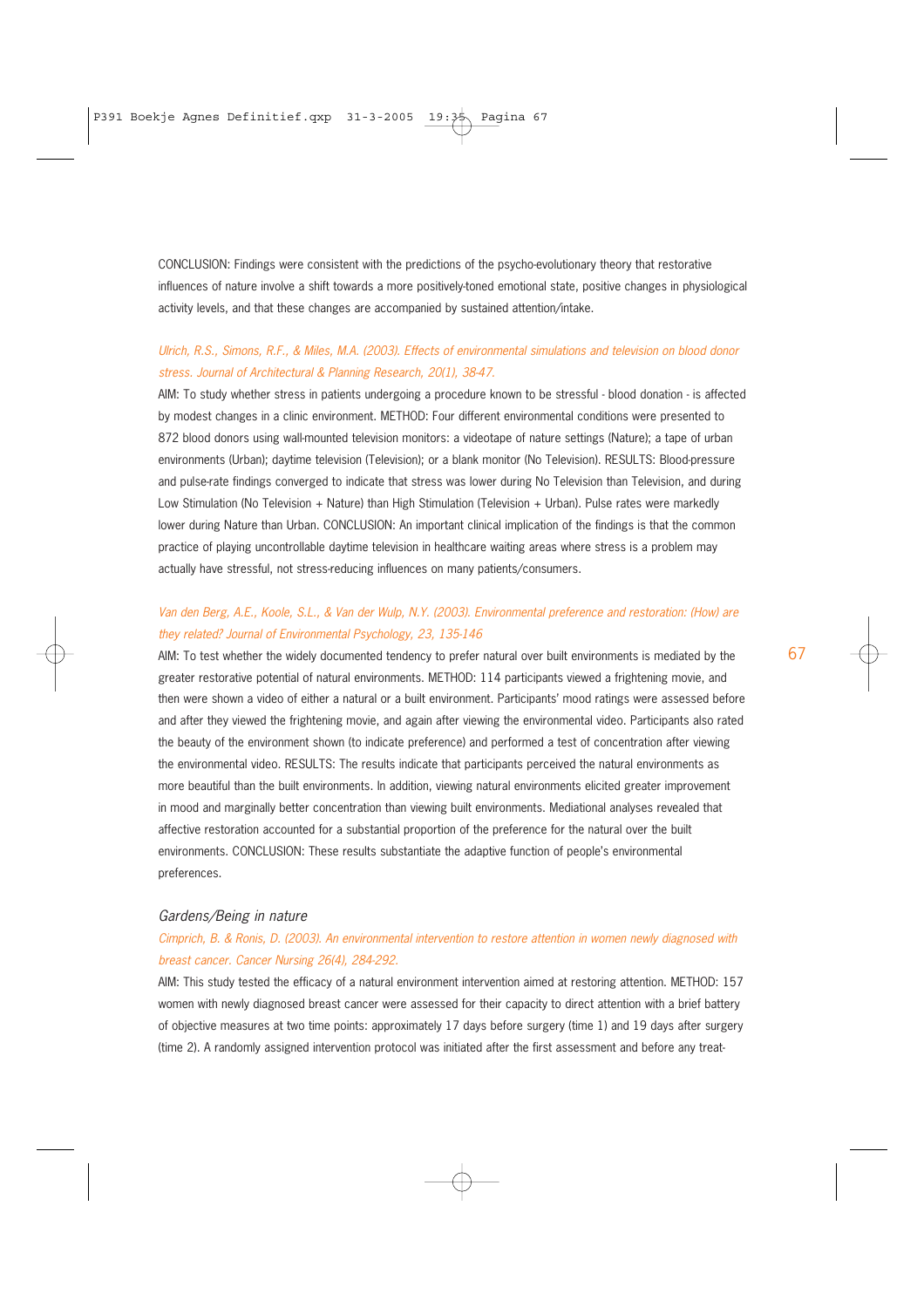CONCLUSION: Findings were consistent with the predictions of the psycho-evolutionary theory that restorative influences of nature involve a shift towards a more positively-toned emotional state, positive changes in physiological activity levels, and that these changes are accompanied by sustained attention/intake.

*Ulrich, R.S., Simons, R.F., & Miles, M.A. (2003). Effects of environmental simulations and television on blood donor stress. Journal of Architectural & Planning Research, 20(1), 38-47.*

AIM: To study whether stress in patients undergoing a procedure known to be stressful - blood donation - is affected by modest changes in a clinic environment. METHOD: Four different environmental conditions were presented to 872 blood donors using wall-mounted television monitors: a videotape of nature settings (Nature); a tape of urban environments (Urban); daytime television (Television); or a blank monitor (No Television). RESULTS: Blood-pressure and pulse-rate findings converged to indicate that stress was lower during No Television than Television, and during Low Stimulation (No Television + Nature) than High Stimulation (Television + Urban). Pulse rates were markedly lower during Nature than Urban. CONCLUSION: An important clinical implication of the findings is that the common practice of playing uncontrollable daytime television in healthcare waiting areas where stress is a problem may actually have stressful, not stress-reducing influences on many patients/consumers.

*Van den Berg, A.E., Koole, S.L., & Van der Wulp, N.Y. (2003). Environmental preference and restoration: (How) are they related? Journal of Environmental Psychology, 23, 135-146*

AIM: To test whether the widely documented tendency to prefer natural over built environments is mediated by the greater restorative potential of natural environments. METHOD: 114 participants viewed a frightening movie, and then were shown a video of either a natural or a built environment. Participants' mood ratings were assessed before and after they viewed the frightening movie, and again after viewing the environmental video. Participants also rated the beauty of the environment shown (to indicate preference) and performed a test of concentration after viewing the environmental video. RESULTS: The results indicate that participants perceived the natural environments as more beautiful than the built environments. In addition, viewing natural environments elicited greater improvement in mood and marginally better concentration than viewing built environments. Mediational analyses revealed that affective restoration accounted for a substantial proportion of the preference for the natural over the built environments. CONCLUSION: These results substantiate the adaptive function of people's environmental preferences.

### *Gardens/Being in nature*

*Cimprich, B. & Ronis, D. (2003). An environmental intervention to restore attention in women newly diagnosed with breast cancer. Cancer Nursing 26(4), 284-292.*

AIM: This study tested the efficacy of a natural environment intervention aimed at restoring attention. METHOD: 157 women with newly diagnosed breast cancer were assessed for their capacity to direct attention with a brief battery of objective measures at two time points: approximately 17 days before surgery (time 1) and 19 days after surgery (time 2). A randomly assigned intervention protocol was initiated after the first assessment and before any treat-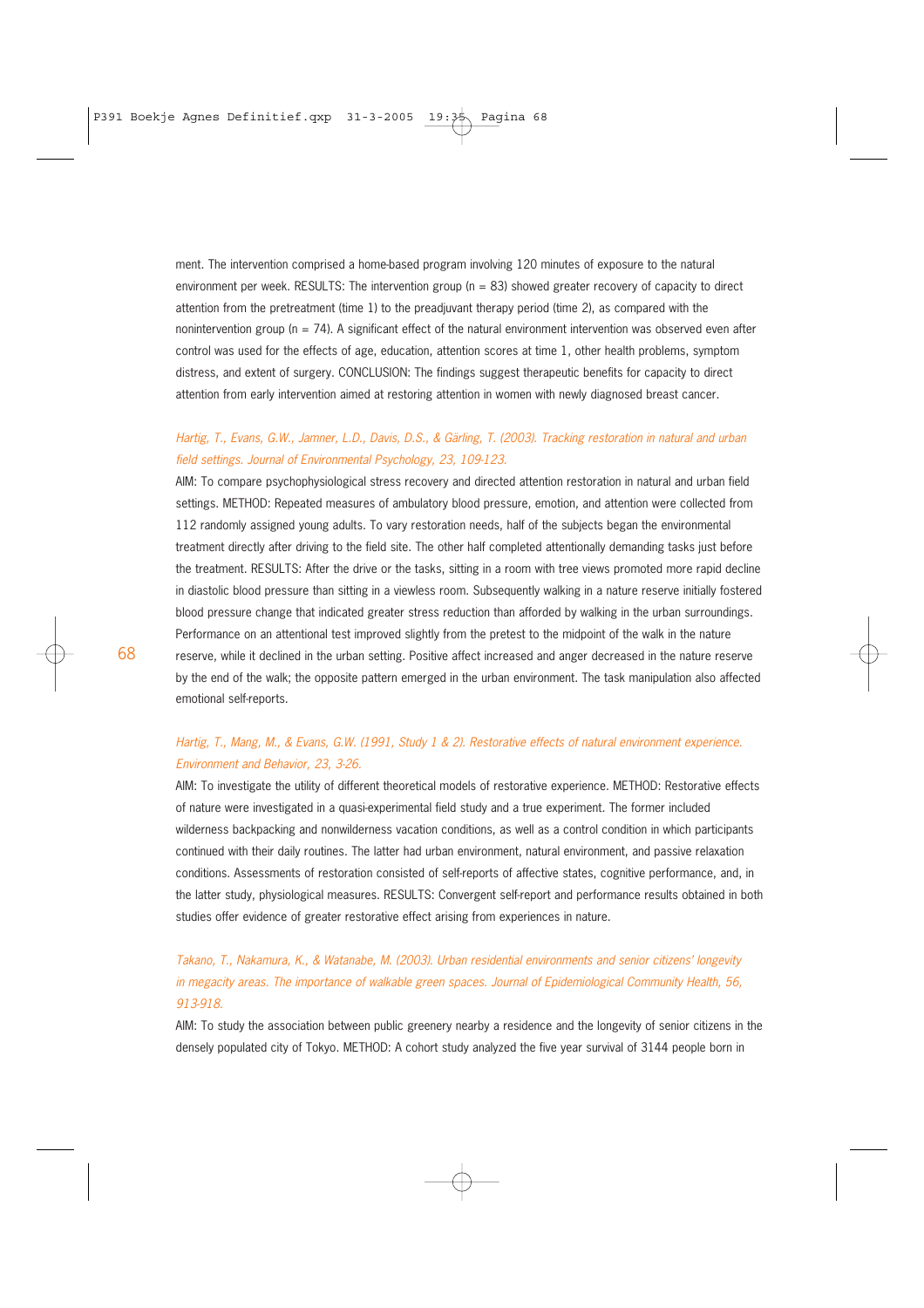ment. The intervention comprised a home-based program involving 120 minutes of exposure to the natural environment per week. RESULTS: The intervention group (n = 83) showed greater recovery of capacity to direct attention from the pretreatment (time 1) to the preadjuvant therapy period (time 2), as compared with the nonintervention group (n = 74). A significant effect of the natural environment intervention was observed even after control was used for the effects of age, education, attention scores at time 1, other health problems, symptom distress, and extent of surgery. CONCLUSION: The findings suggest therapeutic benefits for capacity to direct attention from early intervention aimed at restoring attention in women with newly diagnosed breast cancer.

*Hartig, T., Evans, G.W., Jamner, L.D., Davis, D.S., & Gärling, T. (2003). Tracking restoration in natural and urban field settings. Journal of Environmental Psychology, 23, 109-123.*

AIM: To compare psychophysiological stress recovery and directed attention restoration in natural and urban field settings. METHOD: Repeated measures of ambulatory blood pressure, emotion, and attention were collected from 112 randomly assigned young adults. To vary restoration needs, half of the subjects began the environmental treatment directly after driving to the field site. The other half completed attentionally demanding tasks just before the treatment. RESULTS: After the drive or the tasks, sitting in a room with tree views promoted more rapid decline in diastolic blood pressure than sitting in a viewless room. Subsequently walking in a nature reserve initially fostered blood pressure change that indicated greater stress reduction than afforded by walking in the urban surroundings. Performance on an attentional test improved slightly from the pretest to the midpoint of the walk in the nature reserve, while it declined in the urban setting. Positive affect increased and anger decreased in the nature reserve by the end of the walk; the opposite pattern emerged in the urban environment. The task manipulation also affected emotional self-reports.

*Hartig, T., Mang, M., & Evans, G.W. (1991, Study 1 & 2). Restorative effects of natural environment experience. Environment and Behavior, 23, 3-26.*

AIM: To investigate the utility of different theoretical models of restorative experience. METHOD: Restorative effects of nature were investigated in a quasi-experimental field study and a true experiment. The former included wilderness backpacking and nonwilderness vacation conditions, as well as a control condition in which participants continued with their daily routines. The latter had urban environment, natural environment, and passive relaxation conditions. Assessments of restoration consisted of self-reports of affective states, cognitive performance, and, in the latter study, physiological measures. RESULTS: Convergent self-report and performance results obtained in both studies offer evidence of greater restorative effect arising from experiences in nature.

*Takano, T., Nakamura, K., & Watanabe, M. (2003). Urban residential environments and senior citizens' longevity in megacity areas. The importance of walkable green spaces. Journal of Epidemiological Community Health, 56, 913-918.*

AIM: To study the association between public greenery nearby a residence and the longevity of senior citizens in the densely populated city of Tokyo. METHOD: A cohort study analyzed the five year survival of 3144 people born in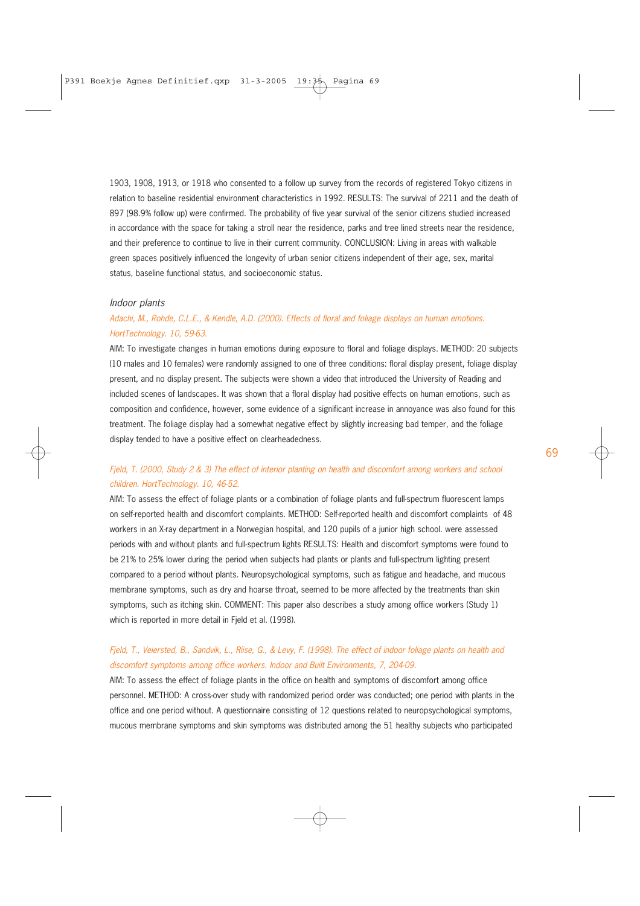1903, 1908, 1913, or 1918 who consented to a follow up survey from the records of registered Tokyo citizens in relation to baseline residential environment characteristics in 1992. RESULTS: The survival of 2211 and the death of 897 (98.9% follow up) were confirmed. The probability of five year survival of the senior citizens studied increased in accordance with the space for taking a stroll near the residence, parks and tree lined streets near the residence, and their preference to continue to live in their current community. CONCLUSION: Living in areas with walkable green spaces positively influenced the longevity of urban senior citizens independent of their age, sex, marital status, baseline functional status, and socioeconomic status.

### *Indoor plants*

*Adachi, M., Rohde, C.L.E., & Kendle, A.D. (2000). Effects of floral and foliage displays on human emotions. HortTechnology. 10, 59-63.*

AIM: To investigate changes in human emotions during exposure to floral and foliage displays. METHOD: 20 subjects (10 males and 10 females) were randomly assigned to one of three conditions: floral display present, foliage display present, and no display present. The subjects were shown a video that introduced the University of Reading and included scenes of landscapes. It was shown that a floral display had positive effects on human emotions, such as composition and confidence, however, some evidence of a significant increase in annoyance was also found for this treatment. The foliage display had a somewhat negative effect by slightly increasing bad temper, and the foliage display tended to have a positive effect on clearheadedness.

*Fjeld, T. (2000, Study 2 & 3) The effect of interior planting on health and discomfort among workers and school children. HortTechnology. 10, 46-52.*

AIM: To assess the effect of foliage plants or a combination of foliage plants and full-spectrum fluorescent lamps on self-reported health and discomfort complaints. METHOD: Self-reported health and discomfort complaints of 48 workers in an X-ray department in a Norwegian hospital, and 120 pupils of a junior high school. were assessed periods with and without plants and full-spectrum lights RESULTS: Health and discomfort symptoms were found to be 21% to 25% lower during the period when subjects had plants or plants and full-spectrum lighting present compared to a period without plants. Neuropsychological symptoms, such as fatigue and headache, and mucous membrane symptoms, such as dry and hoarse throat, seemed to be more affected by the treatments than skin symptoms, such as itching skin. COMMENT: This paper also describes a study among office workers (Study 1) which is reported in more detail in Fjeld et al. (1998).

*Fjeld, T., Veiersted, B., Sandvik, L., Riise, G., & Levy, F. (1998). The effect of indoor foliage plants on health and discomfort symptoms among office workers. Indoor and Built Environments, 7, 204-09.*

AIM: To assess the effect of foliage plants in the office on health and symptoms of discomfort among office personnel. METHOD: A cross-over study with randomized period order was conducted; one period with plants in the office and one period without. A questionnaire consisting of 12 questions related to neuropsychological symptoms, mucous membrane symptoms and skin symptoms was distributed among the 51 healthy subjects who participated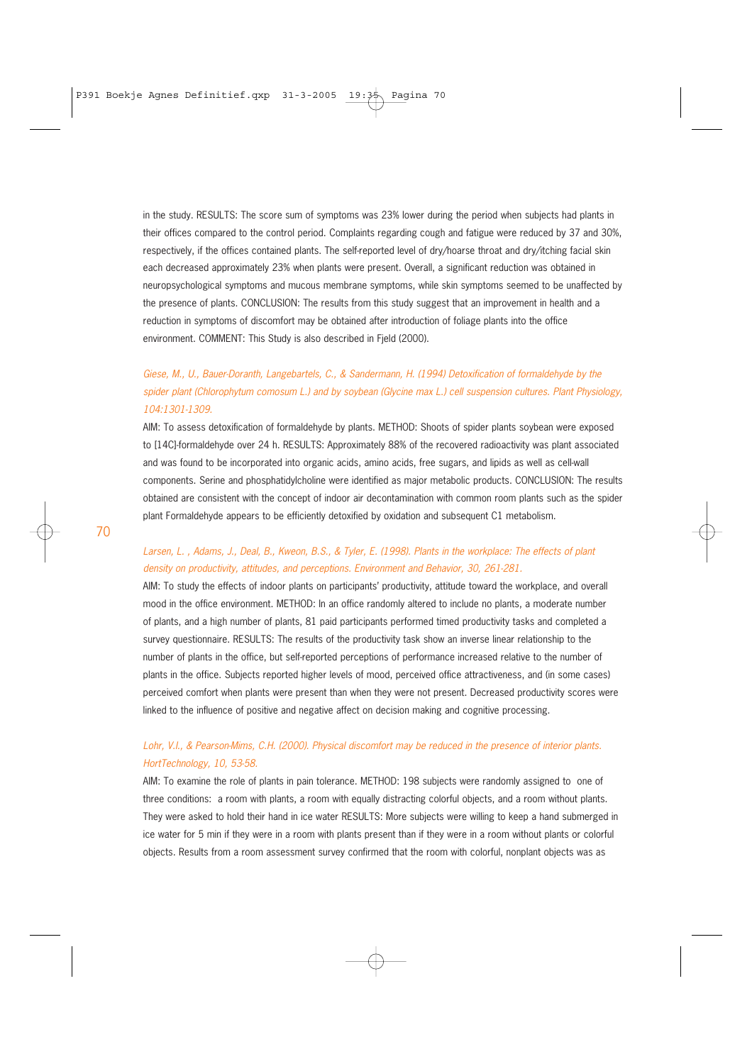in the study. RESULTS: The score sum of symptoms was 23% lower during the period when subjects had plants in their offices compared to the control period. Complaints regarding cough and fatigue were reduced by 37 and 30%, respectively, if the offices contained plants. The self-reported level of dry/hoarse throat and dry/itching facial skin each decreased approximately 23% when plants were present. Overall, a significant reduction was obtained in neuropsychological symptoms and mucous membrane symptoms, while skin symptoms seemed to be unaffected by the presence of plants. CONCLUSION: The results from this study suggest that an improvement in health and a reduction in symptoms of discomfort may be obtained after introduction of foliage plants into the office environment. COMMENT: This Study is also described in Fjeld (2000).

*Giese, M., U., Bauer-Doranth, Langebartels, C., & Sandermann, H. (1994) Detoxification of formaldehyde by the spider plant (Chlorophytum comosum L.) and by soybean (Glycine max L.) cell suspension cultures. Plant Physiology, 104:1301-1309.*

AIM: To assess detoxification of formaldehyde by plants. METHOD: Shoots of spider plants soybean were exposed to [14C]-formaldehyde over 24 h. RESULTS: Approximately 88% of the recovered radioactivity was plant associated and was found to be incorporated into organic acids, amino acids, free sugars, and lipids as well as cell-wall components. Serine and phosphatidylcholine were identified as major metabolic products. CONCLUSION: The results obtained are consistent with the concept of indoor air decontamination with common room plants such as the spider plant Formaldehyde appears to be efficiently detoxified by oxidation and subsequent C1 metabolism.

*Larsen, L. , Adams, J., Deal, B., Kweon, B.S., & Tyler, E. (1998). Plants in the workplace: The effects of plant density on productivity, attitudes, and perceptions. Environment and Behavior, 30, 261-281.*

AIM: To study the effects of indoor plants on participants' productivity, attitude toward the workplace, and overall mood in the office environment. METHOD: In an office randomly altered to include no plants, a moderate number of plants, and a high number of plants, 81 paid participants performed timed productivity tasks and completed a survey questionnaire. RESULTS: The results of the productivity task show an inverse linear relationship to the number of plants in the office, but self-reported perceptions of performance increased relative to the number of plants in the office. Subjects reported higher levels of mood, perceived office attractiveness, and (in some cases) perceived comfort when plants were present than when they were not present. Decreased productivity scores were linked to the influence of positive and negative affect on decision making and cognitive processing.

*Lohr, V.I., & Pearson-Mims, C.H. (2000). Physical discomfort may be reduced in the presence of interior plants. HortTechnology, 10, 53-58.*

AIM: To examine the role of plants in pain tolerance. METHOD: 198 subjects were randomly assigned to one of three conditions: a room with plants, a room with equally distracting colorful objects, and a room without plants. They were asked to hold their hand in ice water RESULTS: More subjects were willing to keep a hand submerged in ice water for 5 min if they were in a room with plants present than if they were in a room without plants or colorful objects. Results from a room assessment survey confirmed that the room with colorful, nonplant objects was as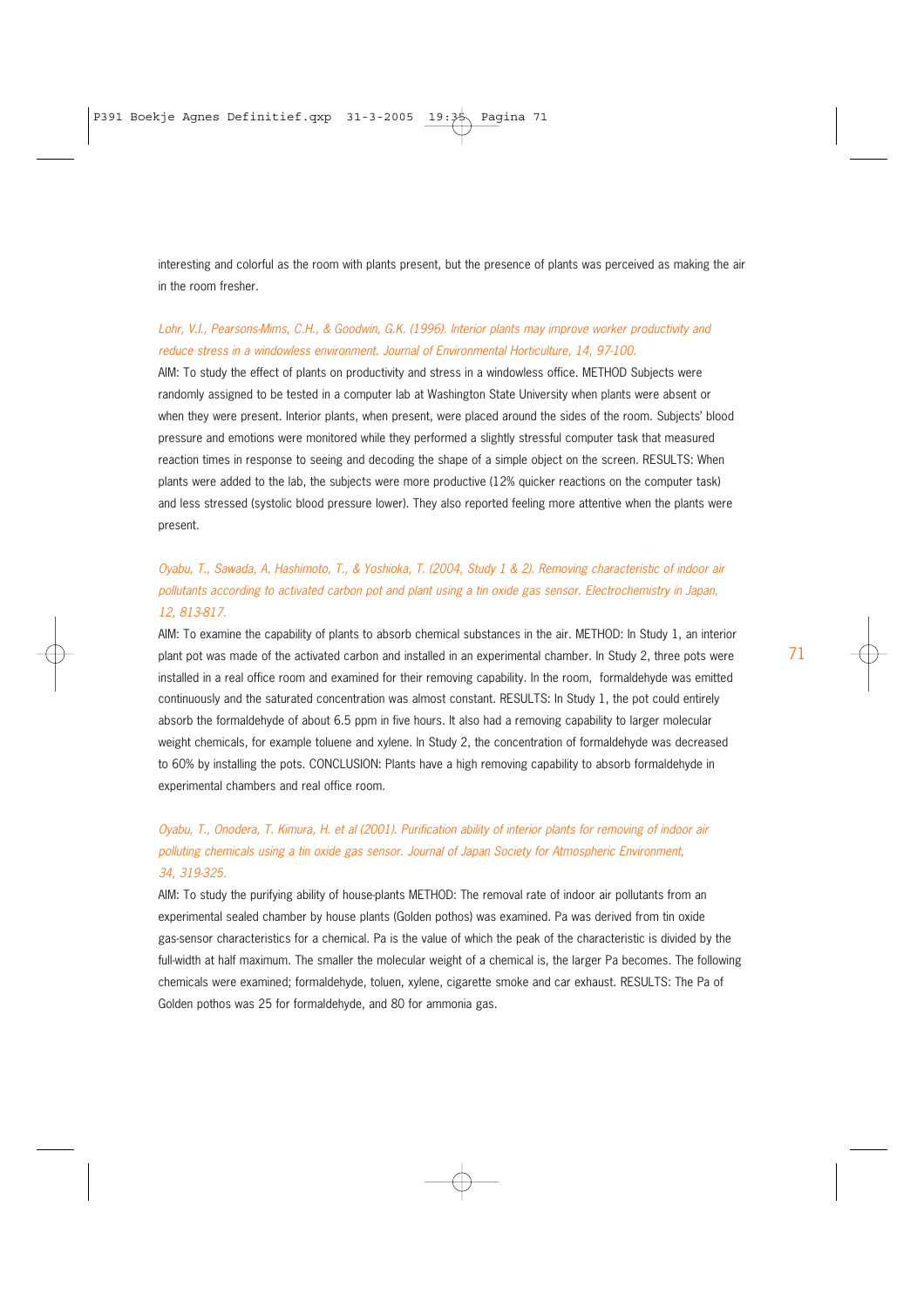interesting and colorful as the room with plants present, but the presence of plants was perceived as making the air in the room fresher.

*Lohr, V.I., Pearsons-Mims, C.H., & Goodwin, G.K. (1996). Interior plants may improve worker productivity and reduce stress in a windowless environment. Journal of Environmental Horticulture, 14, 97-100.*

AIM: To study the effect of plants on productivity and stress in a windowless office. METHOD Subjects were randomly assigned to be tested in a computer lab at Washington State University when plants were absent or when they were present. Interior plants, when present, were placed around the sides of the room. Subjects' blood pressure and emotions were monitored while they performed a slightly stressful computer task that measured reaction times in response to seeing and decoding the shape of a simple object on the screen. RESULTS: When plants were added to the lab, the subjects were more productive (12% quicker reactions on the computer task) and less stressed (systolic blood pressure lower). They also reported feeling more attentive when the plants were present.

*Oyabu, T., Sawada, A. Hashimoto, T., & Yoshioka, T. (2004, Study 1 & 2). Removing characteristic of indoor air pollutants according to activated carbon pot and plant using a tin oxide gas sensor. Electrochemistry in Japan, 12, 813-817.*

AIM: To examine the capability of plants to absorb chemical substances in the air. METHOD: In Study 1, an interior plant pot was made of the activated carbon and installed in an experimental chamber. In Study 2, three pots were installed in a real office room and examined for their removing capability. In the room, formaldehyde was emitted continuously and the saturated concentration was almost constant. RESULTS: In Study 1, the pot could entirely absorb the formaldehyde of about 6.5 ppm in five hours. It also had a removing capability to larger molecular weight chemicals, for example toluene and xylene. In Study 2, the concentration of formaldehyde was decreased to 60% by installing the pots. CONCLUSION: Plants have a high removing capability to absorb formaldehyde in experimental chambers and real office room.

*Oyabu, T., Onodera, T. Kimura, H. et al (2001). Purification ability of interior plants for removing of indoor air polluting chemicals using a tin oxide gas sensor. Journal of Japan Society for Atmospheric Environment, 34, 319-325.*

AIM: To study the purifying ability of house-plants METHOD: The removal rate of indoor air pollutants from an experimental sealed chamber by house plants (Golden pothos) was examined. Pa was derived from tin oxide gas-sensor characteristics for a chemical. Pa is the value of which the peak of the characteristic is divided by the full-width at half maximum. The smaller the molecular weight of a chemical is, the larger Pa becomes. The following chemicals were examined; formaldehyde, toluen, xylene, cigarette smoke and car exhaust. RESULTS: The Pa of Golden pothos was 25 for formaldehyde, and 80 for ammonia gas.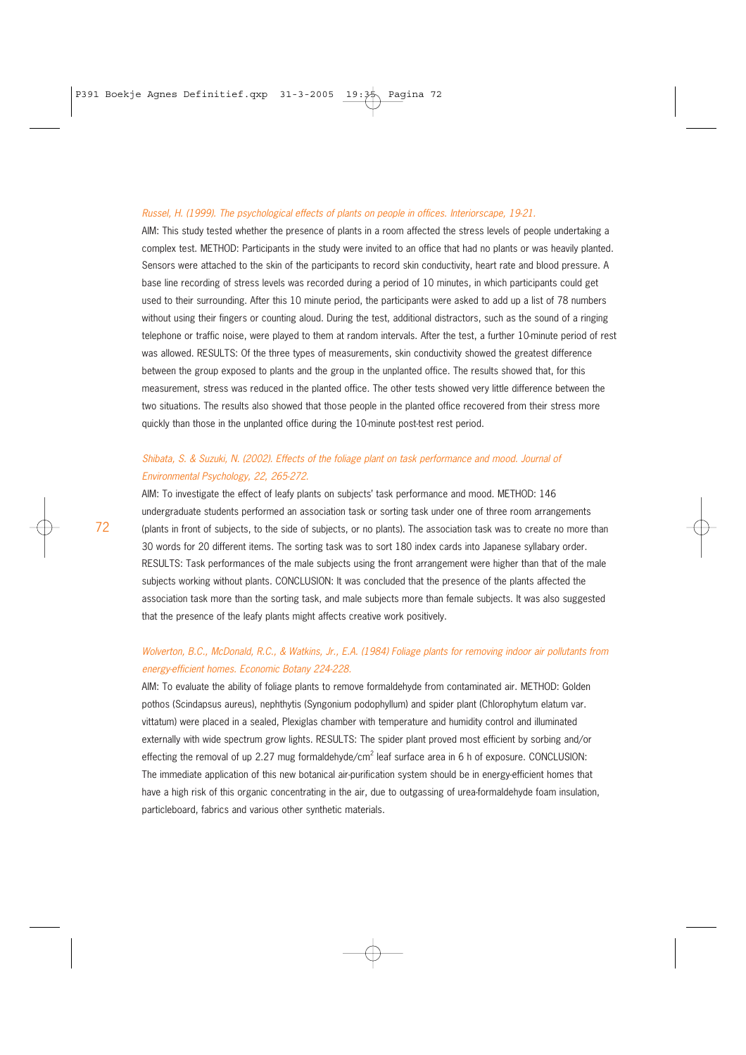*Russel, H. (1999). The psychological effects of plants on people in offices. Interiorscape, 19-21.*

AIM: This study tested whether the presence of plants in a room affected the stress levels of people undertaking a complex test. METHOD: Participants in the study were invited to an office that had no plants or was heavily planted. Sensors were attached to the skin of the participants to record skin conductivity, heart rate and blood pressure. A base line recording of stress levels was recorded during a period of 10 minutes, in which participants could get used to their surrounding. After this 10 minute period, the participants were asked to add up a list of 78 numbers without using their fingers or counting aloud. During the test, additional distractors, such as the sound of a ringing telephone or traffic noise, were played to them at random intervals. After the test, a further 10-minute period of rest was allowed. RESULTS: Of the three types of measurements, skin conductivity showed the greatest difference between the group exposed to plants and the group in the unplanted office. The results showed that, for this measurement, stress was reduced in the planted office. The other tests showed very little difference between the two situations. The results also showed that those people in the planted office recovered from their stress more quickly than those in the unplanted office during the 10-minute post-test rest period.

*Shibata, S. & Suzuki, N. (2002). Effects of the foliage plant on task performance and mood. Journal of Environmental Psychology, 22, 265-272.*

AIM: To investigate the effect of leafy plants on subjects' task performance and mood. METHOD: 146 undergraduate students performed an association task or sorting task under one of three room arrangements (plants in front of subjects, to the side of subjects, or no plants). The association task was to create no more than 30 words for 20 different items. The sorting task was to sort 180 index cards into Japanese syllabary order. RESULTS: Task performances of the male subjects using the front arrangement were higher than that of the male subjects working without plants. CONCLUSION: It was concluded that the presence of the plants affected the association task more than the sorting task, and male subjects more than female subjects. It was also suggested that the presence of the leafy plants might affects creative work positively.

*Wolverton, B.C., McDonald, R.C., & Watkins, Jr., E.A. (1984) Foliage plants for removing indoor air pollutants from energy-efficient homes. Economic Botany 224-228.*

AIM: To evaluate the ability of foliage plants to remove formaldehyde from contaminated air. METHOD: Golden pothos (Scindapsus aureus), nephthytis (Syngonium podophyllum) and spider plant (Chlorophytum elatum var. vittatum) were placed in a sealed, Plexiglas chamber with temperature and humidity control and illuminated externally with wide spectrum grow lights. RESULTS: The spider plant proved most efficient by sorbing and/or effecting the removal of up 2.27 mug formaldehyde/$cm^2$ leaf surface area in 6 h of exposure. CONCLUSION: The immediate application of this new botanical air-purification system should be in energy-efficient homes that have a high risk of this organic concentrating in the air, due to outgassing of urea-formaldehyde foam insulation, particleboard, fabrics and various other synthetic materials.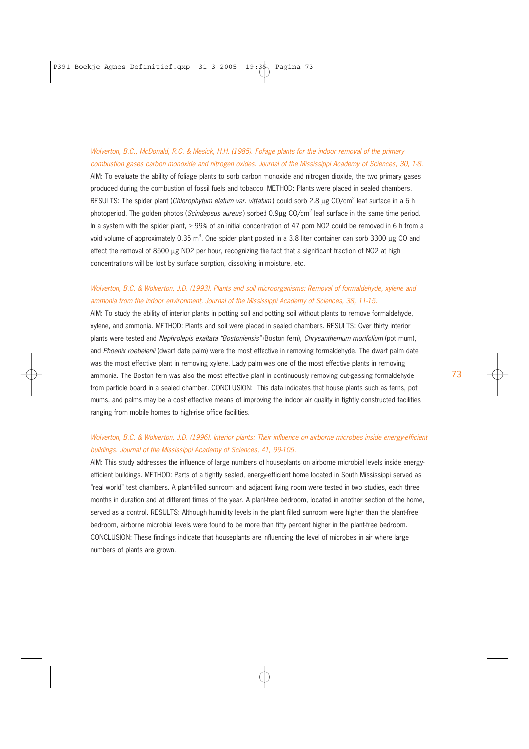*Wolverton, B.C., McDonald, R.C. & Mesick, H.H. (1985). Foliage plants for the indoor removal of the primary combustion gases carbon monoxide and nitrogen oxides. Journal of the Mississippi Academy of Sciences, 30, 1-8.*

AIM: To evaluate the ability of foliage plants to sorb carbon monoxide and nitrogen dioxide, the two primary gases produced during the combustion of fossil fuels and tobacco. METHOD: Plants were placed in sealed chambers. RESULTS: The spider plant (*Chlorophytum elatum var. vittatum*) could sorb 2.8 μg $CO/cm^2$ leaf surface in a 6 h photoperiod. The golden photos (*Scindapsus aureus*) sorbed 0.9μg $CO/cm^2$ leaf surface in the same time period. In a system with the spider plant, ≥ 99% of an initial concentration of 47 ppm NO2 could be removed in 6 h from a void volume of approximately 0.35 $m^3$. One spider plant posted in a 3.8 liter container can sorb 3300 μg CO and effect the removal of 8500 μg NO2 per hour, recognizing the fact that a significant fraction of NO2 at high concentrations will be lost by surface sorption, dissolving in moisture, etc.

*Wolverton, B.C. & Wolverton, J.D. (1993). Plants and soil microorganisms: Removal of formaldehyde, xylene and ammonia from the indoor environment. Journal of the Mississippi Academy of Sciences, 38, 11-15.*

AIM: To study the ability of interior plants in potting soil and potting soil without plants to remove formaldehyde, xylene, and ammonia. METHOD: Plants and soil were placed in sealed chambers. RESULTS: Over thirty interior plants were tested and *Nephrolepis exaltata "Bostoniensis"* (Boston fern), *Chrysanthemum morifolium* (pot mum), and *Phoenix roebelenii* (dwarf date palm) were the most effective in removing formaldehyde. The dwarf palm date was the most effective plant in removing xylene. Lady palm was one of the most effective plants in removing ammonia. The Boston fern was also the most effective plant in continuously removing out-gassing formaldehyde from particle board in a sealed chamber. CONCLUSION: This data indicates that house plants such as ferns, pot mums, and palms may be a cost effective means of improving the indoor air quality in tightly constructed facilities ranging from mobile homes to high-rise office facilities.

*Wolverton, B.C. & Wolverton, J.D. (1996). Interior plants: Their influence on airborne microbes inside energy-efficient buildings. Journal of the Mississippi Academy of Sciences, 41, 99-105.*

AIM: This study addresses the influence of large numbers of houseplants on airborne microbial levels inside energy-efficient buildings. METHOD: Parts of a tightly sealed, energy-efficient home located in South Mississippi served as "real world" test chambers. A plant-filled sunroom and adjacent living room were tested in two studies, each three months in duration and at different times of the year. A plant-free bedroom, located in another section of the home, served as a control. RESULTS: Although humidity levels in the plant filled sunroom were higher than the plant-free bedroom, airborne microbial levels were found to be more than fifty percent higher in the plant-free bedroom. CONCLUSION: These findings indicate that houseplants are influencing the level of microbes in air where large numbers of plants are grown.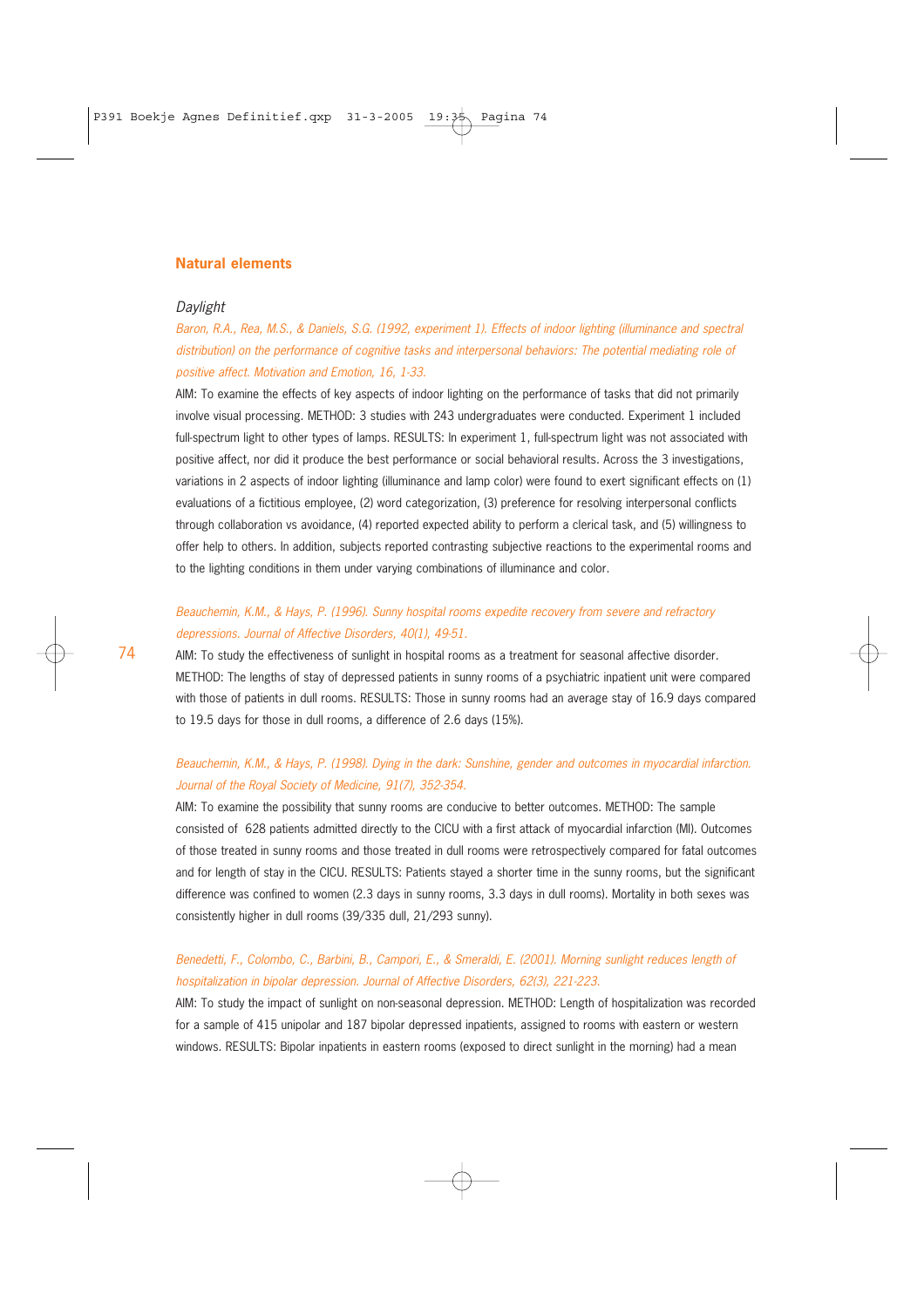## Natural elements

### *Daylight*

*Baron, R.A., Rea, M.S., & Daniels, S.G. (1992, experiment 1). Effects of indoor lighting (illuminance and spectral distribution) on the performance of cognitive tasks and interpersonal behaviors: The potential mediating role of positive affect. Motivation and Emotion, 16, 1-33.*

AIM: To examine the effects of key aspects of indoor lighting on the performance of tasks that did not primarily involve visual processing. METHOD: 3 studies with 243 undergraduates were conducted. Experiment 1 included full-spectrum light to other types of lamps. RESULTS: In experiment 1, full-spectrum light was not associated with positive affect, nor did it produce the best performance or social behavioral results. Across the 3 investigations, variations in 2 aspects of indoor lighting (illuminance and lamp color) were found to exert significant effects on (1) evaluations of a fictitious employee, (2) word categorization, (3) preference for resolving interpersonal conflicts through collaboration vs avoidance, (4) reported expected ability to perform a clerical task, and (5) willingness to offer help to others. In addition, subjects reported contrasting subjective reactions to the experimental rooms and to the lighting conditions in them under varying combinations of illuminance and color.

*Beauchemin, K.M., & Hays, P. (1996). Sunny hospital rooms expedite recovery from severe and refractory depressions. Journal of Affective Disorders, 40(1), 49-51.*

AIM: To study the effectiveness of sunlight in hospital rooms as a treatment for seasonal affective disorder. METHOD: The lengths of stay of depressed patients in sunny rooms of a psychiatric inpatient unit were compared with those of patients in dull rooms. RESULTS: Those in sunny rooms had an average stay of 16.9 days compared to 19.5 days for those in dull rooms, a difference of 2.6 days (15%).

*Beauchemin, K.M., & Hays, P. (1998). Dying in the dark: Sunshine, gender and outcomes in myocardial infarction. Journal of the Royal Society of Medicine, 91(7), 352-354.*

AIM: To examine the possibility that sunny rooms are conducive to better outcomes. METHOD: The sample consisted of 628 patients admitted directly to the CICU with a first attack of myocardial infarction (MI). Outcomes of those treated in sunny rooms and those treated in dull rooms were retrospectively compared for fatal outcomes and for length of stay in the CICU. RESULTS: Patients stayed a shorter time in the sunny rooms, but the significant difference was confined to women (2.3 days in sunny rooms, 3.3 days in dull rooms). Mortality in both sexes was consistently higher in dull rooms (39/335 dull, 21/293 sunny).

*Benedetti, F., Colombo, C., Barbini, B., Campori, E., & Smeraldi, E. (2001). Morning sunlight reduces length of hospitalization in bipolar depression. Journal of Affective Disorders, 62(3), 221-223.*

AIM: To study the impact of sunlight on non-seasonal depression. METHOD: Length of hospitalization was recorded for a sample of 415 unipolar and 187 bipolar depressed inpatients, assigned to rooms with eastern or western windows. RESULTS: Bipolar inpatients in eastern rooms (exposed to direct sunlight in the morning) had a mean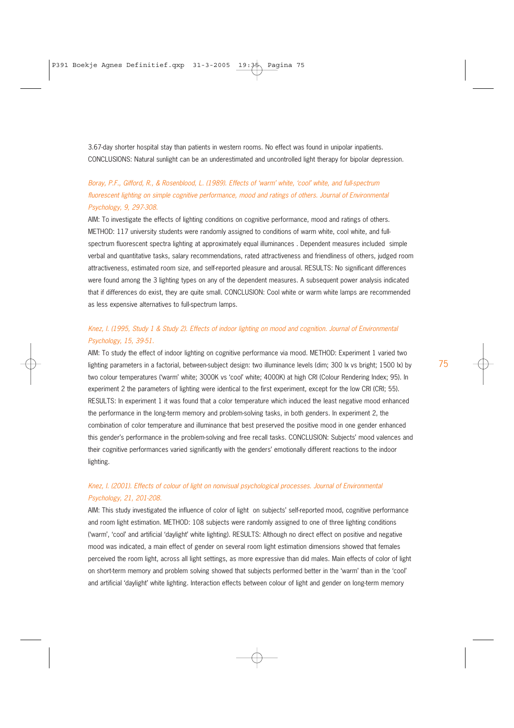3.67-day shorter hospital stay than patients in western rooms. No effect was found in unipolar inpatients. CONCLUSIONS: Natural sunlight can be an underestimated and uncontrolled light therapy for bipolar depression.

*Boray, P.F., Gifford, R., & Rosenblood, L. (1989). Effects of 'warm' white, 'cool' white, and full-spectrum fluorescent lighting on simple cognitive performance, mood and ratings of others. Journal of Environmental Psychology, 9, 297-308.*

AIM: To investigate the effects of lighting conditions on cognitive performance, mood and ratings of others. METHOD: 117 university students were randomly assigned to conditions of warm white, cool white, and full-spectrum fluorescent spectra lighting at approximately equal illuminances . Dependent measures included simple verbal and quantitative tasks, salary recommendations, rated attractiveness and friendliness of others, judged room attractiveness, estimated room size, and self-reported pleasure and arousal. RESULTS: No significant differences were found among the 3 lighting types on any of the dependent measures. A subsequent power analysis indicated that if differences do exist, they are quite small. CONCLUSION: Cool white or warm white lamps are recommended as less expensive alternatives to full-spectrum lamps.

*Knez, I. (1995, Study 1 & Study 2). Effects of indoor lighting on mood and cognition. Journal of Environmental Psychology, 15, 39-51.*

AIM: To study the effect of indoor lighting on cognitive performance via mood. METHOD: Experiment 1 varied two lighting parameters in a factorial, between-subject design: two illuminance levels (dim; 300 lx vs bright; 1500 lx) by two colour temperatures ('warm' white; 3000K vs 'cool' white; 4000K) at high CRI (Colour Rendering Index; 95). In experiment 2 the parameters of lighting were identical to the first experiment, except for the low CRI (CRI; 55). RESULTS: In experiment 1 it was found that a color temperature which induced the least negative mood enhanced the performance in the long-term memory and problem-solving tasks, in both genders. In experiment 2, the combination of color temperature and illuminance that best preserved the positive mood in one gender enhanced this gender's performance in the problem-solving and free recall tasks. CONCLUSION: Subjects' mood valences and their cognitive performances varied significantly with the genders' emotionally different reactions to the indoor lighting.

*Knez, I. (2001). Effects of colour of light on nonvisual psychological processes. Journal of Environmental Psychology, 21, 201-208.*

AIM: This study investigated the influence of color of light on subjects' self-reported mood, cognitive performance and room light estimation. METHOD: 108 subjects were randomly assigned to one of three lighting conditions ('warm', 'cool' and artificial 'daylight' white lighting). RESULTS: Although no direct effect on positive and negative mood was indicated, a main effect of gender on several room light estimation dimensions showed that females perceived the room light, across all light settings, as more expressive than did males. Main effects of color of light on short-term memory and problem solving showed that subjects performed better in the 'warm' than in the 'cool' and artificial 'daylight' white lighting. Interaction effects between colour of light and gender on long-term memory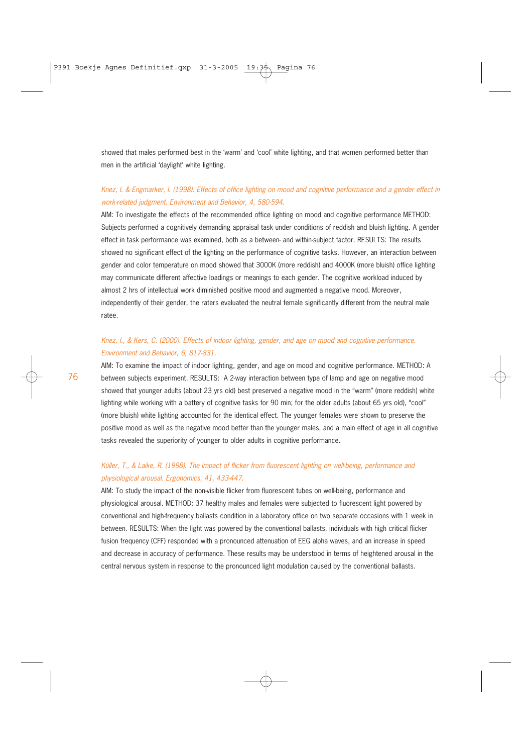showed that males performed best in the 'warm' and 'cool' white lighting, and that women performed better than men in the artificial 'daylight' white lighting.

*Knez, I. & Engmarker, I. (1998). Effects of office lighting on mood and cognitive performance and a gender effect in work-related judgment. Environment and Behavior, 4, 580-594.*

AIM: To investigate the effects of the recommended office lighting on mood and cognitive performance METHOD: Subjects performed a cognitively demanding appraisal task under conditions of reddish and bluish lighting. A gender effect in task performance was examined, both as a between- and within-subject factor. RESULTS: The results showed no significant effect of the lighting on the performance of cognitive tasks. However, an interaction between gender and color temperature on mood showed that 3000K (more reddish) and 4000K (more bluish) office lighting may communicate different affective loadings or meanings to each gender. The cognitive workload induced by almost 2 hrs of intellectual work diminished positive mood and augmented a negative mood. Moreover, independently of their gender, the raters evaluated the neutral female significantly different from the neutral male ratee.

*Knez, I., & Kers, C. (2000). Effects of indoor lighting, gender, and age on mood and cognitive performance. Environment and Behavior, 6, 817-831.*

AIM: To examine the impact of indoor lighting, gender, and age on mood and cognitive performance. METHOD: A between subjects experiment. RESULTS: A 2-way interaction between type of lamp and age on negative mood showed that younger adults (about 23 yrs old) best preserved a negative mood in the "warm" (more reddish) white lighting while working with a battery of cognitive tasks for 90 min; for the older adults (about 65 yrs old), "cool" (more bluish) white lighting accounted for the identical effect. The younger females were shown to preserve the positive mood as well as the negative mood better than the younger males, and a main effect of age in all cognitive tasks revealed the superiority of younger to older adults in cognitive performance.

*Küller, T., & Laike, R. (1998). The impact of flicker from fluorescent lighting on well-being, performance and physiological arousal. Ergonomics, 41, 433-447.*

AIM: To study the impact of the non-visible flicker from fluorescent tubes on well-being, performance and physiological arousal. METHOD: 37 healthy males and females were subjected to fluorescent light powered by conventional and high-frequency ballasts condition in a laboratory office on two separate occasions with 1 week in between. RESULTS: When the light was powered by the conventional ballasts, individuals with high critical flicker fusion frequency (CFF) responded with a pronounced attenuation of EEG alpha waves, and an increase in speed and decrease in accuracy of performance. These results may be understood in terms of heightened arousal in the central nervous system in response to the pronounced light modulation caused by the conventional ballasts.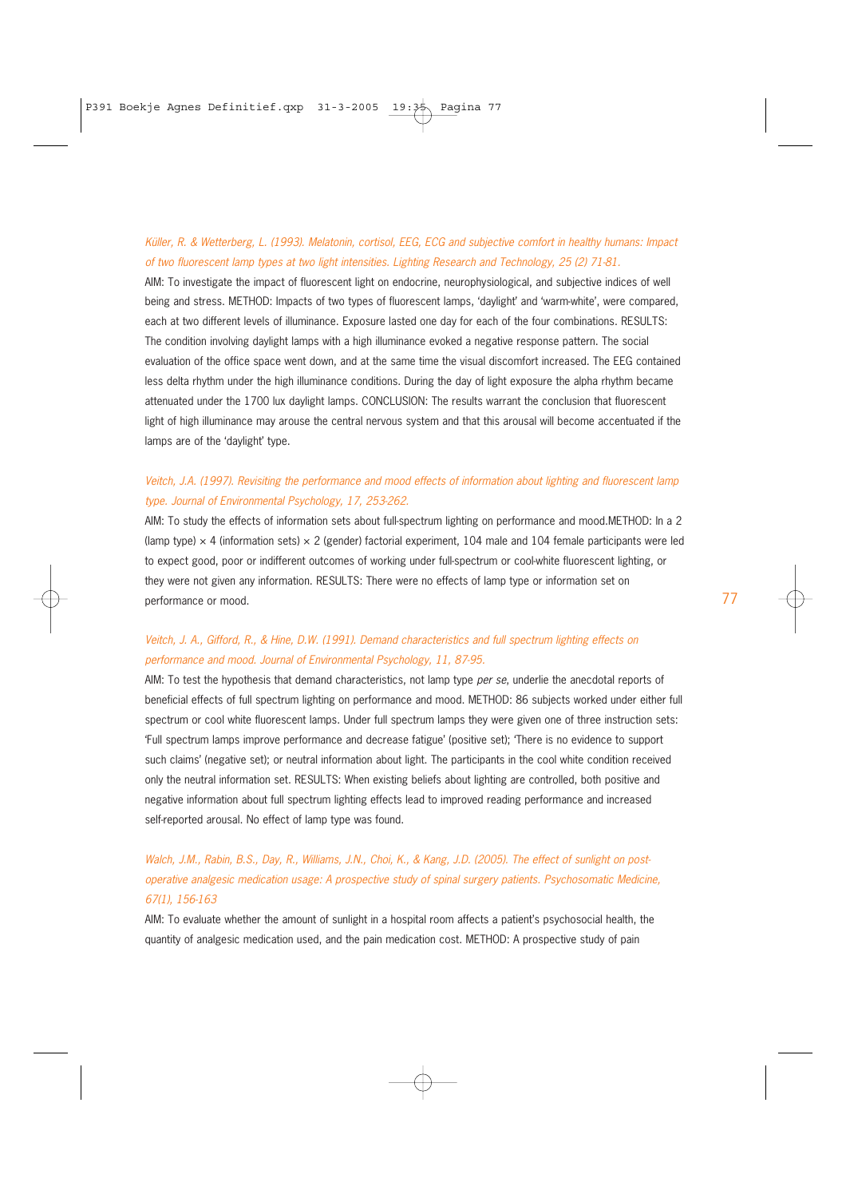*Küller, R. & Wetterberg, L. (1993). Melatonin, cortisol, EEG, ECG and subjective comfort in healthy humans: Impact of two fluorescent lamp types at two light intensities. Lighting Research and Technology, 25 (2) 71-81.*

AIM: To investigate the impact of fluorescent light on endocrine, neurophysiological, and subjective indices of well being and stress. METHOD: Impacts of two types of fluorescent lamps, 'daylight' and 'warm-white', were compared, each at two different levels of illuminance. Exposure lasted one day for each of the four combinations. RESULTS: The condition involving daylight lamps with a high illuminance evoked a negative response pattern. The social evaluation of the office space went down, and at the same time the visual discomfort increased. The EEG contained less delta rhythm under the high illuminance conditions. During the day of light exposure the alpha rhythm became attenuated under the 1700 lux daylight lamps. CONCLUSION: The results warrant the conclusion that fluorescent light of high illuminance may arouse the central nervous system and that this arousal will become accentuated if the lamps are of the 'daylight' type.

*Veitch, J.A. (1997). Revisiting the performance and mood effects of information about lighting and fluorescent lamp type. Journal of Environmental Psychology, 17, 253-262.*

AIM: To study the effects of information sets about full-spectrum lighting on performance and mood.METHOD: In a 2 (lamp type) × 4 (information sets) × 2 (gender) factorial experiment, 104 male and 104 female participants were led to expect good, poor or indifferent outcomes of working under full-spectrum or cool-white fluorescent lighting, or they were not given any information. RESULTS: There were no effects of lamp type or information set on performance or mood.

*Veitch, J. A., Gifford, R., & Hine, D.W. (1991). Demand characteristics and full spectrum lighting effects on performance and mood. Journal of Environmental Psychology, 11, 87-95.*

AIM: To test the hypothesis that demand characteristics, not lamp type *per se*, underlie the anecdotal reports of beneficial effects of full spectrum lighting on performance and mood. METHOD: 86 subjects worked under either full spectrum or cool white fluorescent lamps. Under full spectrum lamps they were given one of three instruction sets: 'Full spectrum lamps improve performance and decrease fatigue' (positive set); 'There is no evidence to support such claims' (negative set); or neutral information about light. The participants in the cool white condition received only the neutral information set. RESULTS: When existing beliefs about lighting are controlled, both positive and negative information about full spectrum lighting effects lead to improved reading performance and increased self-reported arousal. No effect of lamp type was found.

*Walch, J.M., Rabin, B.S., Day, R., Williams, J.N., Choi, K., & Kang, J.D. (2005). The effect of sunlight on post-operative analgesic medication usage: A prospective study of spinal surgery patients. Psychosomatic Medicine, 67(1), 156-163*

AIM: To evaluate whether the amount of sunlight in a hospital room affects a patient's psychosocial health, the quantity of analgesic medication used, and the pain medication cost. METHOD: A prospective study of pain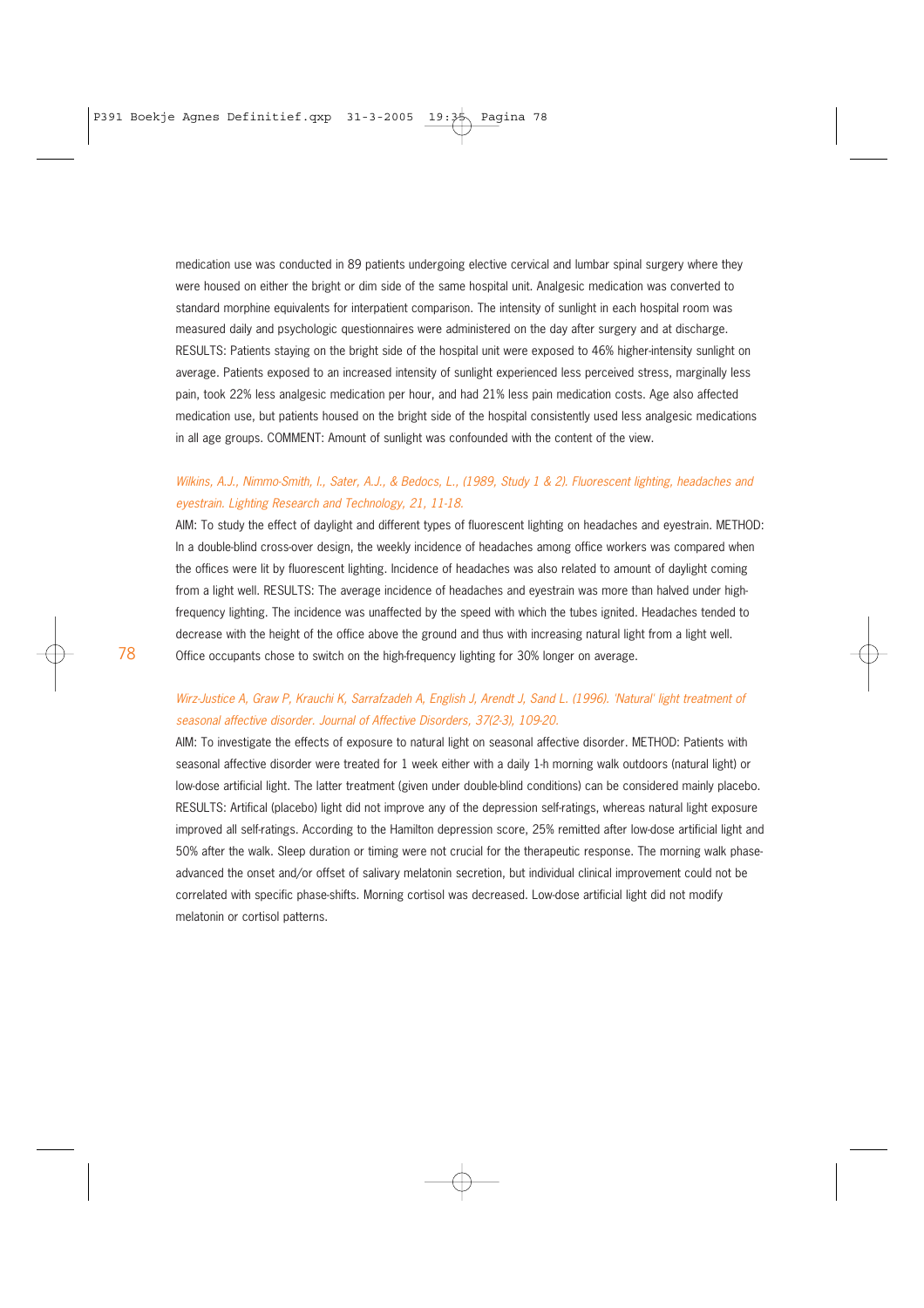medication use was conducted in 89 patients undergoing elective cervical and lumbar spinal surgery where they were housed on either the bright or dim side of the same hospital unit. Analgesic medication was converted to standard morphine equivalents for interpatient comparison. The intensity of sunlight in each hospital room was measured daily and psychologic questionnaires were administered on the day after surgery and at discharge. RESULTS: Patients staying on the bright side of the hospital unit were exposed to 46% higher-intensity sunlight on average. Patients exposed to an increased intensity of sunlight experienced less perceived stress, marginally less pain, took 22% less analgesic medication per hour, and had 21% less pain medication costs. Age also affected medication use, but patients housed on the bright side of the hospital consistently used less analgesic medications in all age groups. COMMENT: Amount of sunlight was confounded with the content of the view.

*Wilkins, A.J., Nimmo-Smith, I., Sater, A.J., & Bedocs, L., (1989, Study 1 & 2). Fluorescent lighting, headaches and eyestrain. Lighting Research and Technology, 21, 11-18.*

AIM: To study the effect of daylight and different types of fluorescent lighting on headaches and eyestrain. METHOD: In a double-blind cross-over design, the weekly incidence of headaches among office workers was compared when the offices were lit by fluorescent lighting. Incidence of headaches was also related to amount of daylight coming from a light well. RESULTS: The average incidence of headaches and eyestrain was more than halved under high-frequency lighting. The incidence was unaffected by the speed with which the tubes ignited. Headaches tended to decrease with the height of the office above the ground and thus with increasing natural light from a light well. Office occupants chose to switch on the high-frequency lighting for 30% longer on average.

*Wirz-Justice A, Graw P, Krauchi K, Sarrafzadeh A, English J, Arendt J, Sand L. (1996). 'Natural' light treatment of seasonal affective disorder. Journal of Affective Disorders, 37(2-3), 109-20.*

AIM: To investigate the effects of exposure to natural light on seasonal affective disorder. METHOD: Patients with seasonal affective disorder were treated for 1 week either with a daily 1-h morning walk outdoors (natural light) or low-dose artificial light. The latter treatment (given under double-blind conditions) can be considered mainly placebo. RESULTS: Artifical (placebo) light did not improve any of the depression self-ratings, whereas natural light exposure improved all self-ratings. According to the Hamilton depression score, 25% remitted after low-dose artificial light and 50% after the walk. Sleep duration or timing were not crucial for the therapeutic response. The morning walk phase-advanced the onset and/or offset of salivary melatonin secretion, but individual clinical improvement could not be correlated with specific phase-shifts. Morning cortisol was decreased. Low-dose artificial light did not modify melatonin or cortisol patterns.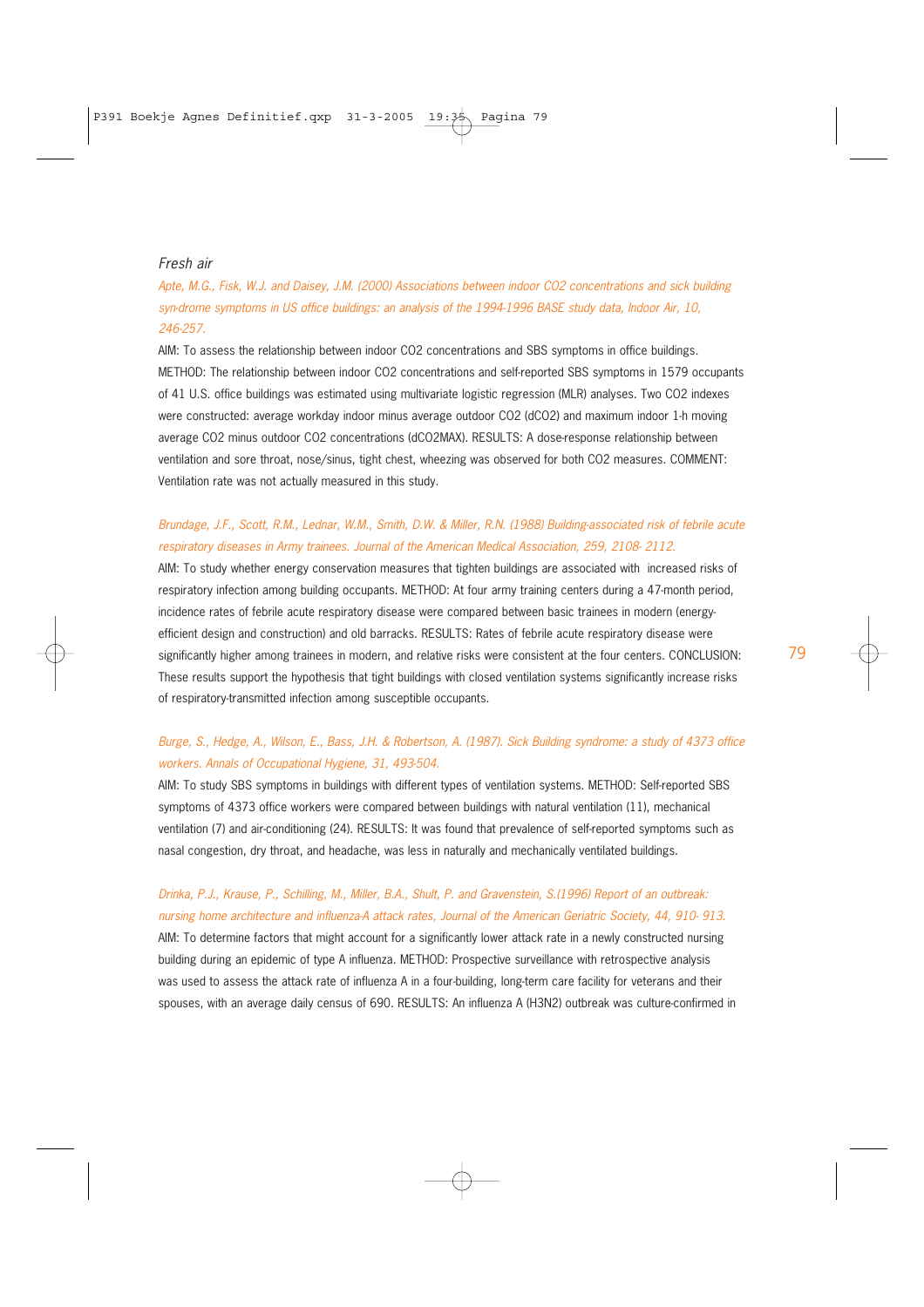*Fresh air*

*Apte, M.G., Fisk, W.J. and Daisey, J.M. (2000) Associations between indoor CO2 concentrations and sick building syn-drome symptoms in US office buildings: an analysis of the 1994-1996 BASE study data, Indoor Air, 10, 246-257.*

AIM: To assess the relationship between indoor $CO_2$ concentrations and SBS symptoms in office buildings. METHOD: The relationship between indoor $CO_2$ concentrations and self-reported SBS symptoms in 1579 occupants of 41 U.S. office buildings was estimated using multivariate logistic regression (MLR) analyses. Two $CO_2$ indexes were constructed: average workday indoor minus average outdoor $CO_2$ ($dCO_2$) and maximum indoor 1-h moving average $CO_2$ minus outdoor $CO_2$ concentrations ($dCO_2MAX$). RESULTS: A dose-response relationship between ventilation and sore throat, nose/sinus, tight chest, wheezing was observed for both $CO_2$ measures. COMMENT: Ventilation rate was not actually measured in this study.

*Brundage, J.F., Scott, R.M., Lednar, W.M., Smith, D.W. & Miller, R.N. (1988) Building-associated risk of febrile acute respiratory diseases in Army trainees. Journal of the American Medical Association, 259, 2108- 2112.*

AIM: To study whether energy conservation measures that tighten buildings are associated with increased risks of respiratory infection among building occupants. METHOD: At four army training centers during a 47-month period, incidence rates of febrile acute respiratory disease were compared between basic trainees in modern (energy-efficient design and construction) and old barracks. RESULTS: Rates of febrile acute respiratory disease were significantly higher among trainees in modern, and relative risks were consistent at the four centers. CONCLUSION: These results support the hypothesis that tight buildings with closed ventilation systems significantly increase risks of respiratory-transmitted infection among susceptible occupants.

*Burge, S., Hedge, A., Wilson, E., Bass, J.H. & Robertson, A. (1987). Sick Building syndrome: a study of 4373 office workers. Annals of Occupational Hygiene, 31, 493-504.*

AIM: To study SBS symptoms in buildings with different types of ventilation systems. METHOD: Self-reported SBS symptoms of 4373 office workers were compared between buildings with natural ventilation (11), mechanical ventilation (7) and air-conditioning (24). RESULTS: It was found that prevalence of self-reported symptoms such as nasal congestion, dry throat, and headache, was less in naturally and mechanically ventilated buildings.

*Drinka, P.J., Krause, P., Schilling, M., Miller, B.A., Shult, P. and Gravenstein, S.(1996) Report of an outbreak: nursing home architecture and influenza-A attack rates, Journal of the American Geriatric Society, 44, 910- 913.*

AIM: To determine factors that might account for a significantly lower attack rate in a newly constructed nursing building during an epidemic of type A influenza. METHOD: Prospective surveillance with retrospective analysis was used to assess the attack rate of influenza A in a four-building, long-term care facility for veterans and their spouses, with an average daily census of 690. RESULTS: An influenza A (H3N2) outbreak was culture-confirmed in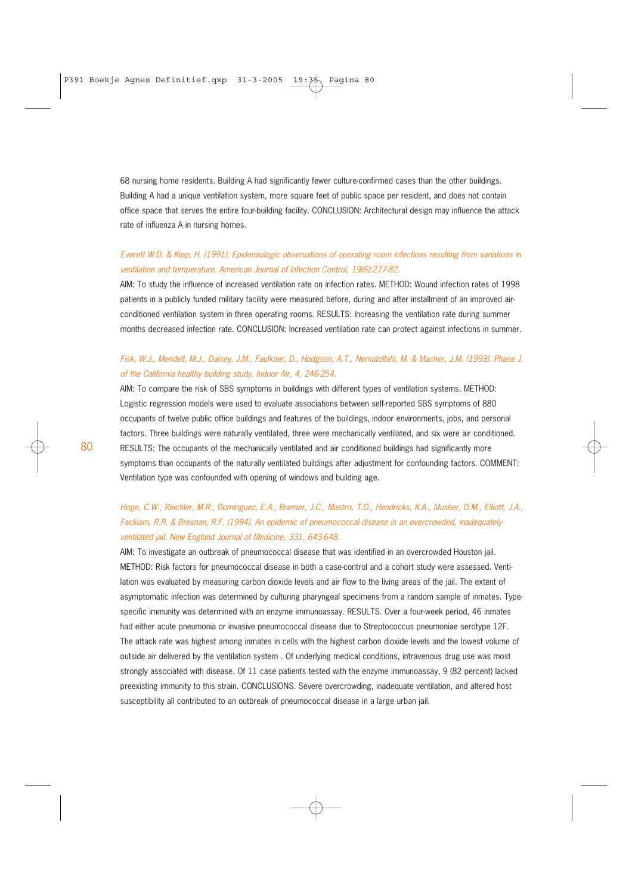68 nursing home residents. Building A had significantly fewer culture-confirmed cases than the other buildings. Building A had a unique ventilation system, more square feet of public space per resident, and does not contain office space that serves the entire four-building facility. CONCLUSION: Architectural design may influence the attack rate of influenza A in nursing homes.

*Everett W.D. & Kipp, H. (1991). Epidemiologic observations of operating room infections resulting from variations in ventilation and temperature. American Journal of Infection Control, 19(6):277-82.*

AIM: To study the influence of increased ventilation rate on infection rates. METHOD: Wound infection rates of 1998 patients in a publicly funded military facility were measured before, during and after installment of an improved air-conditioned ventilation system in three operating rooms. RESULTS: Increasing the ventilation rate during summer months decreased infection rate. CONCLUSION: Increased ventilation rate can protect against infections in summer.

*Fisk, W.J., Mendell, M.J., Daisey, J.M., Faulkner, D., Hodgson, A.T., Nematollahi, M. & Macher, J.M. (1993). Phase 1 of the California healthy building study. Indoor Air, 4, 246-254.*

AIM: To compare the risk of SBS symptoms in buildings with different types of ventilation systems. METHOD: Logistic regression models were used to evaluate associations between self-reported SBS symptoms of 880 occupants of twelve public office buildings and features of the buildings, indoor environments, jobs, and personal factors. Three buildings were naturally ventilated, three were mechanically ventilated, and six were air conditioned. RESULTS: The occupants of the mechanically ventilated and air conditioned buildings had significantly more symptoms than occupants of the naturally ventilated buildings after adjustment for confounding factors. COMMENT: Ventilation type was confounded with opening of windows and building age.

*Hoge, C.W., Reichler, M.R., Dominguez, E.A., Bremer, J.C., Mastro, T.D., Hendricks, K.A., Musher, D.M., Elliott, J.A., Facklam, R.R. & Breiman, R.F. (1994). An epidemic of pneumococcal disease in an overcrowded, inadequately ventilated jail. New England Journal of Medicine, 331, 643-648.*

AIM: To investigate an outbreak of pneumococcal disease that was identified in an overcrowded Houston jail. METHOD: Risk factors for pneumococcal disease in both a case-control and a cohort study were assessed. Ventilation was evaluated by measuring carbon dioxide levels and air flow to the living areas of the jail. The extent of asymptomatic infection was determined by culturing pharyngeal specimens from a random sample of inmates. Type-specific immunity was determined with an enzyme immunoassay. RESULTS. Over a four-week period, 46 inmates had either acute pneumonia or invasive pneumococcal disease due to Streptococcus pneumoniae serotype 12F. The attack rate was highest among inmates in cells with the highest carbon dioxide levels and the lowest volume of outside air delivered by the ventilation system . Of underlying medical conditions, intravenous drug use was most strongly associated with disease. Of 11 case patients tested with the enzyme immunoassay, 9 (82 percent) lacked preexisting immunity to this strain. CONCLUSIONS. Severe overcrowding, inadequate ventilation, and altered host susceptibility all contributed to an outbreak of pneumococcal disease in a large urban jail.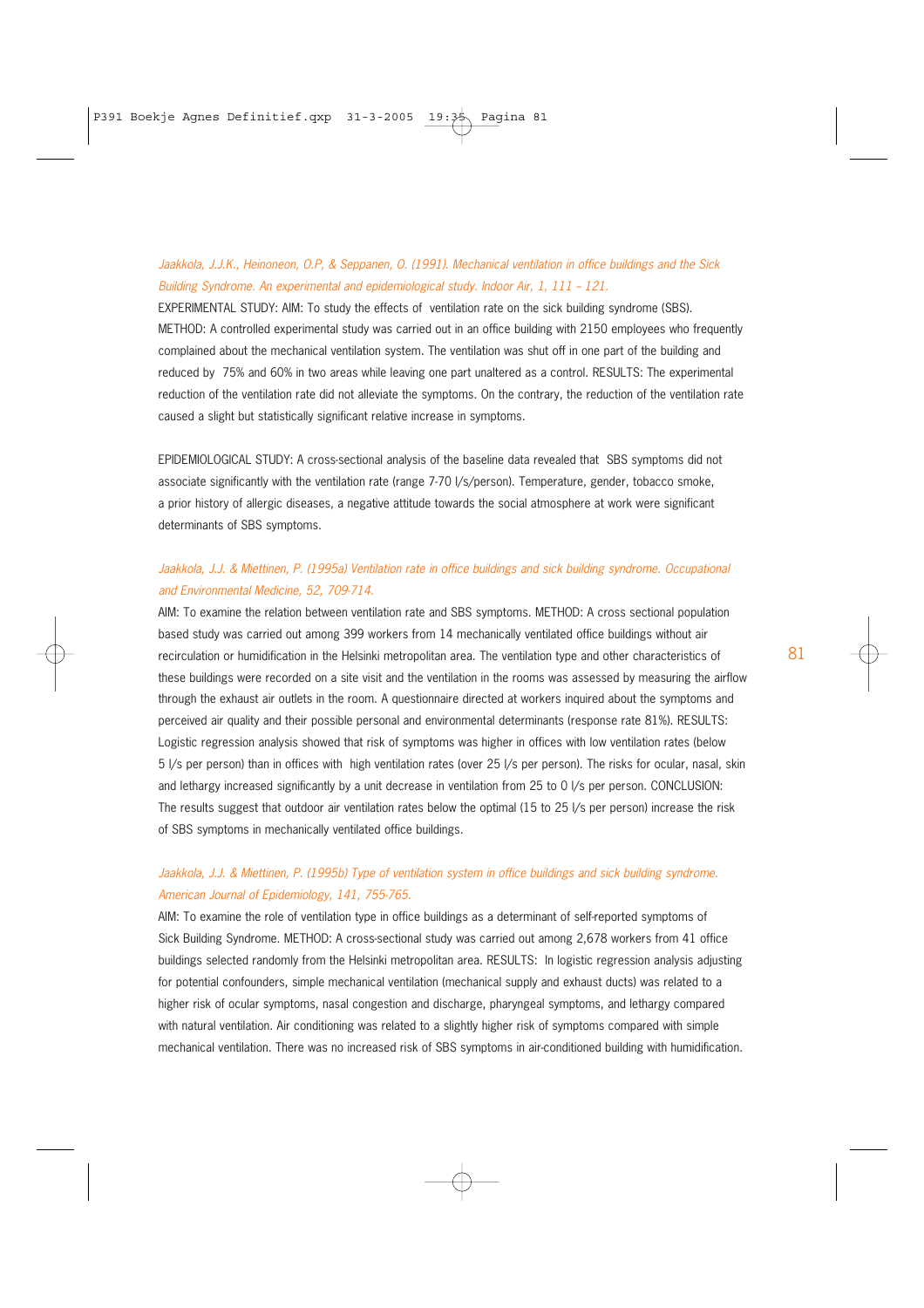*Jaakkola, J.J.K., Heinoneon, O.P, & Seppanen, O. (1991). Mechanical ventilation in office buildings and the Sick Building Syndrome. An experimental and epidemiological study. Indoor Air, 1, 111 – 121.*

EXPERIMENTAL STUDY: AIM: To study the effects of ventilation rate on the sick building syndrome (SBS). METHOD: A controlled experimental study was carried out in an office building with 2150 employees who frequently complained about the mechanical ventilation system. The ventilation was shut off in one part of the building and reduced by 75% and 60% in two areas while leaving one part unaltered as a control. RESULTS: The experimental reduction of the ventilation rate did not alleviate the symptoms. On the contrary, the reduction of the ventilation rate caused a slight but statistically significant relative increase in symptoms.

EPIDEMIOLOGICAL STUDY: A cross-sectional analysis of the baseline data revealed that SBS symptoms did not associate significantly with the ventilation rate (range 7-70 l/s/person). Temperature, gender, tobacco smoke, a prior history of allergic diseases, a negative attitude towards the social atmosphere at work were significant determinants of SBS symptoms.

*Jaakkola, J.J. & Miettinen, P. (1995a) Ventilation rate in office buildings and sick building syndrome. Occupational and Environmental Medicine, 52, 709-714.*

AIM: To examine the relation between ventilation rate and SBS symptoms. METHOD: A cross sectional population based study was carried out among 399 workers from 14 mechanically ventilated office buildings without air recirculation or humidification in the Helsinki metropolitan area. The ventilation type and other characteristics of these buildings were recorded on a site visit and the ventilation in the rooms was assessed by measuring the airflow through the exhaust air outlets in the room. A questionnaire directed at workers inquired about the symptoms and perceived air quality and their possible personal and environmental determinants (response rate 81%). RESULTS: Logistic regression analysis showed that risk of symptoms was higher in offices with low ventilation rates (below 5 l/s per person) than in offices with high ventilation rates (over 25 l/s per person). The risks for ocular, nasal, skin and lethargy increased significantly by a unit decrease in ventilation from 25 to 0 l/s per person. CONCLUSION: The results suggest that outdoor air ventilation rates below the optimal (15 to 25 l/s per person) increase the risk of SBS symptoms in mechanically ventilated office buildings.

*Jaakkola, J.J. & Miettinen, P. (1995b) Type of ventilation system in office buildings and sick building syndrome. American Journal of Epidemiology, 141, 755-765.*

AIM: To examine the role of ventilation type in office buildings as a determinant of self-reported symptoms of Sick Building Syndrome. METHOD: A cross-sectional study was carried out among 2,678 workers from 41 office buildings selected randomly from the Helsinki metropolitan area. RESULTS: In logistic regression analysis adjusting for potential confounders, simple mechanical ventilation (mechanical supply and exhaust ducts) was related to a higher risk of ocular symptoms, nasal congestion and discharge, pharyngeal symptoms, and lethargy compared with natural ventilation. Air conditioning was related to a slightly higher risk of symptoms compared with simple mechanical ventilation. There was no increased risk of SBS symptoms in air-conditioned building with humidification.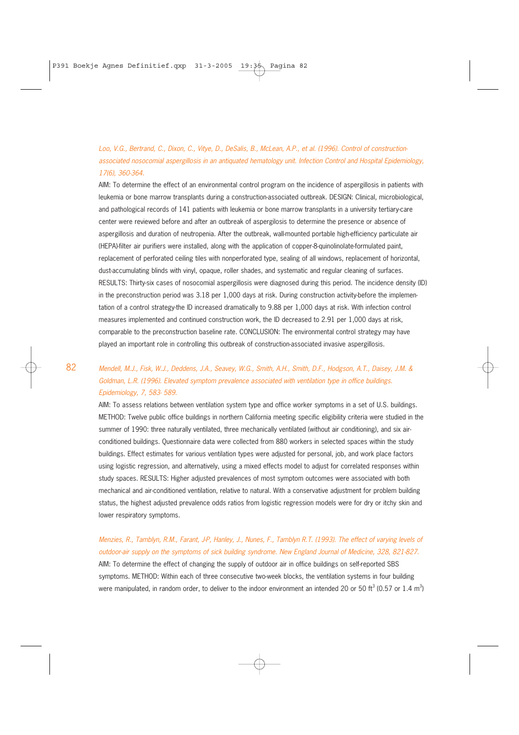*Loo, V.G., Bertrand, C., Dixon, C., Vitye, D., DeSalis, B., McLean, A.P., et al. (1996). Control of construction-associated nosocomial aspergillosis in an antiquated hematology unit. Infection Control and Hospital Epidemiology, 17(6), 360-364.*

AIM: To determine the effect of an environmental control program on the incidence of aspergillosis in patients with leukemia or bone marrow transplants during a construction-associated outbreak. DESIGN: Clinical, microbiological, and pathological records of 141 patients with leukemia or bone marrow transplants in a university tertiary-care center were reviewed before and after an outbreak of aspergilosis to determine the presence or absence of aspergillosis and duration of neutropenia. After the outbreak, wall-mounted portable high-efficiency particulate air (HEPA)-filter air purifiers were installed, along with the application of copper-8-quinolinolate-formulated paint, replacement of perforated ceiling tiles with nonperforated type, sealing of all windows, replacement of horizontal, dust-accumulating blinds with vinyl, opaque, roller shades, and systematic and regular cleaning of surfaces. RESULTS: Thirty-six cases of nosocomial aspergillosis were diagnosed during this period. The incidence density (ID) in the preconstruction period was 3.18 per 1,000 days at risk. During construction activity-before the implementation of a control strategy-the ID increased dramatically to 9.88 per 1,000 days at risk. With infection control measures implemented and continued construction work, the ID decreased to 2.91 per 1,000 days at risk, comparable to the preconstruction baseline rate. CONCLUSION: The environmental control strategy may have played an important role in controlling this outbreak of construction-associated invasive aspergillosis.

*Mendell, M.J., Fisk, W.J., Deddens, J.A., Seavey, W.G., Smith, A.H., Smith, D.F., Hodgson, A.T., Daisey, J.M. & Goldman, L.R. (1996). Elevated symptom prevalence associated with ventilation type in office buildings. Epidemiology, 7, 583- 589.*

AIM: To assess relations between ventilation system type and office worker symptoms in a set of U.S. buildings. METHOD: Twelve public office buildings in northern California meeting specific eligibility criteria were studied in the summer of 1990: three naturally ventilated, three mechanically ventilated (without air conditioning), and six air-conditioned buildings. Questionnaire data were collected from 880 workers in selected spaces within the study buildings. Effect estimates for various ventilation types were adjusted for personal, job, and work place factors using logistic regression, and alternatively, using a mixed effects model to adjust for correlated responses within study spaces. RESULTS: Higher adjusted prevalences of most symptom outcomes were associated with both mechanical and air-conditioned ventilation, relative to natural. With a conservative adjustment for problem building status, the highest adjusted prevalence odds ratios from logistic regression models were for dry or itchy skin and lower respiratory symptoms.

*Menzies, R., Tamblyn, R.M., Farant, J-P, Hanley, J., Nunes, F., Tamblyn R.T. (1993). The effect of varying levels of outdoor-air supply on the symptoms of sick building syndrome. New England Journal of Medicine, 328, 821-827.*

AIM: To determine the effect of changing the supply of outdoor air in office buildings on self-reported SBS symptoms. METHOD: Within each of three consecutive two-week blocks, the ventilation systems in four building were manipulated, in random order, to deliver to the indoor environment an intended 20 or 50 $ft^3$ (0.57 or 1.4 $m^3$)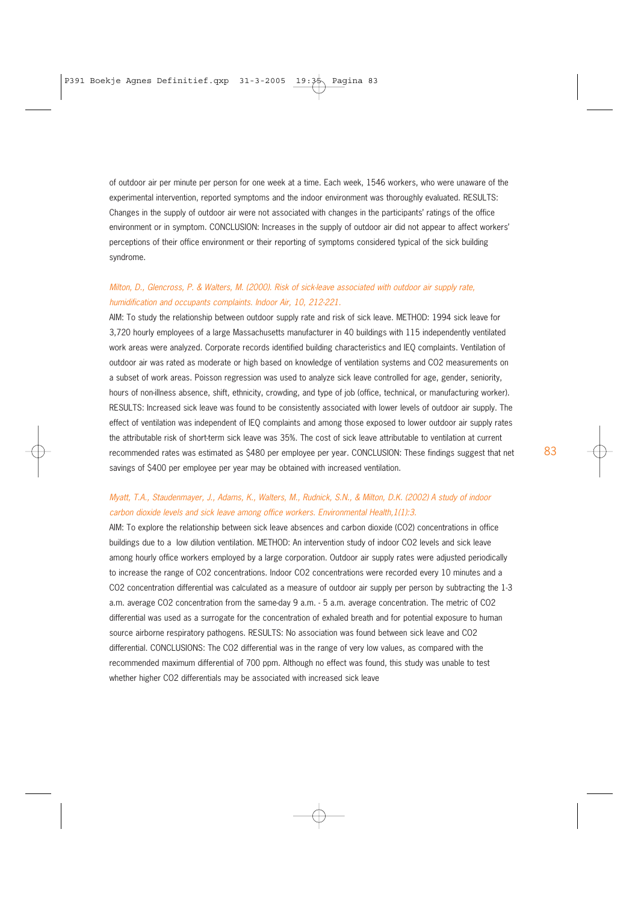of outdoor air per minute per person for one week at a time. Each week, 1546 workers, who were unaware of the experimental intervention, reported symptoms and the indoor environment was thoroughly evaluated. RESULTS: Changes in the supply of outdoor air were not associated with changes in the participants' ratings of the office environment or in symptom. CONCLUSION: Increases in the supply of outdoor air did not appear to affect workers' perceptions of their office environment or their reporting of symptoms considered typical of the sick building syndrome.

*Milton, D., Glencross, P. & Walters, M. (2000). Risk of sick-leave associated with outdoor air supply rate, humidification and occupants complaints. Indoor Air, 10, 212-221.*

AIM: To study the relationship between outdoor supply rate and risk of sick leave. METHOD: 1994 sick leave for 3,720 hourly employees of a large Massachusetts manufacturer in 40 buildings with 115 independently ventilated work areas were analyzed. Corporate records identified building characteristics and IEQ complaints. Ventilation of outdoor air was rated as moderate or high based on knowledge of ventilation systems and $CO_2$ measurements on a subset of work areas. Poisson regression was used to analyze sick leave controlled for age, gender, seniority, hours of non-illness absence, shift, ethnicity, crowding, and type of job (office, technical, or manufacturing worker). RESULTS: Increased sick leave was found to be consistently associated with lower levels of outdoor air supply. The effect of ventilation was independent of IEQ complaints and among those exposed to lower outdoor air supply rates the attributable risk of short-term sick leave was 35%. The cost of sick leave attributable to ventilation at current recommended rates was estimated as $480 per employee per year. CONCLUSION: These findings suggest that net savings of $400 per employee per year may be obtained with increased ventilation.

*Myatt, T.A., Staudenmayer, J., Adams, K., Walters, M., Rudnick, S.N., & Milton, D.K. (2002) A study of indoor carbon dioxide levels and sick leave among office workers. Environmental Health,1(1):3.*

AIM: To explore the relationship between sick leave absences and carbon dioxide ($CO_2$) concentrations in office buildings due to a low dilution ventilation. METHOD: An intervention study of indoor $CO_2$ levels and sick leave among hourly office workers employed by a large corporation. Outdoor air supply rates were adjusted periodically to increase the range of $CO_2$ concentrations. Indoor $CO_2$ concentrations were recorded every 10 minutes and a $CO_2$ concentration differential was calculated as a measure of outdoor air supply per person by subtracting the 1-3 a.m. average $CO_2$ concentration from the same-day 9 a.m. - 5 a.m. average concentration. The metric of $CO_2$ differential was used as a surrogate for the concentration of exhaled breath and for potential exposure to human source airborne respiratory pathogens. RESULTS: No association was found between sick leave and $CO_2$ differential. CONCLUSIONS: The $CO_2$ differential was in the range of very low values, as compared with the recommended maximum differential of 700 ppm. Although no effect was found, this study was unable to test whether higher $CO_2$ differentials may be associated with increased sick leave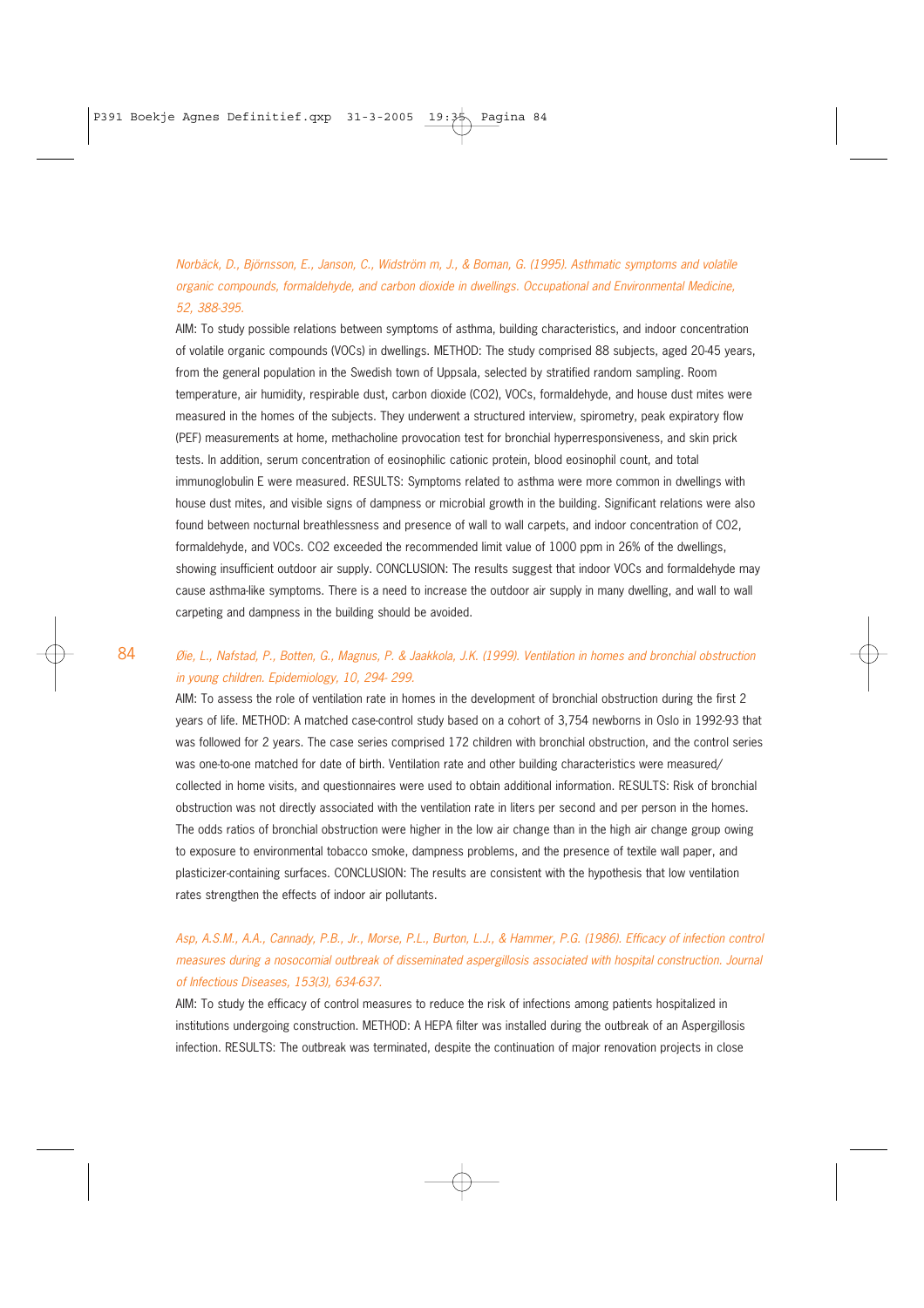*Norbäck, D., Björnsson, E., Janson, C., Widström m, J., & Boman, G. (1995). Asthmatic symptoms and volatile organic compounds, formaldehyde, and carbon dioxide in dwellings. Occupational and Environmental Medicine, 52, 388-395.*

AIM: To study possible relations between symptoms of asthma, building characteristics, and indoor concentration of volatile organic compounds (VOCs) in dwellings. METHOD: The study comprised 88 subjects, aged 20-45 years, from the general population in the Swedish town of Uppsala, selected by stratified random sampling. Room temperature, air humidity, respirable dust, carbon dioxide (CO2), VOCs, formaldehyde, and house dust mites were measured in the homes of the subjects. They underwent a structured interview, spirometry, peak expiratory flow (PEF) measurements at home, methacholine provocation test for bronchial hyperresponsiveness, and skin prick tests. In addition, serum concentration of eosinophilic cationic protein, blood eosinophil count, and total immunoglobulin E were measured. RESULTS: Symptoms related to asthma were more common in dwellings with house dust mites, and visible signs of dampness or microbial growth in the building. Significant relations were also found between nocturnal breathlessness and presence of wall to wall carpets, and indoor concentration of CO2, formaldehyde, and VOCs. CO2 exceeded the recommended limit value of 1000 ppm in 26% of the dwellings, showing insufficient outdoor air supply. CONCLUSION: The results suggest that indoor VOCs and formaldehyde may cause asthma-like symptoms. There is a need to increase the outdoor air supply in many dwelling, and wall to wall carpeting and dampness in the building should be avoided.

*Øie, L., Nafstad, P., Botten, G., Magnus, P. & Jaakkola, J.K. (1999). Ventilation in homes and bronchial obstruction in young children. Epidemiology, 10, 294- 299.*

AIM: To assess the role of ventilation rate in homes in the development of bronchial obstruction during the first 2 years of life. METHOD: A matched case-control study based on a cohort of 3,754 newborns in Oslo in 1992-93 that was followed for 2 years. The case series comprised 172 children with bronchial obstruction, and the control series was one-to-one matched for date of birth. Ventilation rate and other building characteristics were measured/ collected in home visits, and questionnaires were used to obtain additional information. RESULTS: Risk of bronchial obstruction was not directly associated with the ventilation rate in liters per second and per person in the homes. The odds ratios of bronchial obstruction were higher in the low air change than in the high air change group owing to exposure to environmental tobacco smoke, dampness problems, and the presence of textile wall paper, and plasticizer-containing surfaces. CONCLUSION: The results are consistent with the hypothesis that low ventilation rates strengthen the effects of indoor air pollutants.

*Asp, A.S.M., A.A., Cannady, P.B., Jr., Morse, P.L., Burton, L.J., & Hammer, P.G. (1986). Efficacy of infection control measures during a nosocomial outbreak of disseminated aspergillosis associated with hospital construction. Journal of Infectious Diseases, 153(3), 634-637.*

AIM: To study the efficacy of control measures to reduce the risk of infections among patients hospitalized in institutions undergoing construction. METHOD: A HEPA filter was installed during the outbreak of an Aspergillosis infection. RESULTS: The outbreak was terminated, despite the continuation of major renovation projects in close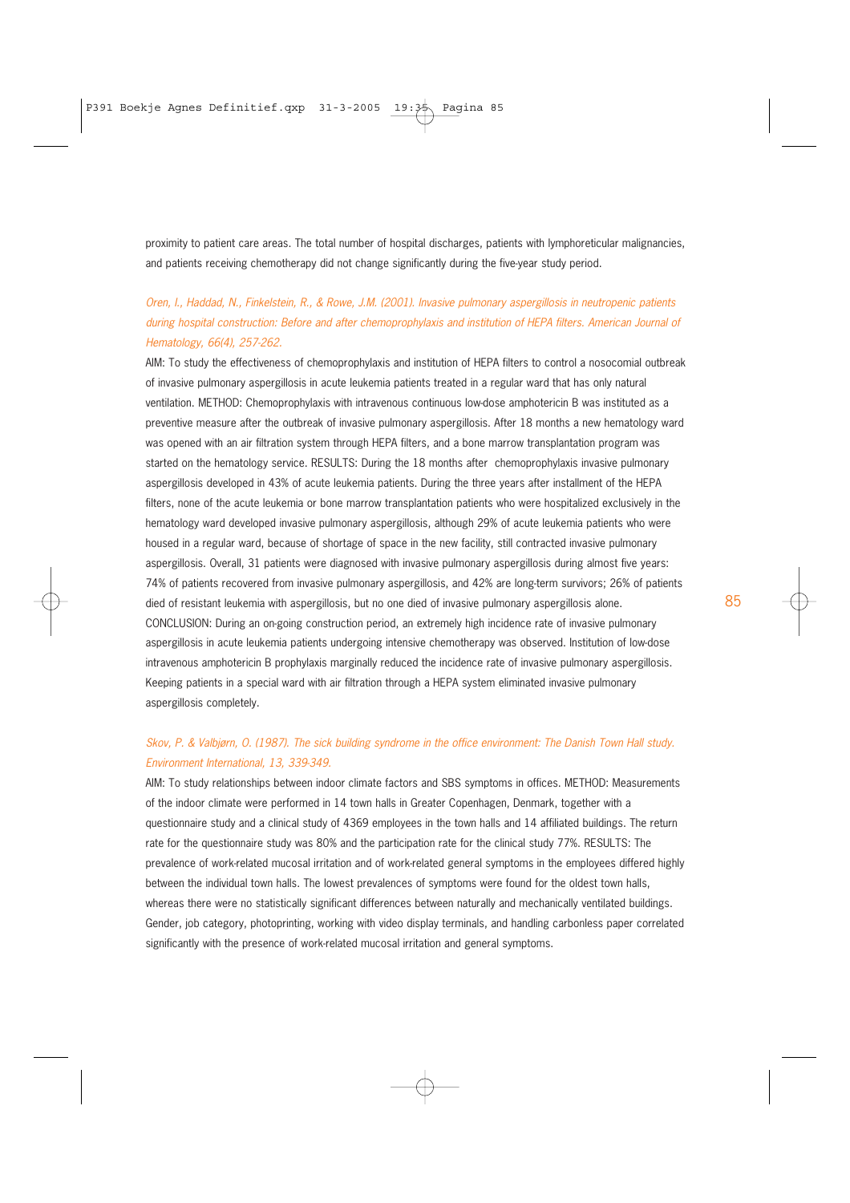proximity to patient care areas. The total number of hospital discharges, patients with lymphoreticular malignancies, and patients receiving chemotherapy did not change significantly during the five-year study period.

*Oren, I., Haddad, N., Finkelstein, R., & Rowe, J.M. (2001). Invasive pulmonary aspergillosis in neutropenic patients during hospital construction: Before and after chemoprophylaxis and institution of HEPA filters. American Journal of Hematology, 66(4), 257-262.*

AIM: To study the effectiveness of chemoprophylaxis and institution of HEPA filters to control a nosocomial outbreak of invasive pulmonary aspergillosis in acute leukemia patients treated in a regular ward that has only natural ventilation. METHOD: Chemoprophylaxis with intravenous continuous low-dose amphotericin B was instituted as a preventive measure after the outbreak of invasive pulmonary aspergillosis. After 18 months a new hematology ward was opened with an air filtration system through HEPA filters, and a bone marrow transplantation program was started on the hematology service. RESULTS: During the 18 months after chemoprophylaxis invasive pulmonary aspergillosis developed in 43% of acute leukemia patients. During the three years after installment of the HEPA filters, none of the acute leukemia or bone marrow transplantation patients who were hospitalized exclusively in the hematology ward developed invasive pulmonary aspergillosis, although 29% of acute leukemia patients who were housed in a regular ward, because of shortage of space in the new facility, still contracted invasive pulmonary aspergillosis. Overall, 31 patients were diagnosed with invasive pulmonary aspergillosis during almost five years: 74% of patients recovered from invasive pulmonary aspergillosis, and 42% are long-term survivors; 26% of patients died of resistant leukemia with aspergillosis, but no one died of invasive pulmonary aspergillosis alone. CONCLUSION: During an on-going construction period, an extremely high incidence rate of invasive pulmonary aspergillosis in acute leukemia patients undergoing intensive chemotherapy was observed. Institution of low-dose intravenous amphotericin B prophylaxis marginally reduced the incidence rate of invasive pulmonary aspergillosis. Keeping patients in a special ward with air filtration through a HEPA system eliminated invasive pulmonary aspergillosis completely.

*Skov, P. & Valbjørn, O. (1987). The sick building syndrome in the office environment: The Danish Town Hall study. Environment International, 13, 339-349.*

AIM: To study relationships between indoor climate factors and SBS symptoms in offices. METHOD: Measurements of the indoor climate were performed in 14 town halls in Greater Copenhagen, Denmark, together with a questionnaire study and a clinical study of 4369 employees in the town halls and 14 affiliated buildings. The return rate for the questionnaire study was 80% and the participation rate for the clinical study 77%. RESULTS: The prevalence of work-related mucosal irritation and of work-related general symptoms in the employees differed highly between the individual town halls. The lowest prevalences of symptoms were found for the oldest town halls, whereas there were no statistically significant differences between naturally and mechanically ventilated buildings. Gender, job category, photoprinting, working with video display terminals, and handling carbonless paper correlated significantly with the presence of work-related mucosal irritation and general symptoms.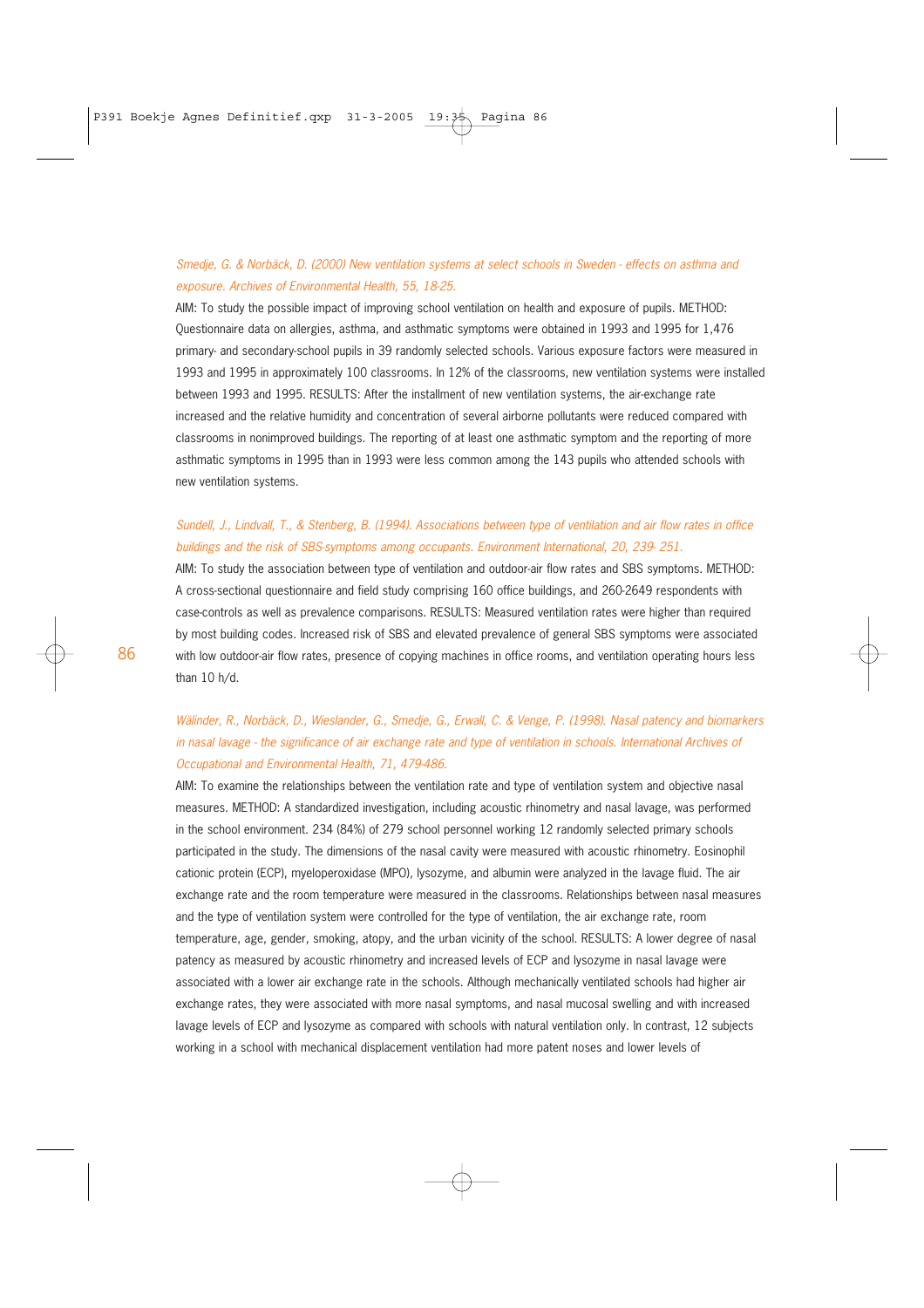*Smedje, G. & Norbäck, D. (2000) New ventilation systems at select schools in Sweden - effects on asthma and exposure. Archives of Environmental Health, 55, 18-25.*

AIM: To study the possible impact of improving school ventilation on health and exposure of pupils. METHOD: Questionnaire data on allergies, asthma, and asthmatic symptoms were obtained in 1993 and 1995 for 1,476 primary- and secondary-school pupils in 39 randomly selected schools. Various exposure factors were measured in 1993 and 1995 in approximately 100 classrooms. In 12% of the classrooms, new ventilation systems were installed between 1993 and 1995. RESULTS: After the installment of new ventilation systems, the air-exchange rate increased and the relative humidity and concentration of several airborne pollutants were reduced compared with classrooms in nonimproved buildings. The reporting of at least one asthmatic symptom and the reporting of more asthmatic symptoms in 1995 than in 1993 were less common among the 143 pupils who attended schools with new ventilation systems.

*Sundell, J., Lindvall, T., & Stenberg, B. (1994). Associations between type of ventilation and air flow rates in office buildings and the risk of SBS-symptoms among occupants. Environment International, 20, 239- 251.*

AIM: To study the association between type of ventilation and outdoor-air flow rates and SBS symptoms. METHOD: A cross-sectional questionnaire and field study comprising 160 office buildings, and 260-2649 respondents with case-controls as well as prevalence comparisons. RESULTS: Measured ventilation rates were higher than required by most building codes. Increased risk of SBS and elevated prevalence of general SBS symptoms were associated with low outdoor-air flow rates, presence of copying machines in office rooms, and ventilation operating hours less than 10 h/d.

*Wälinder, R., Norbäck, D., Wieslander, G., Smedje, G., Erwall, C. & Venge, P. (1998). Nasal patency and biomarkers in nasal lavage - the significance of air exchange rate and type of ventilation in schools. International Archives of Occupational and Environmental Health, 71, 479-486.*

AIM: To examine the relationships between the ventilation rate and type of ventilation system and objective nasal measures. METHOD: A standardized investigation, including acoustic rhinometry and nasal lavage, was performed in the school environment. 234 (84%) of 279 school personnel working 12 randomly selected primary schools participated in the study. The dimensions of the nasal cavity were measured with acoustic rhinometry. Eosinophil cationic protein (ECP), myeloperoxidase (MPO), lysozyme, and albumin were analyzed in the lavage fluid. The air exchange rate and the room temperature were measured in the classrooms. Relationships between nasal measures and the type of ventilation system were controlled for the type of ventilation, the air exchange rate, room temperature, age, gender, smoking, atopy, and the urban vicinity of the school. RESULTS: A lower degree of nasal patency as measured by acoustic rhinometry and increased levels of ECP and lysozyme in nasal lavage were associated with a lower air exchange rate in the schools. Although mechanically ventilated schools had higher air exchange rates, they were associated with more nasal symptoms, and nasal mucosal swelling and with increased lavage levels of ECP and lysozyme as compared with schools with natural ventilation only. In contrast, 12 subjects working in a school with mechanical displacement ventilation had more patent noses and lower levels of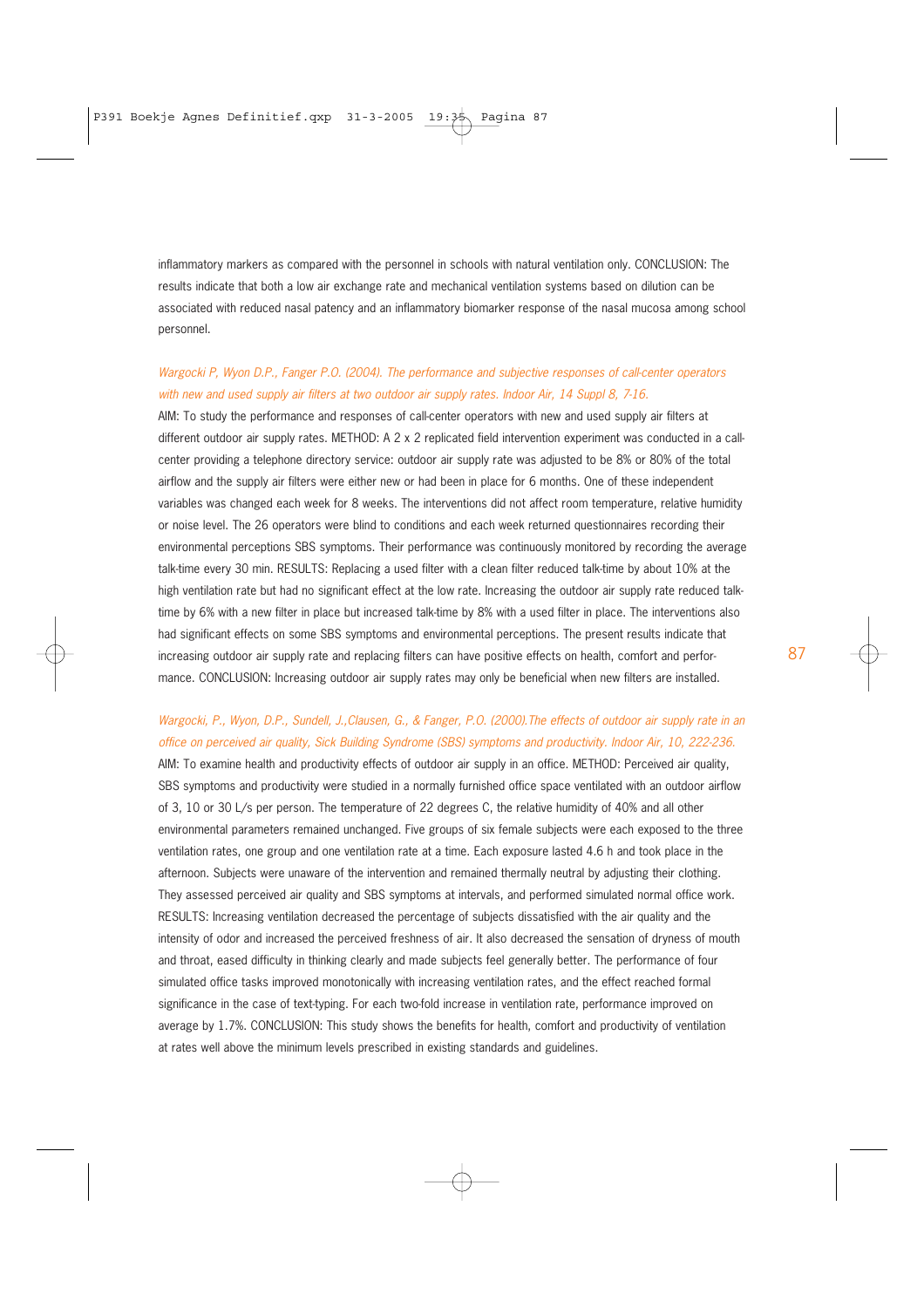inflammatory markers as compared with the personnel in schools with natural ventilation only. CONCLUSION: The results indicate that both a low air exchange rate and mechanical ventilation systems based on dilution can be associated with reduced nasal patency and an inflammatory biomarker response of the nasal mucosa among school personnel.

*Wargocki P, Wyon D.P., Fanger P.O. (2004). The performance and subjective responses of call-center operators with new and used supply air filters at two outdoor air supply rates. Indoor Air, 14 Suppl 8, 7-16.*

AIM: To study the performance and responses of call-center operators with new and used supply air filters at different outdoor air supply rates. METHOD: A 2 x 2 replicated field intervention experiment was conducted in a call-center providing a telephone directory service: outdoor air supply rate was adjusted to be 8% or 80% of the total airflow and the supply air filters were either new or had been in place for 6 months. One of these independent variables was changed each week for 8 weeks. The interventions did not affect room temperature, relative humidity or noise level. The 26 operators were blind to conditions and each week returned questionnaires recording their environmental perceptions SBS symptoms. Their performance was continuously monitored by recording the average talk-time every 30 min. RESULTS: Replacing a used filter with a clean filter reduced talk-time by about 10% at the high ventilation rate but had no significant effect at the low rate. Increasing the outdoor air supply rate reduced talk-time by 6% with a new filter in place but increased talk-time by 8% with a used filter in place. The interventions also had significant effects on some SBS symptoms and environmental perceptions. The present results indicate that increasing outdoor air supply rate and replacing filters can have positive effects on health, comfort and performance. CONCLUSION: Increasing outdoor air supply rates may only be beneficial when new filters are installed.

*Wargocki, P., Wyon, D.P., Sundell, J.,Clausen, G., & Fanger, P.O. (2000).The effects of outdoor air supply rate in an office on perceived air quality, Sick Building Syndrome (SBS) symptoms and productivity. Indoor Air, 10, 222-236.*

AIM: To examine health and productivity effects of outdoor air supply in an office. METHOD: Perceived air quality, SBS symptoms and productivity were studied in a normally furnished office space ventilated with an outdoor airflow of 3, 10 or 30 L/s per person. The temperature of 22 degrees C, the relative humidity of 40% and all other environmental parameters remained unchanged. Five groups of six female subjects were each exposed to the three ventilation rates, one group and one ventilation rate at a time. Each exposure lasted 4.6 h and took place in the afternoon. Subjects were unaware of the intervention and remained thermally neutral by adjusting their clothing. They assessed perceived air quality and SBS symptoms at intervals, and performed simulated normal office work. RESULTS: Increasing ventilation decreased the percentage of subjects dissatisfied with the air quality and the intensity of odor and increased the perceived freshness of air. It also decreased the sensation of dryness of mouth and throat, eased difficulty in thinking clearly and made subjects feel generally better. The performance of four simulated office tasks improved monotonically with increasing ventilation rates, and the effect reached formal significance in the case of text-typing. For each two-fold increase in ventilation rate, performance improved on average by 1.7%. CONCLUSION: This study shows the benefits for health, comfort and productivity of ventilation at rates well above the minimum levels prescribed in existing standards and guidelines.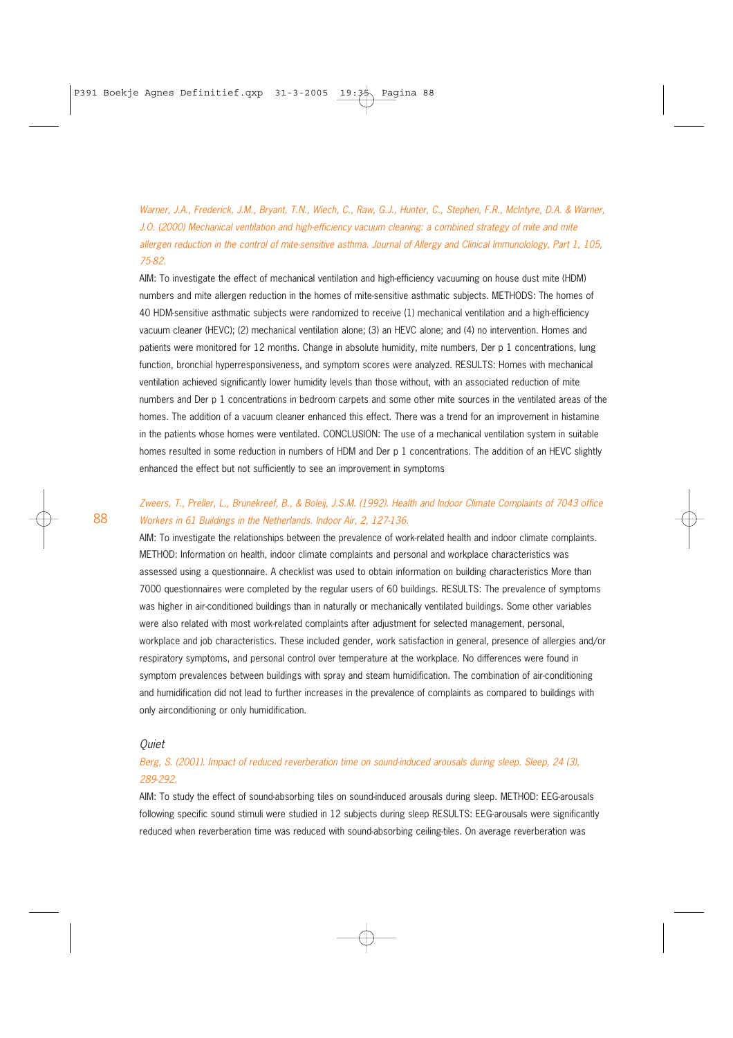*Warner, J.A., Frederick, J.M., Bryant, T.N., Wiech, C., Raw, G.J., Hunter, C., Stephen, F.R., McIntyre, D.A. & Warner, J.O. (2000) Mechanical ventilation and high-efficiency vacuum cleaning: a combined strategy of mite and mite allergen reduction in the control of mite-sensitive asthma. Journal of Allergy and Clinical Immunolology, Part 1, 105, 75-82.*

AIM: To investigate the effect of mechanical ventilation and high-efficiency vacuuming on house dust mite (HDM) numbers and mite allergen reduction in the homes of mite-sensitive asthmatic subjects. METHODS: The homes of 40 HDM-sensitive asthmatic subjects were randomized to receive (1) mechanical ventilation and a high-efficiency vacuum cleaner (HEVC); (2) mechanical ventilation alone; (3) an HEVC alone; and (4) no intervention. Homes and patients were monitored for 12 months. Change in absolute humidity, mite numbers, Der p 1 concentrations, lung function, bronchial hyperresponsiveness, and symptom scores were analyzed. RESULTS: Homes with mechanical ventilation achieved significantly lower humidity levels than those without, with an associated reduction of mite numbers and Der p 1 concentrations in bedroom carpets and some other mite sources in the ventilated areas of the homes. The addition of a vacuum cleaner enhanced this effect. There was a trend for an improvement in histamine in the patients whose homes were ventilated. CONCLUSION: The use of a mechanical ventilation system in suitable homes resulted in some reduction in numbers of HDM and Der p 1 concentrations. The addition of an HEVC slightly enhanced the effect but not sufficiently to see an improvement in symptoms

*Zweers, T., Preller, L., Brunekreef, B., & Boleij, J.S.M. (1992). Health and Indoor Climate Complaints of 7043 office Workers in 61 Buildings in the Netherlands. Indoor Air, 2, 127-136.*

AIM: To investigate the relationships between the prevalence of work-related health and indoor climate complaints. METHOD: Information on health, indoor climate complaints and personal and workplace characteristics was assessed using a questionnaire. A checklist was used to obtain information on building characteristics More than 7000 questionnaires were completed by the regular users of 60 buildings. RESULTS: The prevalence of symptoms was higher in air-conditioned buildings than in naturally or mechanically ventilated buildings. Some other variables were also related with most work-related complaints after adjustment for selected management, personal, workplace and job characteristics. These included gender, work satisfaction in general, presence of allergies and/or respiratory symptoms, and personal control over temperature at the workplace. No differences were found in symptom prevalences between buildings with spray and steam humidification. The combination of air-conditioning and humidification did not lead to further increases in the prevalence of complaints as compared to buildings with only airconditioning or only humidification.

### *Quiet*

*Berg, S. (2001). Impact of reduced reverberation time on sound-induced arousals during sleep. Sleep, 24 (3), 289-292.*

AIM: To study the effect of sound-absorbing tiles on sound-induced arousals during sleep. METHOD: EEG-arousals following specific sound stimuli were studied in 12 subjects during sleep RESULTS: EEG-arousals were significantly reduced when reverberation time was reduced with sound-absorbing ceiling-tiles. On average reverberation was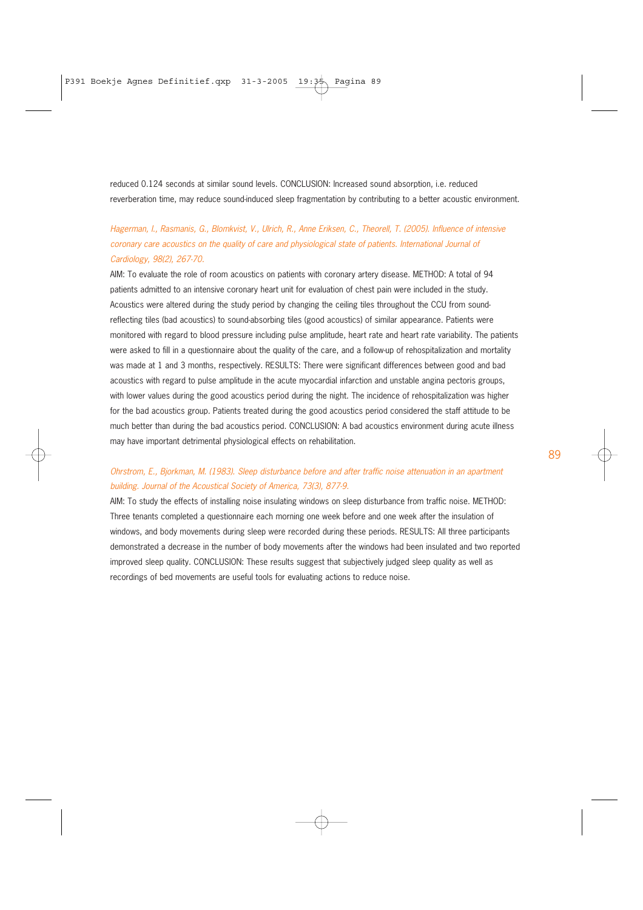reduced 0.124 seconds at similar sound levels. CONCLUSION: Increased sound absorption, i.e. reduced reverberation time, may reduce sound-induced sleep fragmentation by contributing to a better acoustic environment.

*Hagerman, I., Rasmanis, G., Blomkvist, V., Ulrich, R., Anne Eriksen, C., Theorell, T. (2005). Influence of intensive coronary care acoustics on the quality of care and physiological state of patients. International Journal of Cardiology, 98(2), 267-70.*

AIM: To evaluate the role of room acoustics on patients with coronary artery disease. METHOD: A total of 94 patients admitted to an intensive coronary heart unit for evaluation of chest pain were included in the study. Acoustics were altered during the study period by changing the ceiling tiles throughout the CCU from sound-reflecting tiles (bad acoustics) to sound-absorbing tiles (good acoustics) of similar appearance. Patients were monitored with regard to blood pressure including pulse amplitude, heart rate and heart rate variability. The patients were asked to fill in a questionnaire about the quality of the care, and a follow-up of rehospitalization and mortality was made at 1 and 3 months, respectively. RESULTS: There were significant differences between good and bad acoustics with regard to pulse amplitude in the acute myocardial infarction and unstable angina pectoris groups, with lower values during the good acoustics period during the night. The incidence of rehospitalization was higher for the bad acoustics group. Patients treated during the good acoustics period considered the staff attitude to be much better than during the bad acoustics period. CONCLUSION: A bad acoustics environment during acute illness may have important detrimental physiological effects on rehabilitation.

*Ohrstrom, E., Bjorkman, M. (1983). Sleep disturbance before and after traffic noise attenuation in an apartment building. Journal of the Acoustical Society of America, 73(3), 877-9.*

AIM: To study the effects of installing noise insulating windows on sleep disturbance from traffic noise. METHOD: Three tenants completed a questionnaire each morning one week before and one week after the insulation of windows, and body movements during sleep were recorded during these periods. RESULTS: All three participants demonstrated a decrease in the number of body movements after the windows had been insulated and two reported improved sleep quality. CONCLUSION: These results suggest that subjectively judged sleep quality as well as recordings of bed movements are useful tools for evaluating actions to reduce noise.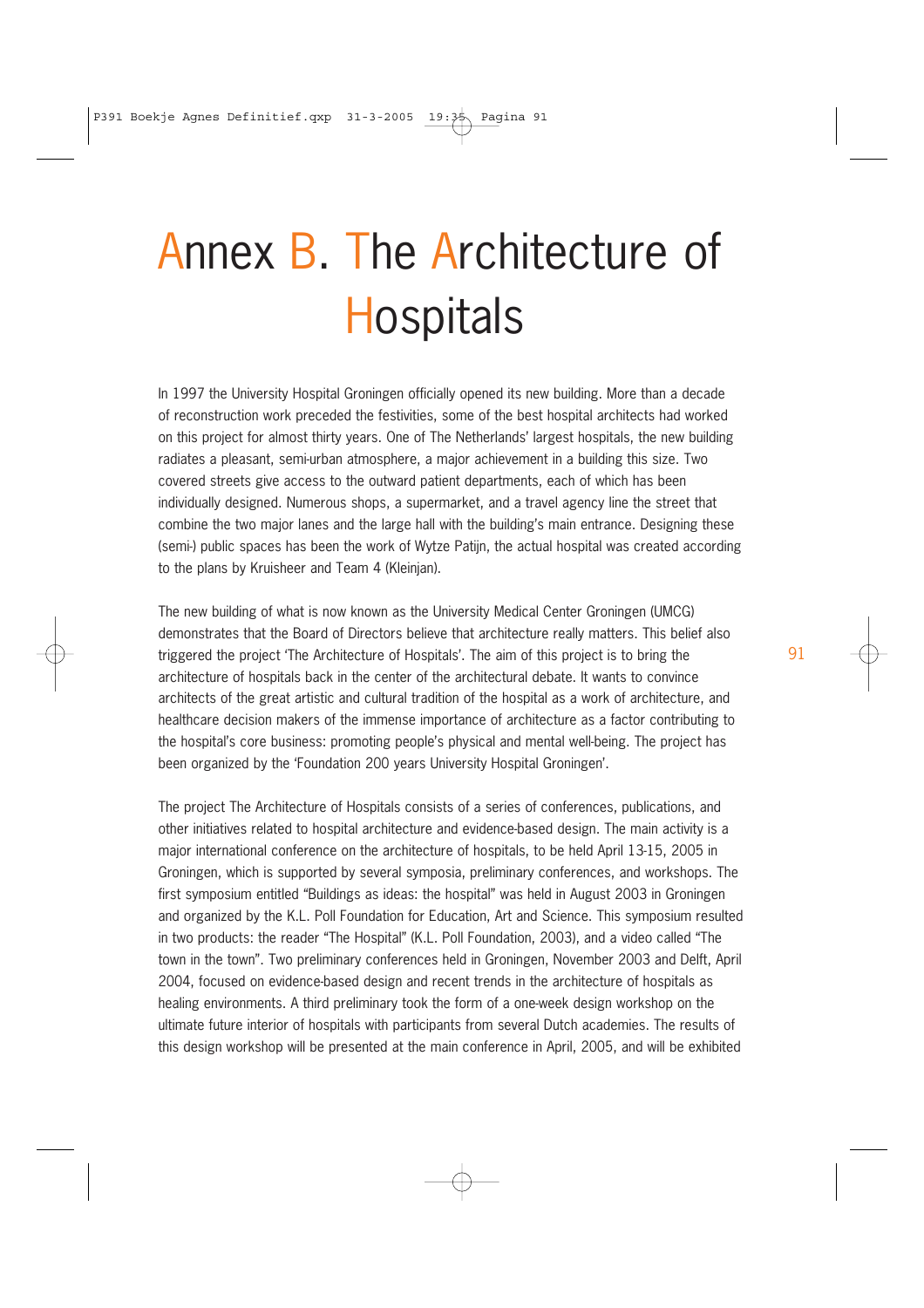# Annex B. The Architecture of Hospitals

In 1997 the University Hospital Groningen officially opened its new building. More than a decade of reconstruction work preceded the festivities, some of the best hospital architects had worked on this project for almost thirty years. One of The Netherlands' largest hospitals, the new building radiates a pleasant, semi-urban atmosphere, a major achievement in a building this size. Two covered streets give access to the outward patient departments, each of which has been individually designed. Numerous shops, a supermarket, and a travel agency line the street that combine the two major lanes and the large hall with the building's main entrance. Designing these (semi-) public spaces has been the work of Wytze Patijn, the actual hospital was created according to the plans by Kruisheer and Team 4 (Kleinjan).

The new building of what is now known as the University Medical Center Groningen (UMCG) demonstrates that the Board of Directors believe that architecture really matters. This belief also triggered the project 'The Architecture of Hospitals'. The aim of this project is to bring the architecture of hospitals back in the center of the architectural debate. It wants to convince architects of the great artistic and cultural tradition of the hospital as a work of architecture, and healthcare decision makers of the immense importance of architecture as a factor contributing to the hospital's core business: promoting people's physical and mental well-being. The project has been organized by the 'Foundation 200 years University Hospital Groningen'.

The project The Architecture of Hospitals consists of a series of conferences, publications, and other initiatives related to hospital architecture and evidence-based design. The main activity is a major international conference on the architecture of hospitals, to be held April 13-15, 2005 in Groningen, which is supported by several symposia, preliminary conferences, and workshops. The first symposium entitled "Buildings as ideas: the hospital" was held in August 2003 in Groningen and organized by the K.L. Poll Foundation for Education, Art and Science. This symposium resulted in two products: the reader "The Hospital" (K.L. Poll Foundation, 2003), and a video called "The town in the town". Two preliminary conferences held in Groningen, November 2003 and Delft, April 2004, focused on evidence-based design and recent trends in the architecture of hospitals as healing environments. A third preliminary took the form of a one-week design workshop on the ultimate future interior of hospitals with participants from several Dutch academies. The results of this design workshop will be presented at the main conference in April, 2005, and will be exhibited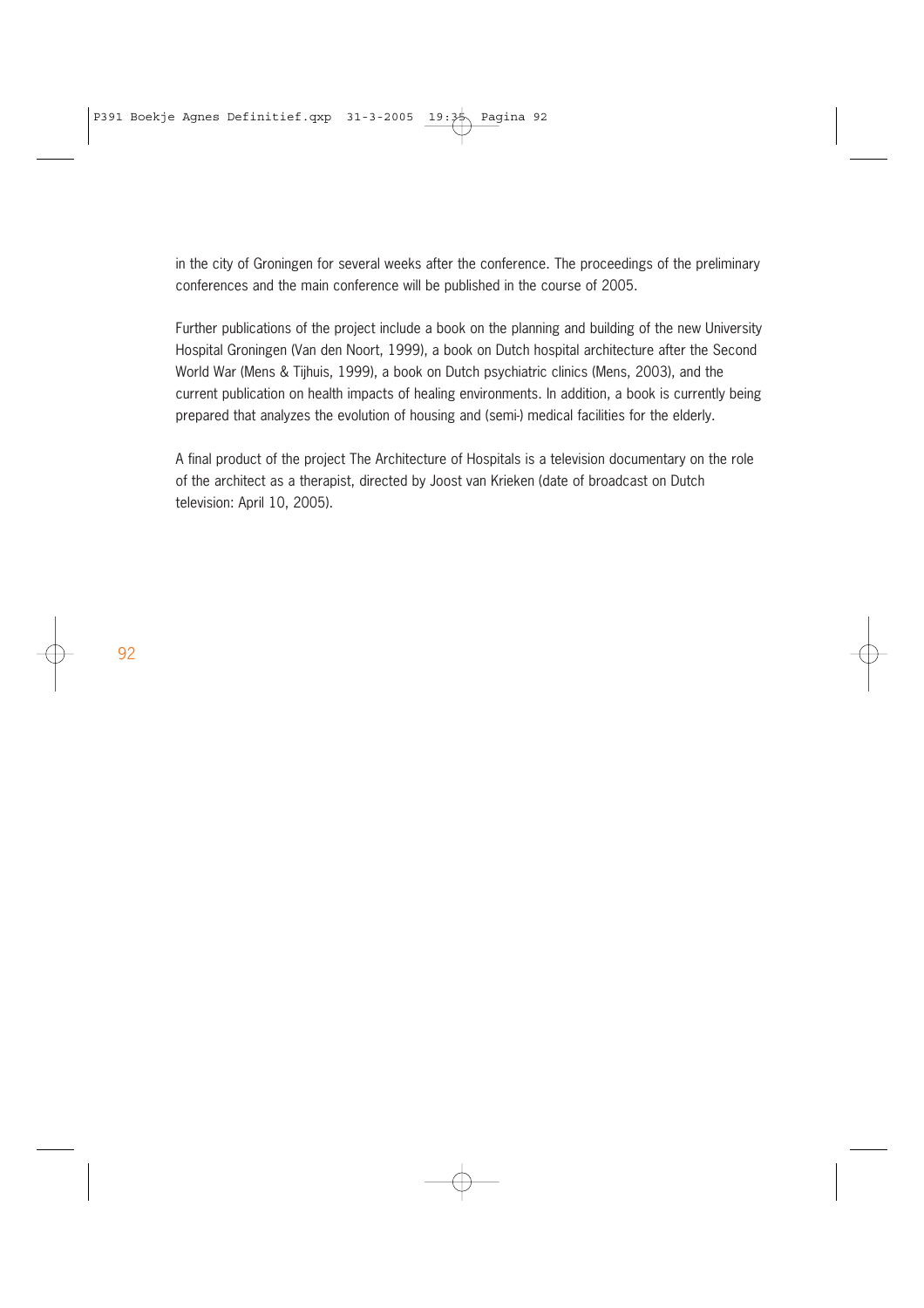in the city of Groningen for several weeks after the conference. The proceedings of the preliminary conferences and the main conference will be published in the course of 2005.

Further publications of the project include a book on the planning and building of the new University Hospital Groningen (Van den Noort, 1999), a book on Dutch hospital architecture after the Second World War (Mens & Tijhuis, 1999), a book on Dutch psychiatric clinics (Mens, 2003), and the current publication on health impacts of healing environments. In addition, a book is currently being prepared that analyzes the evolution of housing and (semi-) medical facilities for the elderly.

A final product of the project The Architecture of Hospitals is a television documentary on the role of the architect as a therapist, directed by Joost van Krieken (date of broadcast on Dutch television: April 10, 2005).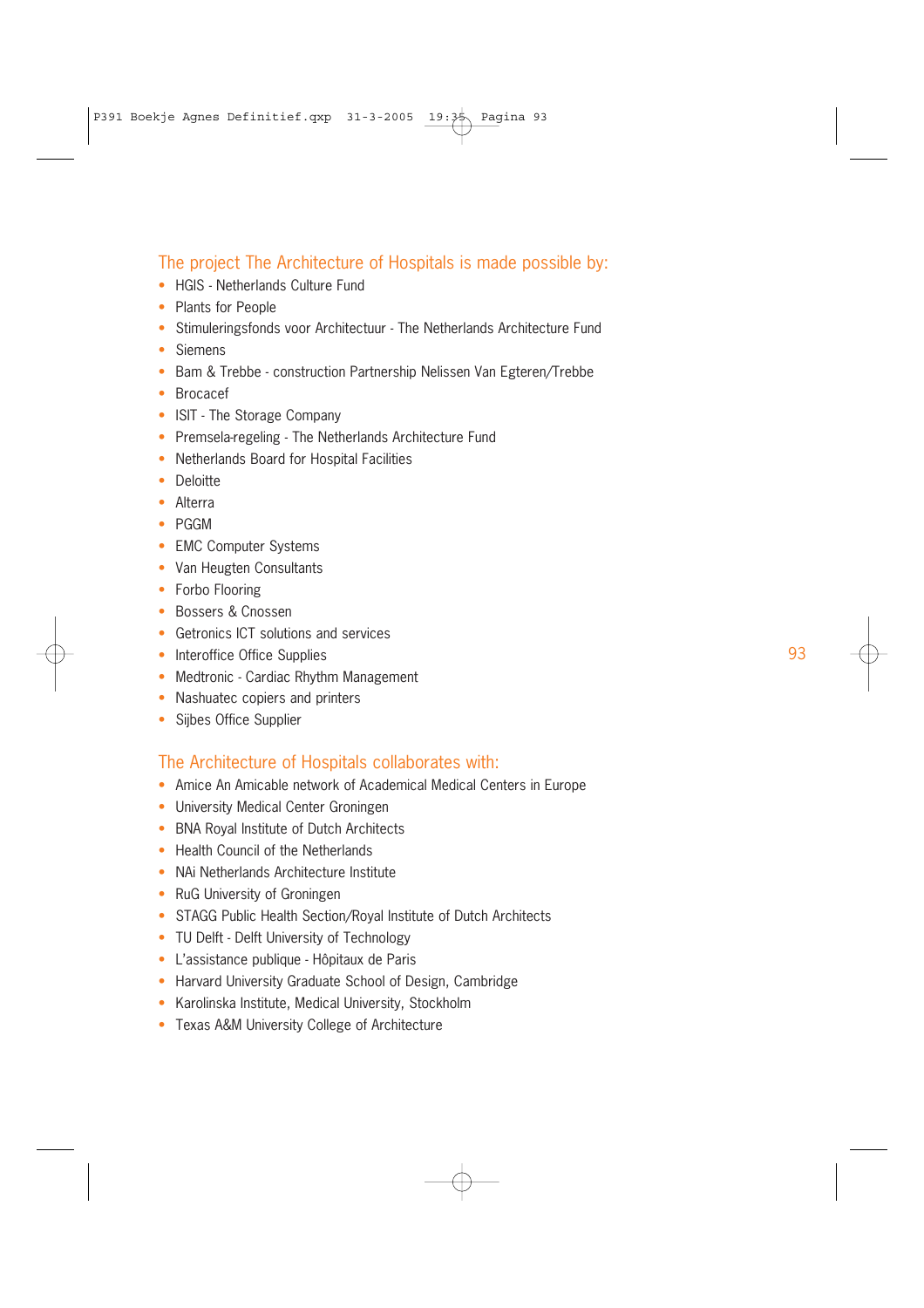## The project The Architecture of Hospitals is made possible by:

- HGIS - Netherlands Culture Fund
- Plants for People
- Stimuleringsfonds voor Architectuur - The Netherlands Architecture Fund
- Siemens
- Bam & Trebbe - construction Partnership Nelissen Van Egteren/Trebbe
- Brocacef
- ISIT - The Storage Company
- Premsela-regeling - The Netherlands Architecture Fund
- Netherlands Board for Hospital Facilities
- Deloitte
- Alterra
- PGGM
- EMC Computer Systems
- Van Heugten Consultants
- Forbo Flooring
- Bossers & Cnossen
- Getronics ICT solutions and services
- Interoffice Office Supplies
- Medtronic - Cardiac Rhythm Management
- Nashuatec copiers and printers
- Sijbes Office Supplier

## The Architecture of Hospitals collaborates with:

- Amice An Amicable network of Academical Medical Centers in Europe
- University Medical Center Groningen
- BNA Royal Institute of Dutch Architects
- Health Council of the Netherlands
- NAi Netherlands Architecture Institute
- RuG University of Groningen
- STAGG Public Health Section/Royal Institute of Dutch Architects
- TU Delft - Delft University of Technology
- L'assistance publique - Hôpitaux de Paris
- Harvard University Graduate School of Design, Cambridge
- Karolinska Institute, Medical University, Stockholm
- Texas A&M University College of Architecture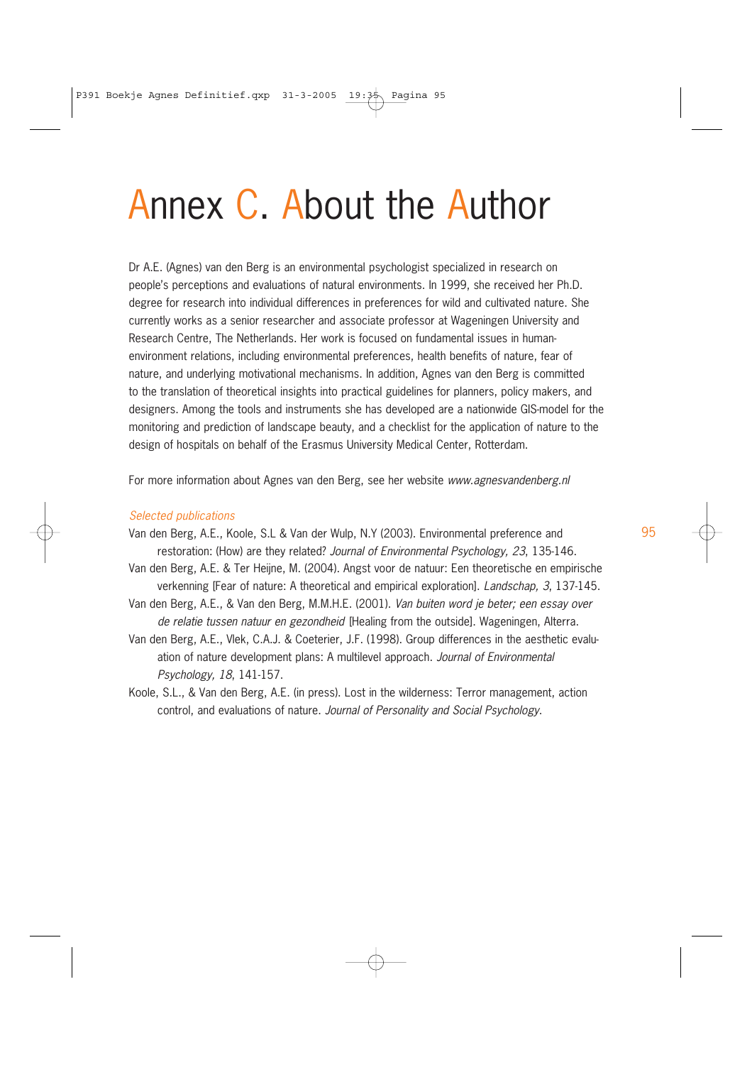# Annex C. About the Author

Dr A.E. (Agnes) van den Berg is an environmental psychologist specialized in research on people's perceptions and evaluations of natural environments. In 1999, she received her Ph.D. degree for research into individual differences in preferences for wild and cultivated nature. She currently works as a senior researcher and associate professor at Wageningen University and Research Centre, The Netherlands. Her work is focused on fundamental issues in human-environment relations, including environmental preferences, health benefits of nature, fear of nature, and underlying motivational mechanisms. In addition, Agnes van den Berg is committed to the translation of theoretical insights into practical guidelines for planners, policy makers, and designers. Among the tools and instruments she has developed are a nationwide GIS-model for the monitoring and prediction of landscape beauty, and a checklist for the application of nature to the design of hospitals on behalf of the Erasmus University Medical Center, Rotterdam.

For more information about Agnes van den Berg, see her website *www.agnesvandenberg.nl*

*Selected publications*

Van den Berg, A.E., Koole, S.L & Van der Wulp, N.Y (2003). Environmental preference and restoration: (How) are they related? *Journal of Environmental Psychology, 23*, 135-146.

Van den Berg, A.E. & Ter Heijne, M. (2004). Angst voor de natuur: Een theoretische en empirische verkenning [Fear of nature: A theoretical and empirical exploration]. *Landschap, 3*, 137-145.

Van den Berg, A.E., & Van den Berg, M.M.H.E. (2001). *Van buiten word je beter; een essay over de relatie tussen natuur en gezondheid* [Healing from the outside]. Wageningen, Alterra.

Van den Berg, A.E., Vlek, C.A.J. & Coeterier, J.F. (1998). Group differences in the aesthetic evaluation of nature development plans: A multilevel approach. *Journal of Environmental Psychology, 18*, 141-157.

Koole, S.L., & Van den Berg, A.E. (in press). Lost in the wilderness: Terror management, action control, and evaluations of nature. *Journal of Personality and Social Psychology.*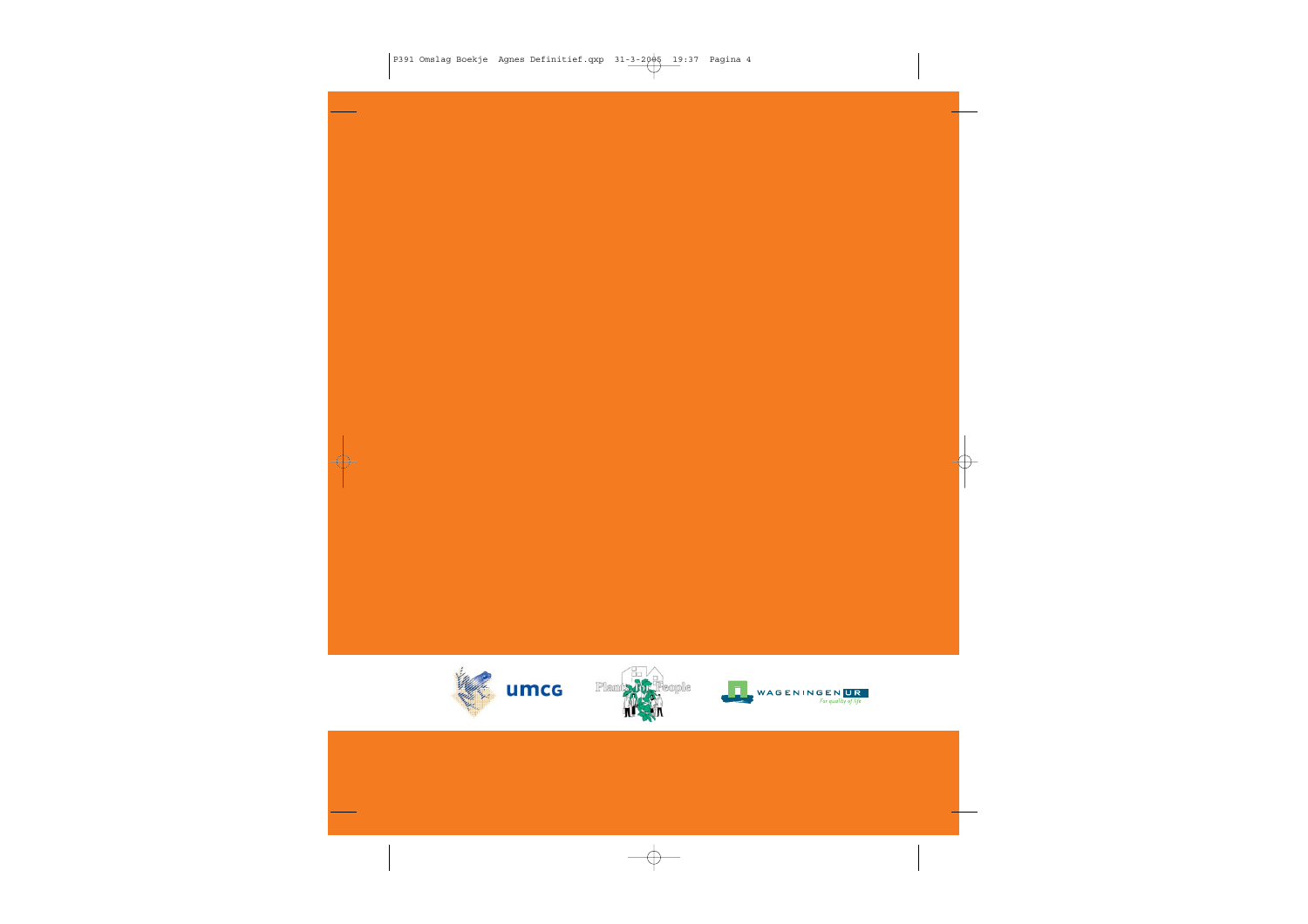umcg

Plants for People

WAGENINGEN UR
For quality of life